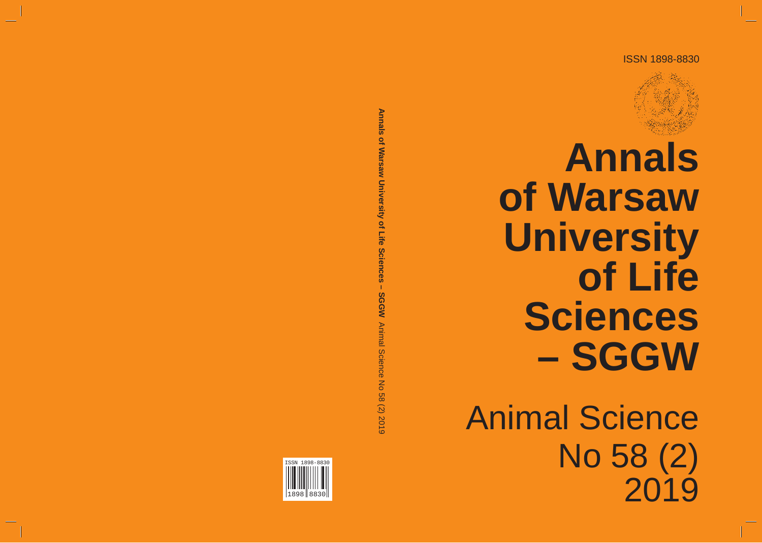ISSN 1898-8830

# Annals of Warsaw University of Life Sciences – SGGW

## Animal Science

## No 58 (2) 2019

**Annals of Warsaw University of Life Sciences – SGGW** Animal Science No 58 (2) 2019

ISSN 1898-8830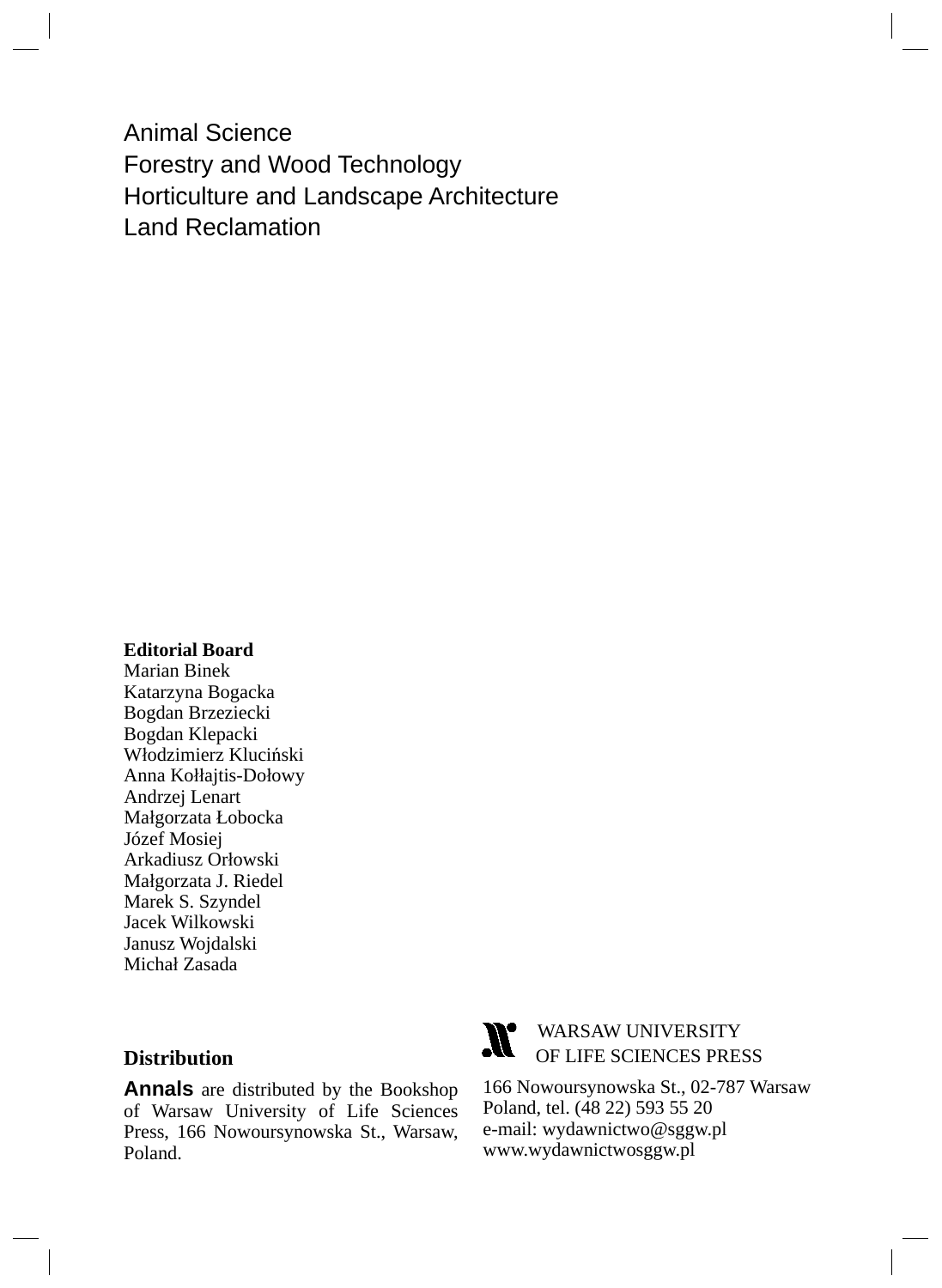Animal Science
Forestry and Wood Technology
Horticulture and Landscape Architecture
Land Reclamation

**Editorial Board**
Marian Binek
Katarzyna Bogacka
Bogdan Brzeziecki
Bogdan Klepacki
Włodzimierz Kluciński
Anna Kołłajtis-Dołowy
Andrzej Lenart
Małgorzata Łobocka
Józef Mosiej
Arkadiusz Orłowski
Małgorzata J. Riedel
Marek S. Szyndel
Jacek Wilkowski
Janusz Wojdalski
Michał Zasada

**Distribution**

**Annals** are distributed by the Bookshop of Warsaw University of Life Sciences Press, 166 Nowoursynowska St., Warsaw, Poland.

WARSAW UNIVERSITY
OF LIFE SCIENCES PRESS

166 Nowoursynowska St., 02-787 Warsaw
Poland, tel. (48 22) 593 55 20
e-mail: wydawnictwo@sggw.pl
www.wydawnictwosggw.pl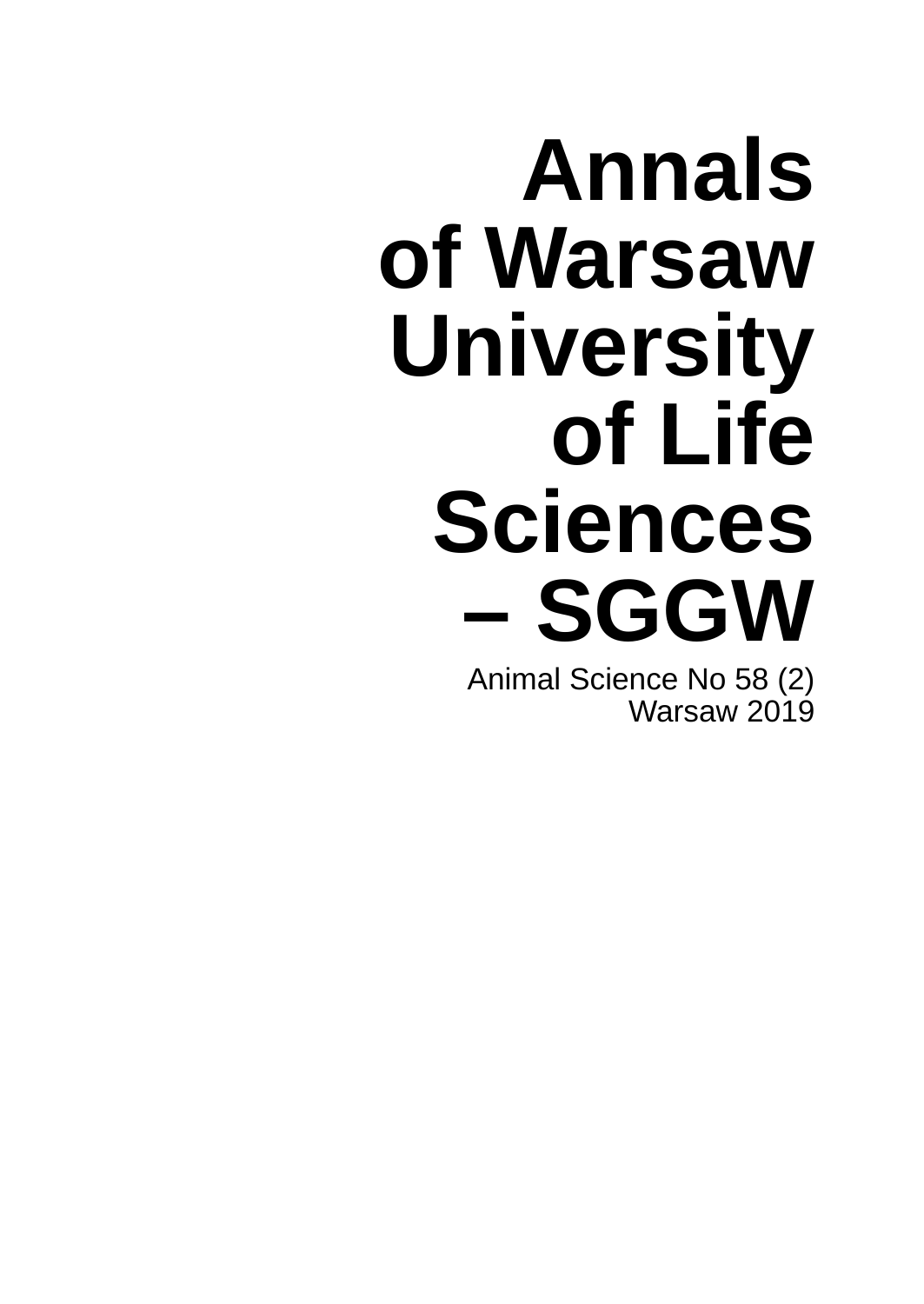# Annals of Warsaw University of Life Sciences – SGGW

Animal Science No 58 (2)
Warsaw 2019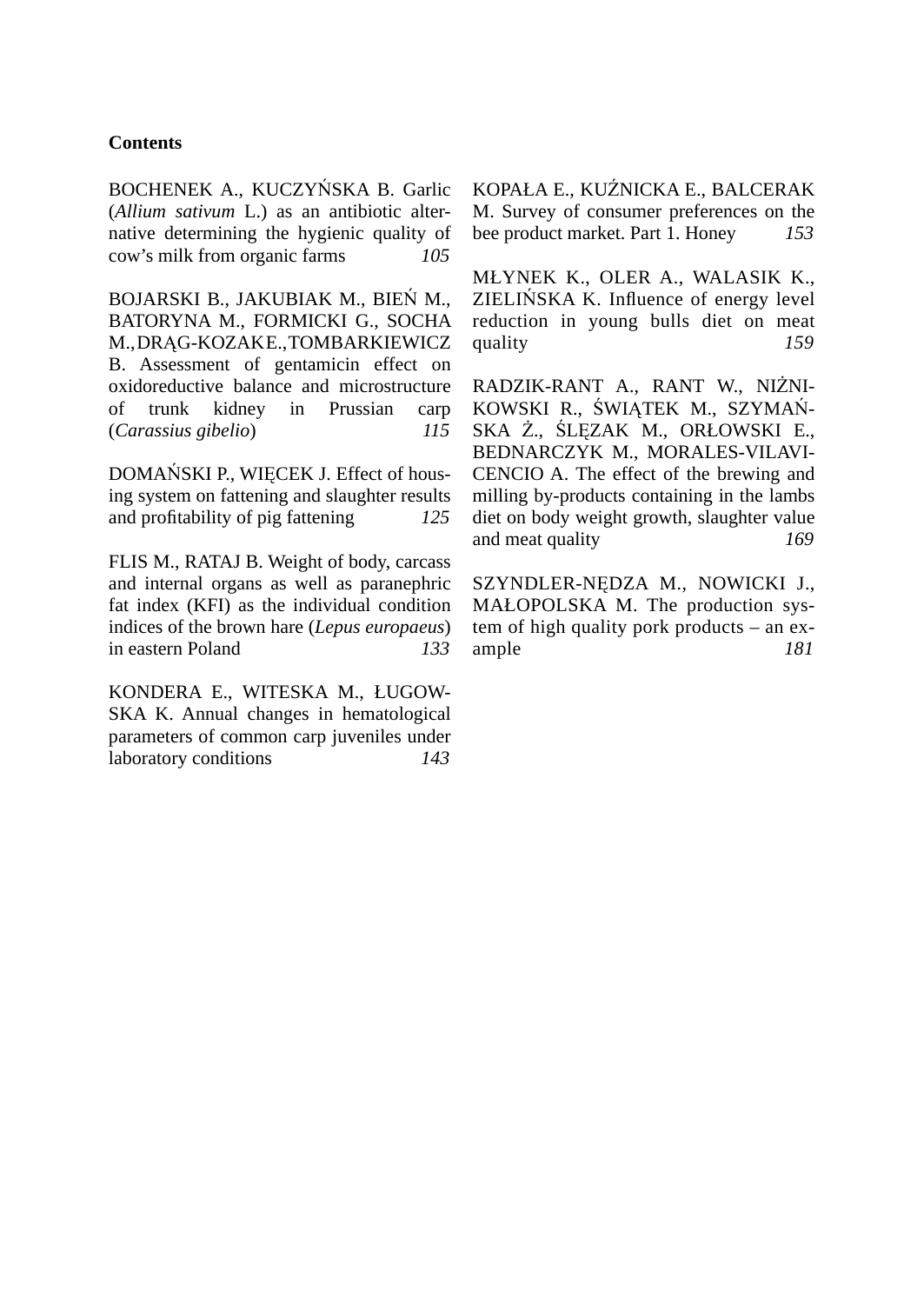**Contents**

BOCHENEK A., KUCZYŃSKA B. Garlic (*Allium sativum* L.) as an antibiotic alternative determining the hygienic quality of cow's milk from organic farms *105*

BOJARSKI B., JAKUBIAK M., BIEŃ M., BATORYNA M., FORMICKI G., SOCHA M., DRĄG-KOZAK E., TOMBARKIEWICZ B. Assessment of gentamicin effect on oxidoreductive balance and microstructure of trunk kidney in Prussian carp (*Carassius gibelio*) *115*

DOMAŃSKI P., WIĘCEK J. Effect of housing system on fattening and slaughter results and profitability of pig fattening *125*

FLIS M., RATAJ B. Weight of body, carcass and internal organs as well as paranephric fat index (KFI) as the individual condition indices of the brown hare (*Lepus europaeus*) in eastern Poland *133*

KONDERA E., WITESKA M., ŁUGOWSKA K. Annual changes in hematological parameters of common carp juveniles under laboratory conditions *143*

KOPAŁA E., KUŹNICKA E., BALCERAK M. Survey of consumer preferences on the bee product market. Part 1. Honey *153*

MŁYNEK K., OLER A., WALASIK K., ZIELIŃSKA K. Influence of energy level reduction in young bulls diet on meat quality *159*

RADZIK-RANT A., RANT W., NIŻNIKOWSKI R., ŚWIĄTEK M., SZYMAŃSKA Ż., ŚLĘZAK M., ORŁOWSKI E., BEDNARCZYK M., MORALES-VILAVICENCIO A. The effect of the brewing and milling by-products containing in the lambs diet on body weight growth, slaughter value and meat quality *169*

SZYNDLER-NĘDZA M., NOWICKI J., MAŁOPOLSKA M. The production system of high quality pork products – an example *181*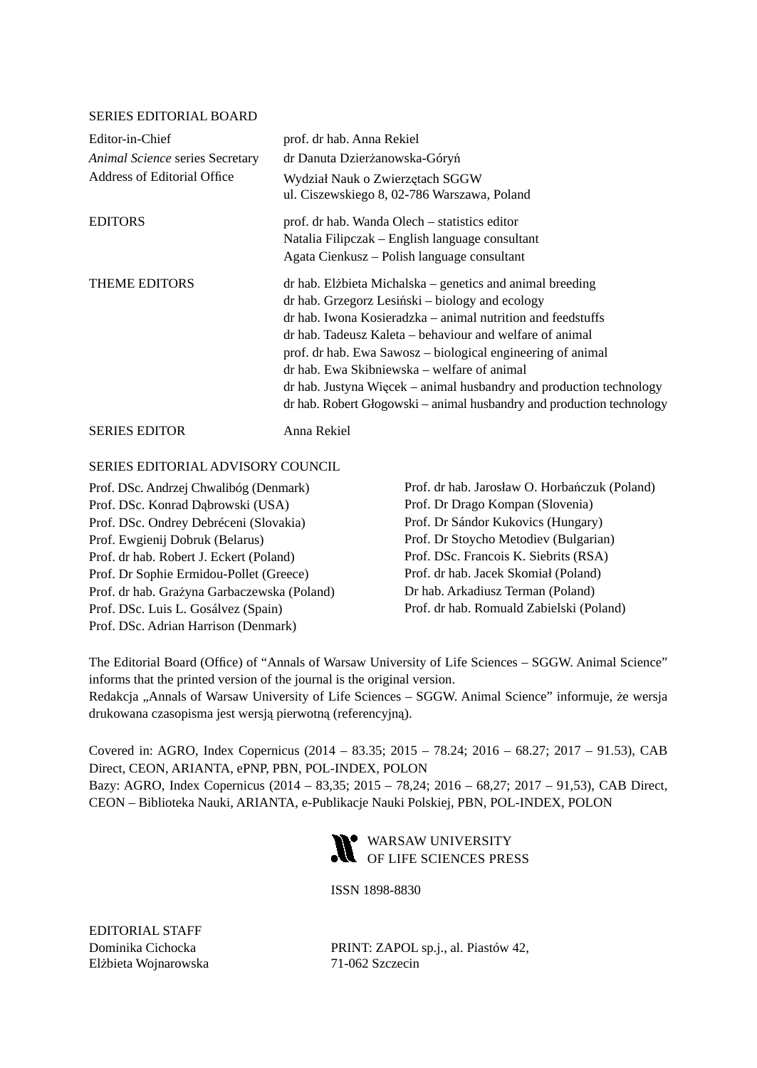SERIES EDITORIAL BOARD

| | |
|---|---|
| Editor-in-Chief | prof. dr hab. Anna Rekiel |
| *Animal Science* series Secretary | dr Danuta Dzierżanowska-Góryń |
| Address of Editorial Office | Wydział Nauk o Zwierzętach SGGW<br>ul. Ciszewskiego 8, 02-786 Warszawa, Poland |
| EDITORS | prof. dr hab. Wanda Olech – statistics editor<br>Natalia Filipczak – English language consultant<br>Agata Cienkusz – Polish language consultant |
| THEME EDITORS | dr hab. Elżbieta Michalska – genetics and animal breeding<br>dr hab. Grzegorz Lesiński – biology and ecology<br>dr hab. Iwona Kosieradzka – animal nutrition and feedstuffs<br>dr hab. Tadeusz Kaleta – behaviour and welfare of animal<br>prof. dr hab. Ewa Sawosz – biological engineering of animal<br>dr hab. Ewa Skibniewska – welfare of animal<br>dr hab. Justyna Więcek – animal husbandry and production technology<br>dr hab. Robert Głogowski – animal husbandry and production technology |
| SERIES EDITOR | Anna Rekiel |

SERIES EDITORIAL ADVISORY COUNCIL

Prof. DSc. Andrzej Chwalibóg (Denmark)
Prof. DSc. Konrad Dąbrowski (USA)
Prof. DSc. Ondrey Debréceni (Slovakia)
Prof. Ewgienij Dobruk (Belarus)
Prof. dr hab. Robert J. Eckert (Poland)
Prof. Dr Sophie Ermidou-Pollet (Greece)
Prof. dr hab. Grażyna Garbaczewska (Poland)
Prof. DSc. Luis L. Gosálvez (Spain)
Prof. DSc. Adrian Harrison (Denmark)
Prof. dr hab. Jarosław O. Horbańczuk (Poland)
Prof. Dr Drago Kompan (Slovenia)
Prof. Dr Sándor Kukovics (Hungary)
Prof. Dr Stoycho Metodiev (Bulgarian)
Prof. DSc. Francois K. Siebrits (RSA)
Prof. dr hab. Jacek Skomiał (Poland)
Dr hab. Arkadiusz Terman (Poland)
Prof. dr hab. Romuald Zabielski (Poland)

The Editorial Board (Office) of "Annals of Warsaw University of Life Sciences – SGGW. Animal Science" informs that the printed version of the journal is the original version.
Redakcja „Annals of Warsaw University of Life Sciences – SGGW. Animal Science" informuje, że wersja drukowana czasopisma jest wersją pierwotną (referencyjną).

Covered in: AGRO, Index Copernicus (2014 – 83.35; 2015 – 78.24; 2016 – 68.27; 2017 – 91.53), CAB Direct, CEON, ARIANTA, ePNP, PBN, POL-INDEX, POLON
Bazy: AGRO, Index Copernicus (2014 – 83,35; 2015 – 78,24; 2016 – 68,27; 2017 – 91,53), CAB Direct, CEON – Biblioteka Nauki, ARIANTA, e-Publikacje Nauki Polskiej, PBN, POL-INDEX, POLON

WARSAW UNIVERSITY
OF LIFE SCIENCES PRESS

ISSN 1898-8830

EDITORIAL STAFF
Dominika Cichocka
Elżbieta Wojnarowska

PRINT: ZAPOL sp.j., al. Piastów 42,
71-062 Szczecin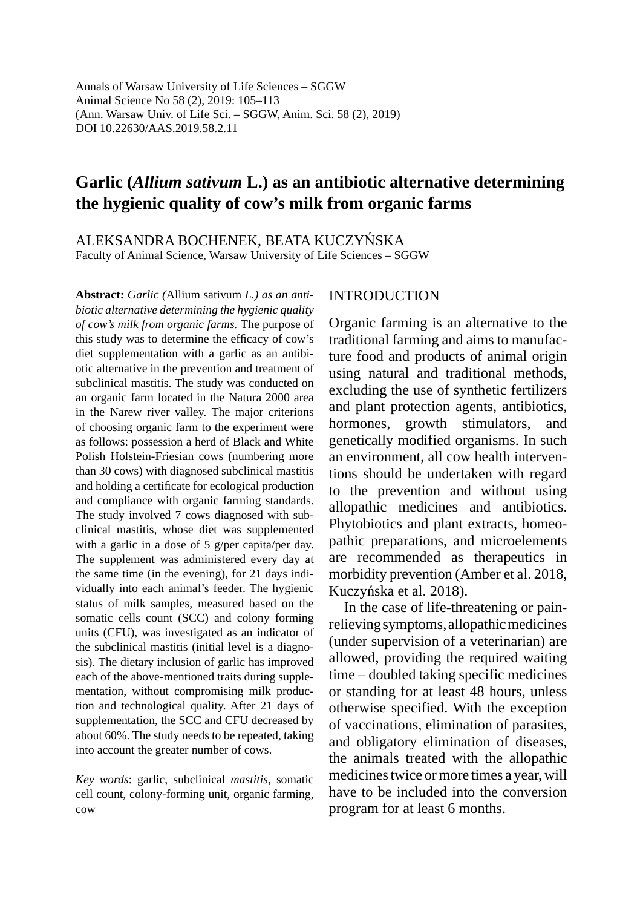Annals of Warsaw University of Life Sciences – SGGW
Animal Science No 58 (2), 2019: 105–113
(Ann. Warsaw Univ. of Life Sci. – SGGW, Anim. Sci. 58 (2), 2019)
DOI 10.22630/AAS.2019.58.2.11

# Garlic (*Allium sativum* L.) as an antibiotic alternative determining the hygienic quality of cow's milk from organic farms

ALEKSANDRA BOCHENEK, BEATA KUCZYŃSKA
Faculty of Animal Science, Warsaw University of Life Sciences – SGGW

**Abstract:** *Garlic (*Allium sativum *L.) as an antibiotic alternative determining the hygienic quality of cow's milk from organic farms.* The purpose of this study was to determine the efficacy of cow's diet supplementation with a garlic as an antibiotic alternative in the prevention and treatment of subclinical mastitis. The study was conducted on an organic farm located in the Natura 2000 area in the Narew river valley. The major criterions of choosing organic farm to the experiment were as follows: possession a herd of Black and White Polish Holstein-Friesian cows (numbering more than 30 cows) with diagnosed subclinical mastitis and holding a certificate for ecological production and compliance with organic farming standards. The study involved 7 cows diagnosed with subclinical mastitis, whose diet was supplemented with a garlic in a dose of 5 g/per capita/per day. The supplement was administered every day at the same time (in the evening), for 21 days individually into each animal's feeder. The hygienic status of milk samples, measured based on the somatic cells count (SCC) and colony forming units (CFU), was investigated as an indicator of the subclinical mastitis (initial level is a diagnosis). The dietary inclusion of garlic has improved each of the above-mentioned traits during supplementation, without compromising milk production and technological quality. After 21 days of supplementation, the SCC and CFU decreased by about 60%. The study needs to be repeated, taking into account the greater number of cows.

*Key words*: garlic, subclinical *mastitis*, somatic cell count, colony-forming unit, organic farming, cow

## INTRODUCTION

Organic farming is an alternative to the traditional farming and aims to manufacture food and products of animal origin using natural and traditional methods, excluding the use of synthetic fertilizers and plant protection agents, antibiotics, hormones, growth stimulators, and genetically modified organisms. In such an environment, all cow health interventions should be undertaken with regard to the prevention and without using allopathic medicines and antibiotics. Phytobiotics and plant extracts, homeopathic preparations, and microelements are recommended as therapeutics in morbidity prevention (Amber et al. 2018, Kuczyńska et al. 2018).

In the case of life-threatening or pain-relieving symptoms, allopathic medicines (under supervision of a veterinarian) are allowed, providing the required waiting time – doubled taking specific medicines or standing for at least 48 hours, unless otherwise specified. With the exception of vaccinations, elimination of parasites, and obligatory elimination of diseases, the animals treated with the allopathic medicines twice or more times a year, will have to be included into the conversion program for at least 6 months.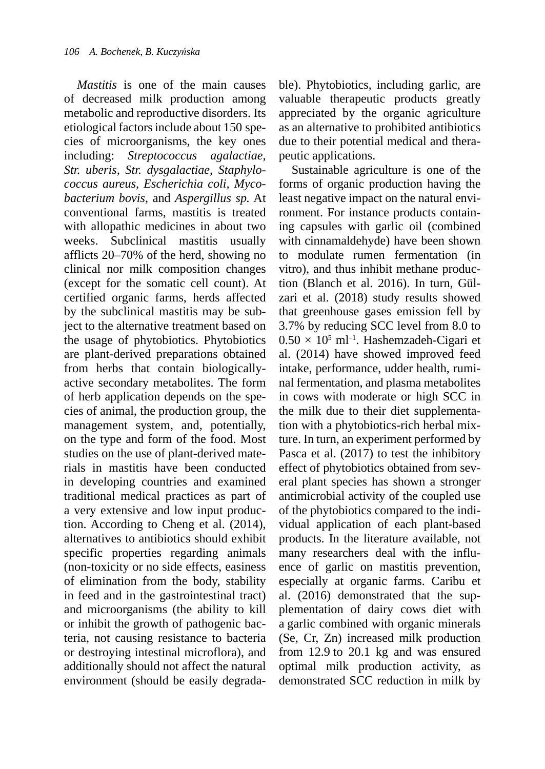*Mastitis* is one of the main causes of decreased milk production among metabolic and reproductive disorders. Its etiological factors include about 150 species of microorganisms, the key ones including: *Streptococcus agalactiae, Str. uberis, Str. dysgalactiae, Staphylococcus aureus, Escherichia coli, Mycobacterium bovis*, and *Aspergillus sp.* At conventional farms, mastitis is treated with allopathic medicines in about two weeks. Subclinical mastitis usually afflicts 20–70% of the herd, showing no clinical nor milk composition changes (except for the somatic cell count). At certified organic farms, herds affected by the subclinical mastitis may be subject to the alternative treatment based on the usage of phytobiotics. Phytobiotics are plant-derived preparations obtained from herbs that contain biologically-active secondary metabolites. The form of herb application depends on the species of animal, the production group, the management system, and, potentially, on the type and form of the food. Most studies on the use of plant-derived materials in mastitis have been conducted in developing countries and examined traditional medical practices as part of a very extensive and low input production. According to Cheng et al. (2014), alternatives to antibiotics should exhibit specific properties regarding animals (non-toxicity or no side effects, easiness of elimination from the body, stability in feed and in the gastrointestinal tract) and microorganisms (the ability to kill or inhibit the growth of pathogenic bacteria, not causing resistance to bacteria or destroying intestinal microflora), and additionally should not affect the natural environment (should be easily degradable). Phytobiotics, including garlic, are valuable therapeutic products greatly appreciated by the organic agriculture as an alternative to prohibited antibiotics due to their potential medical and therapeutic applications.

Sustainable agriculture is one of the forms of organic production having the least negative impact on the natural environment. For instance products containing capsules with garlic oil (combined with cinnamaldehyde) have been shown to modulate rumen fermentation (in vitro), and thus inhibit methane production (Blanch et al. 2016). In turn, Gülzari et al. (2018) study results showed that greenhouse gases emission fell by 3.7% by reducing SCC level from 8.0 to $0.50 \times 10^5$ ml$^{-1}$. Hashemzadeh-Cigari et al. (2014) have showed improved feed intake, performance, udder health, ruminal fermentation, and plasma metabolites in cows with moderate or high SCC in the milk due to their diet supplementation with a phytobiotics-rich herbal mixture. In turn, an experiment performed by Pasca et al. (2017) to test the inhibitory effect of phytobiotics obtained from several plant species has shown a stronger antimicrobial activity of the coupled use of the phytobiotics compared to the individual application of each plant-based products. In the literature available, not many researchers deal with the influence of garlic on mastitis prevention, especially at organic farms. Caribu et al. (2016) demonstrated that the supplementation of dairy cows diet with a garlic combined with organic minerals (Se, Cr, Zn) increased milk production from 12.9 to 20.1 kg and was ensured optimal milk production activity, as demonstrated SCC reduction in milk by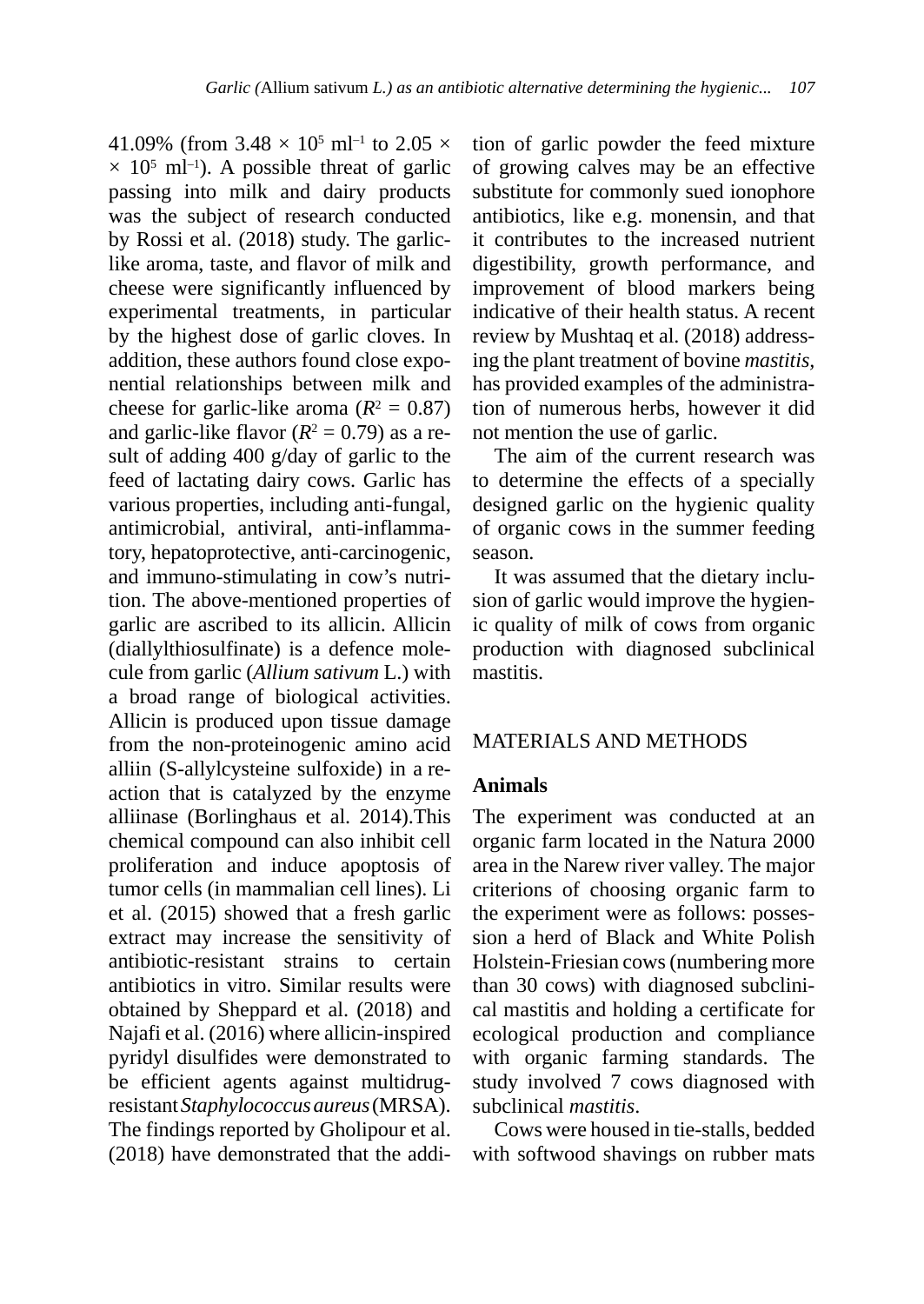41.09% (from $3.48 \times 10^5$ ml$^{-1}$ to $2.05 \times 10^5$ ml$^{-1}$). A possible threat of garlic passing into milk and dairy products was the subject of research conducted by Rossi et al. (2018) study. The garlic-like aroma, taste, and flavor of milk and cheese were significantly influenced by experimental treatments, in particular by the highest dose of garlic cloves. In addition, these authors found close exponential relationships between milk and cheese for garlic-like aroma ($R^2 = 0.87$) and garlic-like flavor ($R^2 = 0.79$) as a result of adding 400 g/day of garlic to the feed of lactating dairy cows. Garlic has various properties, including anti-fungal, antimicrobial, antiviral, anti-inflammatory, hepatoprotective, anti-carcinogenic, and immuno-stimulating in cow's nutrition. The above-mentioned properties of garlic are ascribed to its allicin. Allicin (diallylthiosulfinate) is a defence molecule from garlic (*Allium sativum* L.) with a broad range of biological activities. Allicin is produced upon tissue damage from the non-proteinogenic amino acid alliin (S-allylcysteine sulfoxide) in a reaction that is catalyzed by the enzyme alliinase (Borlinghaus et al. 2014).This chemical compound can also inhibit cell proliferation and induce apoptosis of tumor cells (in mammalian cell lines). Li et al. (2015) showed that a fresh garlic extract may increase the sensitivity of antibiotic-resistant strains to certain antibiotics in vitro. Similar results were obtained by Sheppard et al. (2018) and Najafi et al. (2016) where allicin-inspired pyridyl disulfides were demonstrated to be efficient agents against multidrug-resistant *Staphylococcus aureus* (MRSA). The findings reported by Gholipour et al. (2018) have demonstrated that the addition of garlic powder the feed mixture of growing calves may be an effective substitute for commonly sued ionophore antibiotics, like e.g. monensin, and that it contributes to the increased nutrient digestibility, growth performance, and improvement of blood markers being indicative of their health status. A recent review by Mushtaq et al. (2018) addressing the plant treatment of bovine *mastitis*, has provided examples of the administration of numerous herbs, however it did not mention the use of garlic.

The aim of the current research was to determine the effects of a specially designed garlic on the hygienic quality of organic cows in the summer feeding season.

It was assumed that the dietary inclusion of garlic would improve the hygienic quality of milk of cows from organic production with diagnosed subclinical mastitis.

## MATERIALS AND METHODS

### Animals

The experiment was conducted at an organic farm located in the Natura 2000 area in the Narew river valley. The major criterions of choosing organic farm to the experiment were as follows: possession a herd of Black and White Polish Holstein-Friesian cows (numbering more than 30 cows) with diagnosed subclinical mastitis and holding a certificate for ecological production and compliance with organic farming standards. The study involved 7 cows diagnosed with subclinical *mastitis*.

Cows were housed in tie-stalls, bedded with softwood shavings on rubber mats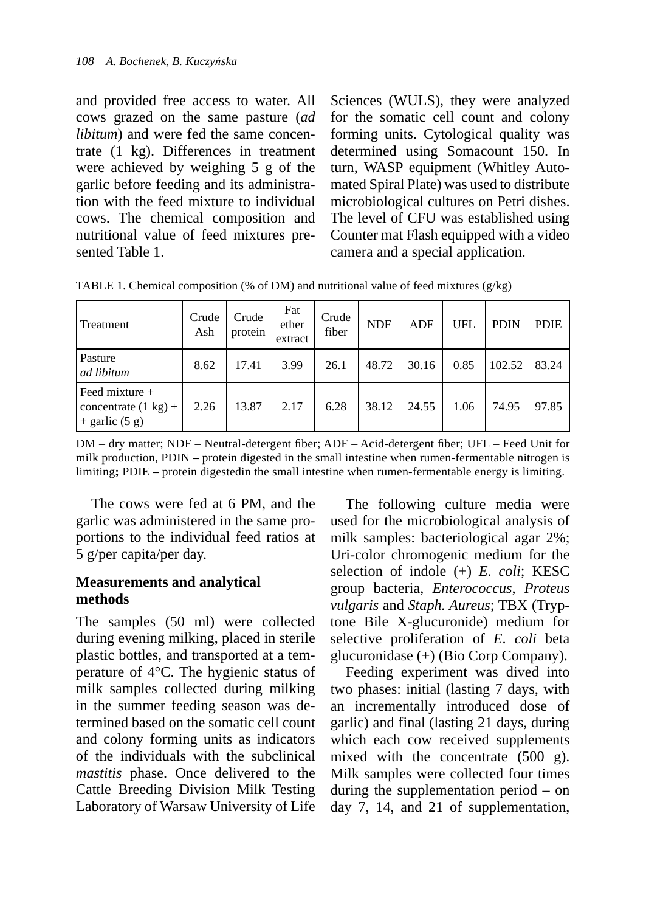and provided free access to water. All cows grazed on the same pasture (*ad libitum*) and were fed the same concentrate (1 kg). Differences in treatment were achieved by weighing 5 g of the garlic before feeding and its administration with the feed mixture to individual cows. The chemical composition and nutritional value of feed mixtures presented Table 1.

TABLE 1. Chemical composition (% of DM) and nutritional value of feed mixtures (g/kg)

| Treatment | Crude Ash | Crude protein | Fat ether extract | Crude fiber | NDF | ADF | UFL | PDIN | PDIE |
|---|---|---|---|---|---|---|---|---|---|
| Pasture *ad libitum* | 8.62 | 17.41 | 3.99 | 26.1 | 48.72 | 30.16 | 0.85 | 102.52 | 83.24 |
| Feed mixture + concentrate (1 kg) + + garlic (5 g) | 2.26 | 13.87 | 2.17 | 6.28 | 38.12 | 24.55 | 1.06 | 74.95 | 97.85 |

DM – dry matter; NDF – Neutral-detergent fiber; ADF – Acid-detergent fiber; UFL – Feed Unit for milk production, PDIN **–** protein digested in the small intestine when rumen-fermentable nitrogen is limiting**;** PDIE **–** protein digestedin the small intestine when rumen-fermentable energy is limiting.

The cows were fed at 6 PM, and the garlic was administered in the same proportions to the individual feed ratios at 5 g/per capita/per day.

## Measurements and analytical methods

The samples (50 ml) were collected during evening milking, placed in sterile plastic bottles, and transported at a temperature of 4°C. The hygienic status of milk samples collected during milking in the summer feeding season was determined based on the somatic cell count and colony forming units as indicators of the individuals with the subclinical *mastitis* phase. Once delivered to the Cattle Breeding Division Milk Testing Laboratory of Warsaw University of Life Sciences (WULS), they were analyzed for the somatic cell count and colony forming units. Cytological quality was determined using Somacount 150. In turn, WASP equipment (Whitley Automated Spiral Plate) was used to distribute microbiological cultures on Petri dishes. The level of CFU was established using Counter mat Flash equipped with a video camera and a special application.

The following culture media were used for the microbiological analysis of milk samples: bacteriological agar 2%; Uri-color chromogenic medium for the selection of indole (+) *E. coli*; KESC group bacteria, *Enterococcus*, *Proteus vulgaris* and *Staph. Aureus*; TBX (Tryptone Bile X-glucuronide) medium for selective proliferation of *E. coli* beta glucuronidase (+) (Bio Corp Company).

Feeding experiment was dived into two phases: initial (lasting 7 days, with an incrementally introduced dose of garlic) and final (lasting 21 days, during which each cow received supplements mixed with the concentrate (500 g). Milk samples were collected four times during the supplementation period – on day 7, 14, and 21 of supplementation,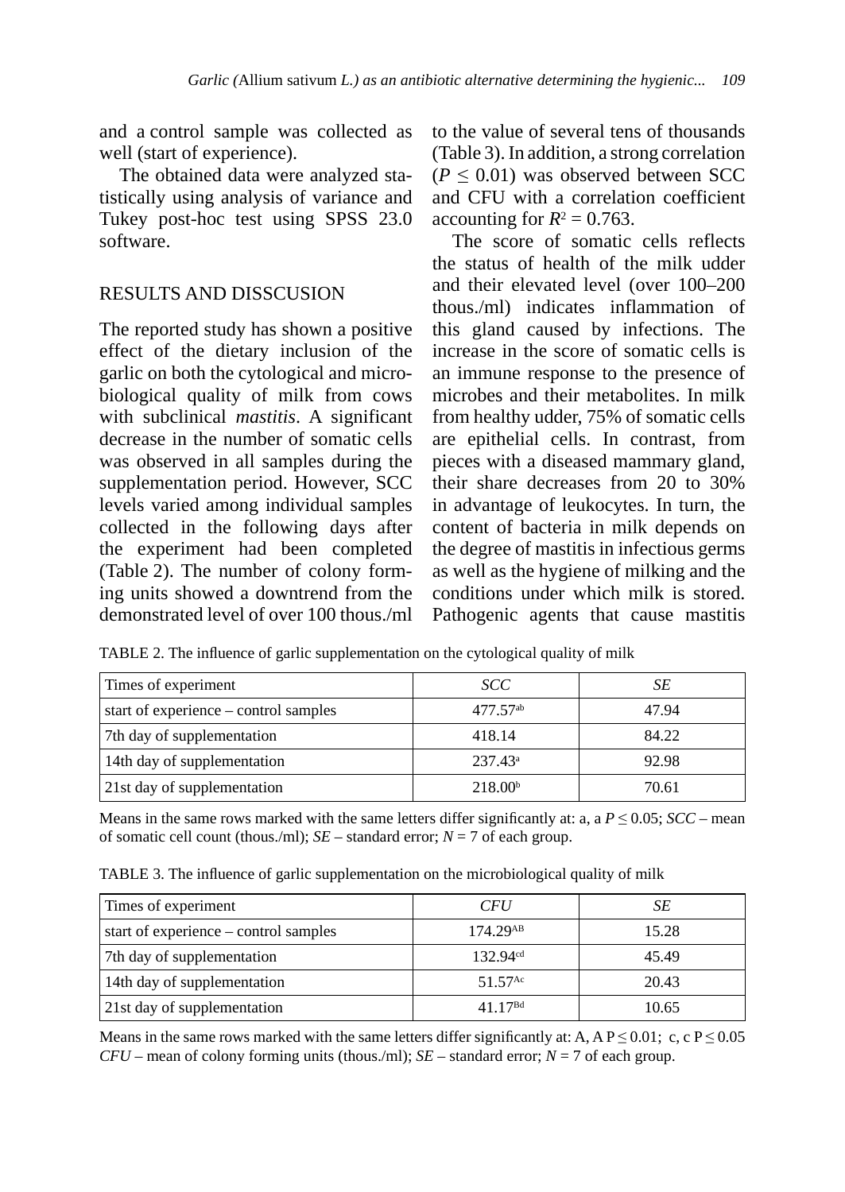and a control sample was collected as well (start of experience).

The obtained data were analyzed statistically using analysis of variance and Tukey post-hoc test using SPSS 23.0 software.

## RESULTS AND DISSCUSION

The reported study has shown a positive effect of the dietary inclusion of the garlic on both the cytological and microbiological quality of milk from cows with subclinical *mastitis*. A significant decrease in the number of somatic cells was observed in all samples during the supplementation period. However, SCC levels varied among individual samples collected in the following days after the experiment had been completed (Table 2). The number of colony forming units showed a downtrend from the demonstrated level of over 100 thous./ml to the value of several tens of thousands (Table 3). In addition, a strong correlation ($P \leq 0.01$) was observed between SCC and CFU with a correlation coefficient accounting for $R^2 = 0.763$.

The score of somatic cells reflects the status of health of the milk udder and their elevated level (over 100–200 thous./ml) indicates inflammation of this gland caused by infections. The increase in the score of somatic cells is an immune response to the presence of microbes and their metabolites. In milk from healthy udder, 75% of somatic cells are epithelial cells. In contrast, from pieces with a diseased mammary gland, their share decreases from 20 to 30% in advantage of leukocytes. In turn, the content of bacteria in milk depends on the degree of mastitis in infectious germs as well as the hygiene of milking and the conditions under which milk is stored. Pathogenic agents that cause mastitis

TABLE 2. The influence of garlic supplementation on the cytological quality of milk

| Times of experiment | *SCC* | *SE* |
|---|---|---|
| start of experience – control samples | $477.57^{ab}$ | 47.94 |
| 7th day of supplementation | 418.14 | 84.22 |
| 14th day of supplementation | $237.43^{a}$ | 92.98 |
| 21st day of supplementation | $218.00^{b}$ | 70.61 |

Means in the same rows marked with the same letters differ significantly at: a, a $P \leq 0.05$; *SCC* – mean of somatic cell count (thous./ml); *SE* – standard error; $N = 7$ of each group.

TABLE 3. The influence of garlic supplementation on the microbiological quality of milk

| Times of experiment | *CFU* | *SE* |
|---|---|---|
| start of experience – control samples | $174.29^{AB}$ | 15.28 |
| 7th day of supplementation | $132.94^{cd}$ | 45.49 |
| 14th day of supplementation | $51.57^{Ac}$ | 20.43 |
| 21st day of supplementation | $41.17^{Bd}$ | 10.65 |

Means in the same rows marked with the same letters differ significantly at: A, A $P \leq 0.01$; c, c $P \leq 0.05$ *CFU* – mean of colony forming units (thous./ml); *SE* – standard error; $N = 7$ of each group.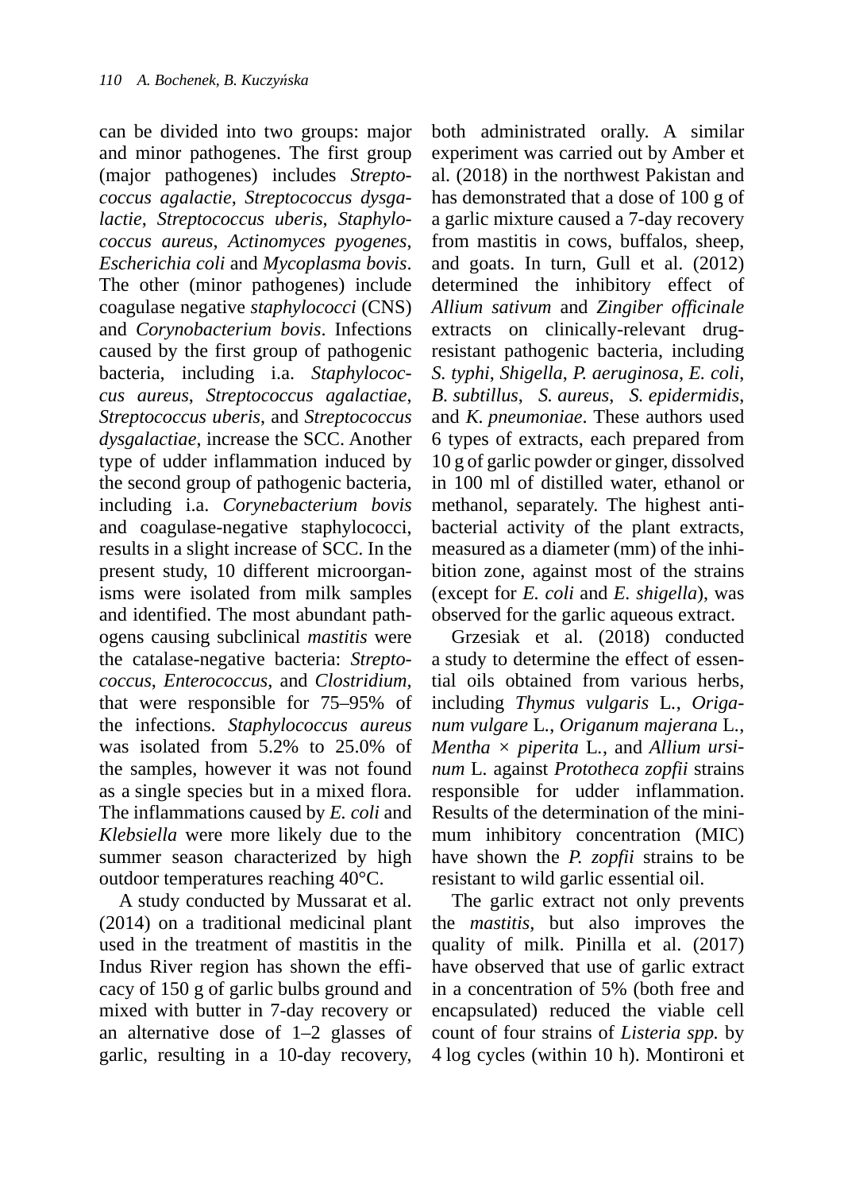can be divided into two groups: major and minor pathogenes. The first group (major pathogenes) includes *Streptococcus agalactie*, *Streptococcus dysgalactie*, *Streptococcus uberis*, *Staphylococcus aureus*, *Actinomyces pyogenes*, *Escherichia coli* and *Mycoplasma bovis*. The other (minor pathogenes) include coagulase negative *staphylococci* (CNS) and *Corynobacterium bovis*. Infections caused by the first group of pathogenic bacteria, including i.a. *Staphylococcus aureus*, *Streptococcus agalactiae*, *Streptococcus uberis*, and *Streptococcus dysgalactiae*, increase the SCC. Another type of udder inflammation induced by the second group of pathogenic bacteria, including i.a. *Corynebacterium bovis* and coagulase-negative staphylococci, results in a slight increase of SCC. In the present study, 10 different microorganisms were isolated from milk samples and identified. The most abundant pathogens causing subclinical *mastitis* were the catalase-negative bacteria: *Streptococcus*, *Enterococcus*, and *Clostridium*, that were responsible for 75–95% of the infections. *Staphylococcus aureus* was isolated from 5.2% to 25.0% of the samples, however it was not found as a single species but in a mixed flora. The inflammations caused by *E. coli* and *Klebsiella* were more likely due to the summer season characterized by high outdoor temperatures reaching 40°C.

A study conducted by Mussarat et al. (2014) on a traditional medicinal plant used in the treatment of mastitis in the Indus River region has shown the efficacy of 150 g of garlic bulbs ground and mixed with butter in 7-day recovery or an alternative dose of 1–2 glasses of garlic, resulting in a 10-day recovery, both administrated orally. A similar experiment was carried out by Amber et al. (2018) in the northwest Pakistan and has demonstrated that a dose of 100 g of a garlic mixture caused a 7-day recovery from mastitis in cows, buffalos, sheep, and goats. In turn, Gull et al. (2012) determined the inhibitory effect of *Allium sativum* and *Zingiber officinale* extracts on clinically-relevant drug-resistant pathogenic bacteria, including *S. typhi*, *Shigella*, *P. aeruginosa*, *E. coli*, *B. subtillus*, *S. aureus*, *S. epidermidis*, and *K. pneumoniae*. These authors used 6 types of extracts, each prepared from 10 g of garlic powder or ginger, dissolved in 100 ml of distilled water, ethanol or methanol, separately. The highest antibacterial activity of the plant extracts, measured as a diameter (mm) of the inhibition zone, against most of the strains (except for *E. coli* and *E. shigella*), was observed for the garlic aqueous extract.

Grzesiak et al. (2018) conducted a study to determine the effect of essential oils obtained from various herbs, including *Thymus vulgaris* L., *Origanum vulgare* L., *Origanum majerana* L., *Mentha* × *piperita* L., and *Allium ursinum* L. against *Prototheca zopfii* strains responsible for udder inflammation. Results of the determination of the minimum inhibitory concentration (MIC) have shown the *P. zopfii* strains to be resistant to wild garlic essential oil.

The garlic extract not only prevents the *mastitis*, but also improves the quality of milk. Pinilla et al. (2017) have observed that use of garlic extract in a concentration of 5% (both free and encapsulated) reduced the viable cell count of four strains of *Listeria spp.* by 4 log cycles (within 10 h). Montironi et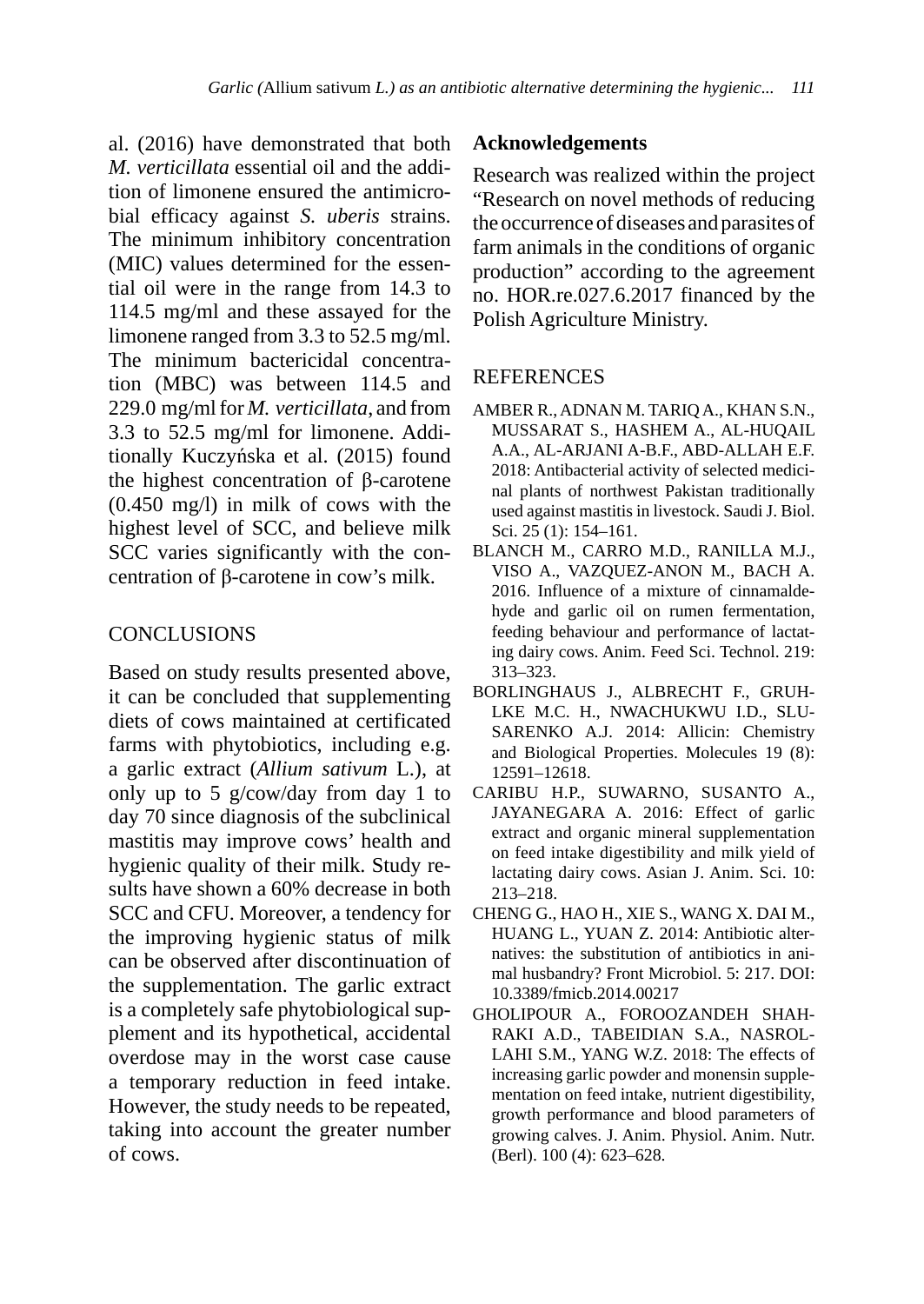al. (2016) have demonstrated that both *M. verticillata* essential oil and the addition of limonene ensured the antimicrobial efficacy against *S. uberis* strains. The minimum inhibitory concentration (MIC) values determined for the essential oil were in the range from 14.3 to 114.5 mg/ml and these assayed for the limonene ranged from 3.3 to 52.5 mg/ml. The minimum bactericidal concentration (MBC) was between 114.5 and 229.0 mg/ml for *M. verticillata*, and from 3.3 to 52.5 mg/ml for limonene. Additionally Kuczyńska et al. (2015) found the highest concentration of β-carotene (0.450 mg/l) in milk of cows with the highest level of SCC, and believe milk SCC varies significantly with the concentration of β-carotene in cow's milk.

## CONCLUSIONS

Based on study results presented above, it can be concluded that supplementing diets of cows maintained at certificated farms with phytobiotics, including e.g. a garlic extract (*Allium sativum* L.), at only up to 5 g/cow/day from day 1 to day 70 since diagnosis of the subclinical mastitis may improve cows' health and hygienic quality of their milk. Study results have shown a 60% decrease in both SCC and CFU. Moreover, a tendency for the improving hygienic status of milk can be observed after discontinuation of the supplementation. The garlic extract is a completely safe phytobiological supplement and its hypothetical, accidental overdose may in the worst case cause a temporary reduction in feed intake. However, the study needs to be repeated, taking into account the greater number of cows.

### Acknowledgements

Research was realized within the project "Research on novel methods of reducing the occurrence of diseases and parasites of farm animals in the conditions of organic production" according to the agreement no. HOR.re.027.6.2017 financed by the Polish Agriculture Ministry.

## REFERENCES

AMBER R., ADNAN M. TARIQ A., KHAN S.N., MUSSARAT S., HASHEM A., AL-HUQAIL A.A., AL-ARJANI A-B.F., ABD-ALLAH E.F. 2018: Antibacterial activity of selected medicinal plants of northwest Pakistan traditionally used against mastitis in livestock. Saudi J. Biol. Sci. 25 (1): 154–161.

BLANCH M., CARRO M.D., RANILLA M.J., VISO A., VAZQUEZ-ANON M., BACH A. 2016. Influence of a mixture of cinnamaldehyde and garlic oil on rumen fermentation, feeding behaviour and performance of lactating dairy cows. Anim. Feed Sci. Technol. 219: 313–323.

BORLINGHAUS J., ALBRECHT F., GRUHLKE M.C. H., NWACHUKWU I.D., SLUSARENKO A.J. 2014: Allicin: Chemistry and Biological Properties. Molecules 19 (8): 12591–12618.

CARIBU H.P., SUWARNO, SUSANTO A., JAYANEGARA A. 2016: Effect of garlic extract and organic mineral supplementation on feed intake digestibility and milk yield of lactating dairy cows. Asian J. Anim. Sci. 10: 213–218.

CHENG G., HAO H., XIE S., WANG X. DAI M., HUANG L., YUAN Z. 2014: Antibiotic alternatives: the substitution of antibiotics in animal husbandry? Front Microbiol. 5: 217. DOI: 10.3389/fmicb.2014.00217

GHOLIPOUR A., FOROOZANDEH SHAHRAKI A.D., TABEIDIAN S.A., NASROLLAHI S.M., YANG W.Z. 2018: The effects of increasing garlic powder and monensin supplementation on feed intake, nutrient digestibility, growth performance and blood parameters of growing calves. J. Anim. Physiol. Anim. Nutr. (Berl). 100 (4): 623–628.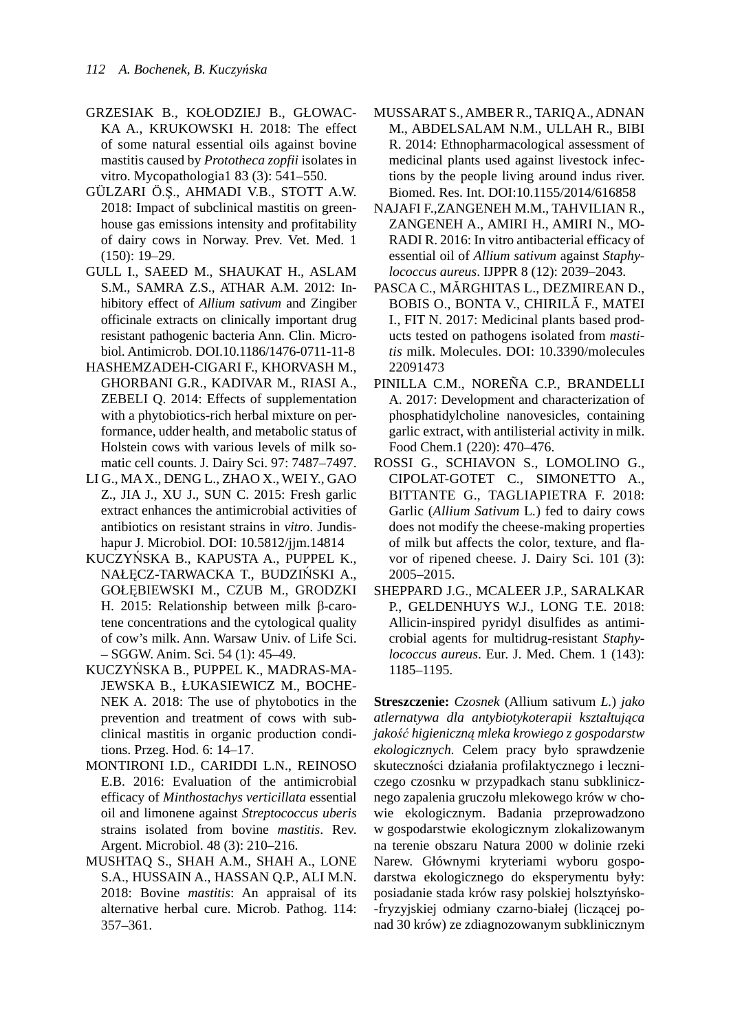GRZESIAK B., KOŁODZIEJ B., GŁOWACKA A., KRUKOWSKI H. 2018: The effect of some natural essential oils against bovine mastitis caused by *Prototheca zopfii* isolates in vitro. Mycopathologia1 83 (3): 541–550.

GÜLZARI Ö.Ş., AHMADI V.B., STOTT A.W. 2018: Impact of subclinical mastitis on greenhouse gas emissions intensity and profitability of dairy cows in Norway. Prev. Vet. Med. 1 (150): 19–29.

GULL I., SAEED M., SHAUKAT H., ASLAM S.M., SAMRA Z.S., ATHAR A.M. 2012: Inhibitory effect of *Allium sativum* and Zingiber officinale extracts on clinically important drug resistant pathogenic bacteria Ann. Clin. Microbiol. Antimicrob. DOI.10.1186/1476-0711-11-8

HASHEMZADEH-CIGARI F., KHORVASH M., GHORBANI G.R., KADIVAR M., RIASI A., ZEBELI Q. 2014: Effects of supplementation with a phytobiotics-rich herbal mixture on performance, udder health, and metabolic status of Holstein cows with various levels of milk somatic cell counts. J. Dairy Sci. 97: 7487–7497.

LI G., MA X., DENG L., ZHAO X., WEI Y., GAO Z., JIA J., XU J., SUN C. 2015: Fresh garlic extract enhances the antimicrobial activities of antibiotics on resistant strains in *vitro*. Jundishapur J. Microbiol. DOI: 10.5812/jjm.14814

KUCZYŃSKA B., KAPUSTA A., PUPPEL K., NAŁĘCZ-TARWACKA T., BUDZIŃSKI A., GOŁĘBIEWSKI M., CZUB M., GRODZKI H. 2015: Relationship between milk β-carotene concentrations and the cytological quality of cow's milk. Ann. Warsaw Univ. of Life Sci. – SGGW. Anim. Sci. 54 (1): 45–49.

KUCZYŃSKA B., PUPPEL K., MADRAS-MAJEWSKA B., ŁUKASIEWICZ M., BOCHENEK A. 2018: The use of phytobotics in the prevention and treatment of cows with subclinical mastitis in organic production conditions. Przeg. Hod. 6: 14–17.

MONTIRONI I.D., CARIDDI L.N., REINOSO E.B. 2016: Evaluation of the antimicrobial efficacy of *Minthostachys verticillata* essential oil and limonene against *Streptococcus uberis* strains isolated from bovine *mastitis*. Rev. Argent. Microbiol. 48 (3): 210–216.

MUSHTAQ S., SHAH A.M., SHAH A., LONE S.A., HUSSAIN A., HASSAN Q.P., ALI M.N. 2018: Bovine *mastitis*: An appraisal of its alternative herbal cure. Microb. Pathog. 114: 357–361.

MUSSARAT S., AMBER R., TARIQ A., ADNAN M., ABDELSALAM N.M., ULLAH R., BIBI R. 2014: Ethnopharmacological assessment of medicinal plants used against livestock infections by the people living around indus river. Biomed. Res. Int. DOI:10.1155/2014/616858

NAJAFI F.,ZANGENEH M.M., TAHVILIAN R., ZANGENEH A., AMIRI H., AMIRI N., MORADI R. 2016: In vitro antibacterial efficacy of essential oil of *Allium sativum* against *Staphylococcus aureus*. IJPPR 8 (12): 2039–2043.

PASCA C., MĂRGHITAS L., DEZMIREAN D., BOBIS O., BONTA V., CHIRILĂ F., MATEI I., FIT N. 2017: Medicinal plants based products tested on pathogens isolated from *mastitis* milk. Molecules. DOI: 10.3390/molecules 22091473

PINILLA C.M., NOREÑA C.P., BRANDELLI A. 2017: Development and characterization of phosphatidylcholine nanovesicles, containing garlic extract, with antilisterial activity in milk. Food Chem.1 (220): 470–476.

ROSSI G., SCHIAVON S., LOMOLINO G., CIPOLAT-GOTET C., SIMONETTO A., BITTANTE G., TAGLIAPIETRA F. 2018: Garlic (*Allium Sativum* L.) fed to dairy cows does not modify the cheese-making properties of milk but affects the color, texture, and flavor of ripened cheese. J. Dairy Sci. 101 (3): 2005–2015.

SHEPPARD J.G., MCALEER J.P., SARALKAR P., GELDENHUYS W.J., LONG T.E. 2018: Allicin-inspired pyridyl disulfides as antimicrobial agents for multidrug-resistant *Staphylococcus aureus*. Eur. J. Med. Chem. 1 (143): 1185–1195.

**Streszczenie:** *Czosnek* (Allium sativum *L.*) *jako atlernatywa dla antybiotykoterapii kształtująca jakość higieniczną mleka krowiego z gospodarstw ekologicznych.* Celem pracy było sprawdzenie skuteczności działania profilaktycznego i leczniczego czosnku w przypadkach stanu subklinicznego zapalenia gruczołu mlekowego krów w chowie ekologicznym. Badania przeprowadzono w gospodarstwie ekologicznym zlokalizowanym na terenie obszaru Natura 2000 w dolinie rzeki Narew. Głównymi kryteriami wyboru gospodarstwa ekologicznego do eksperymentu były: posiadanie stada krów rasy polskiej holsztyńsko-fryzyjskiej odmiany czarno-białej (liczącej ponad 30 krów) ze zdiagnozowanym subklinicznym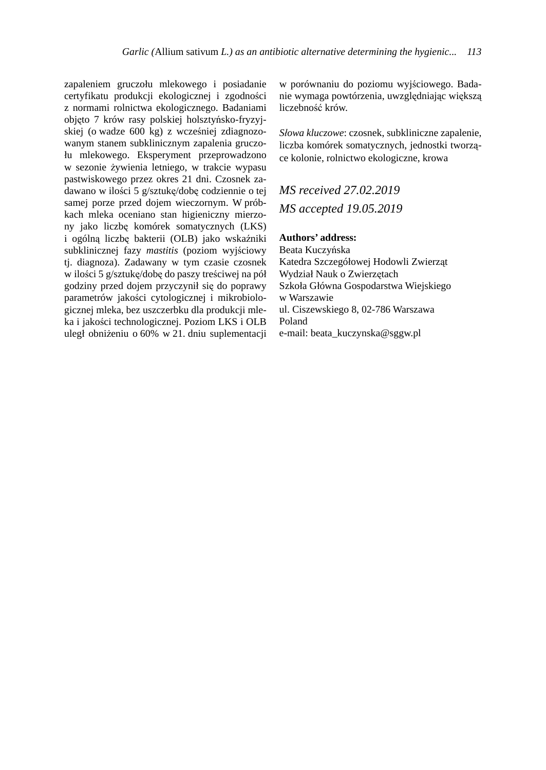zapaleniem gruczołu mlekowego i posiadanie certyfikatu produkcji ekologicznej i zgodności z normami rolnictwa ekologicznego. Badaniami objęto 7 krów rasy polskiej holsztyńsko-fryzyjskiej (o wadze 600 kg) z wcześniej zdiagnozowanym stanem subklinicznym zapalenia gruczołu mlekowego. Eksperyment przeprowadzono w sezonie żywienia letniego, w trakcie wypasu pastwiskowego przez okres 21 dni. Czosnek zadawano w ilości 5 g/sztukę/dobę codziennie o tej samej porze przed dojem wieczornym. W próbkach mleka oceniano stan higieniczny mierzony jako liczbę komórek somatycznych (LKS) i ogólną liczbę bakterii (OLB) jako wskaźniki subklinicznej fazy *mastitis* (poziom wyjściowy tj. diagnoza). Zadawany w tym czasie czosnek w ilości 5 g/sztukę/dobę do paszy treściwej na pół godziny przed dojem przyczynił się do poprawy parametrów jakości cytologicznej i mikrobiologicznej mleka, bez uszczerbku dla produkcji mleka i jakości technologicznej. Poziom LKS i OLB uległ obniżeniu o 60% w 21. dniu suplementacji w porównaniu do poziomu wyjściowego. Badanie wymaga powtórzenia, uwzględniając większą liczebność krów.

*Słowa kluczowe*: czosnek, subkliniczne zapalenie, liczba komórek somatycznych, jednostki tworzące kolonie, rolnictwo ekologiczne, krowa

*MS received 27.02.2019*

*MS accepted 19.05.2019*

**Authors' address:**
Beata Kuczyńska
Katedra Szczegółowej Hodowli Zwierząt
Wydział Nauk o Zwierzętach
Szkoła Główna Gospodarstwa Wiejskiego
w Warszawie
ul. Ciszewskiego 8, 02-786 Warszawa
Poland
e-mail: beata_kuczynska@sggw.pl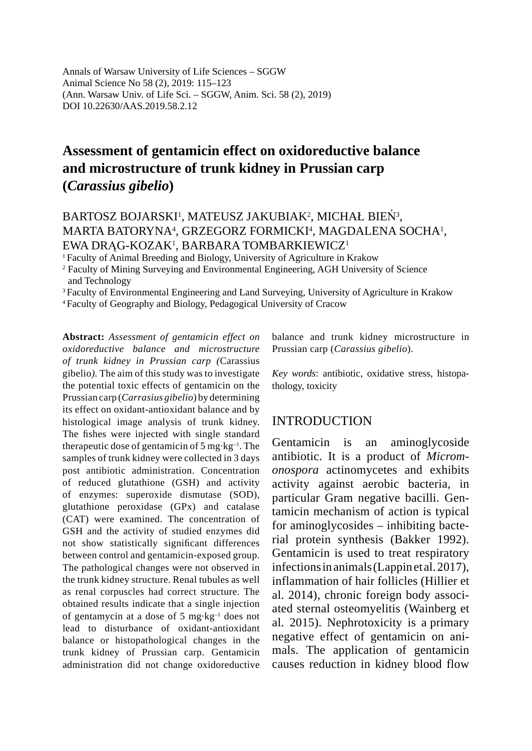Annals of Warsaw University of Life Sciences – SGGW
Animal Science No 58 (2), 2019: 115–123
(Ann. Warsaw Univ. of Life Sci. – SGGW, Anim. Sci. 58 (2), 2019)
DOI 10.22630/AAS.2019.58.2.12

# Assessment of gentamicin effect on oxidoreductive balance and microstructure of trunk kidney in Prussian carp (*Carassius gibelio*)

BARTOSZ BOJARSKI[1], MATEUSZ JAKUBIAK[2], MICHAŁ BIEŃ[3], MARTA BATORYNA[4], GRZEGORZ FORMICKI[4], MAGDALENA SOCHA[1], EWA DRĄG-KOZAK[1], BARBARA TOMBARKIEWICZ[1]

[1] Faculty of Animal Breeding and Biology, University of Agriculture in Krakow
[2] Faculty of Mining Surveying and Environmental Engineering, AGH University of Science and Technology
[3] Faculty of Environmental Engineering and Land Surveying, University of Agriculture in Krakow
[4] Faculty of Geography and Biology, Pedagogical University of Cracow

**Abstract:** *Assessment of gentamicin effect on oxidoreductive balance and microstructure of trunk kidney in Prussian carp (*Carassius gibelio*).* The aim of this study was to investigate the potential toxic effects of gentamicin on the Prussian carp (*Carrasius gibelio*) by determining its effect on oxidant-antioxidant balance and by histological image analysis of trunk kidney. The fishes were injected with single standard therapeutic dose of gentamicin of 5 mg·kg$^{-1}$. The samples of trunk kidney were collected in 3 days post antibiotic administration. Concentration of reduced glutathione (GSH) and activity of enzymes: superoxide dismutase (SOD), glutathione peroxidase (GPx) and catalase (CAT) were examined. The concentration of GSH and the activity of studied enzymes did not show statistically significant differences between control and gentamicin-exposed group. The pathological changes were not observed in the trunk kidney structure. Renal tubules as well as renal corpuscles had correct structure. The obtained results indicate that a single injection of gentamycin at a dose of 5 mg·kg$^{-1}$ does not lead to disturbance of oxidant-antioxidant balance or histopathological changes in the trunk kidney of Prussian carp. Gentamicin administration did not change oxidoreductive balance and trunk kidney microstructure in Prussian carp (*Carassius gibelio*).

*Key words*: antibiotic, oxidative stress, histopathology, toxicity

## INTRODUCTION

Gentamicin is an aminoglycoside antibiotic. It is a product of *Micromonospora* actinomycetes and exhibits activity against aerobic bacteria, in particular Gram negative bacilli. Gentamicin mechanism of action is typical for aminoglycosides – inhibiting bacterial protein synthesis (Bakker 1992). Gentamicin is used to treat respiratory infections in animals (Lappin et al. 2017), inflammation of hair follicles (Hillier et al. 2014), chronic foreign body associated sternal osteomyelitis (Wainberg et al. 2015). Nephrotoxicity is a primary negative effect of gentamicin on animals. The application of gentamicin causes reduction in kidney blood flow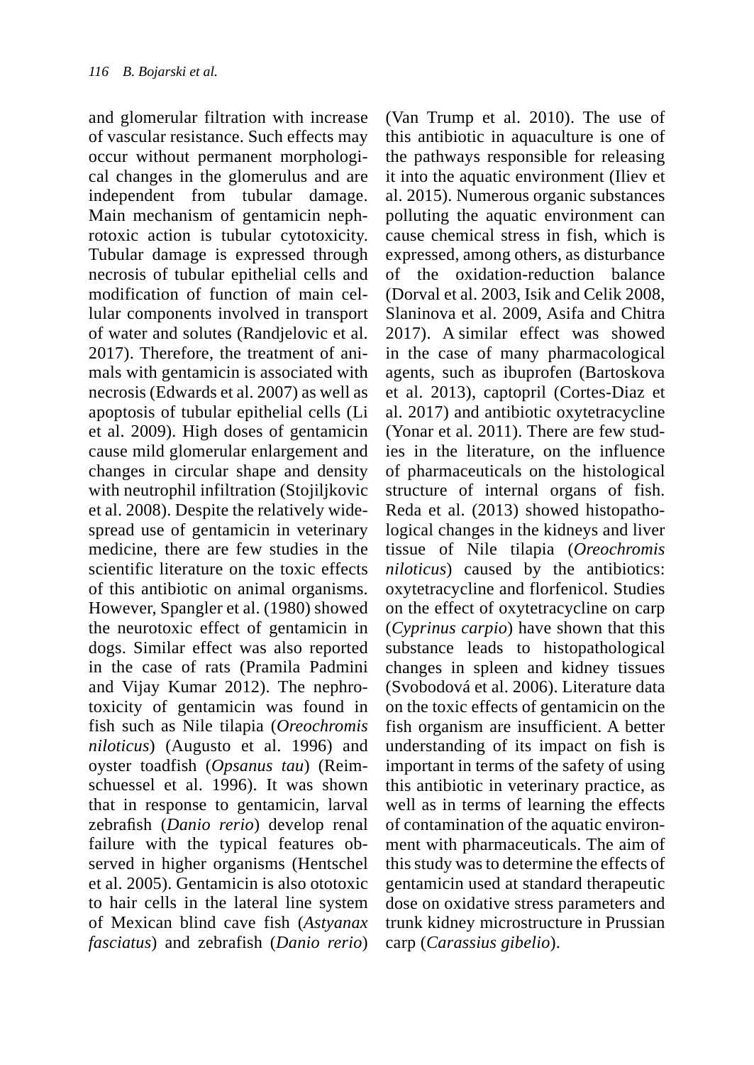and glomerular filtration with increase of vascular resistance. Such effects may occur without permanent morphological changes in the glomerulus and are independent from tubular damage. Main mechanism of gentamicin nephrotoxic action is tubular cytotoxicity. Tubular damage is expressed through necrosis of tubular epithelial cells and modification of function of main cellular components involved in transport of water and solutes (Randjelovic et al. 2017). Therefore, the treatment of animals with gentamicin is associated with necrosis (Edwards et al. 2007) as well as apoptosis of tubular epithelial cells (Li et al. 2009). High doses of gentamicin cause mild glomerular enlargement and changes in circular shape and density with neutrophil infiltration (Stojiljkovic et al. 2008). Despite the relatively widespread use of gentamicin in veterinary medicine, there are few studies in the scientific literature on the toxic effects of this antibiotic on animal organisms. However, Spangler et al. (1980) showed the neurotoxic effect of gentamicin in dogs. Similar effect was also reported in the case of rats (Pramila Padmini and Vijay Kumar 2012). The nephrotoxicity of gentamicin was found in fish such as Nile tilapia (*Oreochromis niloticus*) (Augusto et al. 1996) and oyster toadfish (*Opsanus tau*) (Reimschuessel et al. 1996). It was shown that in response to gentamicin, larval zebrafish (*Danio rerio*) develop renal failure with the typical features observed in higher organisms (Hentschel et al. 2005). Gentamicin is also ototoxic to hair cells in the lateral line system of Mexican blind cave fish (*Astyanax fasciatus*) and zebrafish (*Danio rerio*) (Van Trump et al. 2010). The use of this antibiotic in aquaculture is one of the pathways responsible for releasing it into the aquatic environment (Iliev et al. 2015). Numerous organic substances polluting the aquatic environment can cause chemical stress in fish, which is expressed, among others, as disturbance of the oxidation-reduction balance (Dorval et al. 2003, Isik and Celik 2008, Slaninova et al. 2009, Asifa and Chitra 2017). A similar effect was showed in the case of many pharmacological agents, such as ibuprofen (Bartoskova et al. 2013), captopril (Cortes-Diaz et al. 2017) and antibiotic oxytetracycline (Yonar et al. 2011). There are few studies in the literature, on the influence of pharmaceuticals on the histological structure of internal organs of fish. Reda et al. (2013) showed histopathological changes in the kidneys and liver tissue of Nile tilapia (*Oreochromis niloticus*) caused by the antibiotics: oxytetracycline and florfenicol. Studies on the effect of oxytetracycline on carp (*Cyprinus carpio*) have shown that this substance leads to histopathological changes in spleen and kidney tissues (Svobodová et al. 2006). Literature data on the toxic effects of gentamicin on the fish organism are insufficient. A better understanding of its impact on fish is important in terms of the safety of using this antibiotic in veterinary practice, as well as in terms of learning the effects of contamination of the aquatic environment with pharmaceuticals. The aim of this study was to determine the effects of gentamicin used at standard therapeutic dose on oxidative stress parameters and trunk kidney microstructure in Prussian carp (*Carassius gibelio*).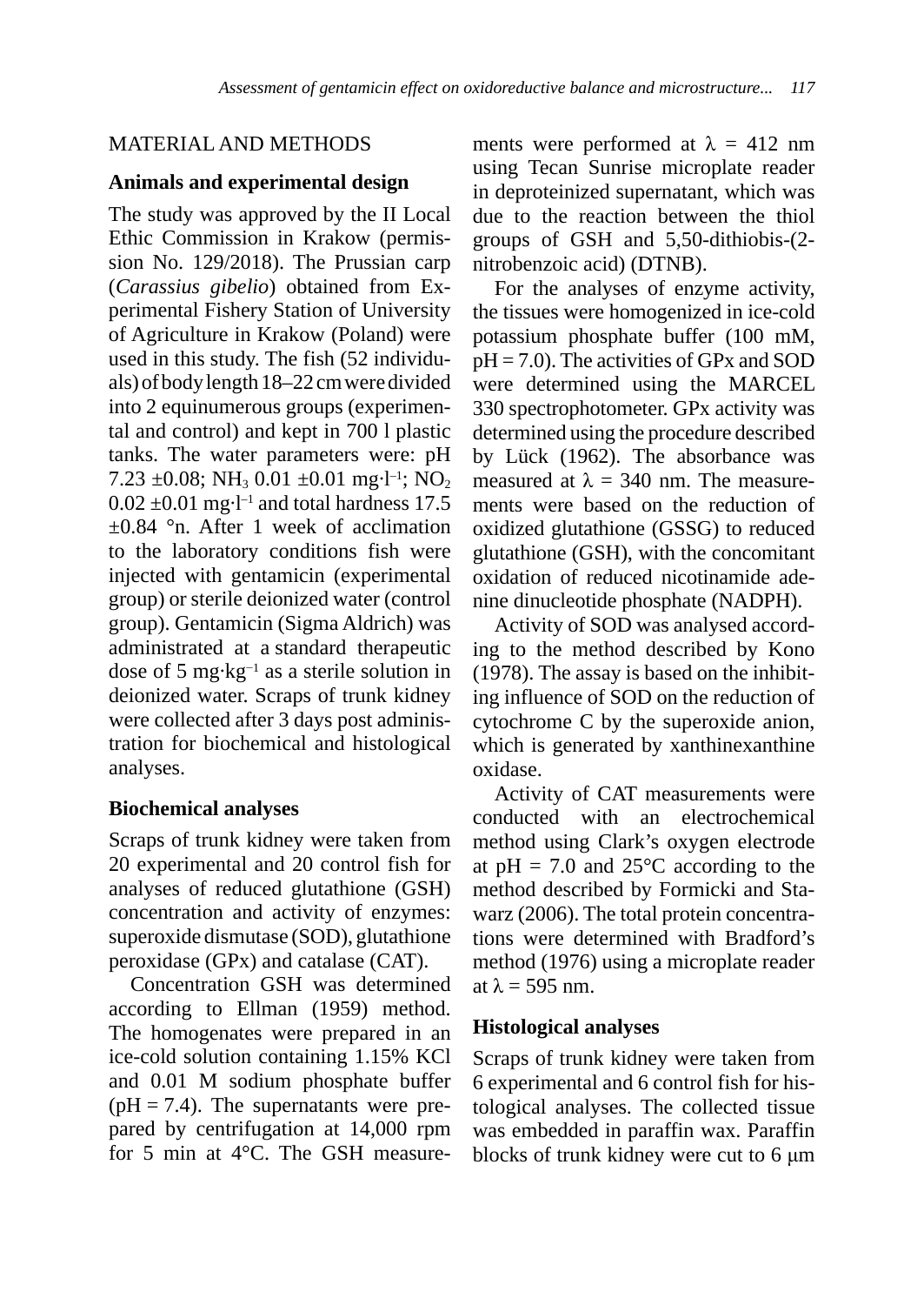## MATERIAL AND METHODS

### Animals and experimental design

The study was approved by the II Local Ethic Commission in Krakow (permission No. 129/2018). The Prussian carp (*Carassius gibelio*) obtained from Experimental Fishery Station of University of Agriculture in Krakow (Poland) were used in this study. The fish (52 individuals) of body length 18–22 cm were divided into 2 equinumerous groups (experimental and control) and kept in 700 l plastic tanks. The water parameters were: pH 7.23 ±0.08; $NH_3$ 0.01 ±0.01 $mg \cdot l^{-1}$; $NO_2$ 0.02 ±0.01 $mg \cdot l^{-1}$ and total hardness 17.5 ±0.84 °n. After 1 week of acclimation to the laboratory conditions fish were injected with gentamicin (experimental group) or sterile deionized water (control group). Gentamicin (Sigma Aldrich) was administrated at a standard therapeutic dose of 5 $mg \cdot kg^{-1}$ as a sterile solution in deionized water. Scraps of trunk kidney were collected after 3 days post administration for biochemical and histological analyses.

### Biochemical analyses

Scraps of trunk kidney were taken from 20 experimental and 20 control fish for analyses of reduced glutathione (GSH) concentration and activity of enzymes: superoxide dismutase (SOD), glutathione peroxidase (GPx) and catalase (CAT).

Concentration GSH was determined according to Ellman (1959) method. The homogenates were prepared in an ice-cold solution containing 1.15% KCl and 0.01 M sodium phosphate buffer (pH = 7.4). The supernatants were prepared by centrifugation at 14,000 rpm for 5 min at 4°C. The GSH measurements were performed at $\lambda$ = 412 nm using Tecan Sunrise microplate reader in deproteinized supernatant, which was due to the reaction between the thiol groups of GSH and 5,50-dithiobis-(2-nitrobenzoic acid) (DTNB).

For the analyses of enzyme activity, the tissues were homogenized in ice-cold potassium phosphate buffer (100 mM, pH = 7.0). The activities of GPx and SOD were determined using the MARCEL 330 spectrophotometer. GPx activity was determined using the procedure described by Lück (1962). The absorbance was measured at $\lambda$ = 340 nm. The measurements were based on the reduction of oxidized glutathione (GSSG) to reduced glutathione (GSH), with the concomitant oxidation of reduced nicotinamide adenine dinucleotide phosphate (NADPH).

Activity of SOD was analysed according to the method described by Kono (1978). The assay is based on the inhibiting influence of SOD on the reduction of cytochrome C by the superoxide anion, which is generated by xanthinexanthine oxidase.

Activity of CAT measurements were conducted with an electrochemical method using Clark's oxygen electrode at pH = 7.0 and 25°C according to the method described by Formicki and Stawarz (2006). The total protein concentrations were determined with Bradford's method (1976) using a microplate reader at $\lambda$ = 595 nm.

### Histological analyses

Scraps of trunk kidney were taken from 6 experimental and 6 control fish for histological analyses. The collected tissue was embedded in paraffin wax. Paraffin blocks of trunk kidney were cut to 6 μm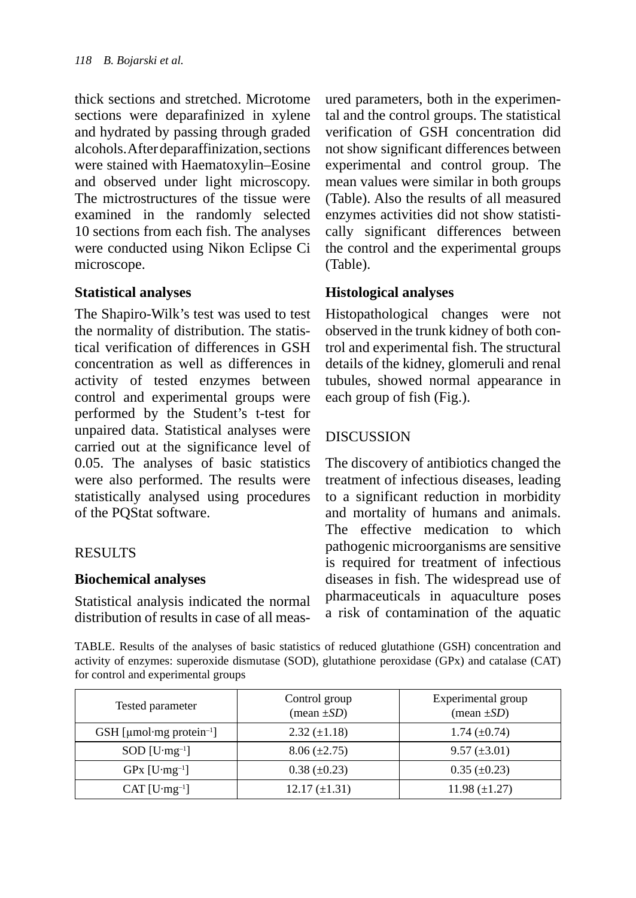thick sections and stretched. Microtome sections were deparafinized in xylene and hydrated by passing through graded alcohols. After deparaffinization, sections were stained with Haematoxylin–Eosine and observed under light microscopy. The mictrostructures of the tissue were examined in the randomly selected 10 sections from each fish. The analyses were conducted using Nikon Eclipse Ci microscope.

### Statistical analyses

The Shapiro-Wilk's test was used to test the normality of distribution. The statistical verification of differences in GSH concentration as well as differences in activity of tested enzymes between control and experimental groups were performed by the Student's t-test for unpaired data. Statistical analyses were carried out at the significance level of 0.05. The analyses of basic statistics were also performed. The results were statistically analysed using procedures of the PQStat software.

## RESULTS

### Biochemical analyses

Statistical analysis indicated the normal distribution of results in case of all measured parameters, both in the experimental and the control groups. The statistical verification of GSH concentration did not show significant differences between experimental and control group. The mean values were similar in both groups (Table). Also the results of all measured enzymes activities did not show statistically significant differences between the control and the experimental groups (Table).

### Histological analyses

Histopathological changes were not observed in the trunk kidney of both control and experimental fish. The structural details of the kidney, glomeruli and renal tubules, showed normal appearance in each group of fish (Fig.).

## DISCUSSION

The discovery of antibiotics changed the treatment of infectious diseases, leading to a significant reduction in morbidity and mortality of humans and animals. The effective medication to which pathogenic microorganisms are sensitive is required for treatment of infectious diseases in fish. The widespread use of pharmaceuticals in aquaculture poses a risk of contamination of the aquatic

TABLE. Results of the analyses of basic statistics of reduced glutathione (GSH) concentration and activity of enzymes: superoxide dismutase (SOD), glutathione peroxidase (GPx) and catalase (CAT) for control and experimental groups

| Tested parameter | Control group (mean ±*SD*) | Experimental group (mean ±*SD*) |
|---|---|---|
| GSH [μmol·mg protein$^{-1}$] | 2.32 (±1.18) | 1.74 (±0.74) |
| SOD [U·mg$^{-1}$] | 8.06 (±2.75) | 9.57 (±3.01) |
| GPx [U·mg$^{-1}$] | 0.38 (±0.23) | 0.35 (±0.23) |
| CAT [U·mg$^{-1}$] | 12.17 (±1.31) | 11.98 (±1.27) |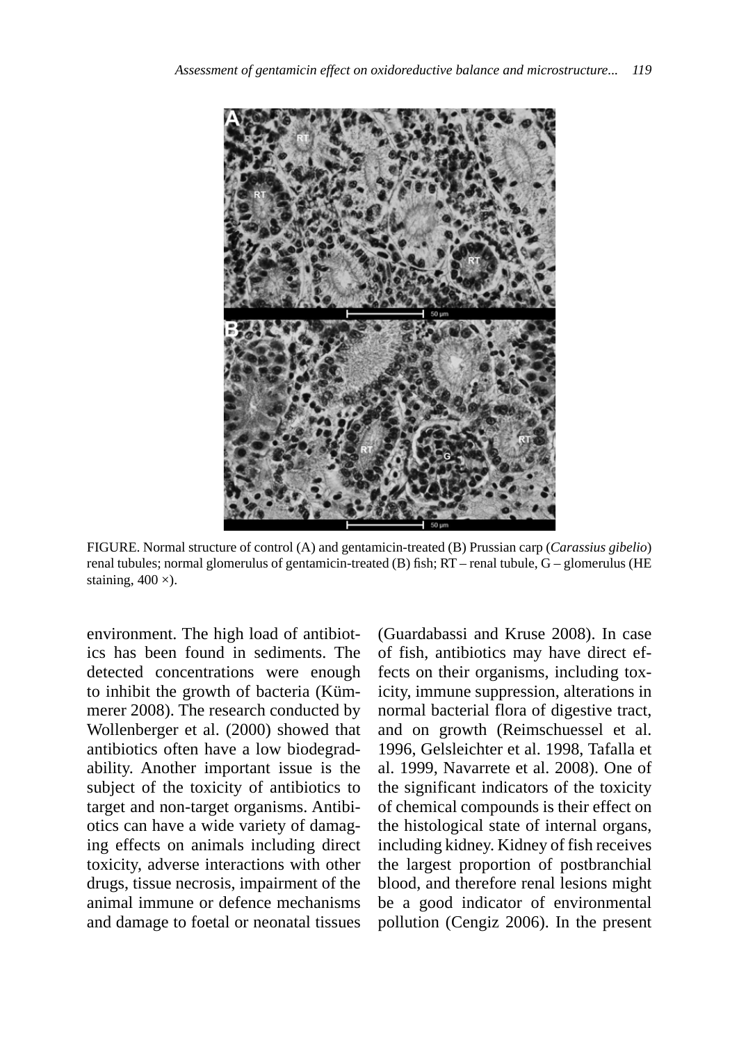FIGURE. Normal structure of control (A) and gentamicin-treated (B) Prussian carp (*Carassius gibelio*) renal tubules; normal glomerulus of gentamicin-treated (B) fish; RT – renal tubule, G – glomerulus (HE staining, 400 ×).

environment. The high load of antibiotics has been found in sediments. The detected concentrations were enough to inhibit the growth of bacteria (Kümmerer 2008). The research conducted by Wollenberger et al. (2000) showed that antibiotics often have a low biodegradability. Another important issue is the subject of the toxicity of antibiotics to target and non-target organisms. Antibiotics can have a wide variety of damaging effects on animals including direct toxicity, adverse interactions with other drugs, tissue necrosis, impairment of the animal immune or defence mechanisms and damage to foetal or neonatal tissues (Guardabassi and Kruse 2008). In case of fish, antibiotics may have direct effects on their organisms, including toxicity, immune suppression, alterations in normal bacterial flora of digestive tract, and on growth (Reimschuessel et al. 1996, Gelsleichter et al. 1998, Tafalla et al. 1999, Navarrete et al. 2008). One of the significant indicators of the toxicity of chemical compounds is their effect on the histological state of internal organs, including kidney. Kidney of fish receives the largest proportion of postbranchial blood, and therefore renal lesions might be a good indicator of environmental pollution (Cengiz 2006). In the present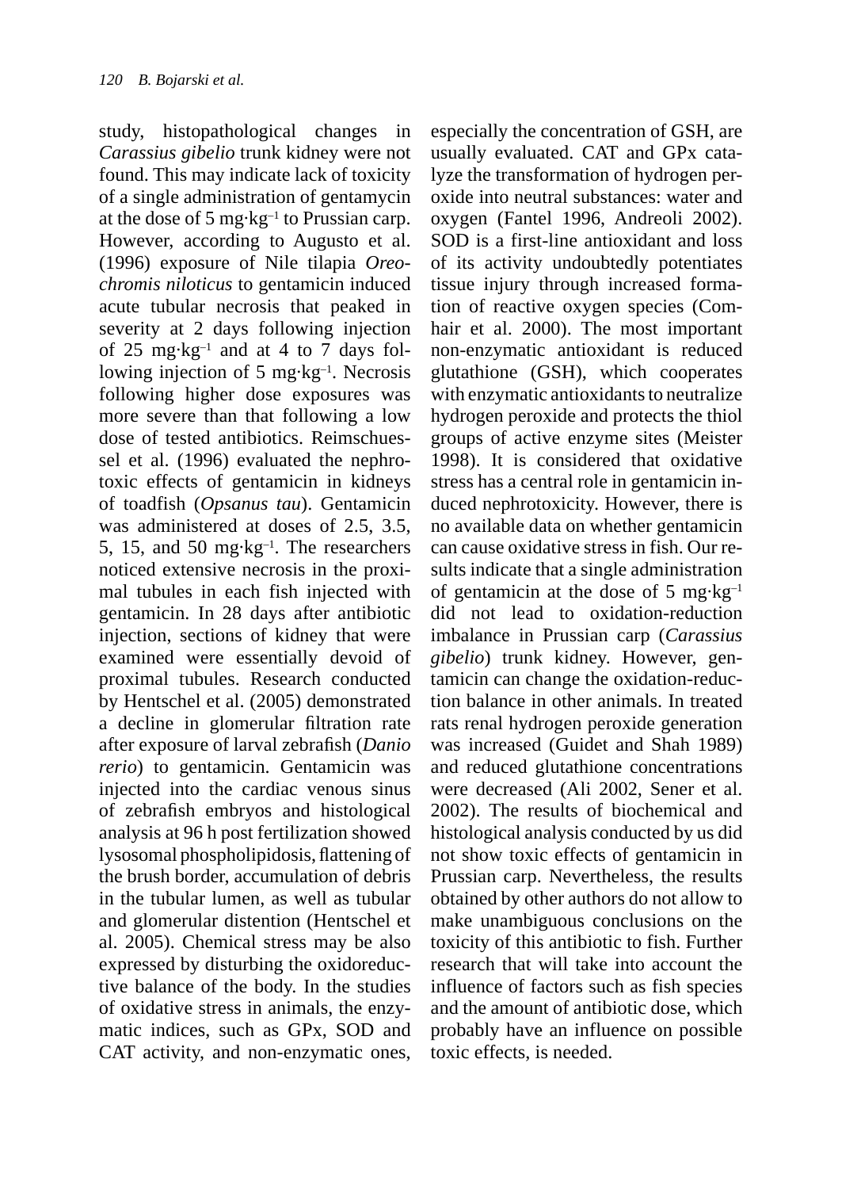study, histopathological changes in *Carassius gibelio* trunk kidney were not found. This may indicate lack of toxicity of a single administration of gentamycin at the dose of 5 mg·kg$^{-1}$ to Prussian carp. However, according to Augusto et al. (1996) exposure of Nile tilapia *Oreochromis niloticus* to gentamicin induced acute tubular necrosis that peaked in severity at 2 days following injection of 25 mg·kg$^{-1}$ and at 4 to 7 days following injection of 5 mg·kg$^{-1}$. Necrosis following higher dose exposures was more severe than that following a low dose of tested antibiotics. Reimschuessel et al. (1996) evaluated the nephrotoxic effects of gentamicin in kidneys of toadfish (*Opsanus tau*). Gentamicin was administered at doses of 2.5, 3.5, 5, 15, and 50 mg·kg$^{-1}$. The researchers noticed extensive necrosis in the proximal tubules in each fish injected with gentamicin. In 28 days after antibiotic injection, sections of kidney that were examined were essentially devoid of proximal tubules. Research conducted by Hentschel et al. (2005) demonstrated a decline in glomerular filtration rate after exposure of larval zebrafish (*Danio rerio*) to gentamicin. Gentamicin was injected into the cardiac venous sinus of zebrafish embryos and histological analysis at 96 h post fertilization showed lysosomal phospholipidosis, flattening of the brush border, accumulation of debris in the tubular lumen, as well as tubular and glomerular distention (Hentschel et al. 2005). Chemical stress may be also expressed by disturbing the oxidoreductive balance of the body. In the studies of oxidative stress in animals, the enzymatic indices, such as GPx, SOD and CAT activity, and non-enzymatic ones, especially the concentration of GSH, are usually evaluated. CAT and GPx catalyze the transformation of hydrogen peroxide into neutral substances: water and oxygen (Fantel 1996, Andreoli 2002). SOD is a first-line antioxidant and loss of its activity undoubtedly potentiates tissue injury through increased formation of reactive oxygen species (Comhair et al. 2000). The most important non-enzymatic antioxidant is reduced glutathione (GSH), which cooperates with enzymatic antioxidants to neutralize hydrogen peroxide and protects the thiol groups of active enzyme sites (Meister 1998). It is considered that oxidative stress has a central role in gentamicin induced nephrotoxicity. However, there is no available data on whether gentamicin can cause oxidative stress in fish. Our results indicate that a single administration of gentamicin at the dose of 5 mg·kg$^{-1}$ did not lead to oxidation-reduction imbalance in Prussian carp (*Carassius gibelio*) trunk kidney. However, gentamicin can change the oxidation-reduction balance in other animals. In treated rats renal hydrogen peroxide generation was increased (Guidet and Shah 1989) and reduced glutathione concentrations were decreased (Ali 2002, Sener et al. 2002). The results of biochemical and histological analysis conducted by us did not show toxic effects of gentamicin in Prussian carp. Nevertheless, the results obtained by other authors do not allow to make unambiguous conclusions on the toxicity of this antibiotic to fish. Further research that will take into account the influence of factors such as fish species and the amount of antibiotic dose, which probably have an influence on possible toxic effects, is needed.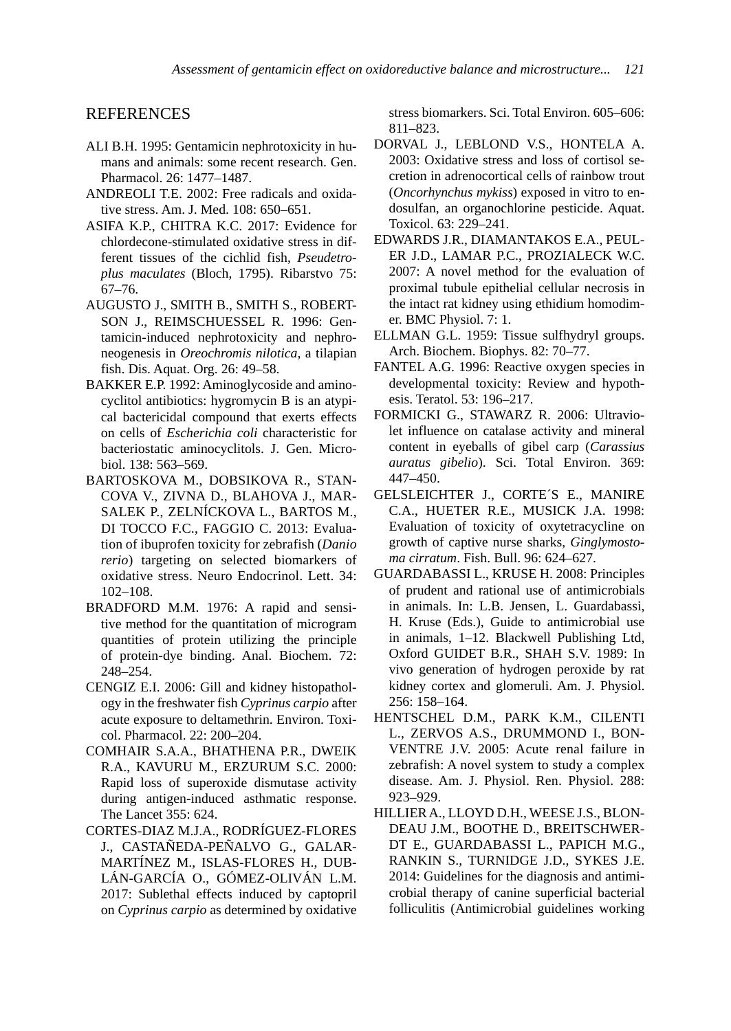## REFERENCES

ALI B.H. 1995: Gentamicin nephrotoxicity in humans and animals: some recent research. Gen. Pharmacol. 26: 1477–1487.

ANDREOLI T.E. 2002: Free radicals and oxidative stress. Am. J. Med. 108: 650–651.

ASIFA K.P., CHITRA K.C. 2017: Evidence for chlordecone-stimulated oxidative stress in different tissues of the cichlid fish, *Pseudetroplus maculates* (Bloch, 1795). Ribarstvo 75: 67–76.

AUGUSTO J., SMITH B., SMITH S., ROBERTSON J., REIMSCHUESSEL R. 1996: Gentamicin-induced nephrotoxicity and nephroneogenesis in *Oreochromis nilotica*, a tilapian fish. Dis. Aquat. Org. 26: 49–58.

BAKKER E.P. 1992: Aminoglycoside and aminocyclitol antibiotics: hygromycin B is an atypical bactericidal compound that exerts effects on cells of *Escherichia coli* characteristic for bacteriostatic aminocyclitols. J. Gen. Microbiol. 138: 563–569.

BARTOSKOVA M., DOBSIKOVA R., STANCOVA V., ZIVNA D., BLAHOVA J., MARSALEK P., ZELNÍCKOVA L., BARTOS M., DI TOCCO F.C., FAGGIO C. 2013: Evaluation of ibuprofen toxicity for zebrafish (*Danio rerio*) targeting on selected biomarkers of oxidative stress. Neuro Endocrinol. Lett. 34: 102–108.

BRADFORD M.M. 1976: A rapid and sensitive method for the quantitation of microgram quantities of protein utilizing the principle of protein-dye binding. Anal. Biochem. 72: 248–254.

CENGIZ E.I. 2006: Gill and kidney histopathology in the freshwater fish *Cyprinus carpio* after acute exposure to deltamethrin. Environ. Toxicol. Pharmacol. 22: 200–204.

COMHAIR S.A.A., BHATHENA P.R., DWEIK R.A., KAVURU M., ERZURUM S.C. 2000: Rapid loss of superoxide dismutase activity during antigen-induced asthmatic response. The Lancet 355: 624.

CORTES-DIAZ M.J.A., RODRÍGUEZ-FLORES J., CASTAÑEDA-PEÑALVO G., GALAR-MARTÍNEZ M., ISLAS-FLORES H., DUBLÁN-GARCÍA O., GÓMEZ-OLIVÁN L.M. 2017: Sublethal effects induced by captopril on *Cyprinus carpio* as determined by oxidative stress biomarkers. Sci. Total Environ. 605–606: 811–823.

DORVAL J., LEBLOND V.S., HONTELA A. 2003: Oxidative stress and loss of cortisol secretion in adrenocortical cells of rainbow trout (*Oncorhynchus mykiss*) exposed in vitro to endosulfan, an organochlorine pesticide. Aquat. Toxicol. 63: 229–241.

EDWARDS J.R., DIAMANTAKOS E.A., PEULER J.D., LAMAR P.C., PROZIALECK W.C. 2007: A novel method for the evaluation of proximal tubule epithelial cellular necrosis in the intact rat kidney using ethidium homodimer. BMC Physiol. 7: 1.

ELLMAN G.L. 1959: Tissue sulfhydryl groups. Arch. Biochem. Biophys. 82: 70–77.

FANTEL A.G. 1996: Reactive oxygen species in developmental toxicity: Review and hypothesis. Teratol. 53: 196–217.

FORMICKI G., STAWARZ R. 2006: Ultraviolet influence on catalase activity and mineral content in eyeballs of gibel carp (*Carassius auratus gibelio*). Sci. Total Environ. 369: 447–450.

GELSLEICHTER J., CORTE´S E., MANIRE C.A., HUETER R.E., MUSICK J.A. 1998: Evaluation of toxicity of oxytetracycline on growth of captive nurse sharks, *Ginglymostoma cirratum*. Fish. Bull. 96: 624–627.

GUARDABASSI L., KRUSE H. 2008: Principles of prudent and rational use of antimicrobials in animals. In: L.B. Jensen, L. Guardabassi, H. Kruse (Eds.), Guide to antimicrobial use in animals, 1–12. Blackwell Publishing Ltd, Oxford GUIDET B.R., SHAH S.V. 1989: In vivo generation of hydrogen peroxide by rat kidney cortex and glomeruli. Am. J. Physiol. 256: 158–164.

HENTSCHEL D.M., PARK K.M., CILENTI L., ZERVOS A.S., DRUMMOND I., BONVENTRE J.V. 2005: Acute renal failure in zebrafish: A novel system to study a complex disease. Am. J. Physiol. Ren. Physiol. 288: 923–929.

HILLIER A., LLOYD D.H., WEESE J.S., BLONDEAU J.M., BOOTHE D., BREITSCHWERDT E., GUARDABASSI L., PAPICH M.G., RANKIN S., TURNIDGE J.D., SYKES J.E. 2014: Guidelines for the diagnosis and antimicrobial therapy of canine superficial bacterial folliculitis (Antimicrobial guidelines working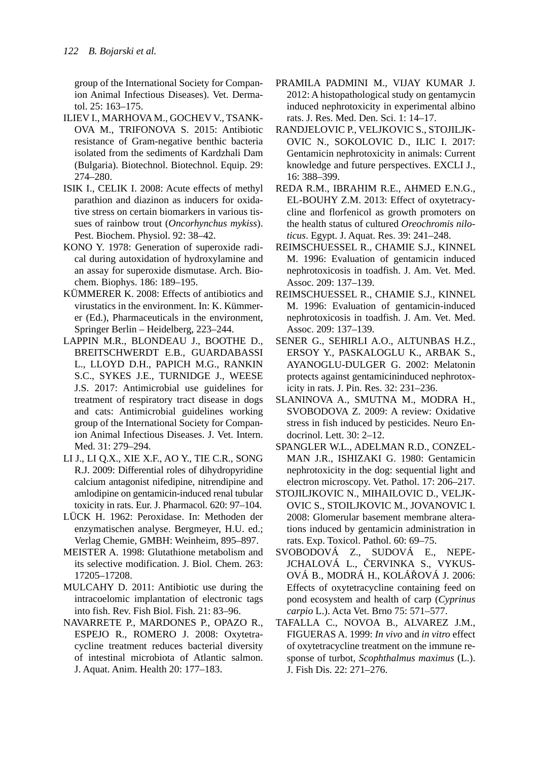group of the International Society for Companion Animal Infectious Diseases). Vet. Dermatol. 25: 163–175.

ILIEV I., MARHOVA M., GOCHEV V., TSANKOVA M., TRIFONOVA S. 2015: Antibiotic resistance of Gram-negative benthic bacteria isolated from the sediments of Kardzhali Dam (Bulgaria). Biotechnol. Biotechnol. Equip. 29: 274–280.

ISIK I., CELIK I. 2008: Acute effects of methyl parathion and diazinon as inducers for oxidative stress on certain biomarkers in various tissues of rainbow trout (*Oncorhynchus mykiss*). Pest. Biochem. Physiol. 92: 38–42.

KONO Y. 1978: Generation of superoxide radical during autoxidation of hydroxylamine and an assay for superoxide dismutase. Arch. Biochem. Biophys. 186: 189–195.

KÜMMERER K. 2008: Effects of antibiotics and virustatics in the environment. In: K. Kümmerer (Ed.), Pharmaceuticals in the environment, Springer Berlin – Heidelberg, 223–244.

LAPPIN M.R., BLONDEAU J., BOOTHE D., BREITSCHWERDT E.B., GUARDABASSI L., LLOYD D.H., PAPICH M.G., RANKIN S.C., SYKES J.E., TURNIDGE J., WEESE J.S. 2017: Antimicrobial use guidelines for treatment of respiratory tract disease in dogs and cats: Antimicrobial guidelines working group of the International Society for Companion Animal Infectious Diseases. J. Vet. Intern. Med. 31: 279–294.

LI J., LI Q.X., XIE X.F., AO Y., TIE C.R., SONG R.J. 2009: Differential roles of dihydropyridine calcium antagonist nifedipine, nitrendipine and amlodipine on gentamicin-induced renal tubular toxicity in rats. Eur. J. Pharmacol. 620: 97–104.

LÜCK H. 1962: Peroxidase. In: Methoden der enzymatischen analyse. Bergmeyer, H.U. ed.; Verlag Chemie, GMBH: Weinheim, 895–897.

MEISTER A. 1998: Glutathione metabolism and its selective modification. J. Biol. Chem. 263: 17205–17208.

MULCAHY D. 2011: Antibiotic use during the intracoelomic implantation of electronic tags into fish. Rev. Fish Biol. Fish. 21: 83–96.

NAVARRETE P., MARDONES P., OPAZO R., ESPEJO R., ROMERO J. 2008: Oxytetracycline treatment reduces bacterial diversity of intestinal microbiota of Atlantic salmon. J. Aquat. Anim. Health 20: 177–183.

PRAMILA PADMINI M., VIJAY KUMAR J. 2012: A histopathological study on gentamycin induced nephrotoxicity in experimental albino rats. J. Res. Med. Den. Sci. 1: 14–17.

RANDJELOVIC P., VELJKOVIC S., STOJILJKOVIC N., SOKOLOVIC D., ILIC I. 2017: Gentamicin nephrotoxicity in animals: Current knowledge and future perspectives. EXCLI J., 16: 388–399.

REDA R.M., IBRAHIM R.E., AHMED E.N.G., EL-BOUHY Z.M. 2013: Effect of oxytetracycline and florfenicol as growth promoters on the health status of cultured *Oreochromis niloticus*. Egypt. J. Aquat. Res. 39: 241–248.

REIMSCHUESSEL R., CHAMIE S.J., KINNEL M. 1996: Evaluation of gentamicin induced nephrotoxicosis in toadfish. J. Am. Vet. Med. Assoc. 209: 137–139.

REIMSCHUESSEL R., CHAMIE S.J., KINNEL M. 1996: Evaluation of gentamicin-induced nephrotoxicosis in toadfish. J. Am. Vet. Med. Assoc. 209: 137–139.

SENER G., SEHIRLI A.O., ALTUNBAS H.Z., ERSOY Y., PASKALOGLU K., ARBAK S., AYANOGLU-DULGER G. 2002: Melatonin protects against gentamicininduced nephrotoxicity in rats. J. Pin. Res. 32: 231–236.

SLANINOVA A., SMUTNA M., MODRA H., SVOBODOVA Z. 2009: A review: Oxidative stress in fish induced by pesticides. Neuro Endocrinol. Lett. 30: 2–12.

SPANGLER W.L., ADELMAN R.D., CONZELMAN J.R., ISHIZAKI G. 1980: Gentamicin nephrotoxicity in the dog: sequential light and electron microscopy. Vet. Pathol. 17: 206–217.

STOJILJKOVIC N., MIHAILOVIC D., VELJKOVIC S., STOILJKOVIC M., JOVANOVIC I. 2008: Glomerular basement membrane alterations induced by gentamicin administration in rats. Exp. Toxicol. Pathol. 60: 69–75.

SVOBODOVÁ Z., SUDOVÁ E., NEPEJCHALOVÁ L., ČERVINKA S., VYKUSOVÁ B., MODRÁ H., KOLÁŘOVÁ J. 2006: Effects of oxytetracycline containing feed on pond ecosystem and health of carp (*Cyprinus carpio* L.). Acta Vet. Brno 75: 571–577.

TAFALLA C., NOVOA B., ALVAREZ J.M., FIGUERAS A. 1999: *In vivo* and *in vitro* effect of oxytetracycline treatment on the immune response of turbot, *Scophthalmus maximus* (L.). J. Fish Dis. 22: 271–276.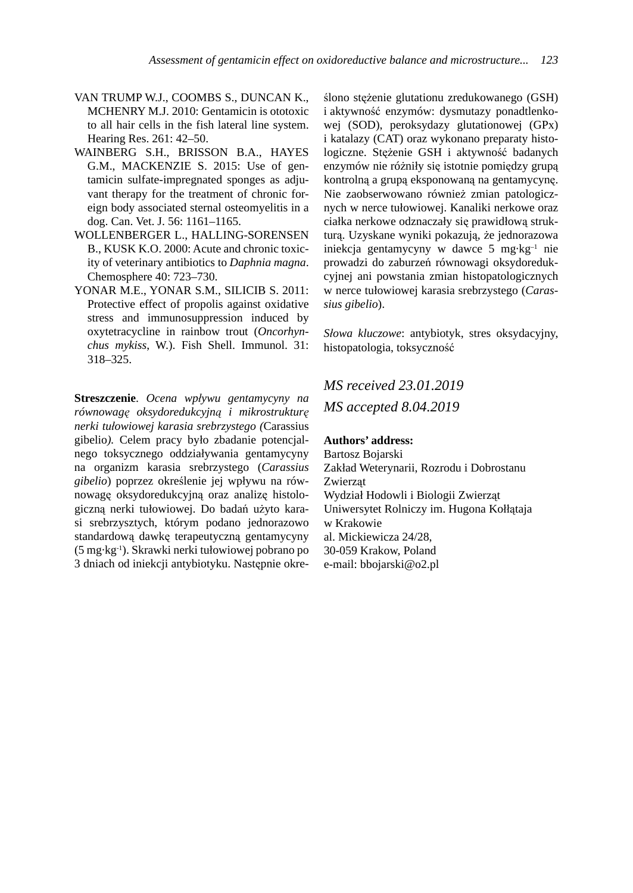VAN TRUMP W.J., COOMBS S., DUNCAN K., MCHENRY M.J. 2010: Gentamicin is ototoxic to all hair cells in the fish lateral line system. Hearing Res. 261: 42–50.

WAINBERG S.H., BRISSON B.A., HAYES G.M., MACKENZIE S. 2015: Use of gentamicin sulfate-impregnated sponges as adjuvant therapy for the treatment of chronic foreign body associated sternal osteomyelitis in a dog. Can. Vet. J. 56: 1161–1165.

WOLLENBERGER L., HALLING-SORENSEN B., KUSK K.O. 2000: Acute and chronic toxicity of veterinary antibiotics to *Daphnia magna*. Chemosphere 40: 723–730.

YONAR M.E., YONAR S.M., SILICIB S. 2011: Protective effect of propolis against oxidative stress and immunosuppression induced by oxytetracycline in rainbow trout (*Oncorhynchus mykiss*, W.). Fish Shell. Immunol. 31: 318–325.

**Streszczenie**. *Ocena wpływu gentamycyny na równowagę oksydoredukcyjną i mikrostrukturę nerki tułowiowej karasia srebrzystego (*Carassius gibelio*).* Celem pracy było zbadanie potencjalnego toksycznego oddziaływania gentamycyny na organizm karasia srebrzystego (*Carassius gibelio*) poprzez określenie jej wpływu na równowagę oksydoredukcyjną oraz analizę histologiczną nerki tułowiowej. Do badań użyto karasi srebrzysztych, którym podano jednorazowo standardową dawkę terapeutyczną gentamycyny (5 mg·kg$^{-1}$). Skrawki nerki tułowiowej pobrano po 3 dniach od iniekcji antybiotyku. Następnie określono stężenie glutationu zredukowanego (GSH) i aktywność enzymów: dysmutazy ponadtlenkowej (SOD), peroksydazy glutationowej (GPx) i katalazy (CAT) oraz wykonano preparaty histologiczne. Stężenie GSH i aktywność badanych enzymów nie różniły się istotnie pomiędzy grupą kontrolną a grupą eksponowaną na gentamycynę. Nie zaobserwowano również zmian patologicznych w nerce tułowiowej. Kanaliki nerkowe oraz ciałka nerkowe odznaczały się prawidłową strukturą. Uzyskane wyniki pokazują, że jednorazowa iniekcja gentamycyny w dawce 5 mg·kg$^{-1}$ nie prowadzi do zaburzeń równowagi oksydoredukcyjnej ani powstania zmian histopatologicznych w nerce tułowiowej karasia srebrzystego (*Carassius gibelio*).

*Słowa kluczowe*: antybiotyk, stres oksydacyjny, histopatologia, toksyczność

*MS received 23.01.2019*

*MS accepted 8.04.2019*

**Authors' address:**
Bartosz Bojarski
Zakład Weterynarii, Rozrodu i Dobrostanu Zwierząt
Wydział Hodowli i Biologii Zwierząt
Uniwersytet Rolniczy im. Hugona Kołłątaja w Krakowie
al. Mickiewicza 24/28,
30-059 Krakow, Poland
e-mail: bbojarski@o2.pl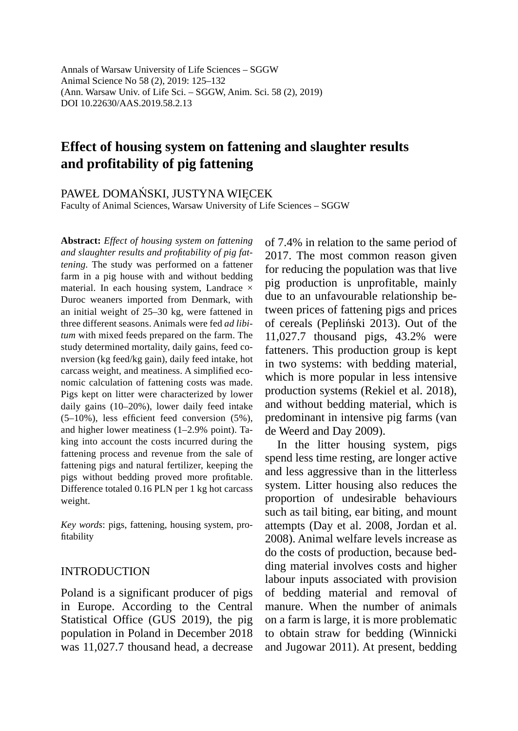Annals of Warsaw University of Life Sciences – SGGW
Animal Science No 58 (2), 2019: 125–132
(Ann. Warsaw Univ. of Life Sci. – SGGW, Anim. Sci. 58 (2), 2019)
DOI 10.22630/AAS.2019.58.2.13

# Effect of housing system on fattening and slaughter results and profitability of pig fattening

PAWEŁ DOMAŃSKI, JUSTYNA WIĘCEK
Faculty of Animal Sciences, Warsaw University of Life Sciences – SGGW

**Abstract:** *Effect of housing system on fattening and slaughter results and profitability of pig fattening.* The study was performed on a fattener farm in a pig house with and without bedding material. In each housing system, Landrace × Duroc weaners imported from Denmark, with an initial weight of 25–30 kg, were fattened in three different seasons. Animals were fed *ad libitum* with mixed feeds prepared on the farm. The study determined mortality, daily gains, feed conversion (kg feed/kg gain), daily feed intake, hot carcass weight, and meatiness. A simplified economic calculation of fattening costs was made. Pigs kept on litter were characterized by lower daily gains (10–20%), lower daily feed intake (5–10%), less efficient feed conversion (5%), and higher lower meatiness (1–2.9% point). Taking into account the costs incurred during the fattening process and revenue from the sale of fattening pigs and natural fertilizer, keeping the pigs without bedding proved more profitable. Difference totaled 0.16 PLN per 1 kg hot carcass weight.

*Key words*: pigs, fattening, housing system, profitability

## INTRODUCTION

Poland is a significant producer of pigs in Europe. According to the Central Statistical Office (GUS 2019), the pig population in Poland in December 2018 was 11,027.7 thousand head, a decrease of 7.4% in relation to the same period of 2017. The most common reason given for reducing the population was that live pig production is unprofitable, mainly due to an unfavourable relationship between prices of fattening pigs and prices of cereals (Pepliński 2013). Out of the 11,027.7 thousand pigs, 43.2% were fatteners. This production group is kept in two systems: with bedding material, which is more popular in less intensive production systems (Rekiel et al. 2018), and without bedding material, which is predominant in intensive pig farms (van de Weerd and Day 2009).

In the litter housing system, pigs spend less time resting, are longer active and less aggressive than in the litterless system. Litter housing also reduces the proportion of undesirable behaviours such as tail biting, ear biting, and mount attempts (Day et al. 2008, Jordan et al. 2008). Animal welfare levels increase as do the costs of production, because bedding material involves costs and higher labour inputs associated with provision of bedding material and removal of manure. When the number of animals on a farm is large, it is more problematic to obtain straw for bedding (Winnicki and Jugowar 2011). At present, bedding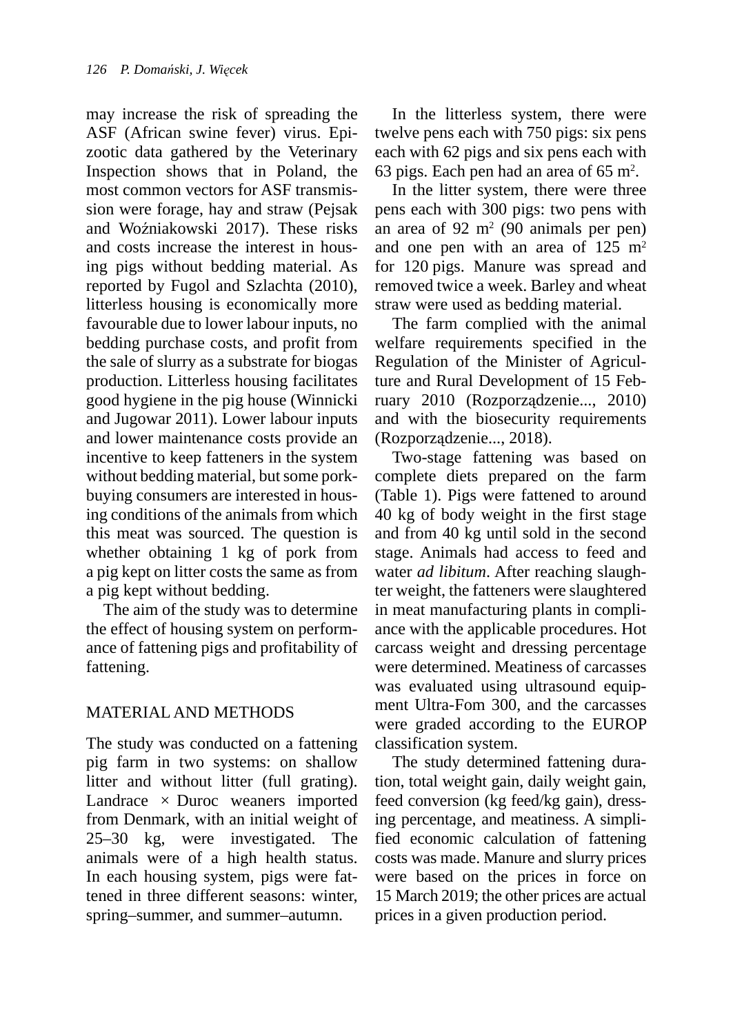may increase the risk of spreading the ASF (African swine fever) virus. Epizootic data gathered by the Veterinary Inspection shows that in Poland, the most common vectors for ASF transmission were forage, hay and straw (Pejsak and Woźniakowski 2017). These risks and costs increase the interest in housing pigs without bedding material. As reported by Fugol and Szlachta (2010), litterless housing is economically more favourable due to lower labour inputs, no bedding purchase costs, and profit from the sale of slurry as a substrate for biogas production. Litterless housing facilitates good hygiene in the pig house (Winnicki and Jugowar 2011). Lower labour inputs and lower maintenance costs provide an incentive to keep fatteners in the system without bedding material, but some pork-buying consumers are interested in housing conditions of the animals from which this meat was sourced. The question is whether obtaining 1 kg of pork from a pig kept on litter costs the same as from a pig kept without bedding.

The aim of the study was to determine the effect of housing system on performance of fattening pigs and profitability of fattening.

## MATERIAL AND METHODS

The study was conducted on a fattening pig farm in two systems: on shallow litter and without litter (full grating). Landrace × Duroc weaners imported from Denmark, with an initial weight of 25–30 kg, were investigated. The animals were of a high health status. In each housing system, pigs were fattened in three different seasons: winter, spring–summer, and summer–autumn.

In the litterless system, there were twelve pens each with 750 pigs: six pens each with 62 pigs and six pens each with 63 pigs. Each pen had an area of 65 $m^2$.

In the litter system, there were three pens each with 300 pigs: two pens with an area of 92 $m^2$ (90 animals per pen) and one pen with an area of 125 $m^2$ for 120 pigs. Manure was spread and removed twice a week. Barley and wheat straw were used as bedding material.

The farm complied with the animal welfare requirements specified in the Regulation of the Minister of Agriculture and Rural Development of 15 February 2010 (Rozporządzenie..., 2010) and with the biosecurity requirements (Rozporządzenie..., 2018).

Two-stage fattening was based on complete diets prepared on the farm (Table 1). Pigs were fattened to around 40 kg of body weight in the first stage and from 40 kg until sold in the second stage. Animals had access to feed and water *ad libitum*. After reaching slaughter weight, the fatteners were slaughtered in meat manufacturing plants in compliance with the applicable procedures. Hot carcass weight and dressing percentage were determined. Meatiness of carcasses was evaluated using ultrasound equipment Ultra-Fom 300, and the carcasses were graded according to the EUROP classification system.

The study determined fattening duration, total weight gain, daily weight gain, feed conversion (kg feed/kg gain), dressing percentage, and meatiness. A simplified economic calculation of fattening costs was made. Manure and slurry prices were based on the prices in force on 15 March 2019; the other prices are actual prices in a given production period.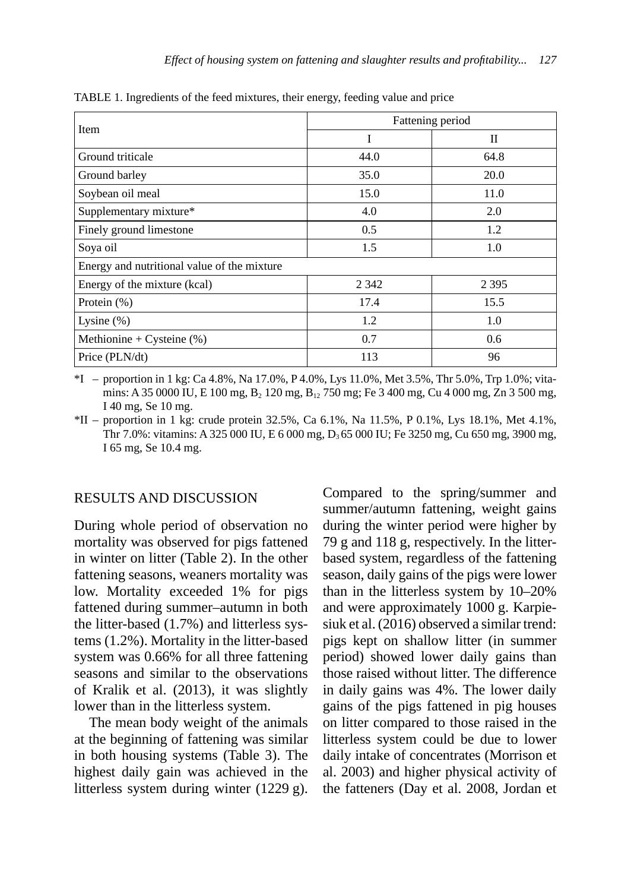TABLE 1. Ingredients of the feed mixtures, their energy, feeding value and price

| Item | Fattening period | |
|---|---|---|
| | I | II |
| Ground triticale | 44.0 | 64.8 |
| Ground barley | 35.0 | 20.0 |
| Soybean oil meal | 15.0 | 11.0 |
| Supplementary mixture* | 4.0 | 2.0 |
| Finely ground limestone | 0.5 | 1.2 |
| Soya oil | 1.5 | 1.0 |
| Energy and nutritional value of the mixture | | |
| Energy of the mixture (kcal) | 2 342 | 2 395 |
| Protein (%) | 17.4 | 15.5 |
| Lysine (%) | 1.2 | 1.0 |
| Methionine + Cysteine (%) | 0.7 | 0.6 |
| Price (PLN/dt) | 113 | 96 |

*I – proportion in 1 kg: Ca 4.8%, Na 17.0%, P 4.0%, Lys 11.0%, Met 3.5%, Thr 5.0%, Trp 1.0%; vitamins: A 35 0000 IU, E 100 mg, $B_2$ 120 mg, $B_{12}$ 750 mg; Fe 3 400 mg, Cu 4 000 mg, Zn 3 500 mg, I 40 mg, Se 10 mg.

*II – proportion in 1 kg: crude protein 32.5%, Ca 6.1%, Na 11.5%, P 0.1%, Lys 18.1%, Met 4.1%, Thr 7.0%: vitamins: A 325 000 IU, E 6 000 mg, $D_3$ 65 000 IU; Fe 3250 mg, Cu 650 mg, 3900 mg, I 65 mg, Se 10.4 mg.

## RESULTS AND DISCUSSION

During whole period of observation no mortality was observed for pigs fattened in winter on litter (Table 2). In the other fattening seasons, weaners mortality was low. Mortality exceeded 1% for pigs fattened during summer–autumn in both the litter-based (1.7%) and litterless systems (1.2%). Mortality in the litter-based system was 0.66% for all three fattening seasons and similar to the observations of Kralik et al. (2013), it was slightly lower than in the litterless system.

The mean body weight of the animals at the beginning of fattening was similar in both housing systems (Table 3). The highest daily gain was achieved in the litterless system during winter (1229 g). Compared to the spring/summer and summer/autumn fattening, weight gains during the winter period were higher by 79 g and 118 g, respectively. In the litter-based system, regardless of the fattening season, daily gains of the pigs were lower than in the litterless system by 10–20% and were approximately 1000 g. Karpiesiuk et al. (2016) observed a similar trend: pigs kept on shallow litter (in summer period) showed lower daily gains than those raised without litter. The difference in daily gains was 4%. The lower daily gains of the pigs fattened in pig houses on litter compared to those raised in the litterless system could be due to lower daily intake of concentrates (Morrison et al. 2003) and higher physical activity of the fatteners (Day et al. 2008, Jordan et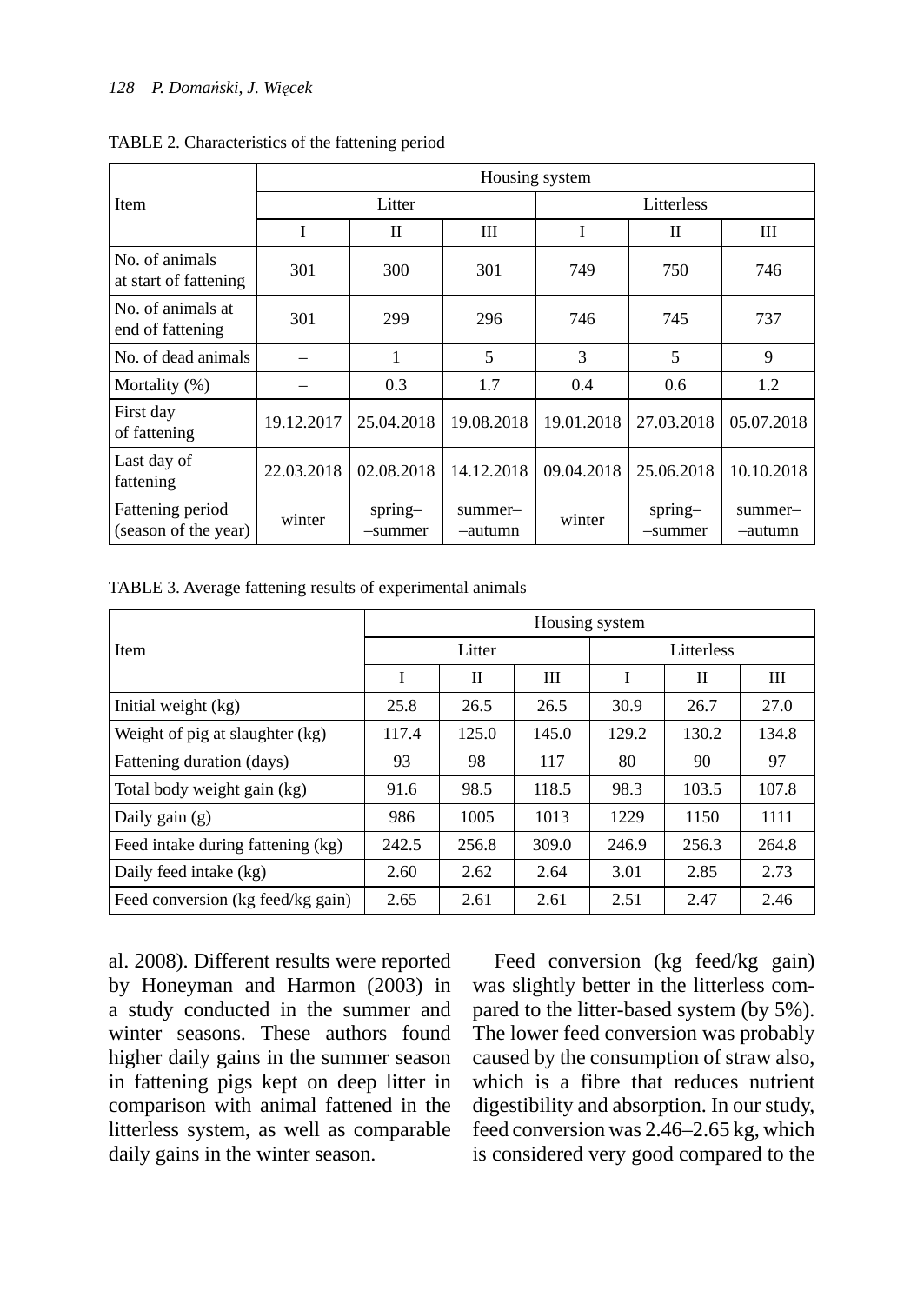TABLE 2. Characteristics of the fattening period

| Item | Housing system | | | | | |
|---|---|---|---|---|---|---|
| | Litter | | | Litterless | | |
| | I | II | III | I | II | III |
| No. of animals at start of fattening | 301 | 300 | 301 | 749 | 750 | 746 |
| No. of animals at end of fattening | 301 | 299 | 296 | 746 | 745 | 737 |
| No. of dead animals | – | 1 | 5 | 3 | 5 | 9 |
| Mortality (%) | – | 0.3 | 1.7 | 0.4 | 0.6 | 1.2 |
| First day of fattening | 19.12.2017 | 25.04.2018 | 19.08.2018 | 19.01.2018 | 27.03.2018 | 05.07.2018 |
| Last day of fattening | 22.03.2018 | 02.08.2018 | 14.12.2018 | 09.04.2018 | 25.06.2018 | 10.10.2018 |
| Fattening period (season of the year) | winter | spring–summer | summer–autumn | winter | spring–summer | summer–autumn |

TABLE 3. Average fattening results of experimental animals

| Item | Housing system | | | | | |
|---|---|---|---|---|---|---|
| | Litter | | | Litterless | | |
| | I | II | III | I | II | III |
| Initial weight (kg) | 25.8 | 26.5 | 26.5 | 30.9 | 26.7 | 27.0 |
| Weight of pig at slaughter (kg) | 117.4 | 125.0 | 145.0 | 129.2 | 130.2 | 134.8 |
| Fattening duration (days) | 93 | 98 | 117 | 80 | 90 | 97 |
| Total body weight gain (kg) | 91.6 | 98.5 | 118.5 | 98.3 | 103.5 | 107.8 |
| Daily gain (g) | 986 | 1005 | 1013 | 1229 | 1150 | 1111 |
| Feed intake during fattening (kg) | 242.5 | 256.8 | 309.0 | 246.9 | 256.3 | 264.8 |
| Daily feed intake (kg) | 2.60 | 2.62 | 2.64 | 3.01 | 2.85 | 2.73 |
| Feed conversion (kg feed/kg gain) | 2.65 | 2.61 | 2.61 | 2.51 | 2.47 | 2.46 |

al. 2008). Different results were reported by Honeyman and Harmon (2003) in a study conducted in the summer and winter seasons. These authors found higher daily gains in the summer season in fattening pigs kept on deep litter in comparison with animal fattened in the litterless system, as well as comparable daily gains in the winter season.

Feed conversion (kg feed/kg gain) was slightly better in the litterless compared to the litter-based system (by 5%). The lower feed conversion was probably caused by the consumption of straw also, which is a fibre that reduces nutrient digestibility and absorption. In our study, feed conversion was 2.46–2.65 kg, which is considered very good compared to the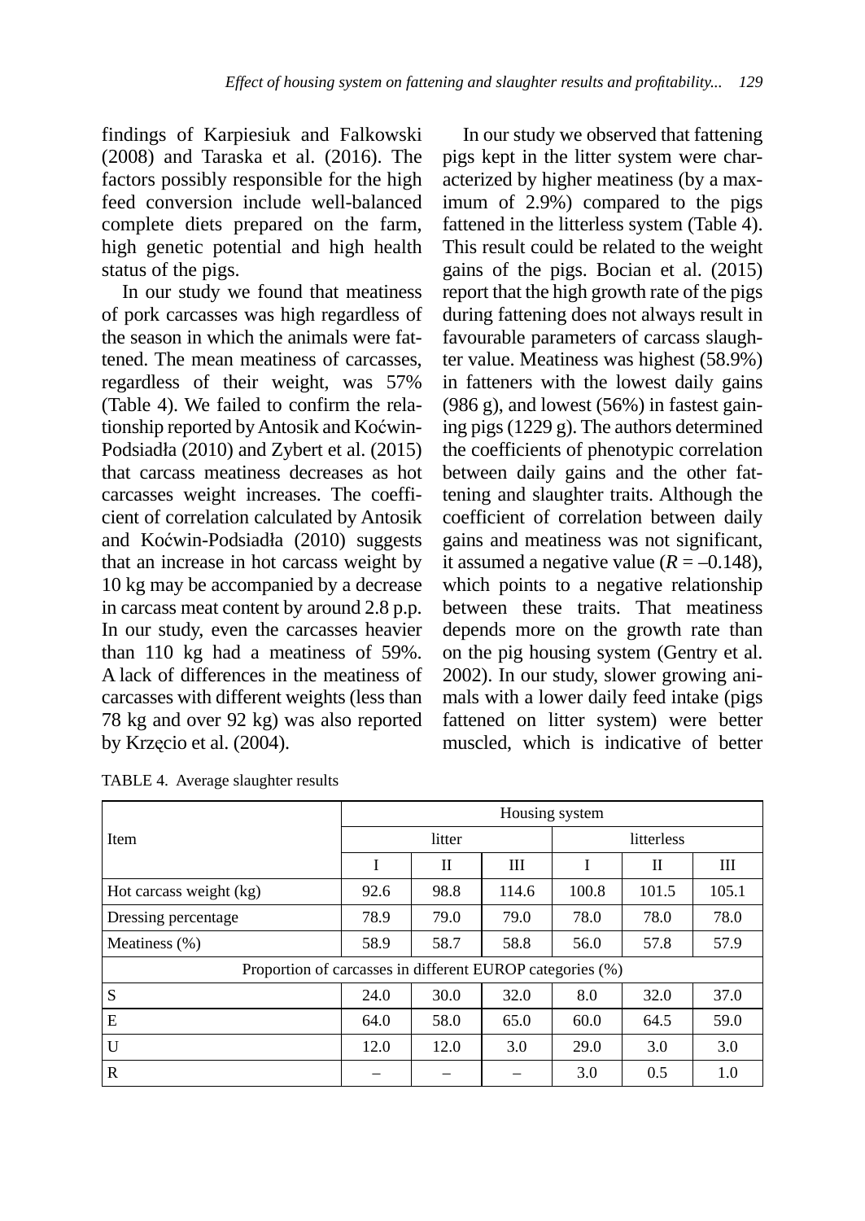findings of Karpiesiuk and Falkowski (2008) and Taraska et al. (2016). The factors possibly responsible for the high feed conversion include well-balanced complete diets prepared on the farm, high genetic potential and high health status of the pigs.

In our study we found that meatiness of pork carcasses was high regardless of the season in which the animals were fattened. The mean meatiness of carcasses, regardless of their weight, was 57% (Table 4). We failed to confirm the relationship reported by Antosik and Koćwin-Podsiadła (2010) and Zybert et al. (2015) that carcass meatiness decreases as hot carcasses weight increases. The coefficient of correlation calculated by Antosik and Koćwin-Podsiadła (2010) suggests that an increase in hot carcass weight by 10 kg may be accompanied by a decrease in carcass meat content by around 2.8 p.p. In our study, even the carcasses heavier than 110 kg had a meatiness of 59%. A lack of differences in the meatiness of carcasses with different weights (less than 78 kg and over 92 kg) was also reported by Krzęcio et al. (2004).

In our study we observed that fattening pigs kept in the litter system were characterized by higher meatiness (by a maximum of 2.9%) compared to the pigs fattened in the litterless system (Table 4). This result could be related to the weight gains of the pigs. Bocian et al. (2015) report that the high growth rate of the pigs during fattening does not always result in favourable parameters of carcass slaughter value. Meatiness was highest (58.9%) in fatteners with the lowest daily gains (986 g), and lowest (56%) in fastest gaining pigs (1229 g). The authors determined the coefficients of phenotypic correlation between daily gains and the other fattening and slaughter traits. Although the coefficient of correlation between daily gains and meatiness was not significant, it assumed a negative value ($R = -0.148$), which points to a negative relationship between these traits. That meatiness depends more on the growth rate than on the pig housing system (Gentry et al. 2002). In our study, slower growing animals with a lower daily feed intake (pigs fattened on litter system) were better muscled, which is indicative of better

TABLE 4. Average slaughter results

| Item | Housing system | | | | | |
|---|---|---|---|---|---|---|
| | litter | | | litterless | | |
| | I | II | III | I | II | III |
| Hot carcass weight (kg) | 92.6 | 98.8 | 114.6 | 100.8 | 101.5 | 105.1 |
| Dressing percentage | 78.9 | 79.0 | 79.0 | 78.0 | 78.0 | 78.0 |
| Meatiness (%) | 58.9 | 58.7 | 58.8 | 56.0 | 57.8 | 57.9 |
| Proportion of carcasses in different EUROP categories (%) | | | | | | |
| S | 24.0 | 30.0 | 32.0 | 8.0 | 32.0 | 37.0 |
| E | 64.0 | 58.0 | 65.0 | 60.0 | 64.5 | 59.0 |
| U | 12.0 | 12.0 | 3.0 | 29.0 | 3.0 | 3.0 |
| R | – | – | – | 3.0 | 0.5 | 1.0 |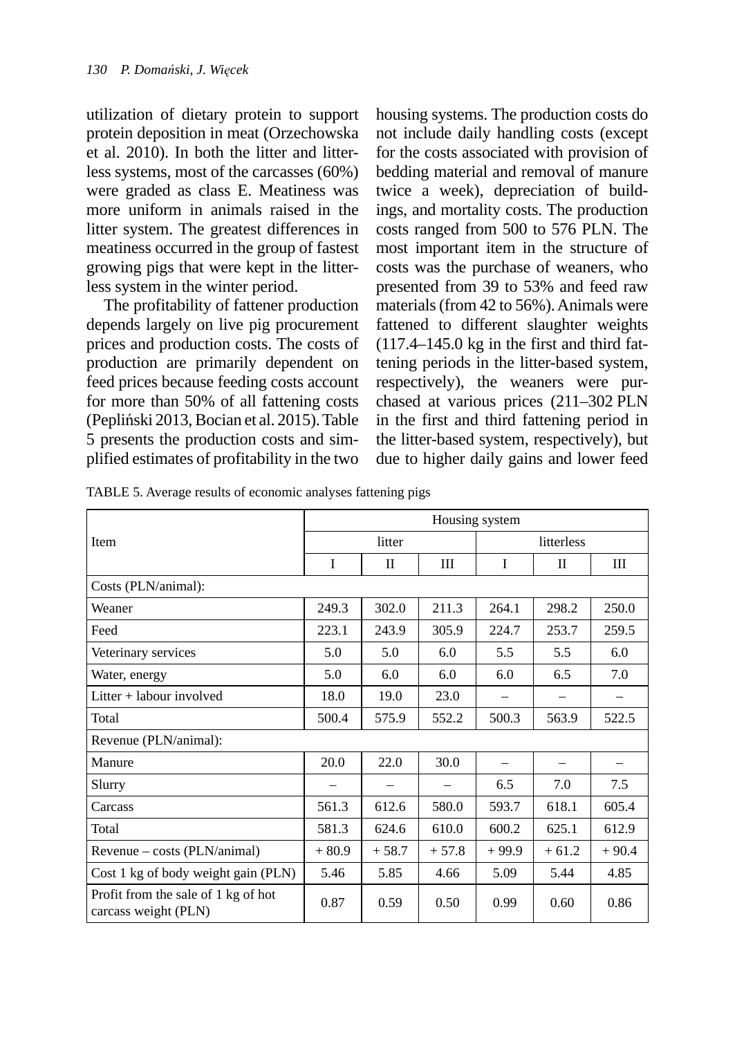utilization of dietary protein to support protein deposition in meat (Orzechowska et al. 2010). In both the litter and litterless systems, most of the carcasses (60%) were graded as class E. Meatiness was more uniform in animals raised in the litter system. The greatest differences in meatiness occurred in the group of fastest growing pigs that were kept in the litterless system in the winter period.

The profitability of fattener production depends largely on live pig procurement prices and production costs. The costs of production are primarily dependent on feed prices because feeding costs account for more than 50% of all fattening costs (Pepliński 2013, Bocian et al. 2015). Table 5 presents the production costs and simplified estimates of profitability in the two housing systems. The production costs do not include daily handling costs (except for the costs associated with provision of bedding material and removal of manure twice a week), depreciation of buildings, and mortality costs. The production costs ranged from 500 to 576 PLN. The most important item in the structure of costs was the purchase of weaners, who presented from 39 to 53% and feed raw materials (from 42 to 56%). Animals were fattened to different slaughter weights (117.4–145.0 kg in the first and third fattening periods in the litter-based system, respectively), the weaners were purchased at various prices (211–302 PLN in the first and third fattening period in the litter-based system, respectively), but due to higher daily gains and lower feed

TABLE 5. Average results of economic analyses fattening pigs

| Item | Housing system | | | | | |
|---|---|---|---|---|---|---|
| | litter | | | litterless | | |
| | I | II | III | I | II | III |
| Costs (PLN/animal): | | | | | | |
| Weaner | 249.3 | 302.0 | 211.3 | 264.1 | 298.2 | 250.0 |
| Feed | 223.1 | 243.9 | 305.9 | 224.7 | 253.7 | 259.5 |
| Veterinary services | 5.0 | 5.0 | 6.0 | 5.5 | 5.5 | 6.0 |
| Water, energy | 5.0 | 6.0 | 6.0 | 6.0 | 6.5 | 7.0 |
| Litter + labour involved | 18.0 | 19.0 | 23.0 | – | – | – |
| Total | 500.4 | 575.9 | 552.2 | 500.3 | 563.9 | 522.5 |
| Revenue (PLN/animal): | | | | | | |
| Manure | 20.0 | 22.0 | 30.0 | – | – | – |
| Slurry | – | – | – | 6.5 | 7.0 | 7.5 |
| Carcass | 561.3 | 612.6 | 580.0 | 593.7 | 618.1 | 605.4 |
| Total | 581.3 | 624.6 | 610.0 | 600.2 | 625.1 | 612.9 |
| Revenue – costs (PLN/animal) | + 80.9 | + 58.7 | + 57.8 | + 99.9 | + 61.2 | + 90.4 |
| Cost 1 kg of body weight gain (PLN) | 5.46 | 5.85 | 4.66 | 5.09 | 5.44 | 4.85 |
| Profit from the sale of 1 kg of hot carcass weight (PLN) | 0.87 | 0.59 | 0.50 | 0.99 | 0.60 | 0.86 |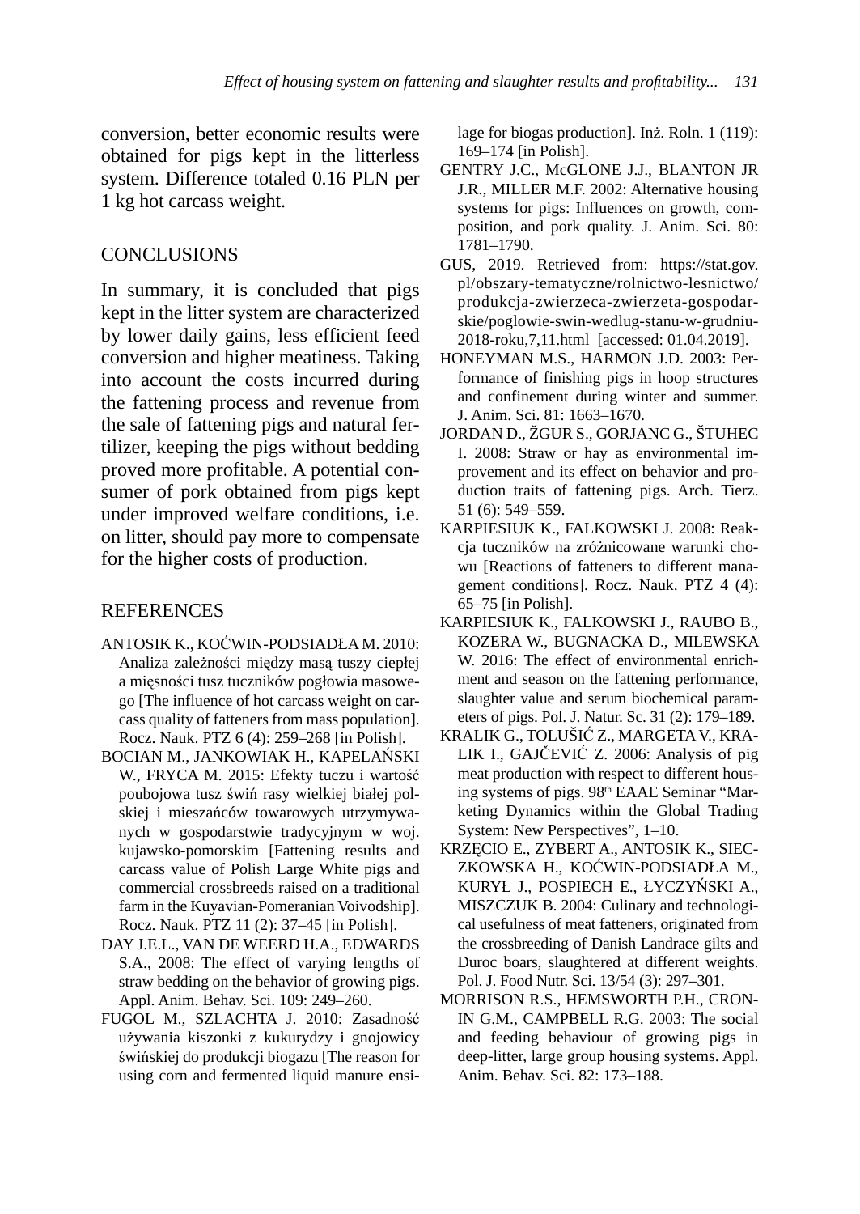conversion, better economic results were obtained for pigs kept in the litterless system. Difference totaled 0.16 PLN per 1 kg hot carcass weight.

## CONCLUSIONS

In summary, it is concluded that pigs kept in the litter system are characterized by lower daily gains, less efficient feed conversion and higher meatiness. Taking into account the costs incurred during the fattening process and revenue from the sale of fattening pigs and natural fertilizer, keeping the pigs without bedding proved more profitable. A potential consumer of pork obtained from pigs kept under improved welfare conditions, i.e. on litter, should pay more to compensate for the higher costs of production.

## REFERENCES

ANTOSIK K., KOĆWIN-PODSIADŁA M. 2010: Analiza zależności między masą tuszy ciepłej a mięsności tusz tuczników pogłowia masowego [The influence of hot carcass weight on carcass quality of fatteners from mass population]. Rocz. Nauk. PTZ 6 (4): 259–268 [in Polish].

BOCIAN M., JANKOWIAK H., KAPELAŃSKI W., FRYCA M. 2015: Efekty tuczu i wartość poubojowa tusz świń rasy wielkiej białej polskiej i mieszańców towarowych utrzymywanych w gospodarstwie tradycyjnym w woj. kujawsko-pomorskim [Fattening results and carcass value of Polish Large White pigs and commercial crossbreeds raised on a traditional farm in the Kuyavian-Pomeranian Voivodship]. Rocz. Nauk. PTZ 11 (2): 37–45 [in Polish].

DAY J.E.L., VAN DE WEERD H.A., EDWARDS S.A., 2008: The effect of varying lengths of straw bedding on the behavior of growing pigs. Appl. Anim. Behav. Sci. 109: 249–260.

FUGOL M., SZLACHTA J. 2010: Zasadność używania kiszonki z kukurydzy i gnojowicy świńskiej do produkcji biogazu [The reason for using corn and fermented liquid manure ensilage for biogas production]. Inż. Roln. 1 (119): 169–174 [in Polish].

GENTRY J.C., McGLONE J.J., BLANTON JR J.R., MILLER M.F. 2002: Alternative housing systems for pigs: Influences on growth, composition, and pork quality. J. Anim. Sci. 80: 1781–1790.

GUS, 2019. Retrieved from: https://stat.gov.pl/obszary-tematyczne/rolnictwo-lesnictwo/produkcja-zwierzeca-zwierzeta-gospodarskie/poglowie-swin-wedlug-stanu-w-grudniu-2018-roku,7,11.html [accessed: 01.04.2019].

HONEYMAN M.S., HARMON J.D. 2003: Performance of finishing pigs in hoop structures and confinement during winter and summer. J. Anim. Sci. 81: 1663–1670.

JORDAN D., ŽGUR S., GORJANC G., ŠTUHEC I. 2008: Straw or hay as environmental improvement and its effect on behavior and production traits of fattening pigs. Arch. Tierz. 51 (6): 549–559.

KARPIESIUK K., FALKOWSKI J. 2008: Reakcja tuczników na zróżnicowane warunki chowu [Reactions of fatteners to different management conditions]. Rocz. Nauk. PTZ 4 (4): 65–75 [in Polish].

KARPIESIUK K., FALKOWSKI J., RAUBO B., KOZERA W., BUGNACKA D., MILEWSKA W. 2016: The effect of environmental enrichment and season on the fattening performance, slaughter value and serum biochemical parameters of pigs. Pol. J. Natur. Sc. 31 (2): 179–189.

KRALIK G., TOLUŠIĆ Z., MARGETA V., KRALIK I., GAJČEVIĆ Z. 2006: Analysis of pig meat production with respect to different housing systems of pigs. 98th EAAE Seminar "Marketing Dynamics within the Global Trading System: New Perspectives", 1–10.

KRZĘCIO E., ZYBERT A., ANTOSIK K., SIECZKOWSKA H., KOĆWIN-PODSIADŁA M., KURYŁ J., POSPIECH E., ŁYCZYŃSKI A., MISZCZUK B. 2004: Culinary and technological usefulness of meat fatteners, originated from the crossbreeding of Danish Landrace gilts and Duroc boars, slaughtered at different weights. Pol. J. Food Nutr. Sci. 13/54 (3): 297–301.

MORRISON R.S., HEMSWORTH P.H., CRONIN G.M., CAMPBELL R.G. 2003: The social and feeding behaviour of growing pigs in deep-litter, large group housing systems. Appl. Anim. Behav. Sci. 82: 173–188.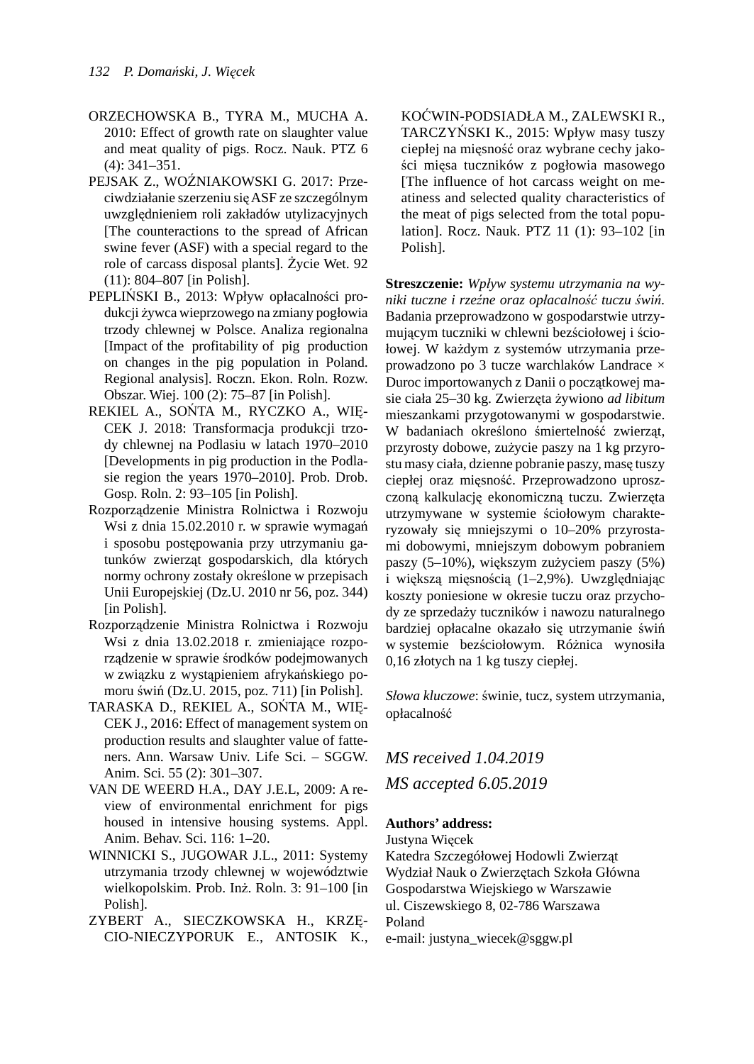ORZECHOWSKA B., TYRA M., MUCHA A. 2010: Effect of growth rate on slaughter value and meat quality of pigs. Rocz. Nauk. PTZ 6 (4): 341–351.

PEJSAK Z., WOŹNIAKOWSKI G. 2017: Przeciwdziałanie szerzeniu się ASF ze szczególnym uwzględnieniem roli zakładów utylizacyjnych [The counteractions to the spread of African swine fever (ASF) with a special regard to the role of carcass disposal plants]. Życie Wet. 92 (11): 804–807 [in Polish].

PEPLIŃSKI B., 2013: Wpływ opłacalności produkcji żywca wieprzowego na zmiany pogłowia trzody chlewnej w Polsce. Analiza regionalna [Impact of the profitability of pig production on changes in the pig population in Poland. Regional analysis]. Roczn. Ekon. Roln. Rozw. Obszar. Wiej. 100 (2): 75–87 [in Polish].

REKIEL A., SOŃTA M., RYCZKO A., WIĘCEK J. 2018: Transformacja produkcji trzody chlewnej na Podlasiu w latach 1970–2010 [Developments in pig production in the Podlasie region the years 1970–2010]. Prob. Drob. Gosp. Roln. 2: 93–105 [in Polish].

Rozporządzenie Ministra Rolnictwa i Rozwoju Wsi z dnia 15.02.2010 r. w sprawie wymagań i sposobu postępowania przy utrzymaniu gatunków zwierząt gospodarskich, dla których normy ochrony zostały określone w przepisach Unii Europejskiej (Dz.U. 2010 nr 56, poz. 344) [in Polish].

Rozporządzenie Ministra Rolnictwa i Rozwoju Wsi z dnia 13.02.2018 r. zmieniające rozporządzenie w sprawie środków podejmowanych w związku z wystąpieniem afrykańskiego pomoru świń (Dz.U. 2015, poz. 711) [in Polish].

TARASKA D., REKIEL A., SOŃTA M., WIĘCEK J., 2016: Effect of management system on production results and slaughter value of fatteners. Ann. Warsaw Univ. Life Sci. – SGGW. Anim. Sci. 55 (2): 301–307.

VAN DE WEERD H.A., DAY J.E.L, 2009: A review of environmental enrichment for pigs housed in intensive housing systems. Appl. Anim. Behav. Sci. 116: 1–20.

WINNICKI S., JUGOWAR J.L., 2011: Systemy utrzymania trzody chlewnej w województwie wielkopolskim. Prob. Inż. Roln. 3: 91–100 [in Polish].

ZYBERT A., SIECZKOWSKA H., KRZĘCIO-NIECZYPORUK E., ANTOSIK K., KOĆWIN-PODSIADŁA M., ZALEWSKI R., TARCZYŃSKI K., 2015: Wpływ masy tuszy ciepłej na mięsność oraz wybrane cechy jakości mięsa tuczników z pogłowia masowego [The influence of hot carcass weight on meatiness and selected quality characteristics of the meat of pigs selected from the total population]. Rocz. Nauk. PTZ 11 (1): 93–102 [in Polish].

**Streszczenie:** *Wpływ systemu utrzymania na wyniki tuczne i rzeźne oraz opłacalność tuczu świń.* Badania przeprowadzono w gospodarstwie utrzymującym tuczniki w chlewni bezściołowej i ściołowej. W każdym z systemów utrzymania przeprowadzono po 3 tucze warchlaków Landrace × Duroc importowanych z Danii o początkowej masie ciała 25–30 kg. Zwierzęta żywiono *ad libitum* mieszankami przygotowanymi w gospodarstwie. W badaniach określono śmiertelność zwierząt, przyrosty dobowe, zużycie paszy na 1 kg przyrostu masy ciała, dzienne pobranie paszy, masę tuszy ciepłej oraz mięsność. Przeprowadzono uproszczoną kalkulację ekonomiczną tuczu. Zwierzęta utrzymywane w systemie ściołowym charakteryzowały się mniejszymi o 10–20% przyrostami dobowymi, mniejszym dobowym pobraniem paszy (5–10%), większym zużyciem paszy (5%) i większą mięsnością (1–2,9%). Uwzględniając koszty poniesione w okresie tuczu oraz przychody ze sprzedaży tuczników i nawozu naturalnego bardziej opłacalne okazało się utrzymanie świń w systemie bezściołowym. Różnica wynosiła 0,16 złotych na 1 kg tuszy ciepłej.

*Słowa kluczowe*: świnie, tucz, system utrzymania, opłacalność

*MS received 1.04.2019*

*MS accepted 6.05.2019*

**Authors' address:**

Justyna Więcek  
Katedra Szczegółowej Hodowli Zwierząt  
Wydział Nauk o Zwierzętach Szkoła Główna Gospodarstwa Wiejskiego w Warszawie  
ul. Ciszewskiego 8, 02-786 Warszawa  
Poland  
e-mail: justyna_wiecek@sggw.pl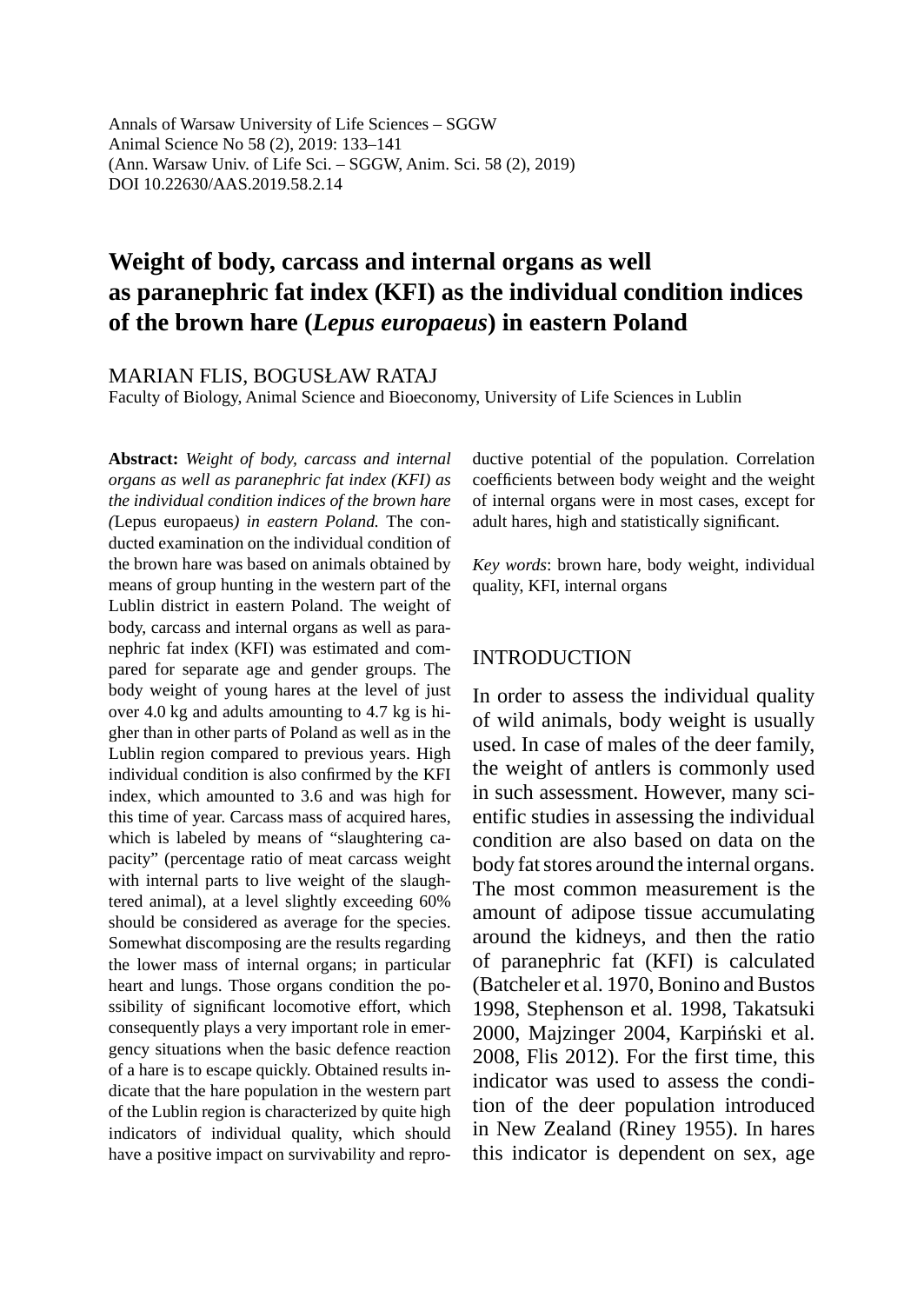Annals of Warsaw University of Life Sciences – SGGW
Animal Science No 58 (2), 2019: 133–141
(Ann. Warsaw Univ. of Life Sci. – SGGW, Anim. Sci. 58 (2), 2019)
DOI 10.22630/AAS.2019.58.2.14

# Weight of body, carcass and internal organs as well as paranephric fat index (KFI) as the individual condition indices of the brown hare (*Lepus europaeus*) in eastern Poland

MARIAN FLIS, BOGUSŁAW RATAJ

Faculty of Biology, Animal Science and Bioeconomy, University of Life Sciences in Lublin

**Abstract:** *Weight of body, carcass and internal organs as well as paranephric fat index (KFI) as the individual condition indices of the brown hare (*Lepus europaeus*) in eastern Poland.* The conducted examination on the individual condition of the brown hare was based on animals obtained by means of group hunting in the western part of the Lublin district in eastern Poland. The weight of body, carcass and internal organs as well as paranephric fat index (KFI) was estimated and compared for separate age and gender groups. The body weight of young hares at the level of just over 4.0 kg and adults amounting to 4.7 kg is higher than in other parts of Poland as well as in the Lublin region compared to previous years. High individual condition is also confirmed by the KFI index, which amounted to 3.6 and was high for this time of year. Carcass mass of acquired hares, which is labeled by means of "slaughtering capacity" (percentage ratio of meat carcass weight with internal parts to live weight of the slaughtered animal), at a level slightly exceeding 60% should be considered as average for the species. Somewhat discomposing are the results regarding the lower mass of internal organs; in particular heart and lungs. Those organs condition the possibility of significant locomotive effort, which consequently plays a very important role in emergency situations when the basic defence reaction of a hare is to escape quickly. Obtained results indicate that the hare population in the western part of the Lublin region is characterized by quite high indicators of individual quality, which should have a positive impact on survivability and reproductive potential of the population. Correlation coefficients between body weight and the weight of internal organs were in most cases, except for adult hares, high and statistically significant.

*Key words*: brown hare, body weight, individual quality, KFI, internal organs

## INTRODUCTION

In order to assess the individual quality of wild animals, body weight is usually used. In case of males of the deer family, the weight of antlers is commonly used in such assessment. However, many scientific studies in assessing the individual condition are also based on data on the body fat stores around the internal organs. The most common measurement is the amount of adipose tissue accumulating around the kidneys, and then the ratio of paranephric fat (KFI) is calculated (Batcheler et al. 1970, Bonino and Bustos 1998, Stephenson et al. 1998, Takatsuki 2000, Majzinger 2004, Karpiński et al. 2008, Flis 2012). For the first time, this indicator was used to assess the condition of the deer population introduced in New Zealand (Riney 1955). In hares this indicator is dependent on sex, age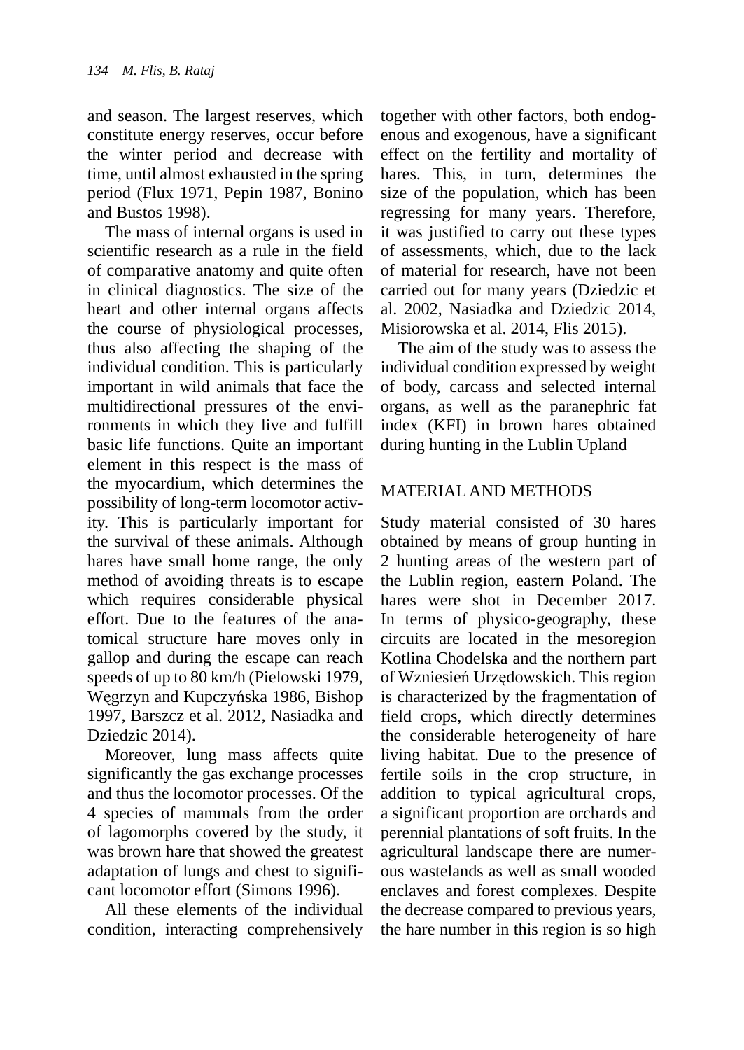and season. The largest reserves, which constitute energy reserves, occur before the winter period and decrease with time, until almost exhausted in the spring period (Flux 1971, Pepin 1987, Bonino and Bustos 1998).

The mass of internal organs is used in scientific research as a rule in the field of comparative anatomy and quite often in clinical diagnostics. The size of the heart and other internal organs affects the course of physiological processes, thus also affecting the shaping of the individual condition. This is particularly important in wild animals that face the multidirectional pressures of the environments in which they live and fulfill basic life functions. Quite an important element in this respect is the mass of the myocardium, which determines the possibility of long-term locomotor activity. This is particularly important for the survival of these animals. Although hares have small home range, the only method of avoiding threats is to escape which requires considerable physical effort. Due to the features of the anatomical structure hare moves only in gallop and during the escape can reach speeds of up to 80 km/h (Pielowski 1979, Węgrzyn and Kupczyńska 1986, Bishop 1997, Barszcz et al. 2012, Nasiadka and Dziedzic 2014).

Moreover, lung mass affects quite significantly the gas exchange processes and thus the locomotor processes. Of the 4 species of mammals from the order of lagomorphs covered by the study, it was brown hare that showed the greatest adaptation of lungs and chest to significant locomotor effort (Simons 1996).

All these elements of the individual condition, interacting comprehensively together with other factors, both endogenous and exogenous, have a significant effect on the fertility and mortality of hares. This, in turn, determines the size of the population, which has been regressing for many years. Therefore, it was justified to carry out these types of assessments, which, due to the lack of material for research, have not been carried out for many years (Dziedzic et al. 2002, Nasiadka and Dziedzic 2014, Misiorowska et al. 2014, Flis 2015).

The aim of the study was to assess the individual condition expressed by weight of body, carcass and selected internal organs, as well as the paranephric fat index (KFI) in brown hares obtained during hunting in the Lublin Upland

## MATERIAL AND METHODS

Study material consisted of 30 hares obtained by means of group hunting in 2 hunting areas of the western part of the Lublin region, eastern Poland. The hares were shot in December 2017. In terms of physico-geography, these circuits are located in the mesoregion Kotlina Chodelska and the northern part of Wzniesień Urzędowskich. This region is characterized by the fragmentation of field crops, which directly determines the considerable heterogeneity of hare living habitat. Due to the presence of fertile soils in the crop structure, in addition to typical agricultural crops, a significant proportion are orchards and perennial plantations of soft fruits. In the agricultural landscape there are numerous wastelands as well as small wooded enclaves and forest complexes. Despite the decrease compared to previous years, the hare number in this region is so high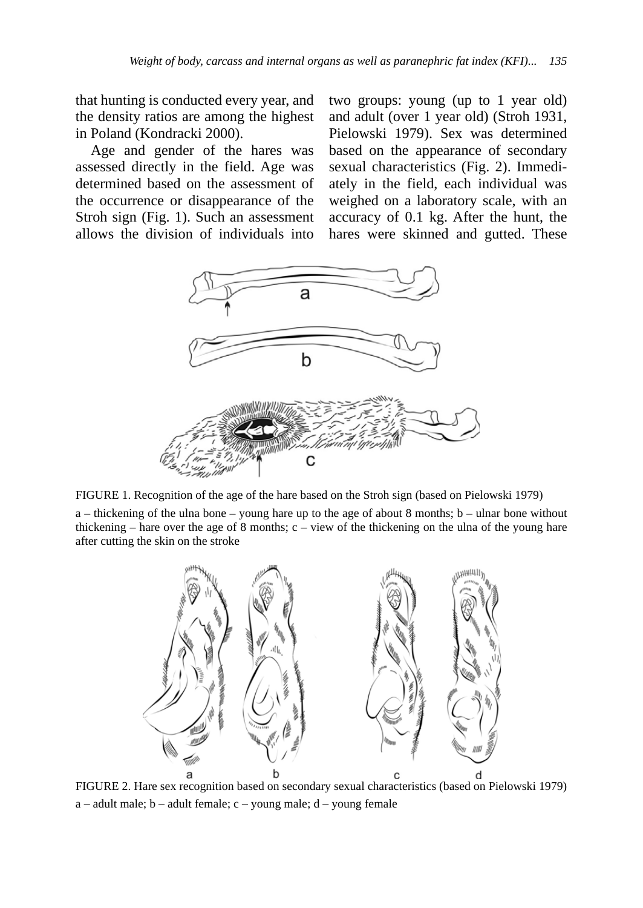that hunting is conducted every year, and the density ratios are among the highest in Poland (Kondracki 2000).

Age and gender of the hares was assessed directly in the field. Age was determined based on the assessment of the occurrence or disappearance of the Stroh sign (Fig. 1). Such an assessment allows the division of individuals into two groups: young (up to 1 year old) and adult (over 1 year old) (Stroh 1931, Pielowski 1979). Sex was determined based on the appearance of secondary sexual characteristics (Fig. 2). Immediately in the field, each individual was weighed on a laboratory scale, with an accuracy of 0.1 kg. After the hunt, the hares were skinned and gutted. These

FIGURE 1. Recognition of the age of the hare based on the Stroh sign (based on Pielowski 1979)

a – thickening of the ulna bone – young hare up to the age of about 8 months; b – ulnar bone without thickening – hare over the age of 8 months; c – view of the thickening on the ulna of the young hare after cutting the skin on the stroke

FIGURE 2. Hare sex recognition based on secondary sexual characteristics (based on Pielowski 1979)

a – adult male; b – adult female; c – young male; d – young female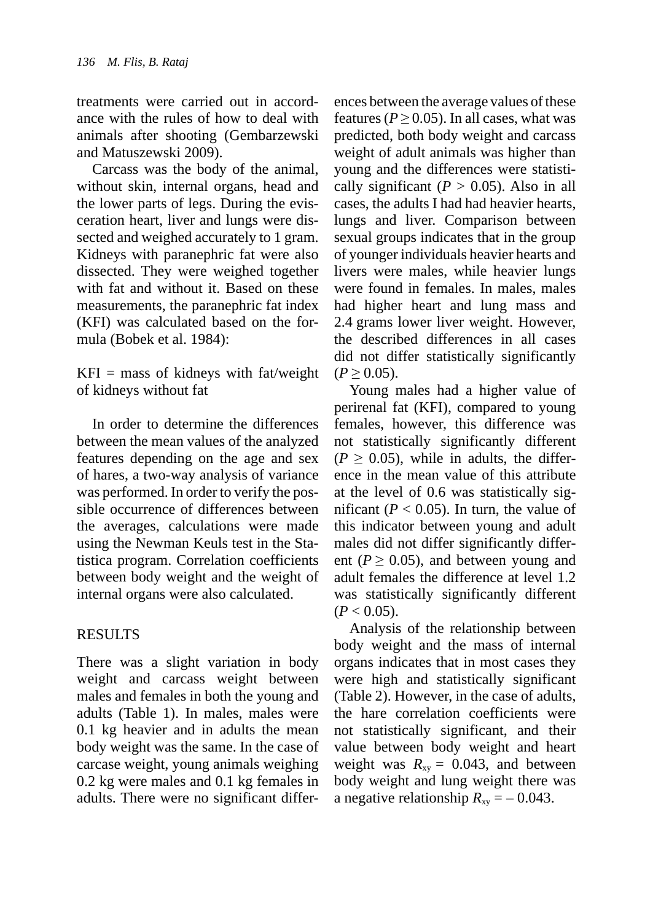treatments were carried out in accordance with the rules of how to deal with animals after shooting (Gembarzewski and Matuszewski 2009).

Carcass was the body of the animal, without skin, internal organs, head and the lower parts of legs. During the evisceration heart, liver and lungs were dissected and weighed accurately to 1 gram. Kidneys with paranephric fat were also dissected. They were weighed together with fat and without it. Based on these measurements, the paranephric fat index (KFI) was calculated based on the formula (Bobek et al. 1984):

KFI = mass of kidneys with fat/weight of kidneys without fat

In order to determine the differences between the mean values of the analyzed features depending on the age and sex of hares, a two-way analysis of variance was performed. In order to verify the possible occurrence of differences between the averages, calculations were made using the Newman Keuls test in the Statistica program. Correlation coefficients between body weight and the weight of internal organs were also calculated.

## RESULTS

There was a slight variation in body weight and carcass weight between males and females in both the young and adults (Table 1). In males, males were 0.1 kg heavier and in adults the mean body weight was the same. In the case of carcase weight, young animals weighing 0.2 kg were males and 0.1 kg females in adults. There were no significant differences between the average values of these features ($P \geq 0.05$). In all cases, what was predicted, both body weight and carcass weight of adult animals was higher than young and the differences were statistically significant ($P > 0.05$). Also in all cases, the adults I had had heavier hearts, lungs and liver. Comparison between sexual groups indicates that in the group of younger individuals heavier hearts and livers were males, while heavier lungs were found in females. In males, males had higher heart and lung mass and 2.4 grams lower liver weight. However, the described differences in all cases did not differ statistically significantly ($P \geq 0.05$).

Young males had a higher value of perirenal fat (KFI), compared to young females, however, this difference was not statistically significantly different ($P \geq 0.05$), while in adults, the difference in the mean value of this attribute at the level of 0.6 was statistically significant ($P < 0.05$). In turn, the value of this indicator between young and adult males did not differ significantly different ($P \geq 0.05$), and between young and adult females the difference at level 1.2 was statistically significantly different ($P < 0.05$).

Analysis of the relationship between body weight and the mass of internal organs indicates that in most cases they were high and statistically significant (Table 2). However, in the case of adults, the hare correlation coefficients were not statistically significant, and their value between body weight and heart weight was $R_{xy} = 0.043$, and between body weight and lung weight there was a negative relationship $R_{xy} = -0.043$.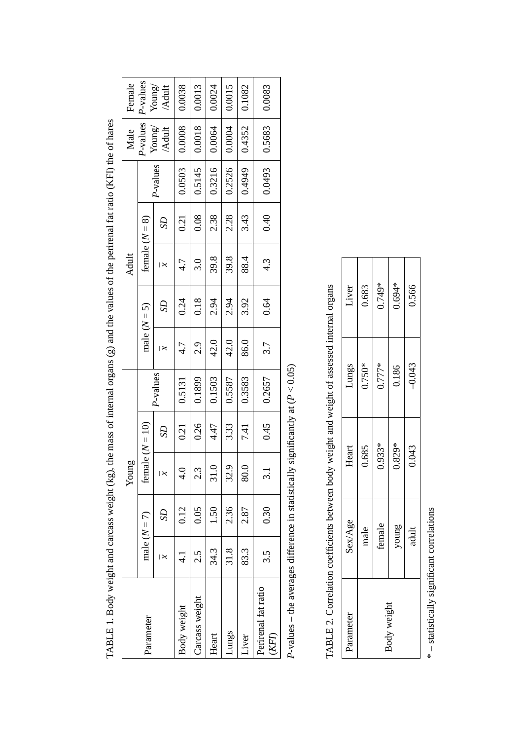TABLE 1. Body weight and carcass weight (kg), the mass of internal organs (g) and the values of the perirenal fat ratio (KFI) the of hares

| Parameter | Young | | | | | Adult | | | | | Male | Female |
|---|---|---|---|---|---|---|---|---|---|---|---|---|
| | male ($N = 7$) | | female ($N = 10$) | | *P*-values | male ($N = 5$) | | female ($N = 8$) | | *P*-values | *P*-values Young/ /Adult | *P*-values Young/ /Adult |
| | $\bar{x}$ | *SD* | $\bar{x}$ | *SD* | | $\bar{x}$ | *SD* | $\bar{x}$ | *SD* | | | |
| Body weight | 4.1 | 0.12 | 4.0 | 0.21 | 0.5131 | 4.7 | 0.24 | 4.7 | 0.21 | 0.0503 | 0.0008 | 0.0038 |
| Carcass weight | 2.5 | 0.05 | 2.3 | 0.26 | 0.1899 | 2.9 | 0.18 | 3.0 | 0.08 | 0.5145 | 0.0018 | 0.0013 |
| Heart | 34.3 | 1.50 | 31.0 | 4.47 | 0.1503 | 42.0 | 2.94 | 39.8 | 2.38 | 0.3216 | 0.0064 | 0.0024 |
| Lungs | 31.8 | 2.36 | 32.9 | 3.33 | 0.5587 | 42.0 | 2.94 | 39.8 | 2.28 | 0.2526 | 0.0004 | 0.0015 |
| Liver | 83.3 | 2.87 | 80.0 | 7.41 | 0.3583 | 86.0 | 3.92 | 88.4 | 3.43 | 0.4949 | 0.4352 | 0.1082 |
| Perirenal fat ratio (*KFI*) | 3.5 | 0.30 | 3.1 | 0.45 | 0.2657 | 3.7 | 0.64 | 4.3 | 0.40 | 0.0493 | 0.5683 | 0.0083 |

*P*-values – the averages difference in statistically significantly at ($P < 0.05$)

TABLE 2. Correlation coefficients between body weight and weight of assessed internal organs

| Parameter | Sex/Age | Heart | Lungs | Liver |
|---|---|---|---|---|
| Body weight | male | 0.685 | 0.750* | 0.683 |
| | female | 0.933* | 0.777* | 0.749* |
| | young | 0.829* | 0.186 | 0.694* |
| | adult | 0.043 | −0.043 | 0.566 |

* – statistically significant correlations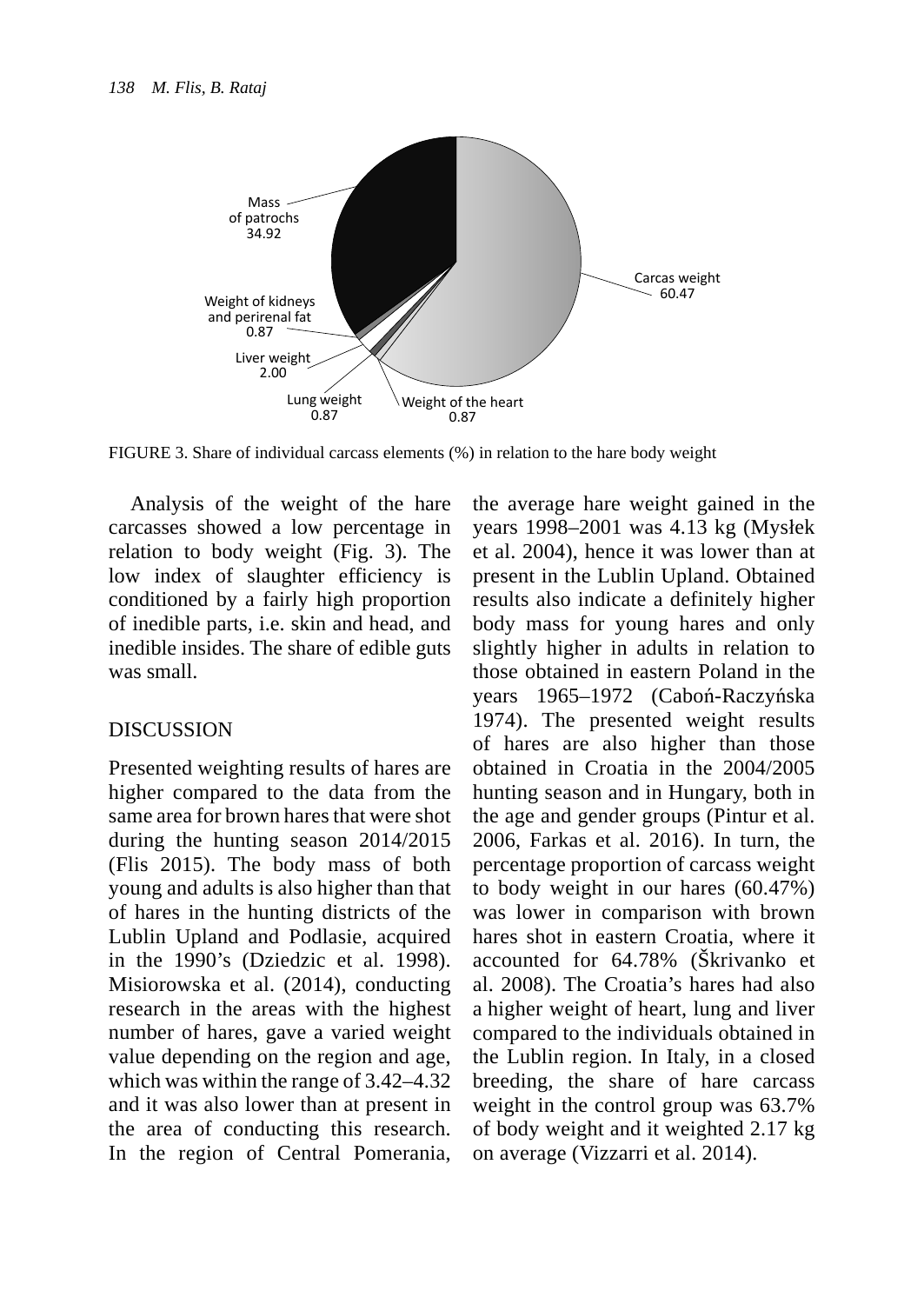FIGURE 3. Share of individual carcass elements (%) in relation to the hare body weight

Analysis of the weight of the hare carcasses showed a low percentage in relation to body weight (Fig. 3). The low index of slaughter efficiency is conditioned by a fairly high proportion of inedible parts, i.e. skin and head, and inedible insides. The share of edible guts was small.

## DISCUSSION

Presented weighting results of hares are higher compared to the data from the same area for brown hares that were shot during the hunting season 2014/2015 (Flis 2015). The body mass of both young and adults is also higher than that of hares in the hunting districts of the Lublin Upland and Podlasie, acquired in the 1990's (Dziedzic et al. 1998). Misiorowska et al. (2014), conducting research in the areas with the highest number of hares, gave a varied weight value depending on the region and age, which was within the range of 3.42–4.32 and it was also lower than at present in the area of conducting this research. In the region of Central Pomerania, the average hare weight gained in the years 1998–2001 was 4.13 kg (Mysłek et al. 2004), hence it was lower than at present in the Lublin Upland. Obtained results also indicate a definitely higher body mass for young hares and only slightly higher in adults in relation to those obtained in eastern Poland in the years 1965–1972 (Caboń-Raczyńska 1974). The presented weight results of hares are also higher than those obtained in Croatia in the 2004/2005 hunting season and in Hungary, both in the age and gender groups (Pintur et al. 2006, Farkas et al. 2016). In turn, the percentage proportion of carcass weight to body weight in our hares (60.47%) was lower in comparison with brown hares shot in eastern Croatia, where it accounted for 64.78% (Škrivanko et al. 2008). The Croatia's hares had also a higher weight of heart, lung and liver compared to the individuals obtained in the Lublin region. In Italy, in a closed breeding, the share of hare carcass weight in the control group was 63.7% of body weight and it weighted 2.17 kg on average (Vizzarri et al. 2014).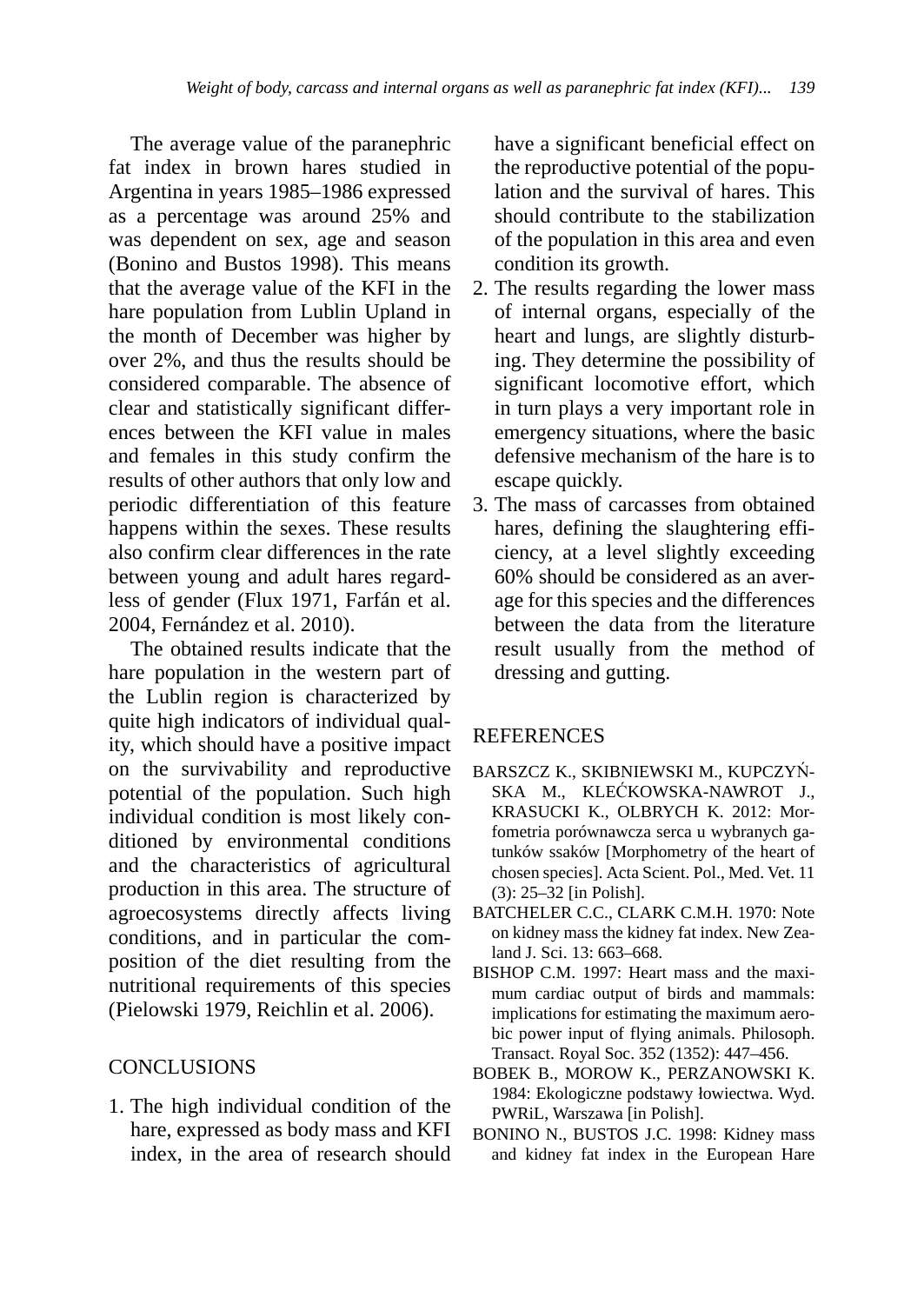The average value of the paranephric fat index in brown hares studied in Argentina in years 1985–1986 expressed as a percentage was around 25% and was dependent on sex, age and season (Bonino and Bustos 1998). This means that the average value of the KFI in the hare population from Lublin Upland in the month of December was higher by over 2%, and thus the results should be considered comparable. The absence of clear and statistically significant differences between the KFI value in males and females in this study confirm the results of other authors that only low and periodic differentiation of this feature happens within the sexes. These results also confirm clear differences in the rate between young and adult hares regardless of gender (Flux 1971, Farfán et al. 2004, Fernández et al. 2010).

The obtained results indicate that the hare population in the western part of the Lublin region is characterized by quite high indicators of individual quality, which should have a positive impact on the survivability and reproductive potential of the population. Such high individual condition is most likely conditioned by environmental conditions and the characteristics of agricultural production in this area. The structure of agroecosystems directly affects living conditions, and in particular the composition of the diet resulting from the nutritional requirements of this species (Pielowski 1979, Reichlin et al. 2006).

## CONCLUSIONS

1. The high individual condition of the hare, expressed as body mass and KFI index, in the area of research should have a significant beneficial effect on the reproductive potential of the population and the survival of hares. This should contribute to the stabilization of the population in this area and even condition its growth.
2. The results regarding the lower mass of internal organs, especially of the heart and lungs, are slightly disturbing. They determine the possibility of significant locomotive effort, which in turn plays a very important role in emergency situations, where the basic defensive mechanism of the hare is to escape quickly.
3. The mass of carcasses from obtained hares, defining the slaughtering efficiency, at a level slightly exceeding 60% should be considered as an average for this species and the differences between the data from the literature result usually from the method of dressing and gutting.

## REFERENCES

BARSZCZ K., SKIBNIEWSKI M., KUPCZYŃSKA M., KLEĆKOWSKA-NAWROT J., KRASUCKI K., OLBRYCH K. 2012: Morfometria porównawcza serca u wybranych gatunków ssaków [Morphometry of the heart of chosen species]. Acta Scient. Pol., Med. Vet. 11 (3): 25–32 [in Polish].

BATCHELER C.C., CLARK C.M.H. 1970: Note on kidney mass the kidney fat index. New Zealand J. Sci. 13: 663–668.

BISHOP C.M. 1997: Heart mass and the maximum cardiac output of birds and mammals: implications for estimating the maximum aerobic power input of flying animals. Philosoph. Transact. Royal Soc. 352 (1352): 447–456.

BOBEK B., MOROW K., PERZANOWSKI K. 1984: Ekologiczne podstawy łowiectwa. Wyd. PWRiL, Warszawa [in Polish].

BONINO N., BUSTOS J.C. 1998: Kidney mass and kidney fat index in the European Hare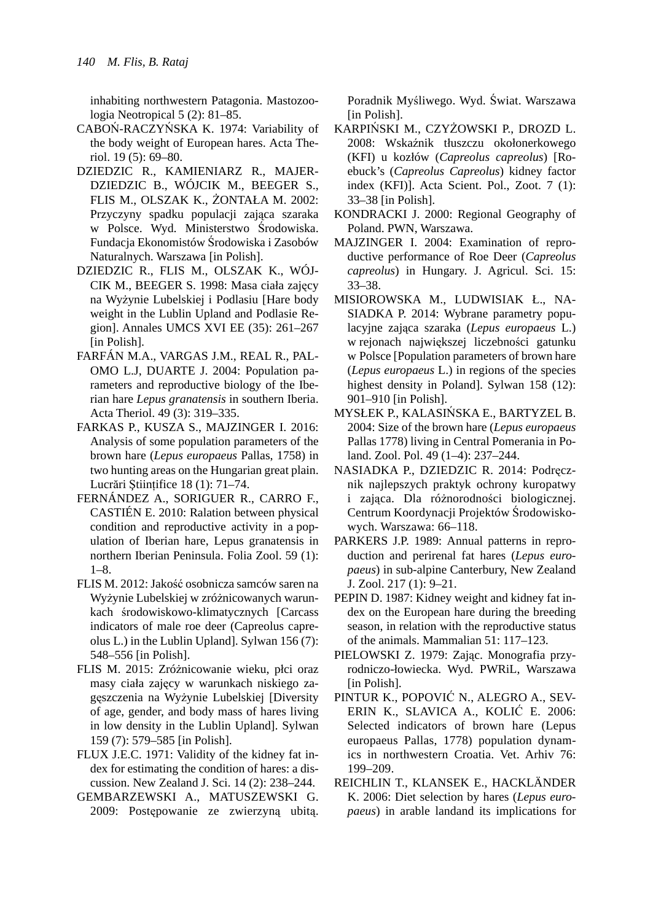inhabiting northwestern Patagonia. Mastozoologia Neotropical 5 (2): 81–85.

CABOŃ-RACZYŃSKA K. 1974: Variability of the body weight of European hares. Acta Theriol. 19 (5): 69–80.

DZIEDZIC R., KAMIENIARZ R., MAJER-DZIEDZIC B., WÓJCIK M., BEEGER S., FLIS M., OLSZAK K., ŻONTAŁA M. 2002: Przyczyny spadku populacji zająca szaraka w Polsce. Wyd. Ministerstwo Środowiska. Fundacja Ekonomistów Środowiska i Zasobów Naturalnych. Warszawa [in Polish].

DZIEDZIC R., FLIS M., OLSZAK K., WÓJCIK M., BEEGER S. 1998: Masa ciała zajęcy na Wyżynie Lubelskiej i Podlasiu [Hare body weight in the Lublin Upland and Podlasie Region]. Annales UMCS XVI EE (35): 261–267 [in Polish].

FARFÁN M.A., VARGAS J.M., REAL R., PALOMO L.J, DUARTE J. 2004: Population parameters and reproductive biology of the Iberian hare *Lepus granatensis* in southern Iberia. Acta Theriol. 49 (3): 319–335.

FARKAS P., KUSZA S., MAJZINGER I. 2016: Analysis of some population parameters of the brown hare (*Lepus europaeus* Pallas, 1758) in two hunting areas on the Hungarian great plain. Lucrări Ştiinţifice 18 (1): 71–74.

FERNÁNDEZ A., SORIGUER R., CARRO F., CASTIÉN E. 2010: Ralation between physical condition and reproductive activity in a population of Iberian hare, Lepus granatensis in northern Iberian Peninsula. Folia Zool. 59 (1): 1–8.

FLIS M. 2012: Jakość osobnicza samców saren na Wyżynie Lubelskiej w zróżnicowanych warunkach środowiskowo-klimatycznych [Carcass indicators of male roe deer (Capreolus capreolus L.) in the Lublin Upland]. Sylwan 156 (7): 548–556 [in Polish].

FLIS M. 2015: Zróżnicowanie wieku, płci oraz masy ciała zajęcy w warunkach niskiego zagęszczenia na Wyżynie Lubelskiej [Diversity of age, gender, and body mass of hares living in low density in the Lublin Upland]. Sylwan 159 (7): 579–585 [in Polish].

FLUX J.E.C. 1971: Validity of the kidney fat index for estimating the condition of hares: a discussion. New Zealand J. Sci. 14 (2): 238–244.

GEMBARZEWSKI A., MATUSZEWSKI G. 2009: Postępowanie ze zwierzyną ubitą. Poradnik Myśliwego. Wyd. Świat. Warszawa [in Polish].

KARPIŃSKI M., CZYŻOWSKI P., DROZD L. 2008: Wskaźnik tłuszczu okołonerkowego (KFI) u kozłów (*Capreolus capreolus*) [Roebuck's (*Capreolus Capreolus*) kidney factor index (KFI)]. Acta Scient. Pol., Zoot. 7 (1): 33–38 [in Polish].

KONDRACKI J. 2000: Regional Geography of Poland. PWN, Warszawa.

MAJZINGER I. 2004: Examination of reproductive performance of Roe Deer (*Capreolus capreolus*) in Hungary. J. Agricul. Sci. 15: 33–38.

MISIOROWSKA M., LUDWISIAK Ł., NASIADKA P. 2014: Wybrane parametry populacyjne zająca szaraka (*Lepus europaeus* L.) w rejonach największej liczebności gatunku w Polsce [Population parameters of brown hare (*Lepus europaeus* L.) in regions of the species highest density in Poland]. Sylwan 158 (12): 901–910 [in Polish].

MYSŁEK P., KALASIŃSKA E., BARTYZEL B. 2004: Size of the brown hare (*Lepus europaeus* Pallas 1778) living in Central Pomerania in Poland. Zool. Pol. 49 (1–4): 237–244.

NASIADKA P., DZIEDZIC R. 2014: Podręcznik najlepszych praktyk ochrony kuropatwy i zająca. Dla różnorodności biologicznej. Centrum Koordynacji Projektów Środowiskowych. Warszawa: 66–118.

PARKERS J.P. 1989: Annual patterns in reproduction and perirenal fat hares (*Lepus europaeus*) in sub-alpine Canterbury, New Zealand J. Zool. 217 (1): 9–21.

PEPIN D. 1987: Kidney weight and kidney fat index on the European hare during the breeding season, in relation with the reproductive status of the animals. Mammalian 51: 117–123.

PIELOWSKI Z. 1979: Zając. Monografia przyrodniczo-łowiecka. Wyd. PWRiL, Warszawa [in Polish].

PINTUR K., POPOVIĆ N., ALEGRO A., SEVERIN K., SLAVICA A., KOLIĆ E. 2006: Selected indicators of brown hare (Lepus europaeus Pallas, 1778) population dynamics in northwestern Croatia. Vet. Arhiv 76: 199–209.

REICHLIN T., KLANSEK E., HACKLÄNDER K. 2006: Diet selection by hares (*Lepus europaeus*) in arable landand its implications for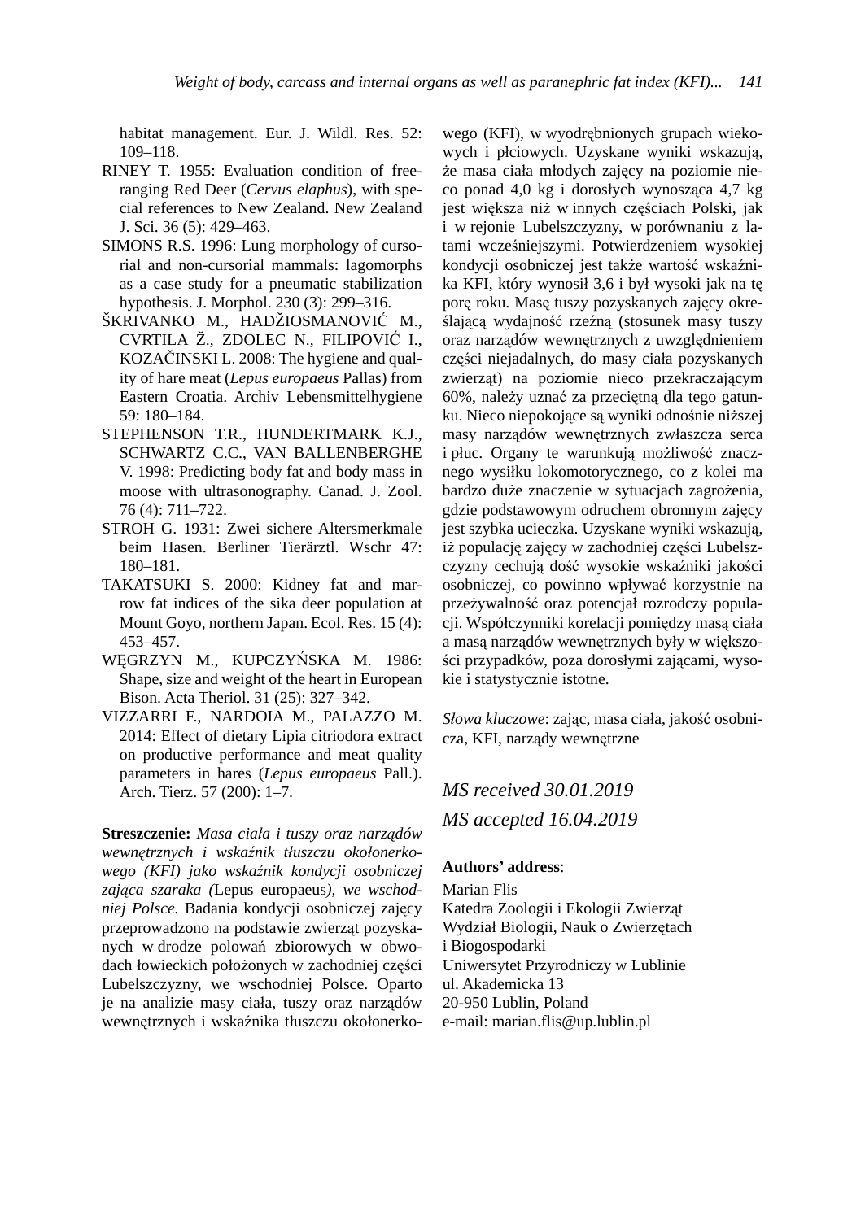habitat management. Eur. J. Wildl. Res. 52: 109–118.

RINEY T. 1955: Evaluation condition of free-ranging Red Deer (*Cervus elaphus*), with special references to New Zealand. New Zealand J. Sci. 36 (5): 429–463.

SIMONS R.S. 1996: Lung morphology of cursorial and non-cursorial mammals: lagomorphs as a case study for a pneumatic stabilization hypothesis. J. Morphol. 230 (3): 299–316.

ŠKRIVANKO M., HADŽIOSMANOVIĆ M., CVRTILA Ž., ZDOLEC N., FILIPOVIĆ I., KOZAČINSKI L. 2008: The hygiene and quality of hare meat (*Lepus europaeus* Pallas) from Eastern Croatia. Archiv Lebensmittelhygiene 59: 180–184.

STEPHENSON T.R., HUNDERTMARK K.J., SCHWARTZ C.C., VAN BALLENBERGHE V. 1998: Predicting body fat and body mass in moose with ultrasonography. Canad. J. Zool. 76 (4): 711–722.

STROH G. 1931: Zwei sichere Altersmerkmale beim Hasen. Berliner Tierärztl. Wschr 47: 180–181.

TAKATSUKI S. 2000: Kidney fat and marrow fat indices of the sika deer population at Mount Goyo, northern Japan. Ecol. Res. 15 (4): 453–457.

WĘGRZYN M., KUPCZYŃSKA M. 1986: Shape, size and weight of the heart in European Bison. Acta Theriol. 31 (25): 327–342.

VIZZARRI F., NARDOIA M., PALAZZO M. 2014: Effect of dietary Lipia citriodora extract on productive performance and meat quality parameters in hares (*Lepus europaeus* Pall.). Arch. Tierz. 57 (200): 1–7.

**Streszczenie:** *Masa ciała i tuszy oraz narządów wewnętrznych i wskaźnik tłuszczu okołonerkowego (KFI) jako wskaźnik kondycji osobniczej zająca szaraka (*Lepus europaeus*), we wschodniej Polsce.* Badania kondycji osobniczej zajęcy przeprowadzono na podstawie zwierząt pozyskanych w drodze polowań zbiorowych w obwodach łowieckich położonych w zachodniej części Lubelszczyzny, we wschodniej Polsce. Oparto je na analizie masy ciała, tuszy oraz narządów wewnętrznych i wskaźnika tłuszczu okołonerkowego (KFI), w wyodrębnionych grupach wiekowych i płciowych. Uzyskane wyniki wskazują, że masa ciała młodych zajęcy na poziomie nieco ponad 4,0 kg i dorosłych wynosząca 4,7 kg jest większa niż w innych częściach Polski, jak i w rejonie Lubelszczyzny, w porównaniu z latami wcześniejszymi. Potwierdzeniem wysokiej kondycji osobniczej jest także wartość wskaźnika KFI, który wynosił 3,6 i był wysoki jak na tę porę roku. Masę tuszy pozyskanych zajęcy określającą wydajność rzeźną (stosunek masy tuszy oraz narządów wewnętrznych z uwzględnieniem części niejadalnych, do masy ciała pozyskanych zwierząt) na poziomie nieco przekraczającym 60%, należy uznać za przeciętną dla tego gatunku. Nieco niepokojące są wyniki odnośnie niższej masy narządów wewnętrznych zwłaszcza serca i płuc. Organy te warunkują możliwość znacznego wysiłku lokomotorycznego, co z kolei ma bardzo duże znaczenie w sytuacjach zagrożenia, gdzie podstawowym odruchem obronnym zajęcy jest szybka ucieczka. Uzyskane wyniki wskazują, iż populację zajęcy w zachodniej części Lubelszczyzny cechują dość wysokie wskaźniki jakości osobniczej, co powinno wpływać korzystnie na przeżywalność oraz potencjał rozrodczy populacji. Współczynniki korelacji pomiędzy masą ciała a masą narządów wewnętrznych były w większości przypadków, poza dorosłymi zającami, wysokie i statystycznie istotne.

*Słowa kluczowe*: zając, masa ciała, jakość osobnicza, KFI, narządy wewnętrzne

*MS received 30.01.2019*

*MS accepted 16.04.2019*

**Authors' address**:

Marian Flis
Katedra Zoologii i Ekologii Zwierząt
Wydział Biologii, Nauk o Zwierzętach
i Biogospodarki
Uniwersytet Przyrodniczy w Lublinie
ul. Akademicka 13
20-950 Lublin, Poland
e-mail: marian.flis@up.lublin.pl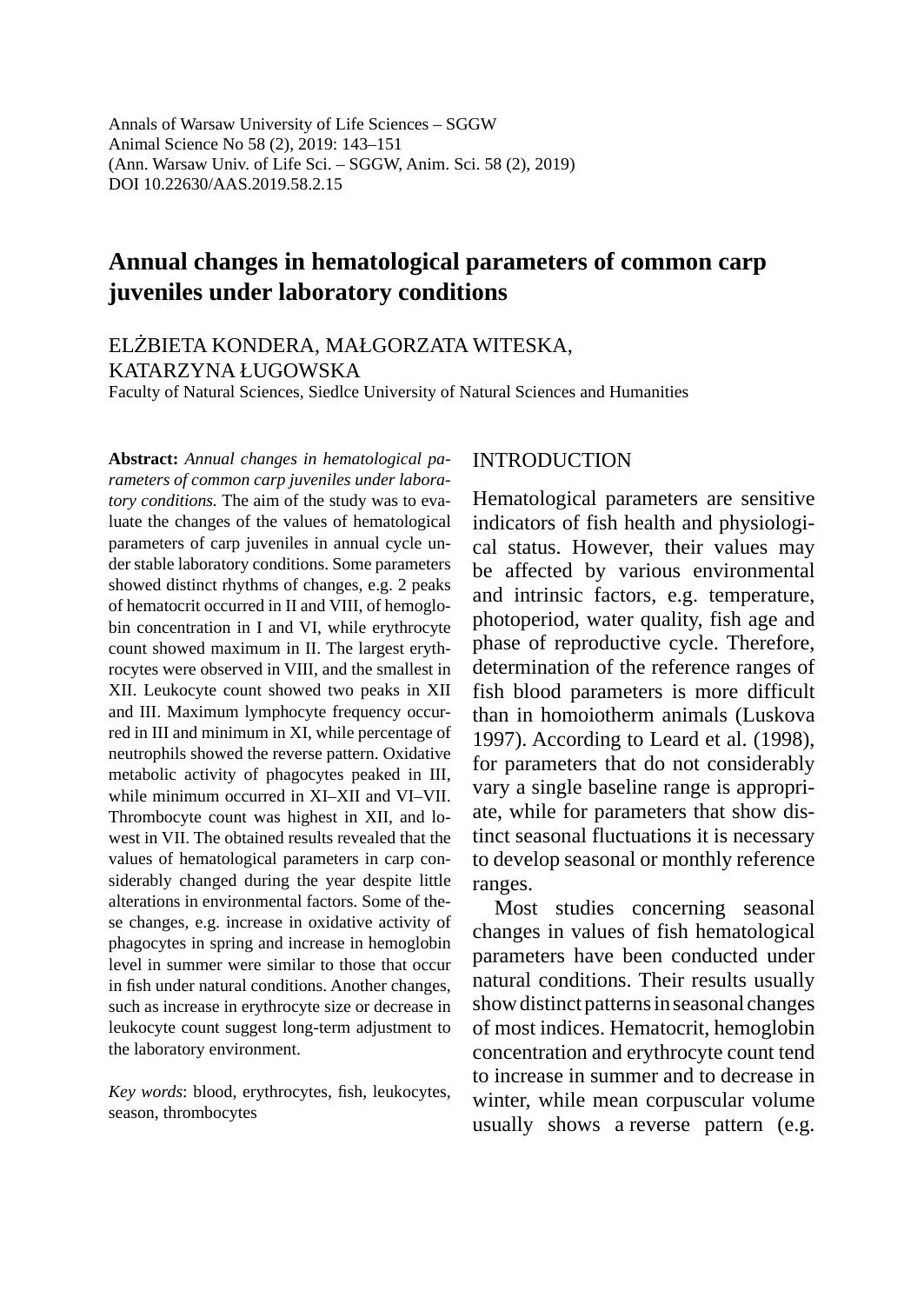Annals of Warsaw University of Life Sciences – SGGW
Animal Science No 58 (2), 2019: 143–151
(Ann. Warsaw Univ. of Life Sci. – SGGW, Anim. Sci. 58 (2), 2019)
DOI 10.22630/AAS.2019.58.2.15

# Annual changes in hematological parameters of common carp juveniles under laboratory conditions

ELŻBIETA KONDERA, MAŁGORZATA WITESKA, KATARZYNA ŁUGOWSKA
Faculty of Natural Sciences, Siedlce University of Natural Sciences and Humanities

**Abstract:** *Annual changes in hematological parameters of common carp juveniles under laboratory conditions.* The aim of the study was to evaluate the changes of the values of hematological parameters of carp juveniles in annual cycle under stable laboratory conditions. Some parameters showed distinct rhythms of changes, e.g. 2 peaks of hematocrit occurred in II and VIII, of hemoglobin concentration in I and VI, while erythrocyte count showed maximum in II. The largest erythrocytes were observed in VIII, and the smallest in XII. Leukocyte count showed two peaks in XII and III. Maximum lymphocyte frequency occurred in III and minimum in XI, while percentage of neutrophils showed the reverse pattern. Oxidative metabolic activity of phagocytes peaked in III, while minimum occurred in XI–XII and VI–VII. Thrombocyte count was highest in XII, and lowest in VII. The obtained results revealed that the values of hematological parameters in carp considerably changed during the year despite little alterations in environmental factors. Some of these changes, e.g. increase in oxidative activity of phagocytes in spring and increase in hemoglobin level in summer were similar to those that occur in fish under natural conditions. Another changes, such as increase in erythrocyte size or decrease in leukocyte count suggest long-term adjustment to the laboratory environment.

*Key words*: blood, erythrocytes, fish, leukocytes, season, thrombocytes

## INTRODUCTION

Hematological parameters are sensitive indicators of fish health and physiological status. However, their values may be affected by various environmental and intrinsic factors, e.g. temperature, photoperiod, water quality, fish age and phase of reproductive cycle. Therefore, determination of the reference ranges of fish blood parameters is more difficult than in homoiotherm animals (Luskova 1997). According to Leard et al. (1998), for parameters that do not considerably vary a single baseline range is appropriate, while for parameters that show distinct seasonal fluctuations it is necessary to develop seasonal or monthly reference ranges.

Most studies concerning seasonal changes in values of fish hematological parameters have been conducted under natural conditions. Their results usually show distinct patterns in seasonal changes of most indices. Hematocrit, hemoglobin concentration and erythrocyte count tend to increase in summer and to decrease in winter, while mean corpuscular volume usually shows a reverse pattern (e.g.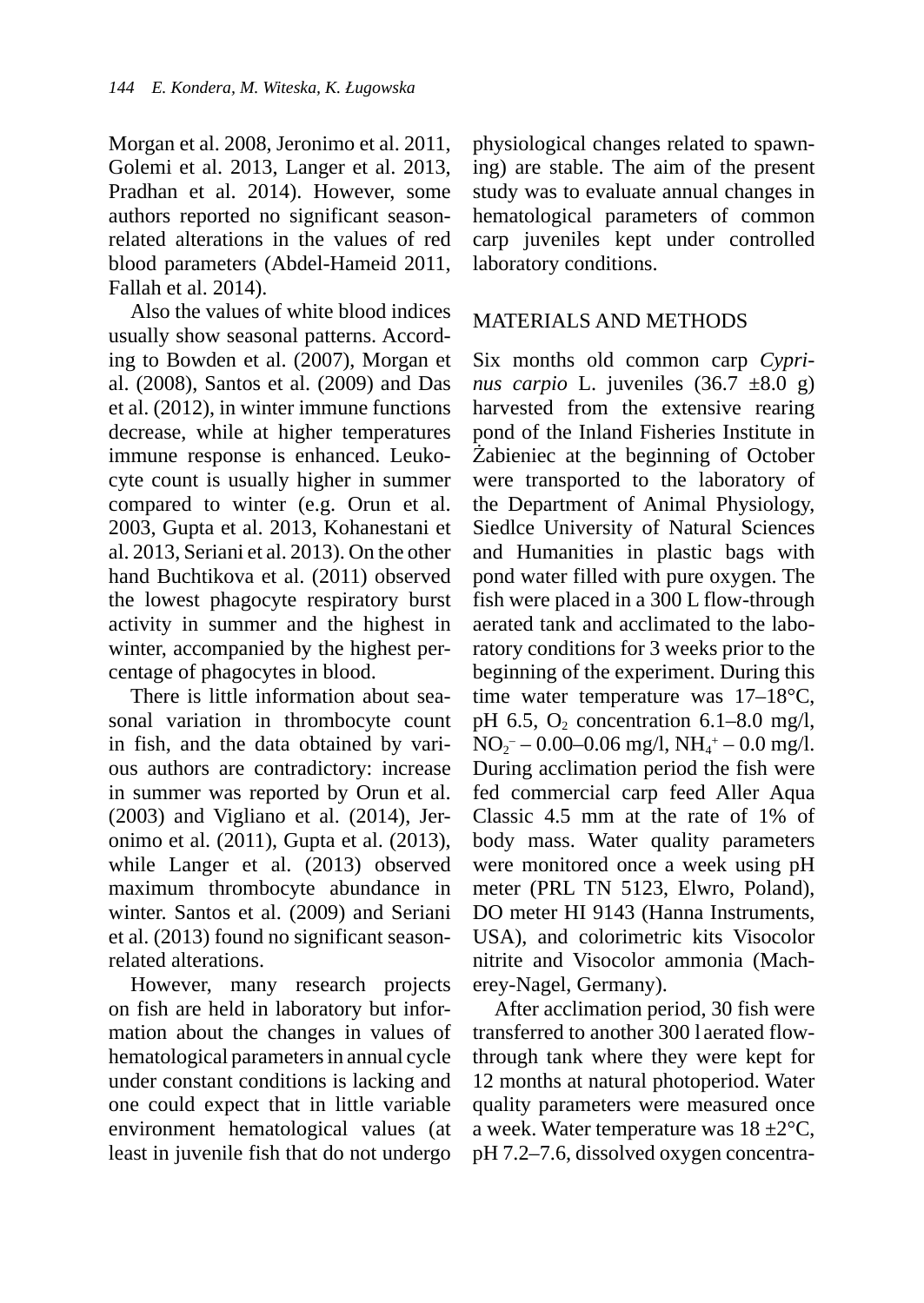Morgan et al. 2008, Jeronimo et al. 2011, Golemi et al. 2013, Langer et al. 2013, Pradhan et al. 2014). However, some authors reported no significant season-related alterations in the values of red blood parameters (Abdel-Hameid 2011, Fallah et al. 2014).

Also the values of white blood indices usually show seasonal patterns. According to Bowden et al. (2007), Morgan et al. (2008), Santos et al. (2009) and Das et al. (2012), in winter immune functions decrease, while at higher temperatures immune response is enhanced. Leukocyte count is usually higher in summer compared to winter (e.g. Orun et al. 2003, Gupta et al. 2013, Kohanestani et al. 2013, Seriani et al. 2013). On the other hand Buchtikova et al. (2011) observed the lowest phagocyte respiratory burst activity in summer and the highest in winter, accompanied by the highest percentage of phagocytes in blood.

There is little information about seasonal variation in thrombocyte count in fish, and the data obtained by various authors are contradictory: increase in summer was reported by Orun et al. (2003) and Vigliano et al. (2014), Jeronimo et al. (2011), Gupta et al. (2013), while Langer et al. (2013) observed maximum thrombocyte abundance in winter. Santos et al. (2009) and Seriani et al. (2013) found no significant season-related alterations.

However, many research projects on fish are held in laboratory but information about the changes in values of hematological parameters in annual cycle under constant conditions is lacking and one could expect that in little variable environment hematological values (at least in juvenile fish that do not undergo physiological changes related to spawning) are stable. The aim of the present study was to evaluate annual changes in hematological parameters of common carp juveniles kept under controlled laboratory conditions.

## MATERIALS AND METHODS

Six months old common carp *Cyprinus carpio* L. juveniles (36.7 ±8.0 g) harvested from the extensive rearing pond of the Inland Fisheries Institute in Żabieniec at the beginning of October were transported to the laboratory of the Department of Animal Physiology, Siedlce University of Natural Sciences and Humanities in plastic bags with pond water filled with pure oxygen. The fish were placed in a 300 L flow-through aerated tank and acclimated to the laboratory conditions for 3 weeks prior to the beginning of the experiment. During this time water temperature was 17–18°C, pH 6.5, $O_2$ concentration 6.1–8.0 mg/l, $NO_2^-$ – 0.00–0.06 mg/l, $NH_4^+$ – 0.0 mg/l. During acclimation period the fish were fed commercial carp feed Aller Aqua Classic 4.5 mm at the rate of 1% of body mass. Water quality parameters were monitored once a week using pH meter (PRL TN 5123, Elwro, Poland), DO meter HI 9143 (Hanna Instruments, USA), and colorimetric kits Visocolor nitrite and Visocolor ammonia (Macherey-Nagel, Germany).

After acclimation period, 30 fish were transferred to another 300 l aerated flow-through tank where they were kept for 12 months at natural photoperiod. Water quality parameters were measured once a week. Water temperature was 18 ±2°C, pH 7.2–7.6, dissolved oxygen concentra-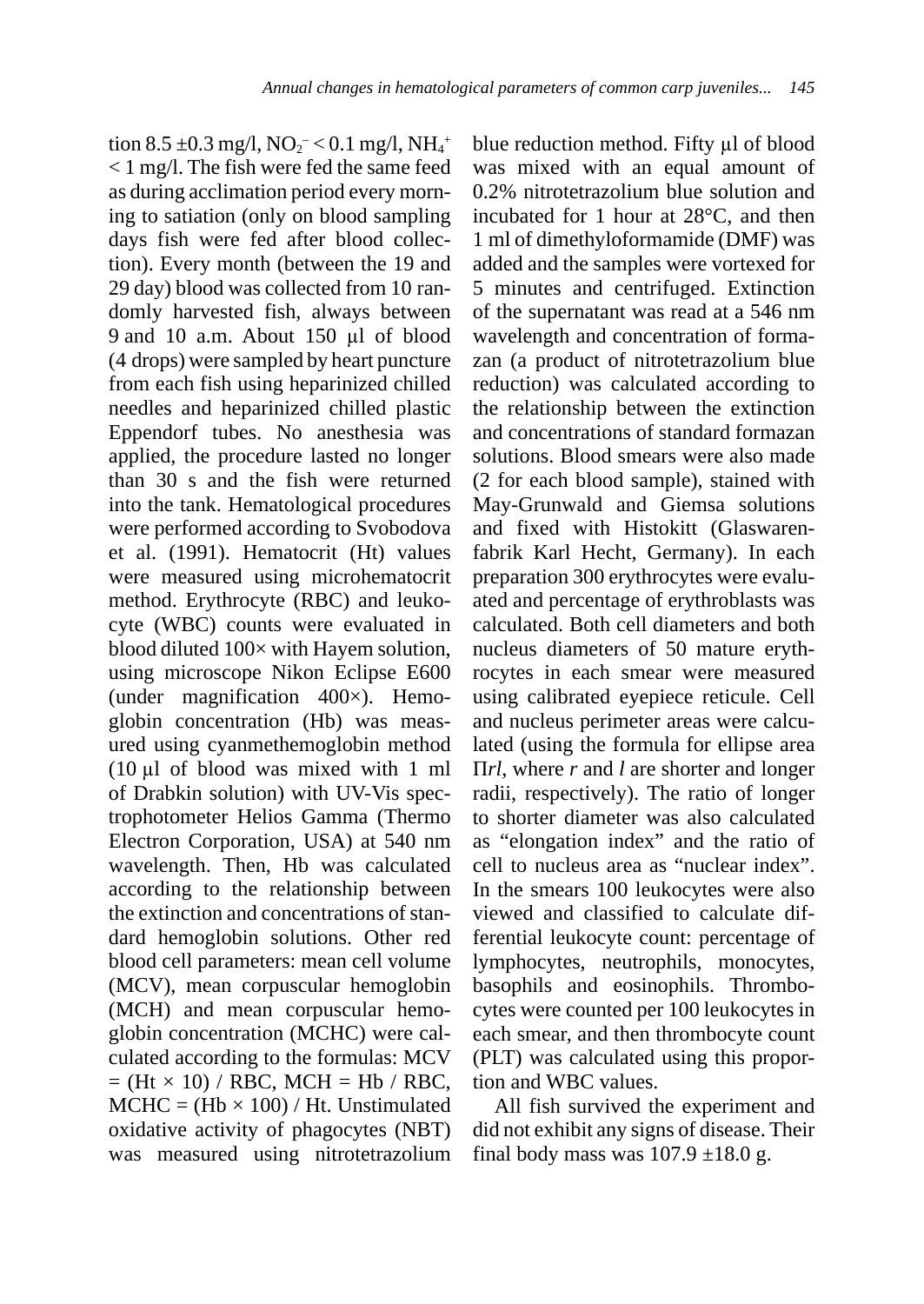tion 8.5 ±0.3 mg/l, $NO_2^-$ < 0.1 mg/l, $NH_4^+$ < 1 mg/l. The fish were fed the same feed as during acclimation period every morning to satiation (only on blood sampling days fish were fed after blood collection). Every month (between the 19 and 29 day) blood was collected from 10 randomly harvested fish, always between 9 and 10 a.m. About 150 μl of blood (4 drops) were sampled by heart puncture from each fish using heparinized chilled needles and heparinized chilled plastic Eppendorf tubes. No anesthesia was applied, the procedure lasted no longer than 30 s and the fish were returned into the tank. Hematological procedures were performed according to Svobodova et al. (1991). Hematocrit (Ht) values were measured using microhematocrit method. Erythrocyte (RBC) and leukocyte (WBC) counts were evaluated in blood diluted 100× with Hayem solution, using microscope Nikon Eclipse E600 (under magnification 400×). Hemoglobin concentration (Hb) was measured using cyanmethemoglobin method (10 μl of blood was mixed with 1 ml of Drabkin solution) with UV-Vis spectrophotometer Helios Gamma (Thermo Electron Corporation, USA) at 540 nm wavelength. Then, Hb was calculated according to the relationship between the extinction and concentrations of standard hemoglobin solutions. Other red blood cell parameters: mean cell volume (MCV), mean corpuscular hemoglobin (MCH) and mean corpuscular hemoglobin concentration (MCHC) were calculated according to the formulas: MCV = (Ht × 10) / RBC, MCH = Hb / RBC, MCHC = (Hb × 100) / Ht. Unstimulated oxidative activity of phagocytes (NBT) was measured using nitrotetrazolium blue reduction method. Fifty μl of blood was mixed with an equal amount of 0.2% nitrotetrazolium blue solution and incubated for 1 hour at 28°C, and then 1 ml of dimethyloformamide (DMF) was added and the samples were vortexed for 5 minutes and centrifuged. Extinction of the supernatant was read at a 546 nm wavelength and concentration of formazan (a product of nitrotetrazolium blue reduction) was calculated according to the relationship between the extinction and concentrations of standard formazan solutions. Blood smears were also made (2 for each blood sample), stained with May-Grunwald and Giemsa solutions and fixed with Histokitt (Glaswarenfabrik Karl Hecht, Germany). In each preparation 300 erythrocytes were evaluated and percentage of erythroblasts was calculated. Both cell diameters and both nucleus diameters of 50 mature erythrocytes in each smear were measured using calibrated eyepiece reticule. Cell and nucleus perimeter areas were calculated (using the formula for ellipse area $\Pi rl$, where $r$ and $l$ are shorter and longer radii, respectively). The ratio of longer to shorter diameter was also calculated as "elongation index" and the ratio of cell to nucleus area as "nuclear index". In the smears 100 leukocytes were also viewed and classified to calculate differential leukocyte count: percentage of lymphocytes, neutrophils, monocytes, basophils and eosinophils. Thrombocytes were counted per 100 leukocytes in each smear, and then thrombocyte count (PLT) was calculated using this proportion and WBC values.

All fish survived the experiment and did not exhibit any signs of disease. Their final body mass was 107.9 ±18.0 g.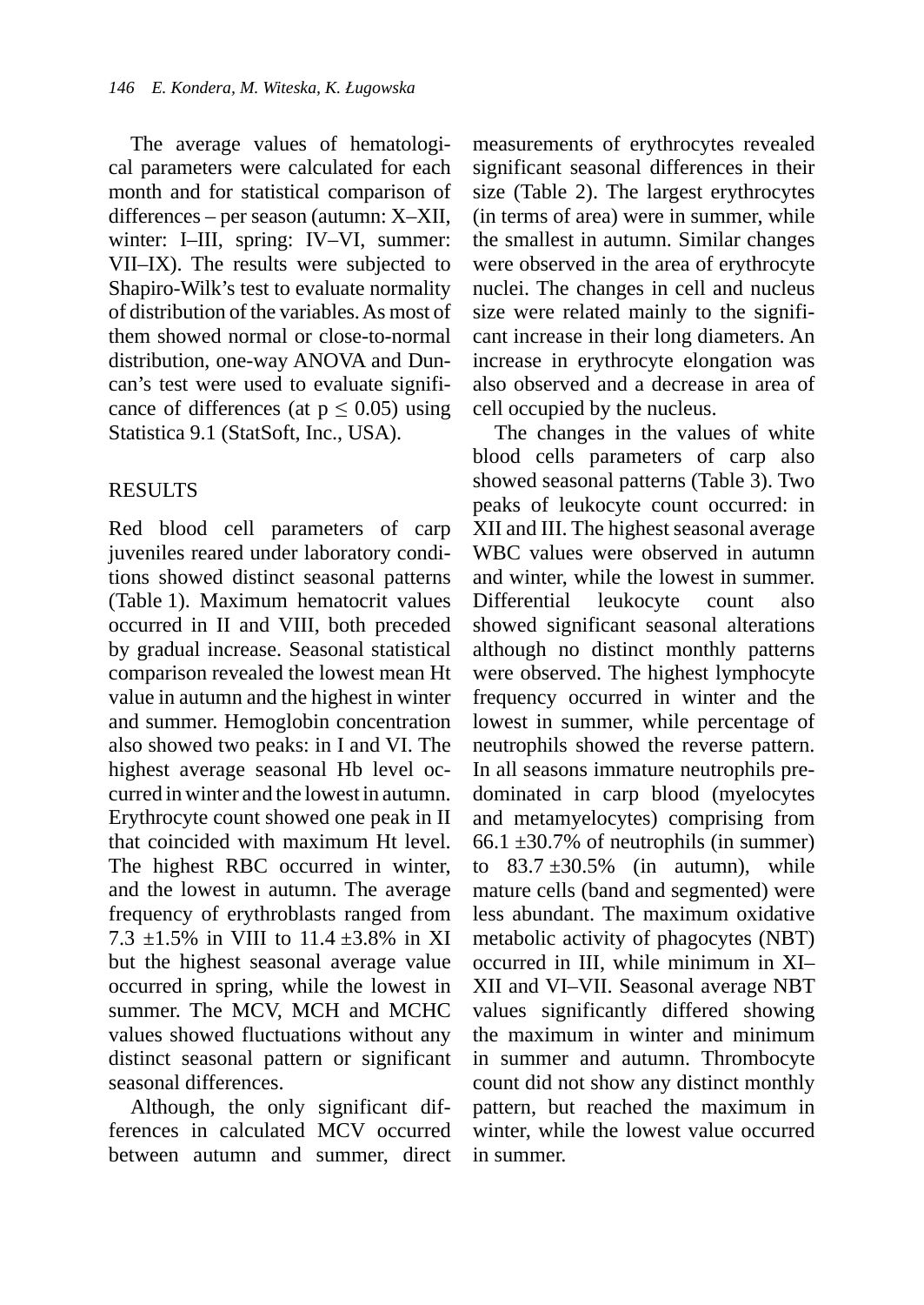The average values of hematological parameters were calculated for each month and for statistical comparison of differences – per season (autumn: X–XII, winter: I–III, spring: IV–VI, summer: VII–IX). The results were subjected to Shapiro-Wilk's test to evaluate normality of distribution of the variables. As most of them showed normal or close-to-normal distribution, one-way ANOVA and Duncan's test were used to evaluate significance of differences (at $p \leq 0.05$) using Statistica 9.1 (StatSoft, Inc., USA).

## RESULTS

Red blood cell parameters of carp juveniles reared under laboratory conditions showed distinct seasonal patterns (Table 1). Maximum hematocrit values occurred in II and VIII, both preceded by gradual increase. Seasonal statistical comparison revealed the lowest mean Ht value in autumn and the highest in winter and summer. Hemoglobin concentration also showed two peaks: in I and VI. The highest average seasonal Hb level occurred in winter and the lowest in autumn. Erythrocyte count showed one peak in II that coincided with maximum Ht level. The highest RBC occurred in winter, and the lowest in autumn. The average frequency of erythroblasts ranged from 7.3 ±1.5% in VIII to 11.4 ±3.8% in XI but the highest seasonal average value occurred in spring, while the lowest in summer. The MCV, MCH and MCHC values showed fluctuations without any distinct seasonal pattern or significant seasonal differences.

Although, the only significant differences in calculated MCV occurred between autumn and summer, direct measurements of erythrocytes revealed significant seasonal differences in their size (Table 2). The largest erythrocytes (in terms of area) were in summer, while the smallest in autumn. Similar changes were observed in the area of erythrocyte nuclei. The changes in cell and nucleus size were related mainly to the significant increase in their long diameters. An increase in erythrocyte elongation was also observed and a decrease in area of cell occupied by the nucleus.

The changes in the values of white blood cells parameters of carp also showed seasonal patterns (Table 3). Two peaks of leukocyte count occurred: in XII and III. The highest seasonal average WBC values were observed in autumn and winter, while the lowest in summer. Differential leukocyte count also showed significant seasonal alterations although no distinct monthly patterns were observed. The highest lymphocyte frequency occurred in winter and the lowest in summer, while percentage of neutrophils showed the reverse pattern. In all seasons immature neutrophils predominated in carp blood (myelocytes and metamyelocytes) comprising from 66.1 ±30.7% of neutrophils (in summer) to 83.7 ±30.5% (in autumn), while mature cells (band and segmented) were less abundant. The maximum oxidative metabolic activity of phagocytes (NBT) occurred in III, while minimum in XI–XII and VI–VII. Seasonal average NBT values significantly differed showing the maximum in winter and minimum in summer and autumn. Thrombocyte count did not show any distinct monthly pattern, but reached the maximum in winter, while the lowest value occurred in summer.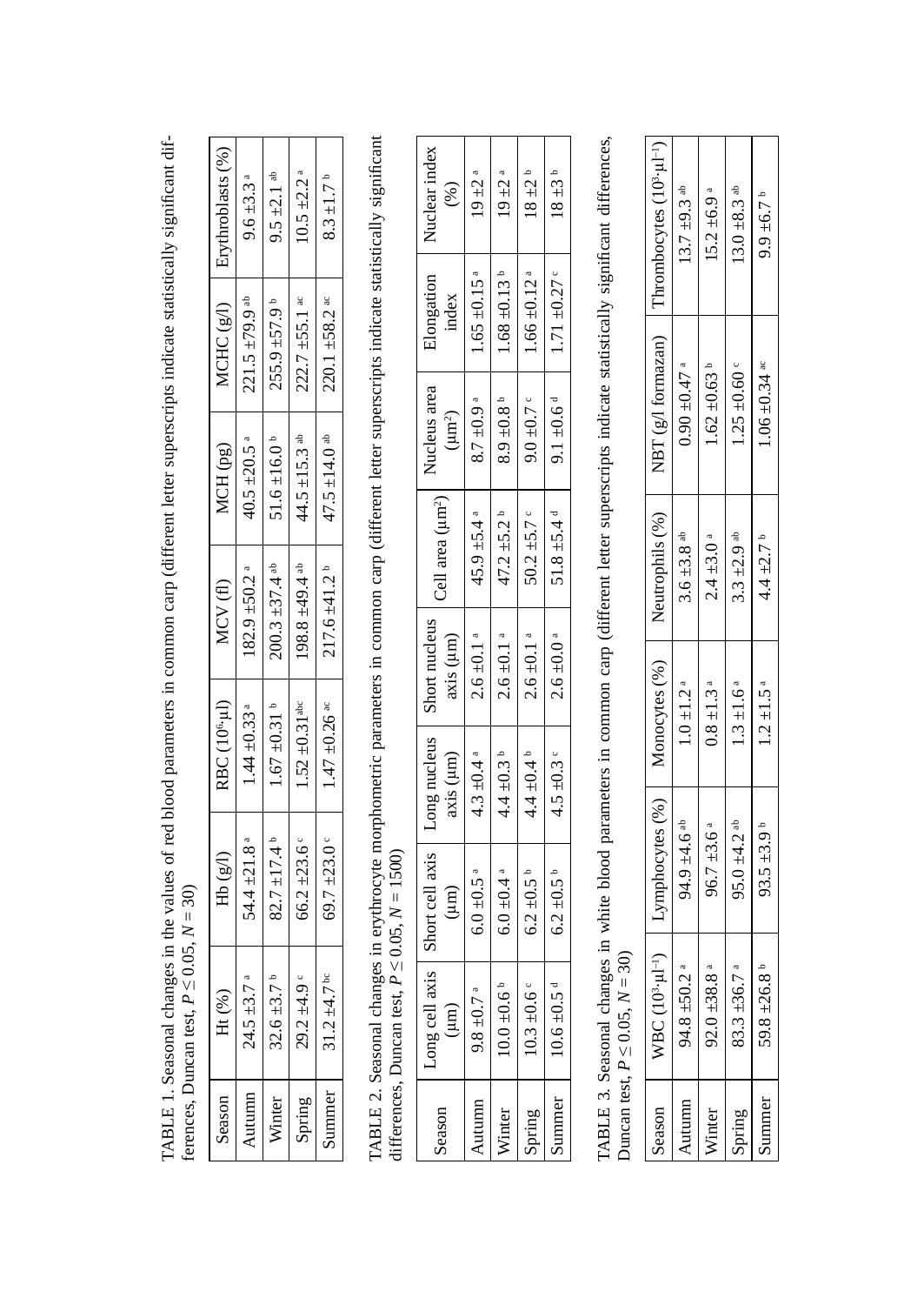TABLE 1. Seasonal changes in the values of red blood parameters in common carp (different letter superscripts indicate statistically significant differences, Duncan test, $P \leq 0.05$, $N = 30$)

| Season | Ht (%) | Hb (g/l) | RBC ($10^6 \cdot \mu l$) | MCV (fl) | MCH (pg) | MCHC (g/l) | Erythroblasts (%) |
|---|---|---|---|---|---|---|---|
| Autumn | 24.5 ±3.7 $^{a}$ | 54.4 ±21.8 $^{a}$ | 1.44 ±0.33 $^{a}$ | 182.9 ±50.2 $^{a}$ | 40.5 ±20.5 $^{a}$ | 221.5 ±79.9 $^{ab}$ | 9.6 ±3.3 $^{a}$ |
| Winter | 32.6 ±3.7 $^{b}$ | 82.7 ±17.4 $^{b}$ | 1.67 ±0.31 $^{b}$ | 200.3 ±37.4 $^{ab}$ | 51.6 ±16.0 $^{b}$ | 255.9 ±57.9 $^{b}$ | 9.5 ±2.1 $^{ab}$ |
| Spring | 29.2 ±4.9 $^{c}$ | 66.2 ±23.6 $^{c}$ | 1.52 ±0.31 $^{abc}$ | 198.8 ±49.4 $^{ab}$ | 44.5 ±15.3 $^{ab}$ | 222.7 ±55.1 $^{ac}$ | 10.5 ±2.2 $^{a}$ |
| Summer | 31.2 ±4.7 $^{bc}$ | 69.7 ±23.0 $^{c}$ | 1.47 ±0.26 $^{ac}$ | 217.6 ±41.2 $^{b}$ | 47.5 ±14.0 $^{ab}$ | 220.1 ±58.2 $^{ac}$ | 8.3 ±1.7 $^{b}$ |

TABLE 2. Seasonal changes in erythrocyte morphometric parameters in common carp (different letter superscripts indicate statistically significant differences, Duncan test, $P \leq 0.05$, $N = 1500$)

| Season | Long cell axis (μm) | Short cell axis (μm) | Long nucleus axis (μm) | Short nucleus axis (μm) | Cell area ($\mu m^2$) | Nucleus area ($\mu m^2$) | Elongation index | Nuclear index (%) |
|---|---|---|---|---|---|---|---|---|
| Autumn | 9.8 ±0.7 $^{a}$ | 6.0 ±0.5 $^{a}$ | 4.3 ±0.4 $^{a}$ | 2.6 ±0.1 $^{a}$ | 45.9 ±5.4 $^{a}$ | 8.7 ±0.9 $^{a}$ | 1.65 ±0.15 $^{a}$ | 19 ±2 $^{a}$ |
| Winter | 10.0 ±0.6 $^{b}$ | 6.0 ±0.4 $^{a}$ | 4.4 ±0.3 $^{b}$ | 2.6 ±0.1 $^{a}$ | 47.2 ±5.2 $^{b}$ | 8.9 ±0.8 $^{b}$ | 1.68 ±0.13 $^{b}$ | 19 ±2 $^{a}$ |
| Spring | 10.3 ±0.6 $^{c}$ | 6.2 ±0.5 $^{b}$ | 4.4 ±0.4 $^{b}$ | 2.6 ±0.1 $^{a}$ | 50.2 ±5.7 $^{c}$ | 9.0 ±0.7 $^{c}$ | 1.66 ±0.12 $^{a}$ | 18 ±2 $^{b}$ |
| Summer | 10.6 ±0.5 $^{d}$ | 6.2 ±0.5 $^{b}$ | 4.5 ±0.3 $^{c}$ | 2.6 ±0.0 $^{a}$ | 51.8 ±5.4 $^{d}$ | 9.1 ±0.6 $^{d}$ | 1.71 ±0.27 $^{c}$ | 18 ±3 $^{b}$ |

TABLE 3. Seasonal changes in white blood parameters in common carp (different letter superscripts indicate statistically significant differences, Duncan test, $P \leq 0.05$, $N = 30$)

| Season | WBC ($10^3 \cdot \mu l^{-1}$) | Lymphocytes (%) | Monocytes (%) | Neutrophils (%) | NBT (g/l formazan) | Thrombocytes ($10^3 \cdot \mu l^{-1}$) |
|---|---|---|---|---|---|---|
| Autumn | 94.8 ±50.2 $^{a}$ | 94.9 ±4.6 $^{ab}$ | 1.0 ±1.2 $^{a}$ | 3.6 ±3.8 $^{ab}$ | 0.90 ±0.47 $^{a}$ | 13.7 ±9.3 $^{ab}$ |
| Winter | 92.0 ±38.8 $^{a}$ | 96.7 ±3.6 $^{a}$ | 0.8 ±1.3 $^{a}$ | 2.4 ±3.0 $^{a}$ | 1.62 ±0.63 $^{b}$ | 15.2 ±6.9 $^{a}$ |
| Spring | 83.3 ±36.7 $^{a}$ | 95.0 ±4.2 $^{ab}$ | 1.3 ±1.6 $^{a}$ | 3.3 ±2.9 $^{ab}$ | 1.25 ±0.60 $^{c}$ | 13.0 ±8.3 $^{ab}$ |
| Summer | 59.8 ±26.8 $^{b}$ | 93.5 ±3.9 $^{b}$ | 1.2 ±1.5 $^{a}$ | 4.4 ±2.7 $^{b}$ | 1.06 ±0.34 $^{ac}$ | 9.9 ±6.7 $^{b}$ |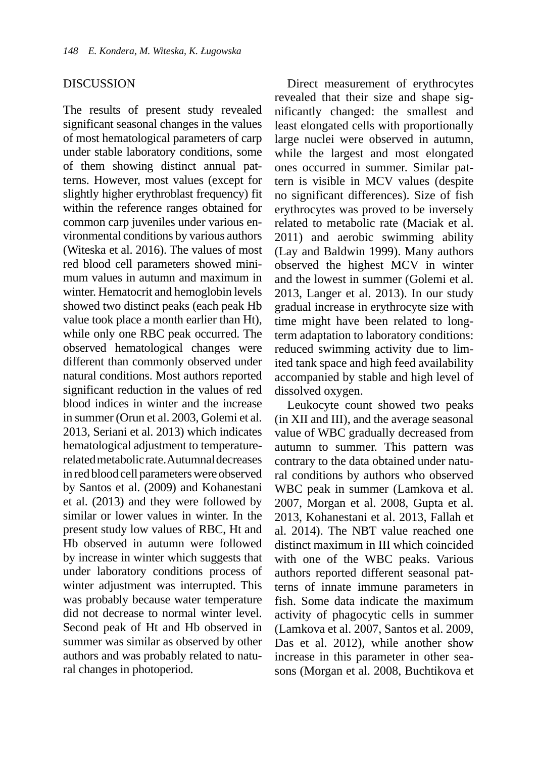## DISCUSSION

The results of present study revealed significant seasonal changes in the values of most hematological parameters of carp under stable laboratory conditions, some of them showing distinct annual patterns. However, most values (except for slightly higher erythroblast frequency) fit within the reference ranges obtained for common carp juveniles under various environmental conditions by various authors (Witeska et al. 2016). The values of most red blood cell parameters showed minimum values in autumn and maximum in winter. Hematocrit and hemoglobin levels showed two distinct peaks (each peak Hb value took place a month earlier than Ht), while only one RBC peak occurred. The observed hematological changes were different than commonly observed under natural conditions. Most authors reported significant reduction in the values of red blood indices in winter and the increase in summer (Orun et al. 2003, Golemi et al. 2013, Seriani et al. 2013) which indicates hematological adjustment to temperature-related metabolic rate. Autumnal decreases in red blood cell parameters were observed by Santos et al. (2009) and Kohanestani et al. (2013) and they were followed by similar or lower values in winter. In the present study low values of RBC, Ht and Hb observed in autumn were followed by increase in winter which suggests that under laboratory conditions process of winter adjustment was interrupted. This was probably because water temperature did not decrease to normal winter level. Second peak of Ht and Hb observed in summer was similar as observed by other authors and was probably related to natural changes in photoperiod.

Direct measurement of erythrocytes revealed that their size and shape significantly changed: the smallest and least elongated cells with proportionally large nuclei were observed in autumn, while the largest and most elongated ones occurred in summer. Similar pattern is visible in MCV values (despite no significant differences). Size of fish erythrocytes was proved to be inversely related to metabolic rate (Maciak et al. 2011) and aerobic swimming ability (Lay and Baldwin 1999). Many authors observed the highest MCV in winter and the lowest in summer (Golemi et al. 2013, Langer et al. 2013). In our study gradual increase in erythrocyte size with time might have been related to long-term adaptation to laboratory conditions: reduced swimming activity due to limited tank space and high feed availability accompanied by stable and high level of dissolved oxygen.

Leukocyte count showed two peaks (in XII and III), and the average seasonal value of WBC gradually decreased from autumn to summer. This pattern was contrary to the data obtained under natural conditions by authors who observed WBC peak in summer (Lamkova et al. 2007, Morgan et al. 2008, Gupta et al. 2013, Kohanestani et al. 2013, Fallah et al. 2014). The NBT value reached one distinct maximum in III which coincided with one of the WBC peaks. Various authors reported different seasonal patterns of innate immune parameters in fish. Some data indicate the maximum activity of phagocytic cells in summer (Lamkova et al. 2007, Santos et al. 2009, Das et al. 2012), while another show increase in this parameter in other seasons (Morgan et al. 2008, Buchtikova et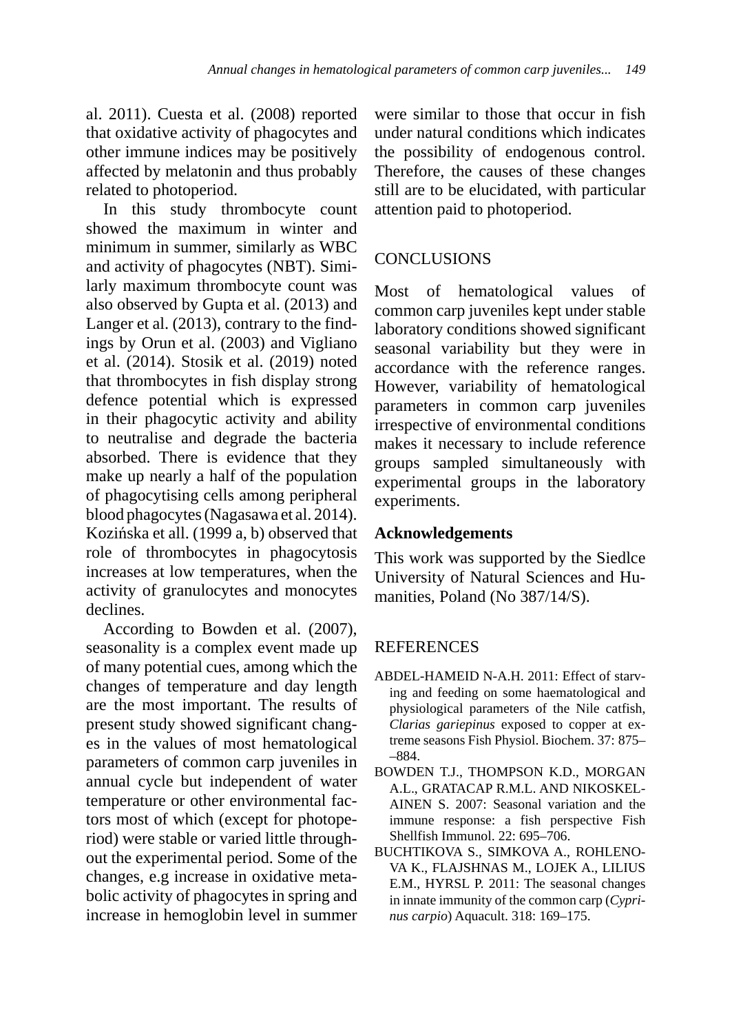al. 2011). Cuesta et al. (2008) reported that oxidative activity of phagocytes and other immune indices may be positively affected by melatonin and thus probably related to photoperiod.

In this study thrombocyte count showed the maximum in winter and minimum in summer, similarly as WBC and activity of phagocytes (NBT). Similarly maximum thrombocyte count was also observed by Gupta et al. (2013) and Langer et al. (2013), contrary to the findings by Orun et al. (2003) and Vigliano et al. (2014). Stosik et al. (2019) noted that thrombocytes in fish display strong defence potential which is expressed in their phagocytic activity and ability to neutralise and degrade the bacteria absorbed. There is evidence that they make up nearly a half of the population of phagocytising cells among peripheral blood phagocytes (Nagasawa et al. 2014). Kozińska et all. (1999 a, b) observed that role of thrombocytes in phagocytosis increases at low temperatures, when the activity of granulocytes and monocytes declines.

According to Bowden et al. (2007), seasonality is a complex event made up of many potential cues, among which the changes of temperature and day length are the most important. The results of present study showed significant changes in the values of most hematological parameters of common carp juveniles in annual cycle but independent of water temperature or other environmental factors most of which (except for photoperiod) were stable or varied little throughout the experimental period. Some of the changes, e.g increase in oxidative metabolic activity of phagocytes in spring and increase in hemoglobin level in summer were similar to those that occur in fish under natural conditions which indicates the possibility of endogenous control. Therefore, the causes of these changes still are to be elucidated, with particular attention paid to photoperiod.

## CONCLUSIONS

Most of hematological values of common carp juveniles kept under stable laboratory conditions showed significant seasonal variability but they were in accordance with the reference ranges. However, variability of hematological parameters in common carp juveniles irrespective of environmental conditions makes it necessary to include reference groups sampled simultaneously with experimental groups in the laboratory experiments.

### Acknowledgements

This work was supported by the Siedlce University of Natural Sciences and Humanities, Poland (No 387/14/S).

## REFERENCES

ABDEL-HAMEID N-A.H. 2011: Effect of starving and feeding on some haematological and physiological parameters of the Nile catfish, *Clarias gariepinus* exposed to copper at extreme seasons Fish Physiol. Biochem. 37: 875–884.

BOWDEN T.J., THOMPSON K.D., MORGAN A.L., GRATACAP R.M.L. AND NIKOSKELAINEN S. 2007: Seasonal variation and the immune response: a fish perspective Fish Shellfish Immunol. 22: 695–706.

BUCHTIKOVA S., SIMKOVA A., ROHLENOVA K., FLAJSHNAS M., LOJEK A., LILIUS E.M., HYRSL P. 2011: The seasonal changes in innate immunity of the common carp (*Cyprinus carpio*) Aquacult. 318: 169–175.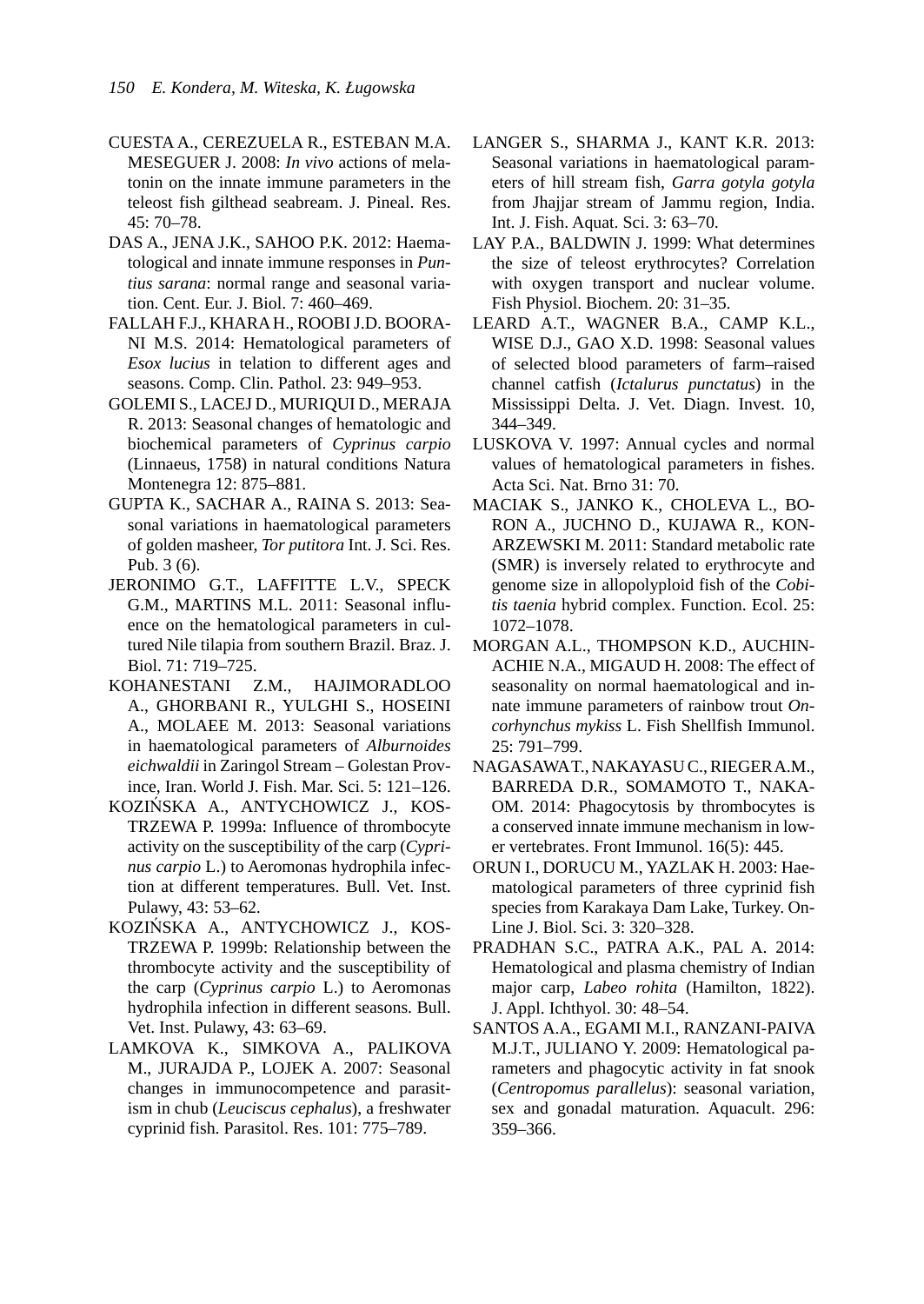CUESTA A., CEREZUELA R., ESTEBAN M.A. MESEGUER J. 2008: *In vivo* actions of melatonin on the innate immune parameters in the teleost fish gilthead seabream. J. Pineal. Res. 45: 70–78.

DAS A., JENA J.K., SAHOO P.K. 2012: Haematological and innate immune responses in *Puntius sarana*: normal range and seasonal variation. Cent. Eur. J. Biol. 7: 460–469.

FALLAH F.J., KHARA H., ROOBI J.D. BOORANI M.S. 2014: Hematological parameters of *Esox lucius* in telation to different ages and seasons. Comp. Clin. Pathol. 23: 949–953.

GOLEMI S., LACEJ D., MURIQUI D., MERAJA R. 2013: Seasonal changes of hematologic and biochemical parameters of *Cyprinus carpio* (Linnaeus, 1758) in natural conditions Natura Montenegra 12: 875–881.

GUPTA K., SACHAR A., RAINA S. 2013: Seasonal variations in haematological parameters of golden masheer, *Tor putitora* Int. J. Sci. Res. Pub. 3 (6).

JERONIMO G.T., LAFFITTE L.V., SPECK G.M., MARTINS M.L. 2011: Seasonal influence on the hematological parameters in cultured Nile tilapia from southern Brazil. Braz. J. Biol. 71: 719–725.

KOHANESTANI Z.M., HAJIMORADLOO A., GHORBANI R., YULGHI S., HOSEINI A., MOLAEE M. 2013: Seasonal variations in haematological parameters of *Alburnoides eichwaldii* in Zaringol Stream – Golestan Province, Iran. World J. Fish. Mar. Sci. 5: 121–126.

KOZIŃSKA A., ANTYCHOWICZ J., KOSTRZEWA P. 1999a: Influence of thrombocyte activity on the susceptibility of the carp (*Cyprinus carpio* L.) to Aeromonas hydrophila infection at different temperatures. Bull. Vet. Inst. Pulawy, 43: 53–62.

KOZIŃSKA A., ANTYCHOWICZ J., KOSTRZEWA P. 1999b: Relationship between the thrombocyte activity and the susceptibility of the carp (*Cyprinus carpio* L.) to Aeromonas hydrophila infection in different seasons. Bull. Vet. Inst. Pulawy, 43: 63–69.

LAMKOVA K., SIMKOVA A., PALIKOVA M., JURAJDA P., LOJEK A. 2007: Seasonal changes in immunocompetence and parasitism in chub (*Leuciscus cephalus*), a freshwater cyprinid fish. Parasitol. Res. 101: 775–789.

LANGER S., SHARMA J., KANT K.R. 2013: Seasonal variations in haematological parameters of hill stream fish, *Garra gotyla gotyla* from Jhajjar stream of Jammu region, India. Int. J. Fish. Aquat. Sci. 3: 63–70.

LAY P.A., BALDWIN J. 1999: What determines the size of teleost erythrocytes? Correlation with oxygen transport and nuclear volume. Fish Physiol. Biochem. 20: 31–35.

LEARD A.T., WAGNER B.A., CAMP K.L., WISE D.J., GAO X.D. 1998: Seasonal values of selected blood parameters of farm–raised channel catfish (*Ictalurus punctatus*) in the Mississippi Delta. J. Vet. Diagn. Invest. 10, 344–349.

LUSKOVA V. 1997: Annual cycles and normal values of hematological parameters in fishes. Acta Sci. Nat. Brno 31: 70.

MACIAK S., JANKO K., CHOLEVA L., BORON A., JUCHNO D., KUJAWA R., KONARZEWSKI M. 2011: Standard metabolic rate (SMR) is inversely related to erythrocyte and genome size in allopolyploid fish of the *Cobitis taenia* hybrid complex. Function. Ecol. 25: 1072–1078.

MORGAN A.L., THOMPSON K.D., AUCHINACHIE N.A., MIGAUD H. 2008: The effect of seasonality on normal haematological and innate immune parameters of rainbow trout *Oncorhynchus mykiss* L. Fish Shellfish Immunol. 25: 791–799.

NAGASAWA T., NAKAYASU C., RIEGER A.M., BARREDA D.R., SOMAMOTO T., NAKAOM. 2014: Phagocytosis by thrombocytes is a conserved innate immune mechanism in lower vertebrates. Front Immunol. 16(5): 445.

ORUN I., DORUCU M., YAZLAK H. 2003: Haematological parameters of three cyprinid fish species from Karakaya Dam Lake, Turkey. On-Line J. Biol. Sci. 3: 320–328.

PRADHAN S.C., PATRA A.K., PAL A. 2014: Hematological and plasma chemistry of Indian major carp, *Labeo rohita* (Hamilton, 1822). J. Appl. Ichthyol. 30: 48–54.

SANTOS A.A., EGAMI M.I., RANZANI-PAIVA M.J.T., JULIANO Y. 2009: Hematological parameters and phagocytic activity in fat snook (*Centropomus parallelus*): seasonal variation, sex and gonadal maturation. Aquacult. 296: 359–366.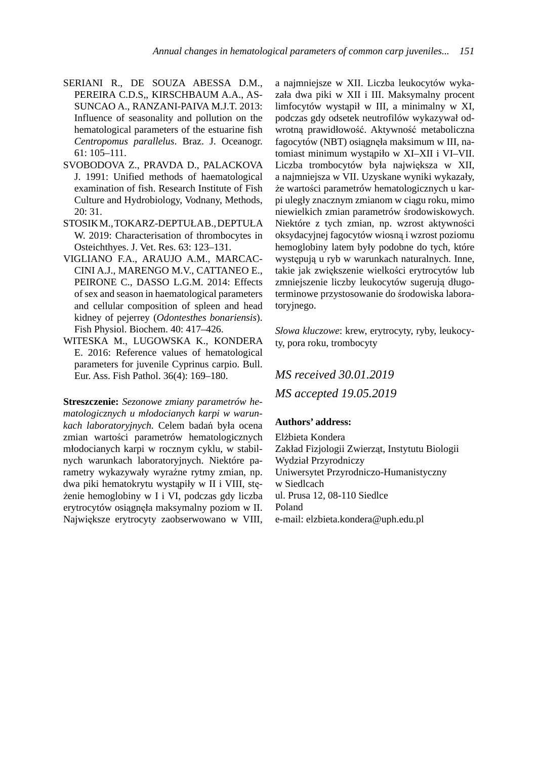SERIANI R., DE SOUZA ABESSA D.M., PEREIRA C.D.S,, KIRSCHBAUM A.A., ASSUNCAO A., RANZANI-PAIVA M.J.T. 2013: Influence of seasonality and pollution on the hematological parameters of the estuarine fish *Centropomus parallelus*. Braz. J. Oceanogr. 61: 105–111.

SVOBODOVA Z., PRAVDA D., PALACKOVA J. 1991: Unified methods of haematological examination of fish. Research Institute of Fish Culture and Hydrobiology, Vodnany, Methods, 20: 31.

STOSIK M., TOKARZ-DEPTUŁA B., DEPTUŁA W. 2019: Characterisation of thrombocytes in Osteichthyes. J. Vet. Res. 63: 123–131.

VIGLIANO F.A., ARAUJO A.M., MARCACCINI A.J., MARENGO M.V., CATTANEO E., PEIRONE C., DASSO L.G.M. 2014: Effects of sex and season in haematological parameters and cellular composition of spleen and head kidney of pejerrey (*Odontesthes bonariensis*). Fish Physiol. Biochem. 40: 417–426.

WITESKA M., LUGOWSKA K., KONDERA E. 2016: Reference values of hematological parameters for juvenile Cyprinus carpio. Bull. Eur. Ass. Fish Pathol. 36(4): 169–180.

**Streszczenie:** *Sezonowe zmiany parametrów hematologicznych u młodocianych karpi w warunkach laboratoryjnych.* Celem badań była ocena zmian wartości parametrów hematologicznych młodocianych karpi w rocznym cyklu, w stabilnych warunkach laboratoryjnych. Niektóre parametry wykazywały wyraźne rytmy zmian, np. dwa piki hematokrytu wystąpiły w II i VIII, stężenie hemoglobiny w I i VI, podczas gdy liczba erytrocytów osiągnęła maksymalny poziom w II. Największe erytrocyty zaobserwowano w VIII, a najmniejsze w XII. Liczba leukocytów wykazała dwa piki w XII i III. Maksymalny procent limfocytów wystąpił w III, a minimalny w XI, podczas gdy odsetek neutrofilów wykazywał odwrotną prawidłowość. Aktywność metaboliczna fagocytów (NBT) osiągnęła maksimum w III, natomiast minimum wystąpiło w XI–XII i VI–VII. Liczba trombocytów była największa w XII, a najmniejsza w VII. Uzyskane wyniki wykazały, że wartości parametrów hematologicznych u karpi uległy znacznym zmianom w ciągu roku, mimo niewielkich zmian parametrów środowiskowych. Niektóre z tych zmian, np. wzrost aktywności oksydacyjnej fagocytów wiosną i wzrost poziomu hemoglobiny latem były podobne do tych, które występują u ryb w warunkach naturalnych. Inne, takie jak zwiększenie wielkości erytrocytów lub zmniejszenie liczby leukocytów sugerują długoterminowe przystosowanie do środowiska laboratoryjnego.

*Słowa kluczowe*: krew, erytrocyty, ryby, leukocyty, pora roku, trombocyty

*MS received 30.01.2019*

*MS accepted 19.05.2019*

**Authors' address:**

Elżbieta Kondera
Zakład Fizjologii Zwierząt, Instytutu Biologii
Wydział Przyrodniczy
Uniwersytet Przyrodniczo-Humanistyczny w Siedlcach
ul. Prusa 12, 08-110 Siedlce
Poland
e-mail: elzbieta.kondera@uph.edu.pl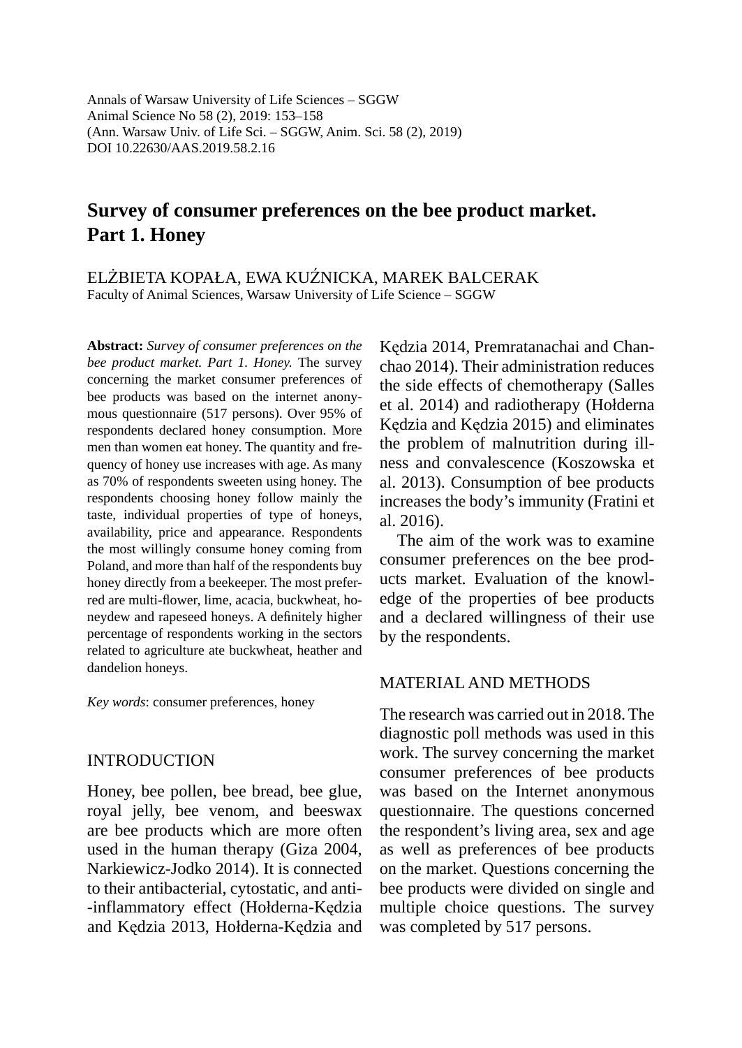Annals of Warsaw University of Life Sciences – SGGW
Animal Science No 58 (2), 2019: 153–158
(Ann. Warsaw Univ. of Life Sci. – SGGW, Anim. Sci. 58 (2), 2019)
DOI 10.22630/AAS.2019.58.2.16

# Survey of consumer preferences on the bee product market. Part 1. Honey

ELŻBIETA KOPAŁA, EWA KUŹNICKA, MAREK BALCERAK
Faculty of Animal Sciences, Warsaw University of Life Science – SGGW

**Abstract:** *Survey of consumer preferences on the bee product market. Part 1. Honey.* The survey concerning the market consumer preferences of bee products was based on the internet anonymous questionnaire (517 persons). Over 95% of respondents declared honey consumption. More men than women eat honey. The quantity and frequency of honey use increases with age. As many as 70% of respondents sweeten using honey. The respondents choosing honey follow mainly the taste, individual properties of type of honeys, availability, price and appearance. Respondents the most willingly consume honey coming from Poland, and more than half of the respondents buy honey directly from a beekeeper. The most preferred are multi-flower, lime, acacia, buckwheat, honeydew and rapeseed honeys. A definitely higher percentage of respondents working in the sectors related to agriculture ate buckwheat, heather and dandelion honeys.

*Key words*: consumer preferences, honey

## INTRODUCTION

Honey, bee pollen, bee bread, bee glue, royal jelly, bee venom, and beeswax are bee products which are more often used in the human therapy (Giza 2004, Narkiewicz-Jodko 2014). It is connected to their antibacterial, cytostatic, and anti-inflammatory effect (Hołderna-Kędzia and Kędzia 2013, Hołderna-Kędzia and Kędzia 2014, Premratanachai and Chanchao 2014). Their administration reduces the side effects of chemotherapy (Salles et al. 2014) and radiotherapy (Hołderna Kędzia and Kędzia 2015) and eliminates the problem of malnutrition during illness and convalescence (Koszowska et al. 2013). Consumption of bee products increases the body's immunity (Fratini et al. 2016).

The aim of the work was to examine consumer preferences on the bee products market. Evaluation of the knowledge of the properties of bee products and a declared willingness of their use by the respondents.

## MATERIAL AND METHODS

The research was carried out in 2018. The diagnostic poll methods was used in this work. The survey concerning the market consumer preferences of bee products was based on the Internet anonymous questionnaire. The questions concerned the respondent's living area, sex and age as well as preferences of bee products on the market. Questions concerning the bee products were divided on single and multiple choice questions. The survey was completed by 517 persons.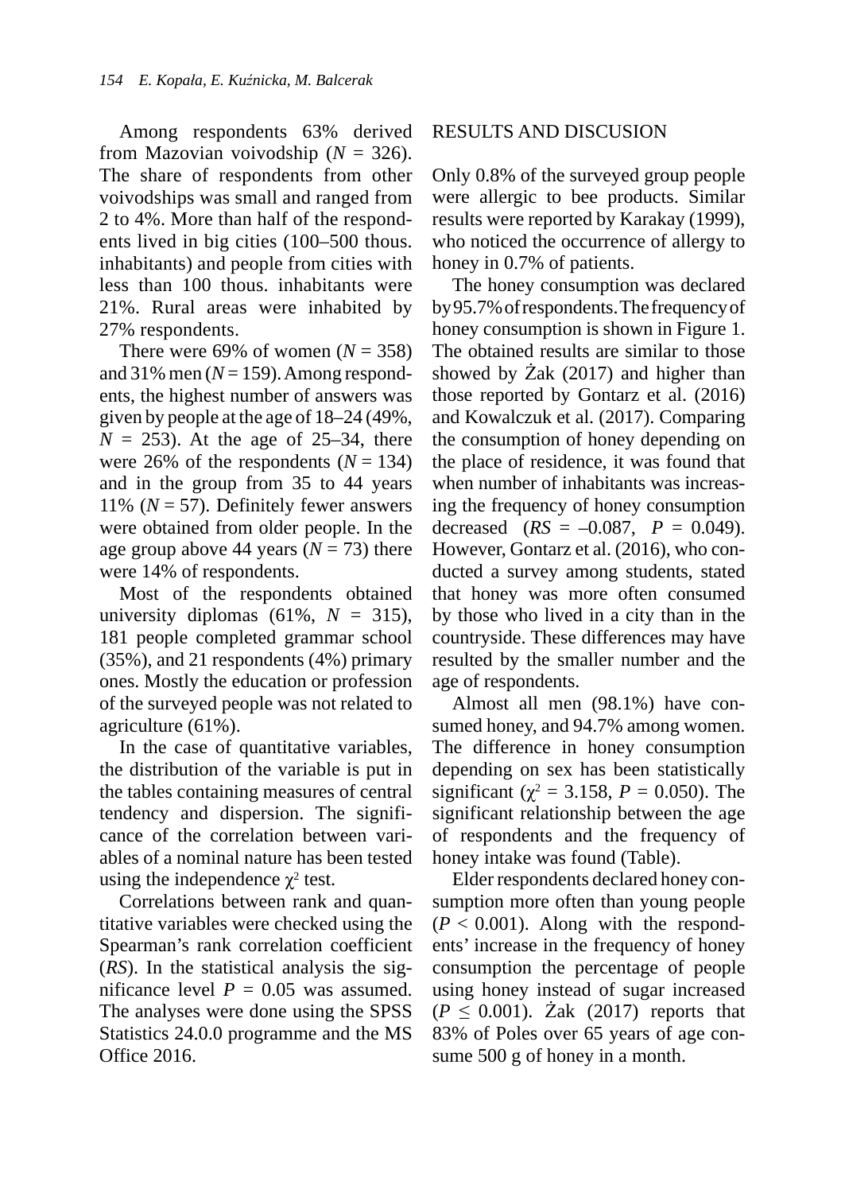Among respondents 63% derived from Mazovian voivodship ($N$ = 326). The share of respondents from other voivodships was small and ranged from 2 to 4%. More than half of the respondents lived in big cities (100–500 thous. inhabitants) and people from cities with less than 100 thous. inhabitants were 21%. Rural areas were inhabited by 27% respondents.

There were 69% of women ($N$ = 358) and 31% men ($N$ = 159). Among respondents, the highest number of answers was given by people at the age of 18–24 (49%, $N$ = 253). At the age of 25–34, there were 26% of the respondents ($N$ = 134) and in the group from 35 to 44 years 11% ($N$ = 57). Definitely fewer answers were obtained from older people. In the age group above 44 years ($N$ = 73) there were 14% of respondents.

Most of the respondents obtained university diplomas (61%, $N$ = 315), 181 people completed grammar school (35%), and 21 respondents (4%) primary ones. Mostly the education or profession of the surveyed people was not related to agriculture (61%).

In the case of quantitative variables, the distribution of the variable is put in the tables containing measures of central tendency and dispersion. The significance of the correlation between variables of a nominal nature has been tested using the independence $\chi^2$ test.

Correlations between rank and quantitative variables were checked using the Spearman's rank correlation coefficient (*RS*). In the statistical analysis the significance level $P$ = 0.05 was assumed. The analyses were done using the SPSS Statistics 24.0.0 programme and the MS Office 2016.

## RESULTS AND DISCUSION

Only 0.8% of the surveyed group people were allergic to bee products. Similar results were reported by Karakay (1999), who noticed the occurrence of allergy to honey in 0.7% of patients.

The honey consumption was declared by 95.7% of respondents. The frequency of honey consumption is shown in Figure 1. The obtained results are similar to those showed by Żak (2017) and higher than those reported by Gontarz et al. (2016) and Kowalczuk et al. (2017). Comparing the consumption of honey depending on the place of residence, it was found that when number of inhabitants was increasing the frequency of honey consumption decreased (*RS* = –0.087, $P$ = 0.049). However, Gontarz et al. (2016), who conducted a survey among students, stated that honey was more often consumed by those who lived in a city than in the countryside. These differences may have resulted by the smaller number and the age of respondents.

Almost all men (98.1%) have consumed honey, and 94.7% among women. The difference in honey consumption depending on sex has been statistically significant ($\chi^2$ = 3.158, $P$ = 0.050). The significant relationship between the age of respondents and the frequency of honey intake was found (Table).

Elder respondents declared honey consumption more often than young people ($P$ < 0.001). Along with the respondents' increase in the frequency of honey consumption the percentage of people using honey instead of sugar increased ($P \leq 0.001$). Żak (2017) reports that 83% of Poles over 65 years of age consume 500 g of honey in a month.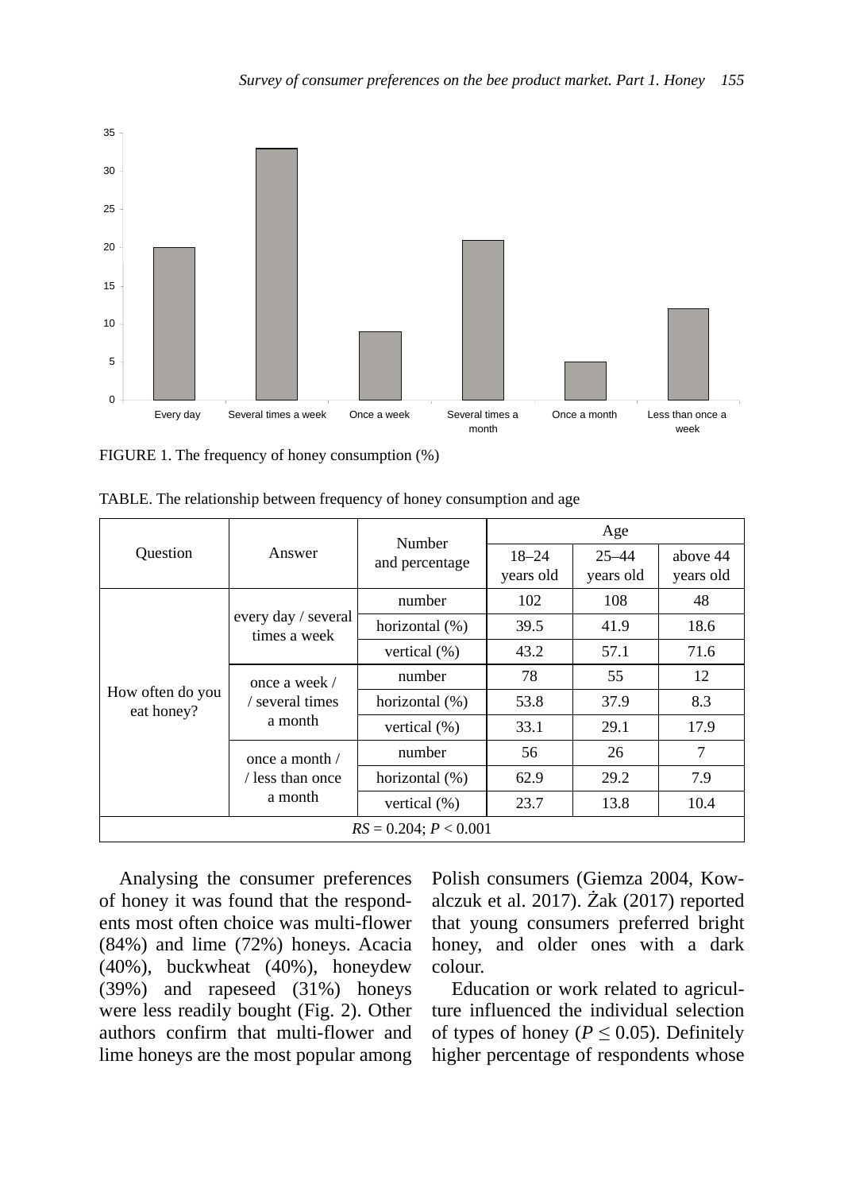FIGURE 1. The frequency of honey consumption (%)

TABLE. The relationship between frequency of honey consumption and age

| Question | Answer | Number and percentage | Age | | |
|---|---|---|---|---|---|
| | | | 18–24 years old | 25–44 years old | above 44 years old |
| How often do you eat honey? | every day / several times a week | number | 102 | 108 | 48 |
| | | horizontal (%) | 39.5 | 41.9 | 18.6 |
| | | vertical (%) | 43.2 | 57.1 | 71.6 |
| | once a week / / several times a month | number | 78 | 55 | 12 |
| | | horizontal (%) | 53.8 | 37.9 | 8.3 |
| | | vertical (%) | 33.1 | 29.1 | 17.9 |
| | once a month / / less than once a month | number | 56 | 26 | 7 |
| | | horizontal (%) | 62.9 | 29.2 | 7.9 |
| | | vertical (%) | 23.7 | 13.8 | 10.4 |
| $RS = 0.204$; $P < 0.001$ | | | | | |

Analysing the consumer preferences of honey it was found that the respondents most often choice was multi-flower (84%) and lime (72%) honeys. Acacia (40%), buckwheat (40%), honeydew (39%) and rapeseed (31%) honeys were less readily bought (Fig. 2). Other authors confirm that multi-flower and lime honeys are the most popular among Polish consumers (Giemza 2004, Kowalczuk et al. 2017). Żak (2017) reported that young consumers preferred bright honey, and older ones with a dark colour.

Education or work related to agriculture influenced the individual selection of types of honey ($P \leq 0.05$). Definitely higher percentage of respondents whose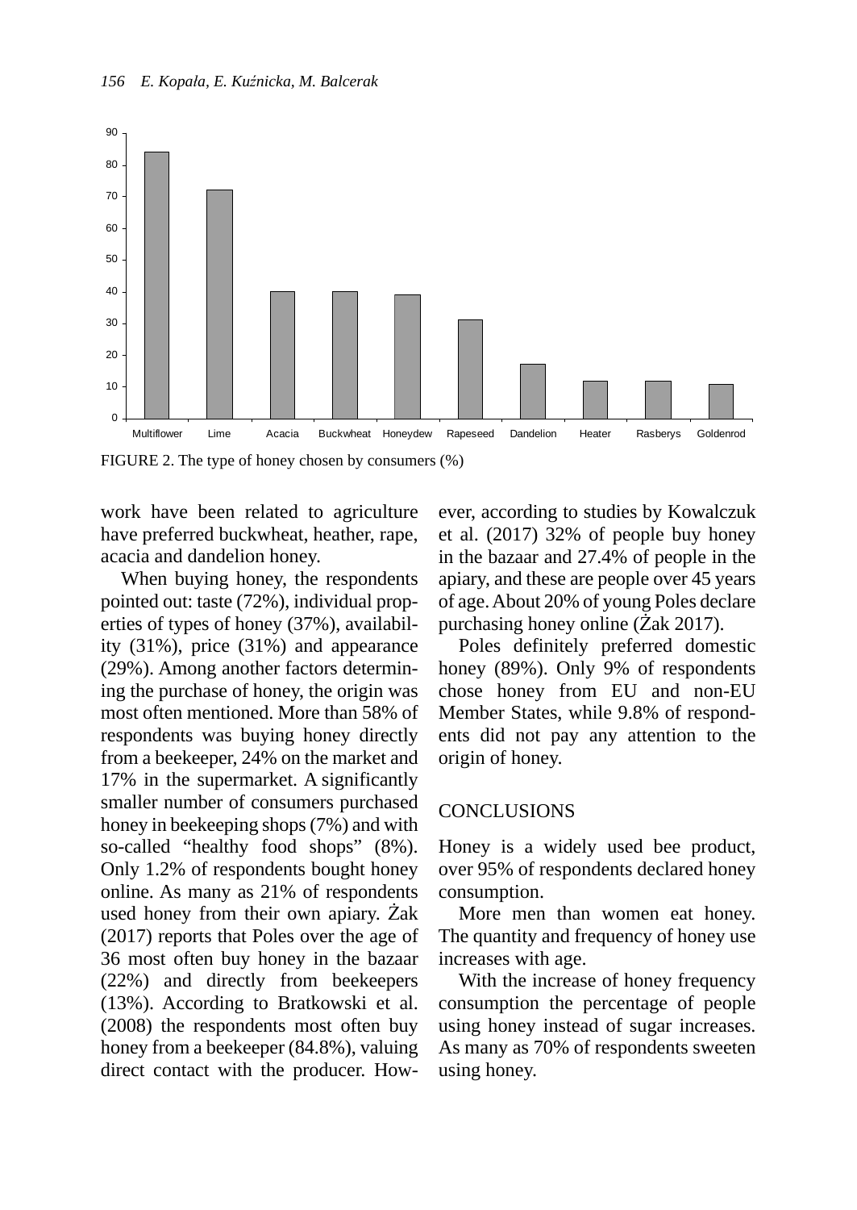FIGURE 2. The type of honey chosen by consumers (%)

work have been related to agriculture have preferred buckwheat, heather, rape, acacia and dandelion honey.

When buying honey, the respondents pointed out: taste (72%), individual properties of types of honey (37%), availability (31%), price (31%) and appearance (29%). Among another factors determining the purchase of honey, the origin was most often mentioned. More than 58% of respondents was buying honey directly from a beekeeper, 24% on the market and 17% in the supermarket. A significantly smaller number of consumers purchased honey in beekeeping shops (7%) and with so-called "healthy food shops" (8%). Only 1.2% of respondents bought honey online. As many as 21% of respondents used honey from their own apiary. Żak (2017) reports that Poles over the age of 36 most often buy honey in the bazaar (22%) and directly from beekeepers (13%). According to Bratkowski et al. (2008) the respondents most often buy honey from a beekeeper (84.8%), valuing direct contact with the producer. However, according to studies by Kowalczuk et al. (2017) 32% of people buy honey in the bazaar and 27.4% of people in the apiary, and these are people over 45 years of age. About 20% of young Poles declare purchasing honey online (Żak 2017).

Poles definitely preferred domestic honey (89%). Only 9% of respondents chose honey from EU and non-EU Member States, while 9.8% of respondents did not pay any attention to the origin of honey.

## CONCLUSIONS

Honey is a widely used bee product, over 95% of respondents declared honey consumption.

More men than women eat honey. The quantity and frequency of honey use increases with age.

With the increase of honey frequency consumption the percentage of people using honey instead of sugar increases. As many as 70% of respondents sweeten using honey.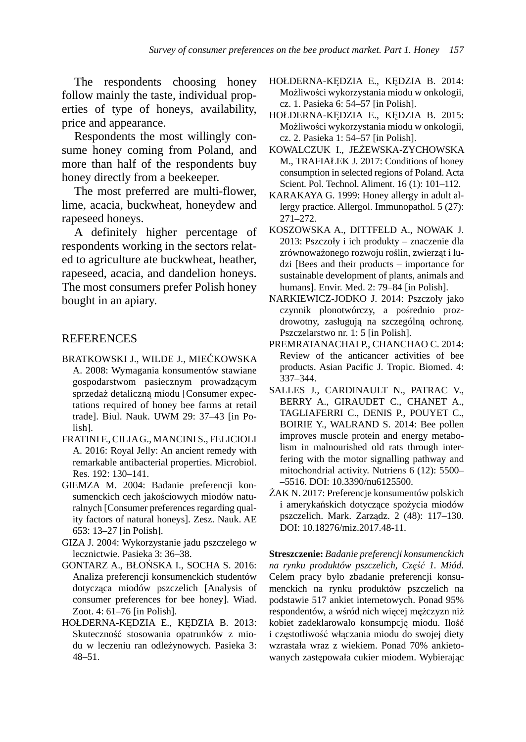The respondents choosing honey follow mainly the taste, individual properties of type of honeys, availability, price and appearance.

Respondents the most willingly consume honey coming from Poland, and more than half of the respondents buy honey directly from a beekeeper.

The most preferred are multi-flower, lime, acacia, buckwheat, honeydew and rapeseed honeys.

A definitely higher percentage of respondents working in the sectors related to agriculture ate buckwheat, heather, rapeseed, acacia, and dandelion honeys. The most consumers prefer Polish honey bought in an apiary.

## REFERENCES

BRATKOWSKI J., WILDE J., MIEĆKOWSKA A. 2008: Wymagania konsumentów stawiane gospodarstwom pasiecznym prowadzącym sprzedaż detaliczną miodu [Consumer expectations required of honey bee farms at retail trade]. Biul. Nauk. UWM 29: 37–43 [in Polish].

FRATINI F., CILIA G., MANCINI S., FELICIOLI A. 2016: Royal Jelly: An ancient remedy with remarkable antibacterial properties. Microbiol. Res. 192: 130–141.

GIEMZA M. 2004: Badanie preferencji konsumenckich cech jakościowych miodów naturalnych [Consumer preferences regarding quality factors of natural honeys]. Zesz. Nauk. AE 653: 13–27 [in Polish].

GIZA J. 2004: Wykorzystanie jadu pszczelego w lecznictwie. Pasieka 3: 36–38.

GONTARZ A., BŁOŃSKA I., SOCHA S. 2016: Analiza preferencji konsumenckich studentów dotycząca miodów pszczelich [Analysis of consumer preferences for bee honey]. Wiad. Zoot. 4: 61–76 [in Polish].

HOŁDERNA-KĘDZIA E., KĘDZIA B. 2013: Skuteczność stosowania opatrunków z miodu w leczeniu ran odleżynowych. Pasieka 3: 48–51.

HOŁDERNA-KĘDZIA E., KĘDZIA B. 2014: Możliwości wykorzystania miodu w onkologii, cz. 1. Pasieka 6: 54–57 [in Polish].

HOŁDERNA-KĘDZIA E., KĘDZIA B. 2015: Możliwości wykorzystania miodu w onkologii, cz. 2. Pasieka 1: 54–57 [in Polish].

KOWALCZUK I., JEŻEWSKA-ZYCHOWSKA M., TRAFIAŁEK J. 2017: Conditions of honey consumption in selected regions of Poland. Acta Scient. Pol. Technol. Aliment. 16 (1): 101–112.

KARAKAYA G. 1999: Honey allergy in adult allergy practice. Allergol. Immunopathol. 5 (27): 271–272.

KOSZOWSKA A., DITTFELD A., NOWAK J. 2013: Pszczoły i ich produkty – znaczenie dla zrównoważonego rozwoju roślin, zwierząt i ludzi [Bees and their products – importance for sustainable development of plants, animals and humans]. Envir. Med. 2: 79–84 [in Polish].

NARKIEWICZ-JODKO J. 2014: Pszczoły jako czynnik plonotwórczy, a pośrednio prozdrowotny, zasługują na szczególną ochronę. Pszczelarstwo nr. 1: 5 [in Polish].

PREMRATANACHAI P., CHANCHAO C. 2014: Review of the anticancer activities of bee products. Asian Pacific J. Tropic. Biomed. 4: 337–344.

SALLES J., CARDINAULT N., PATRAC V., BERRY A., GIRAUDET C., CHANET A., TAGLIAFERRI C., DENIS P., POUYET C., BOIRIE Y., WALRAND S. 2014: Bee pollen improves muscle protein and energy metabolism in malnourished old rats through interfering with the motor signalling pathway and mitochondrial activity. Nutriens 6 (12): 5500–5516. DOI: 10.3390/nu6125500.

ŻAK N. 2017: Preferencje konsumentów polskich i amerykańskich dotyczące spożycia miodów pszczelich. Mark. Zarządz. 2 (48): 117–130. DOI: 10.18276/miz.2017.48-11.

**Streszczenie:** *Badanie preferencji konsumenckich na rynku produktów pszczelich, Część 1. Miód.* Celem pracy było zbadanie preferencji konsumenckich na rynku produktów pszczelich na podstawie 517 ankiet internetowych. Ponad 95% respondentów, a wśród nich więcej mężczyzn niż kobiet zadeklarowało konsumpcję miodu. Ilość i częstotliwość włączania miodu do swojej diety wzrastała wraz z wiekiem. Ponad 70% ankietowanych zastępowała cukier miodem. Wybierając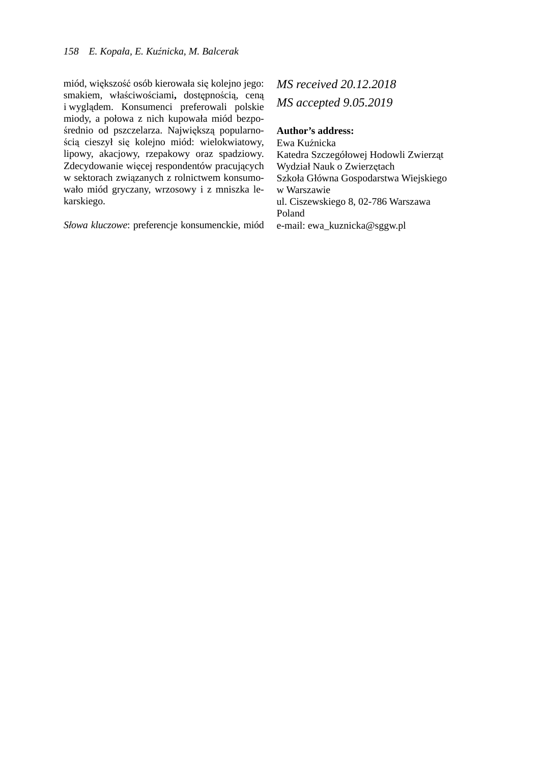miód, większość osób kierowała się kolejno jego: smakiem, właściwościami**,** dostępnością, ceną i wyglądem. Konsumenci preferowali polskie miody, a połowa z nich kupowała miód bezpośrednio od pszczelarza. Największą popularnością cieszył się kolejno miód: wielokwiatowy, lipowy, akacjowy, rzepakowy oraz spadziowy. Zdecydowanie więcej respondentów pracujących w sektorach związanych z rolnictwem konsumowało miód gryczany, wrzosowy i z mniszka lekarskiego.

*Słowa kluczowe*: preferencje konsumenckie, miód

*MS received 20.12.2018*

*MS accepted 9.05.2019*

**Author's address:**
Ewa Kuźnicka
Katedra Szczegółowej Hodowli Zwierząt
Wydział Nauk o Zwierzętach
Szkoła Główna Gospodarstwa Wiejskiego w Warszawie
ul. Ciszewskiego 8, 02-786 Warszawa
Poland
e-mail: ewa_kuznicka@sggw.pl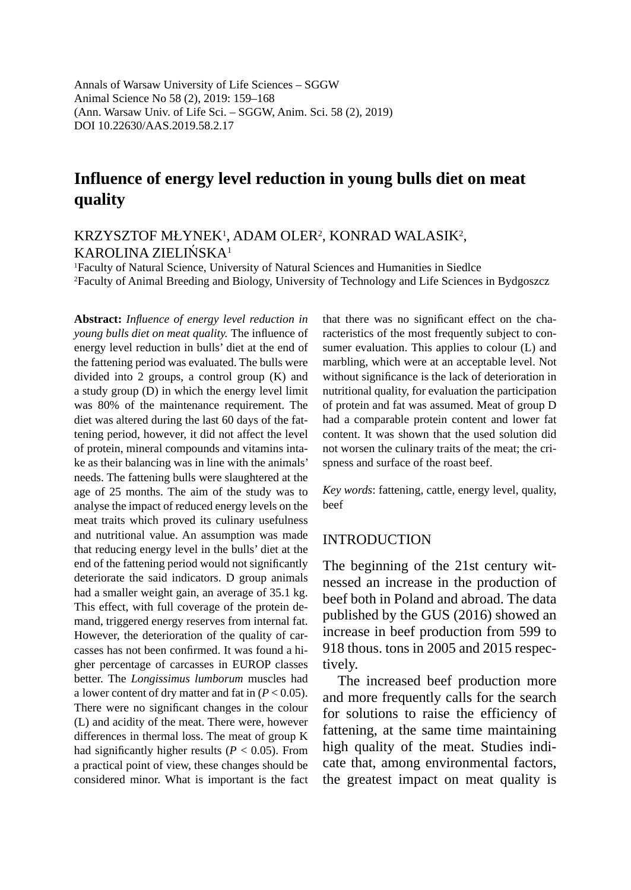Annals of Warsaw University of Life Sciences – SGGW
Animal Science No 58 (2), 2019: 159–168
(Ann. Warsaw Univ. of Life Sci. – SGGW, Anim. Sci. 58 (2), 2019)
DOI 10.22630/AAS.2019.58.2.17

# Influence of energy level reduction in young bulls diet on meat quality

KRZYSZTOF MŁYNEK[1], ADAM OLER[2], KONRAD WALASIK[2], KAROLINA ZIELIŃSKA[1]

[1]Faculty of Natural Science, University of Natural Sciences and Humanities in Siedlce
[2]Faculty of Animal Breeding and Biology, University of Technology and Life Sciences in Bydgoszcz

**Abstract:** *Influence of energy level reduction in young bulls diet on meat quality.* The influence of energy level reduction in bulls' diet at the end of the fattening period was evaluated. The bulls were divided into 2 groups, a control group (K) and a study group (D) in which the energy level limit was 80% of the maintenance requirement. The diet was altered during the last 60 days of the fattening period, however, it did not affect the level of protein, mineral compounds and vitamins intake as their balancing was in line with the animals' needs. The fattening bulls were slaughtered at the age of 25 months. The aim of the study was to analyse the impact of reduced energy levels on the meat traits which proved its culinary usefulness and nutritional value. An assumption was made that reducing energy level in the bulls' diet at the end of the fattening period would not significantly deteriorate the said indicators. D group animals had a smaller weight gain, an average of 35.1 kg. This effect, with full coverage of the protein demand, triggered energy reserves from internal fat. However, the deterioration of the quality of carcasses has not been confirmed. It was found a higher percentage of carcasses in EUROP classes better. The *Longissimus lumborum* muscles had a lower content of dry matter and fat in ($P < 0.05$). There were no significant changes in the colour (L) and acidity of the meat. There were, however differences in thermal loss. The meat of group K had significantly higher results ($P < 0.05$). From a practical point of view, these changes should be considered minor. What is important is the fact that there was no significant effect on the characteristics of the most frequently subject to consumer evaluation. This applies to colour (L) and marbling, which were at an acceptable level. Not without significance is the lack of deterioration in nutritional quality, for evaluation the participation of protein and fat was assumed. Meat of group D had a comparable protein content and lower fat content. It was shown that the used solution did not worsen the culinary traits of the meat; the crispness and surface of the roast beef.

*Key words*: fattening, cattle, energy level, quality, beef

## INTRODUCTION

The beginning of the 21st century witnessed an increase in the production of beef both in Poland and abroad. The data published by the GUS (2016) showed an increase in beef production from 599 to 918 thous. tons in 2005 and 2015 respectively.

The increased beef production more and more frequently calls for the search for solutions to raise the efficiency of fattening, at the same time maintaining high quality of the meat. Studies indicate that, among environmental factors, the greatest impact on meat quality is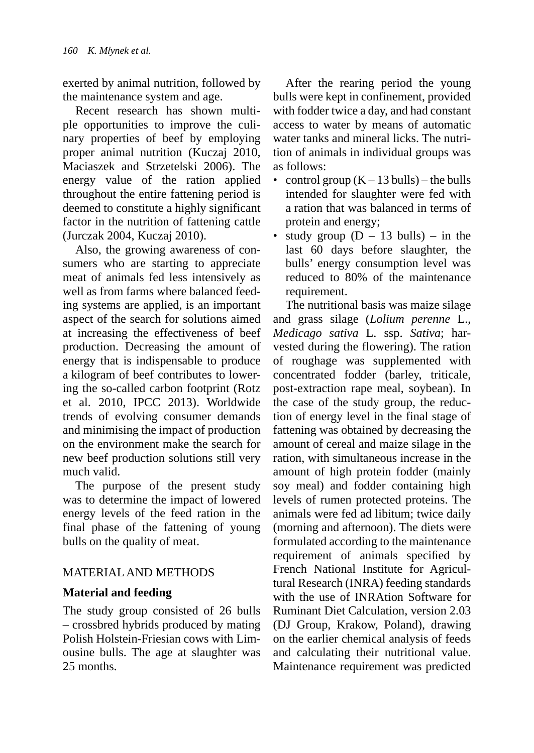exerted by animal nutrition, followed by the maintenance system and age.

Recent research has shown multiple opportunities to improve the culinary properties of beef by employing proper animal nutrition (Kuczaj 2010, Maciaszek and Strzetelski 2006). The energy value of the ration applied throughout the entire fattening period is deemed to constitute a highly significant factor in the nutrition of fattening cattle (Jurczak 2004, Kuczaj 2010).

Also, the growing awareness of consumers who are starting to appreciate meat of animals fed less intensively as well as from farms where balanced feeding systems are applied, is an important aspect of the search for solutions aimed at increasing the effectiveness of beef production. Decreasing the amount of energy that is indispensable to produce a kilogram of beef contributes to lowering the so-called carbon footprint (Rotz et al. 2010, IPCC 2013). Worldwide trends of evolving consumer demands and minimising the impact of production on the environment make the search for new beef production solutions still very much valid.

The purpose of the present study was to determine the impact of lowered energy levels of the feed ration in the final phase of the fattening of young bulls on the quality of meat.

## MATERIAL AND METHODS

### Material and feeding

The study group consisted of 26 bulls – crossbred hybrids produced by mating Polish Holstein-Friesian cows with Limousine bulls. The age at slaughter was 25 months.

After the rearing period the young bulls were kept in confinement, provided with fodder twice a day, and had constant access to water by means of automatic water tanks and mineral licks. The nutrition of animals in individual groups was as follows:

- control group (K – 13 bulls) – the bulls intended for slaughter were fed with a ration that was balanced in terms of protein and energy;
- study group (D – 13 bulls) – in the last 60 days before slaughter, the bulls' energy consumption level was reduced to 80% of the maintenance requirement.

The nutritional basis was maize silage and grass silage (*Lolium perenne* L., *Medicago sativa* L. ssp. *Sativa*; harvested during the flowering). The ration of roughage was supplemented with concentrated fodder (barley, triticale, post-extraction rape meal, soybean). In the case of the study group, the reduction of energy level in the final stage of fattening was obtained by decreasing the amount of cereal and maize silage in the ration, with simultaneous increase in the amount of high protein fodder (mainly soy meal) and fodder containing high levels of rumen protected proteins. The animals were fed ad libitum; twice daily (morning and afternoon). The diets were formulated according to the maintenance requirement of animals specified by French National Institute for Agricultural Research (INRA) feeding standards with the use of INRAtion Software for Ruminant Diet Calculation, version 2.03 (DJ Group, Krakow, Poland), drawing on the earlier chemical analysis of feeds and calculating their nutritional value. Maintenance requirement was predicted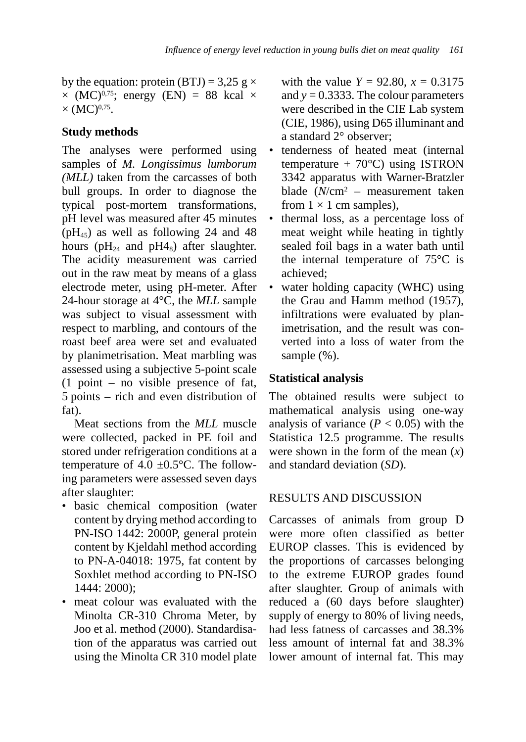by the equation: protein (BTJ) = 3,25 g × × $(MC)^{0,75}$; energy (EN) = 88 kcal × × $(MC)^{0,75}$.

### Study methods

The analyses were performed using samples of *M. Longissimus lumborum (MLL)* taken from the carcasses of both bull groups. In order to diagnose the typical post-mortem transformations, pH level was measured after 45 minutes ($pH_{45}$) as well as following 24 and 48 hours ($pH_{24}$ and $pH4_8$) after slaughter. The acidity measurement was carried out in the raw meat by means of a glass electrode meter, using pH-meter. After 24-hour storage at 4°C, the *MLL* sample was subject to visual assessment with respect to marbling, and contours of the roast beef area were set and evaluated by planimetrisation. Meat marbling was assessed using a subjective 5-point scale (1 point – no visible presence of fat, 5 points – rich and even distribution of fat).

Meat sections from the *MLL* muscle were collected, packed in PE foil and stored under refrigeration conditions at a temperature of 4.0 ±0.5°C. The following parameters were assessed seven days after slaughter:

- basic chemical composition (water content by drying method according to PN-ISO 1442: 2000P, general protein content by Kjeldahl method according to PN-A-04018: 1975, fat content by Soxhlet method according to PN-ISO 1444: 2000);
- meat colour was evaluated with the Minolta CR-310 Chroma Meter, by Joo et al. method (2000). Standardisation of the apparatus was carried out using the Minolta CR 310 model plate with the value $Y$ = 92.80, $x$ = 0.3175 and $y$ = 0.3333. The colour parameters were described in the CIE Lab system (CIE, 1986), using D65 illuminant and a standard 2° observer;
- tenderness of heated meat (internal temperature + 70°C) using ISTRON 3342 apparatus with Warner-Bratzler blade ($N/cm^2$ – measurement taken from 1 × 1 cm samples),
- thermal loss, as a percentage loss of meat weight while heating in tightly sealed foil bags in a water bath until the internal temperature of 75°C is achieved;
- water holding capacity (WHC) using the Grau and Hamm method (1957), infiltrations were evaluated by planimetrisation, and the result was converted into a loss of water from the sample (%).

### Statistical analysis

The obtained results were subject to mathematical analysis using one-way analysis of variance ($P < 0.05$) with the Statistica 12.5 programme. The results were shown in the form of the mean ($x$) and standard deviation (*SD*).

## RESULTS AND DISCUSSION

Carcasses of animals from group D were more often classified as better EUROP classes. This is evidenced by the proportions of carcasses belonging to the extreme EUROP grades found after slaughter. Group of animals with reduced a (60 days before slaughter) supply of energy to 80% of living needs, had less fatness of carcasses and 38.3% less amount of internal fat and 38.3% lower amount of internal fat. This may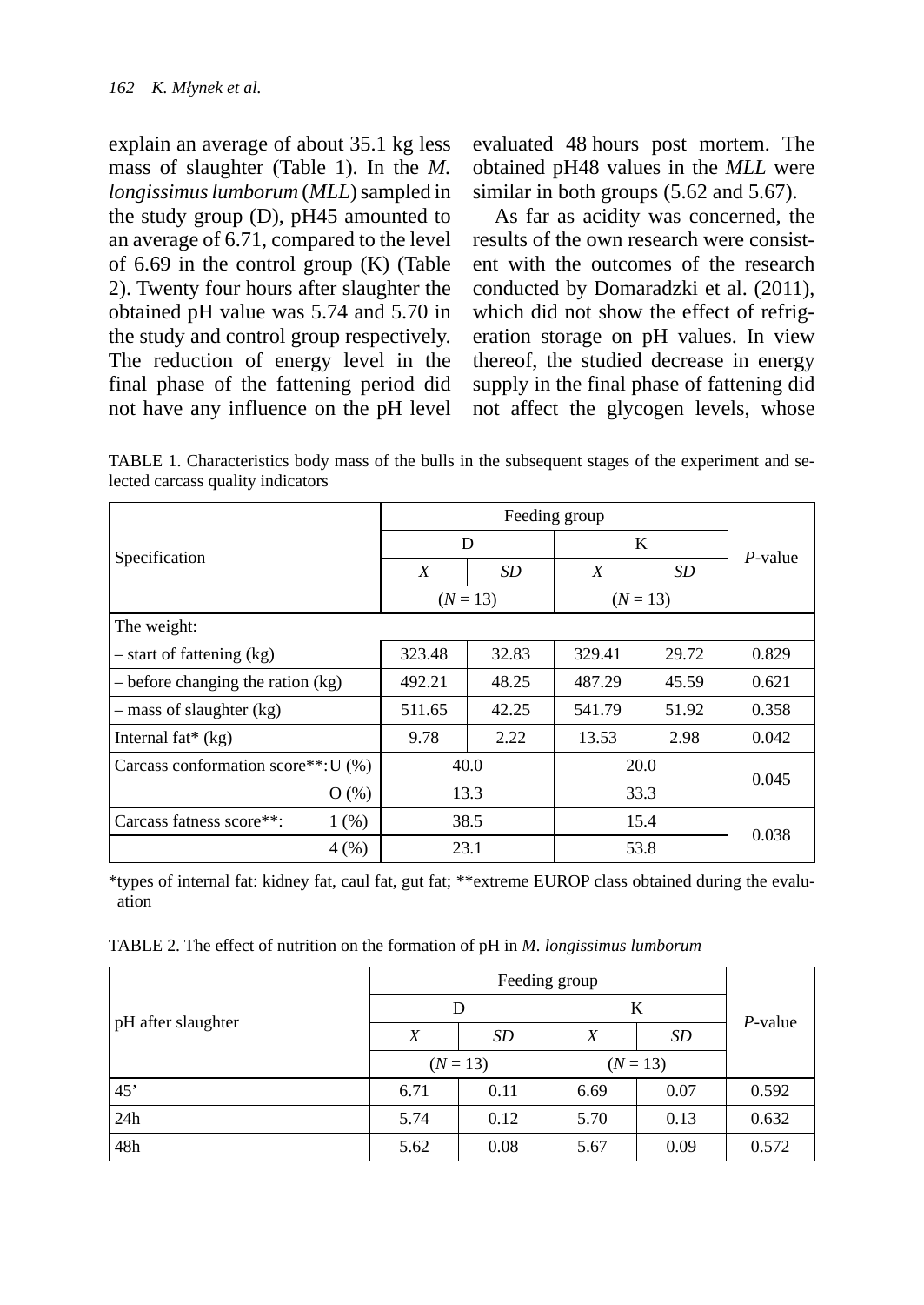explain an average of about 35.1 kg less mass of slaughter (Table 1). In the *M. longissimus lumborum* (*MLL*) sampled in the study group (D), pH45 amounted to an average of 6.71, compared to the level of 6.69 in the control group (K) (Table 2). Twenty four hours after slaughter the obtained pH value was 5.74 and 5.70 in the study and control group respectively. The reduction of energy level in the final phase of the fattening period did not have any influence on the pH level evaluated 48 hours post mortem. The obtained pH48 values in the *MLL* were similar in both groups (5.62 and 5.67).

As far as acidity was concerned, the results of the own research were consistent with the outcomes of the research conducted by Domaradzki et al. (2011), which did not show the effect of refrigeration storage on pH values. In view thereof, the studied decrease in energy supply in the final phase of fattening did not affect the glycogen levels, whose

TABLE 1. Characteristics body mass of the bulls in the subsequent stages of the experiment and selected carcass quality indicators

| Specification | Feeding group | | | | *P*-value |
|---|---|---|---|---|---|
| | D | | K | | |
| | *X* | *SD* | *X* | *SD* | |
| | (*N* = 13) | | (*N* = 13) | | |
| The weight: | | | | | |
| – start of fattening (kg) | 323.48 | 32.83 | 329.41 | 29.72 | 0.829 |
| – before changing the ration (kg) | 492.21 | 48.25 | 487.29 | 45.59 | 0.621 |
| – mass of slaughter (kg) | 511.65 | 42.25 | 541.79 | 51.92 | 0.358 |
| Internal fat* (kg) | 9.78 | 2.22 | 13.53 | 2.98 | 0.042 |
| Carcass conformation score**: U (%) | 40.0 | | 20.0 | | 0.045 |
| O (%) | 13.3 | | 33.3 | | |
| Carcass fatness score**: 1 (%) | 38.5 | | 15.4 | | 0.038 |
| 4 (%) | 23.1 | | 53.8 | | |

*types of internal fat: kidney fat, caul fat, gut fat; **extreme EUROP class obtained during the evaluation

TABLE 2. The effect of nutrition on the formation of pH in *M. longissimus lumborum*

| pH after slaughter | Feeding group | | | | *P*-value |
|---|---|---|---|---|---|
| | D | | K | | |
| | *X* | *SD* | *X* | *SD* | |
| | (*N* = 13) | | (*N* = 13) | | |
| 45’ | 6.71 | 0.11 | 6.69 | 0.07 | 0.592 |
| 24h | 5.74 | 0.12 | 5.70 | 0.13 | 0.632 |
| 48h | 5.62 | 0.08 | 5.67 | 0.09 | 0.572 |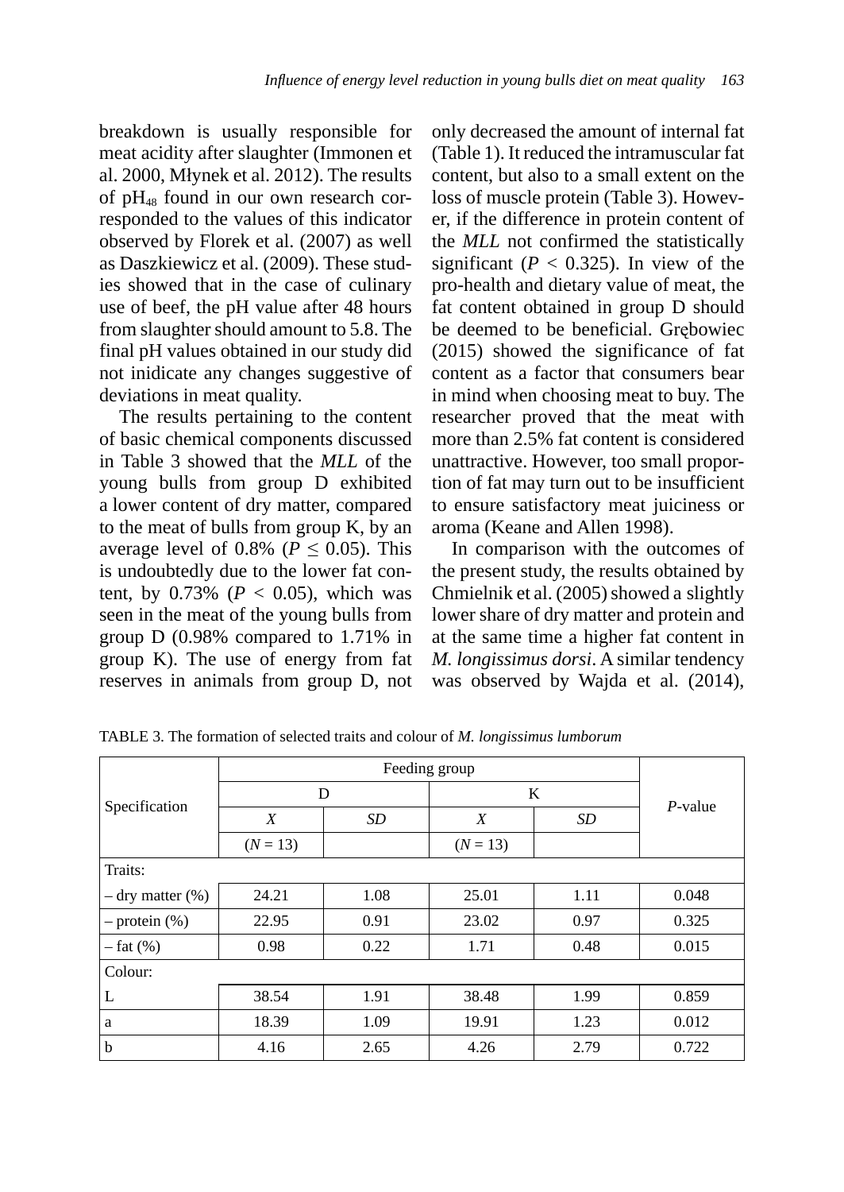breakdown is usually responsible for meat acidity after slaughter (Immonen et al. 2000, Młynek et al. 2012). The results of $pH_{48}$ found in our own research corresponded to the values of this indicator observed by Florek et al. (2007) as well as Daszkiewicz et al. (2009). These studies showed that in the case of culinary use of beef, the pH value after 48 hours from slaughter should amount to 5.8. The final pH values obtained in our study did not inidicate any changes suggestive of deviations in meat quality.

The results pertaining to the content of basic chemical components discussed in Table 3 showed that the *MLL* of the young bulls from group D exhibited a lower content of dry matter, compared to the meat of bulls from group K, by an average level of 0.8% ($P \leq 0.05$). This is undoubtedly due to the lower fat content, by 0.73% ($P < 0.05$), which was seen in the meat of the young bulls from group D (0.98% compared to 1.71% in group K). The use of energy from fat reserves in animals from group D, not only decreased the amount of internal fat (Table 1). It reduced the intramuscular fat content, but also to a small extent on the loss of muscle protein (Table 3). However, if the difference in protein content of the *MLL* not confirmed the statistically significant ($P < 0.325$). In view of the pro-health and dietary value of meat, the fat content obtained in group D should be deemed to be beneficial. Grębowiec (2015) showed the significance of fat content as a factor that consumers bear in mind when choosing meat to buy. The researcher proved that the meat with more than 2.5% fat content is considered unattractive. However, too small proportion of fat may turn out to be insufficient to ensure satisfactory meat juiciness or aroma (Keane and Allen 1998).

In comparison with the outcomes of the present study, the results obtained by Chmielnik et al. (2005) showed a slightly lower share of dry matter and protein and at the same time a higher fat content in *M. longissimus dorsi*. A similar tendency was observed by Wajda et al. (2014),

TABLE 3. The formation of selected traits and colour of *M. longissimus lumborum*

| Specification | Feeding group | | | | *P*-value |
|---|---|---|---|---|---|
| | D | | K | | |
| | *X* | *SD* | *X* | *SD* | |
| | ($N = 13$) | | ($N = 13$) | | |
| Traits: | | | | | |
| – dry matter (%) | 24.21 | 1.08 | 25.01 | 1.11 | 0.048 |
| – protein (%) | 22.95 | 0.91 | 23.02 | 0.97 | 0.325 |
| – fat (%) | 0.98 | 0.22 | 1.71 | 0.48 | 0.015 |
| Colour: | | | | | |
| L | 38.54 | 1.91 | 38.48 | 1.99 | 0.859 |
| a | 18.39 | 1.09 | 19.91 | 1.23 | 0.012 |
| b | 4.16 | 2.65 | 4.26 | 2.79 | 0.722 |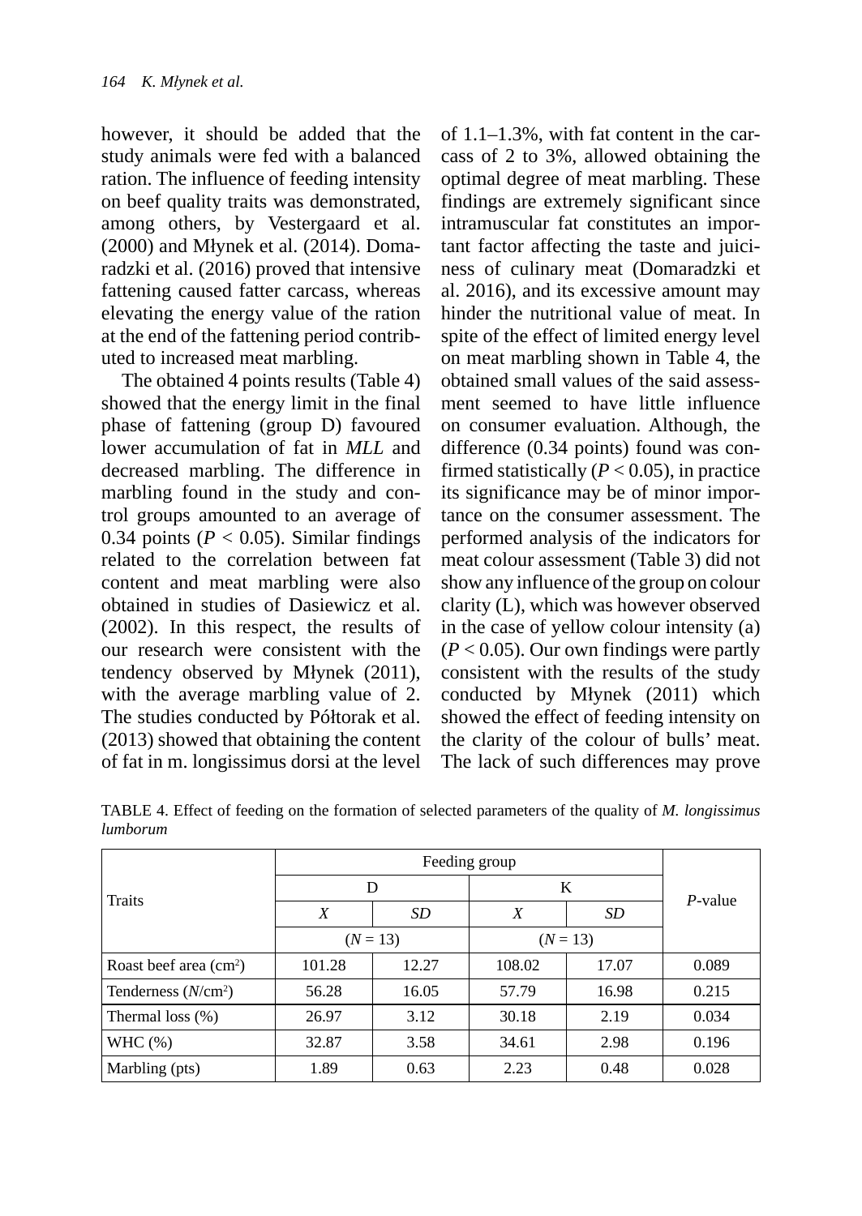however, it should be added that the study animals were fed with a balanced ration. The influence of feeding intensity on beef quality traits was demonstrated, among others, by Vestergaard et al. (2000) and Młynek et al. (2014). Domaradzki et al. (2016) proved that intensive fattening caused fatter carcass, whereas elevating the energy value of the ration at the end of the fattening period contributed to increased meat marbling.

The obtained 4 points results (Table 4) showed that the energy limit in the final phase of fattening (group D) favoured lower accumulation of fat in *MLL* and decreased marbling. The difference in marbling found in the study and control groups amounted to an average of 0.34 points ($P < 0.05$). Similar findings related to the correlation between fat content and meat marbling were also obtained in studies of Dasiewicz et al. (2002). In this respect, the results of our research were consistent with the tendency observed by Młynek (2011), with the average marbling value of 2. The studies conducted by Półtorak et al. (2013) showed that obtaining the content of fat in m. longissimus dorsi at the level of 1.1–1.3%, with fat content in the carcass of 2 to 3%, allowed obtaining the optimal degree of meat marbling. These findings are extremely significant since intramuscular fat constitutes an important factor affecting the taste and juiciness of culinary meat (Domaradzki et al. 2016), and its excessive amount may hinder the nutritional value of meat. In spite of the effect of limited energy level on meat marbling shown in Table 4, the obtained small values of the said assessment seemed to have little influence on consumer evaluation. Although, the difference (0.34 points) found was confirmed statistically ($P < 0.05$), in practice its significance may be of minor importance on the consumer assessment. The performed analysis of the indicators for meat colour assessment (Table 3) did not show any influence of the group on colour clarity (L), which was however observed in the case of yellow colour intensity (a) ($P < 0.05$). Our own findings were partly consistent with the results of the study conducted by Młynek (2011) which showed the effect of feeding intensity on the clarity of the colour of bulls' meat. The lack of such differences may prove

TABLE 4. Effect of feeding on the formation of selected parameters of the quality of *M. longissimus lumborum*

| Traits | Feeding group | | | | *P*-value |
|---|---|---|---|---|---|
| | D | | K | | |
| | *X* | *SD* | *X* | *SD* | |
| | ($N = 13$) | | ($N = 13$) | | |
| Roast beef area (cm$^2$) | 101.28 | 12.27 | 108.02 | 17.07 | 0.089 |
| Tenderness (*N*/cm$^2$) | 56.28 | 16.05 | 57.79 | 16.98 | 0.215 |
| Thermal loss (%) | 26.97 | 3.12 | 30.18 | 2.19 | 0.034 |
| WHC (%) | 32.87 | 3.58 | 34.61 | 2.98 | 0.196 |
| Marbling (pts) | 1.89 | 0.63 | 2.23 | 0.48 | 0.028 |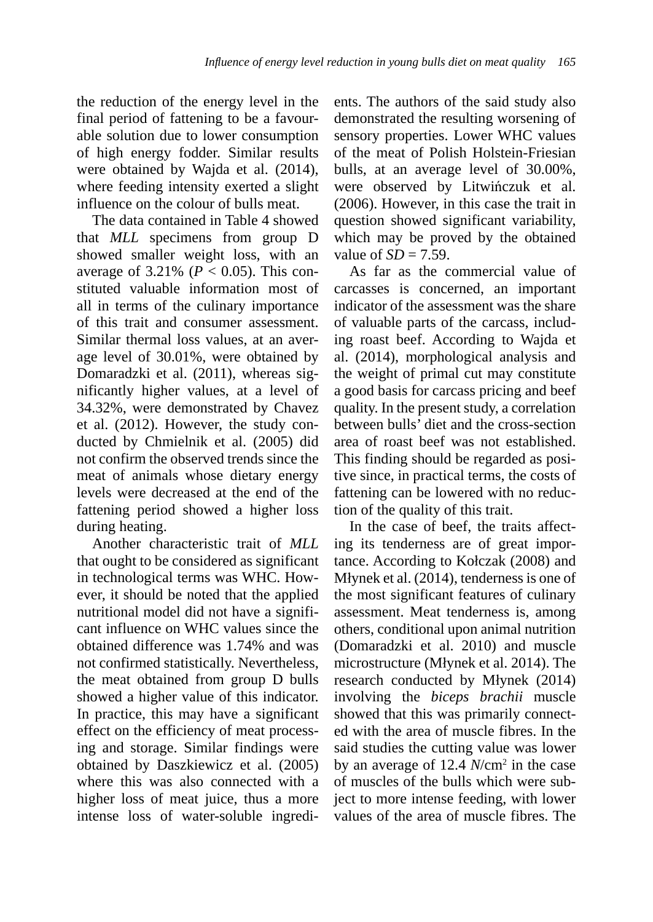the reduction of the energy level in the final period of fattening to be a favourable solution due to lower consumption of high energy fodder. Similar results were obtained by Wajda et al. (2014), where feeding intensity exerted a slight influence on the colour of bulls meat.

The data contained in Table 4 showed that *MLL* specimens from group D showed smaller weight loss, with an average of 3.21% ($P < 0.05$). This constituted valuable information most of all in terms of the culinary importance of this trait and consumer assessment. Similar thermal loss values, at an average level of 30.01%, were obtained by Domaradzki et al. (2011), whereas significantly higher values, at a level of 34.32%, were demonstrated by Chavez et al. (2012). However, the study conducted by Chmielnik et al. (2005) did not confirm the observed trends since the meat of animals whose dietary energy levels were decreased at the end of the fattening period showed a higher loss during heating.

Another characteristic trait of *MLL* that ought to be considered as significant in technological terms was WHC. However, it should be noted that the applied nutritional model did not have a significant influence on WHC values since the obtained difference was 1.74% and was not confirmed statistically. Nevertheless, the meat obtained from group D bulls showed a higher value of this indicator. In practice, this may have a significant effect on the efficiency of meat processing and storage. Similar findings were obtained by Daszkiewicz et al. (2005) where this was also connected with a higher loss of meat juice, thus a more intense loss of water-soluble ingredients. The authors of the said study also demonstrated the resulting worsening of sensory properties. Lower WHC values of the meat of Polish Holstein-Friesian bulls, at an average level of 30.00%, were observed by Litwińczuk et al. (2006). However, in this case the trait in question showed significant variability, which may be proved by the obtained value of $SD = 7.59$.

As far as the commercial value of carcasses is concerned, an important indicator of the assessment was the share of valuable parts of the carcass, including roast beef. According to Wajda et al. (2014), morphological analysis and the weight of primal cut may constitute a good basis for carcass pricing and beef quality. In the present study, a correlation between bulls' diet and the cross-section area of roast beef was not established. This finding should be regarded as positive since, in practical terms, the costs of fattening can be lowered with no reduction of the quality of this trait.

In the case of beef, the traits affecting its tenderness are of great importance. According to Kołczak (2008) and Młynek et al. (2014), tenderness is one of the most significant features of culinary assessment. Meat tenderness is, among others, conditional upon animal nutrition (Domaradzki et al. 2010) and muscle microstructure (Młynek et al. 2014). The research conducted by Młynek (2014) involving the *biceps brachii* muscle showed that this was primarily connected with the area of muscle fibres. In the said studies the cutting value was lower by an average of 12.4 $N/cm^2$ in the case of muscles of the bulls which were subject to more intense feeding, with lower values of the area of muscle fibres. The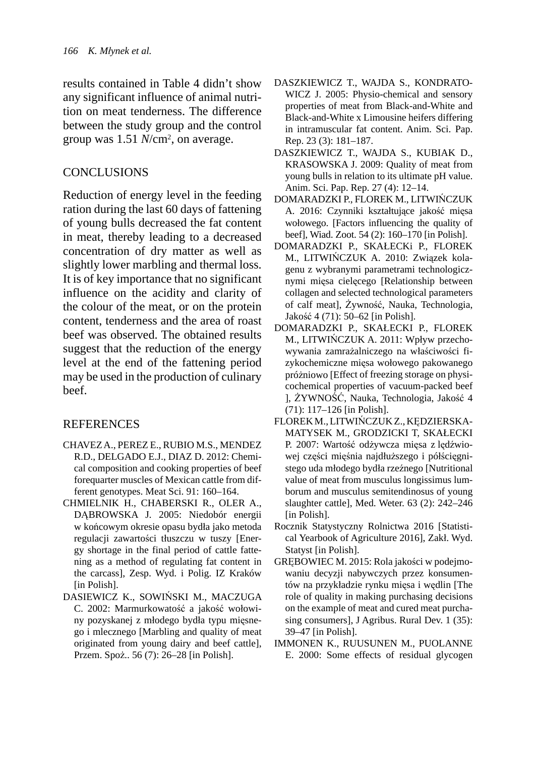results contained in Table 4 didn't show any significant influence of animal nutrition on meat tenderness. The difference between the study group and the control group was 1.51 $N$/cm$^2$, on average.

## CONCLUSIONS

Reduction of energy level in the feeding ration during the last 60 days of fattening of young bulls decreased the fat content in meat, thereby leading to a decreased concentration of dry matter as well as slightly lower marbling and thermal loss. It is of key importance that no significant influence on the acidity and clarity of the colour of the meat, or on the protein content, tenderness and the area of roast beef was observed. The obtained results suggest that the reduction of the energy level at the end of the fattening period may be used in the production of culinary beef.

## REFERENCES

CHAVEZ A., PEREZ E., RUBIO M.S., MENDEZ R.D., DELGADO E.J., DIAZ D. 2012: Chemical composition and cooking properties of beef forequarter muscles of Mexican cattle from different genotypes. Meat Sci. 91: 160–164.

CHMIELNIK H., CHABERSKI R., OLER A., DĄBROWSKA J. 2005: Niedobór energii w końcowym okresie opasu bydła jako metoda regulacji zawartości tłuszczu w tuszy [Energy shortage in the final period of cattle fattening as a method of regulating fat content in the carcass], Zesp. Wyd. i Polig. IZ Kraków [in Polish].

DASIEWICZ K., SOWIŃSKI M., MACZUGA C. 2002: Marmurkowatość a jakość wołowiny pozyskanej z młodego bydła typu mięsnego i mlecznego [Marbling and quality of meat originated from young dairy and beef cattle], Przem. Spoż.. 56 (7): 26–28 [in Polish].

DASZKIEWICZ T., WAJDA S., KONDRATOWICZ J. 2005: Physio-chemical and sensory properties of meat from Black-and-White and Black-and-White x Limousine heifers differing in intramuscular fat content. Anim. Sci. Pap. Rep. 23 (3): 181–187.

DASZKIEWICZ T., WAJDA S., KUBIAK D., KRASOWSKA J. 2009: Quality of meat from young bulls in relation to its ultimate pH value. Anim. Sci. Pap. Rep. 27 (4): 12–14.

DOMARADZKI P., FLOREK M., LITWIŃCZUK A. 2016: Czynniki kształtujące jakość mięsa wołowego. [Factors influencing the quality of beef], Wiad. Zoot. 54 (2): 160–170 [in Polish].

DOMARADZKI P., SKAŁECKi P., FLOREK M., LITWIŃCZUK A. 2010: Związek kolagenu z wybranymi parametrami technologicznymi mięsa cielęcego [Relationship between collagen and selected technological parameters of calf meat], Żywność, Nauka, Technologia, Jakość 4 (71): 50–62 [in Polish].

DOMARADZKI P., SKAŁECKI P., FLOREK M., LITWIŃCZUK A. 2011: Wpływ przechowywania zamrażalniczego na właściwości fizykochemiczne mięsa wołowego pakowanego próżniowo [Effect of freezing storage on physicochemical properties of vacuum-packed beef ], ŻYWNOŚĆ, Nauka, Technologia, Jakość 4 (71): 117–126 [in Polish].

FLOREK M., LITWIŃCZUK Z., KĘDZIERSKA-MATYSEK M., GRODZICKI T, SKAŁECKI P. 2007: Wartość odżywcza mięsa z lędźwiowej części mięśnia najdłuższego i półścięgnistego uda młodego bydła rzeźnego [Nutritional value of meat from musculus longissimus lumborum and musculus semitendinosus of young slaughter cattle], Med. Weter. 63 (2): 242–246 [in Polish].

Rocznik Statystyczny Rolnictwa 2016 [Statistical Yearbook of Agriculture 2016], Zakł. Wyd. Statyst [in Polish].

GRĘBOWIEC M. 2015: Rola jakości w podejmowaniu decyzji nabywczych przez konsumentów na przykładzie rynku mięsa i wędlin [The role of quality in making purchasing decisions on the example of meat and cured meat purchasing consumers], J Agribus. Rural Dev. 1 (35): 39–47 [in Polish].

IMMONEN K., RUUSUNEN M., PUOLANNE E. 2000: Some effects of residual glycogen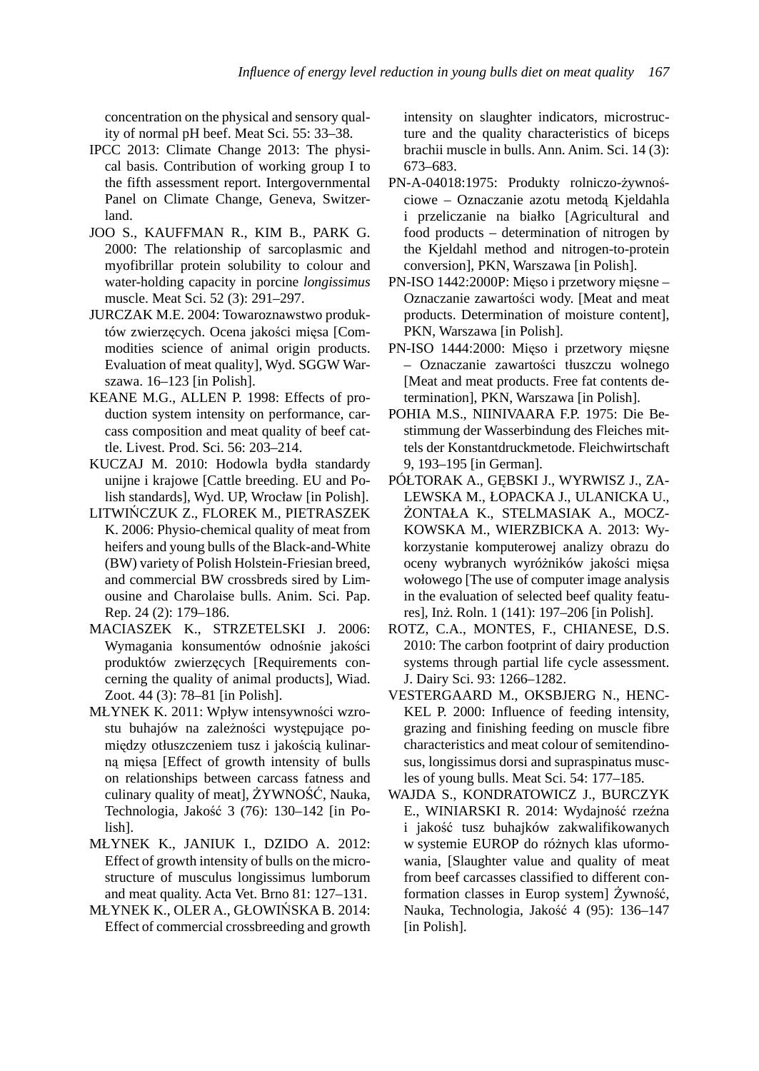concentration on the physical and sensory quality of normal pH beef. Meat Sci. 55: 33–38.

IPCC 2013: Climate Change 2013: The physical basis. Contribution of working group I to the fifth assessment report. Intergovernmental Panel on Climate Change, Geneva, Switzerland.

JOO S., KAUFFMAN R., KIM B., PARK G. 2000: The relationship of sarcoplasmic and myofibrillar protein solubility to colour and water-holding capacity in porcine *longissimus* muscle. Meat Sci. 52 (3): 291–297.

JURCZAK M.E. 2004: Towaroznawstwo produktów zwierzęcych. Ocena jakości mięsa [Commodities science of animal origin products. Evaluation of meat quality], Wyd. SGGW Warszawa. 16–123 [in Polish].

KEANE M.G., ALLEN P. 1998: Effects of production system intensity on performance, carcass composition and meat quality of beef cattle. Livest. Prod. Sci. 56: 203–214.

KUCZAJ M. 2010: Hodowla bydła standardy unijne i krajowe [Cattle breeding. EU and Polish standards], Wyd. UP, Wrocław [in Polish].

LITWIŃCZUK Z., FLOREK M., PIETRASZEK K. 2006: Physio-chemical quality of meat from heifers and young bulls of the Black-and-White (BW) variety of Polish Holstein-Friesian breed, and commercial BW crossbreds sired by Limousine and Charolaise bulls. Anim. Sci. Pap. Rep. 24 (2): 179–186.

MACIASZEK K., STRZETELSKI J. 2006: Wymagania konsumentów odnośnie jakości produktów zwierzęcych [Requirements concerning the quality of animal products], Wiad. Zoot. 44 (3): 78–81 [in Polish].

MŁYNEK K. 2011: Wpływ intensywności wzrostu buhajów na zależności występujące pomiędzy otłuszczeniem tusz i jakością kulinarną mięsa [Effect of growth intensity of bulls on relationships between carcass fatness and culinary quality of meat], ŻYWNOŚĆ, Nauka, Technologia, Jakość 3 (76): 130–142 [in Polish].

MŁYNEK K., JANIUK I., DZIDO A. 2012: Effect of growth intensity of bulls on the microstructure of musculus longissimus lumborum and meat quality. Acta Vet. Brno 81: 127–131.

MŁYNEK K., OLER A., GŁOWIŃSKA B. 2014: Effect of commercial crossbreeding and growth intensity on slaughter indicators, microstructure and the quality characteristics of biceps brachii muscle in bulls. Ann. Anim. Sci. 14 (3): 673–683.

PN-A-04018:1975: Produkty rolniczo-żywnościowe – Oznaczanie azotu metodą Kjeldahla i przeliczanie na białko [Agricultural and food products – determination of nitrogen by the Kjeldahl method and nitrogen-to-protein conversion], PKN, Warszawa [in Polish].

PN-ISO 1442:2000P: Mięso i przetwory mięsne – Oznaczanie zawartości wody. [Meat and meat products. Determination of moisture content], PKN, Warszawa [in Polish].

PN-ISO 1444:2000: Mięso i przetwory mięsne – Oznaczanie zawartości tłuszczu wolnego [Meat and meat products. Free fat contents determination], PKN, Warszawa [in Polish].

POHIA M.S., NIINIVAARA F.P. 1975: Die Bestimmung der Wasserbindung des Fleiches mittels der Konstantdruckmetode. Fleichwirtschaft 9, 193–195 [in German].

PÓŁTORAK A., GĘBSKI J., WYRWISZ J., ZALEWSKA M., ŁOPACKA J., ULANICKA U., ŻONTAŁA K., STELMASIAK A., MOCZKOWSKA M., WIERZBICKA A. 2013: Wykorzystanie komputerowej analizy obrazu do oceny wybranych wyróżników jakości mięsa wołowego [The use of computer image analysis in the evaluation of selected beef quality features], Inż. Roln. 1 (141): 197–206 [in Polish].

ROTZ, C.A., MONTES, F., CHIANESE, D.S. 2010: The carbon footprint of dairy production systems through partial life cycle assessment. J. Dairy Sci. 93: 1266–1282.

VESTERGAARD M., OKSBJERG N., HENCKEL P. 2000: Influence of feeding intensity, grazing and finishing feeding on muscle fibre characteristics and meat colour of semitendinosus, longissimus dorsi and supraspinatus muscles of young bulls. Meat Sci. 54: 177–185.

WAJDA S., KONDRATOWICZ J., BURCZYK E., WINIARSKI R. 2014: Wydajność rzeźna i jakość tusz buhajków zakwalifikowanych w systemie EUROP do różnych klas uformowania, [Slaughter value and quality of meat from beef carcasses classified to different conformation classes in Europ system] Żywność, Nauka, Technologia, Jakość 4 (95): 136–147 [in Polish].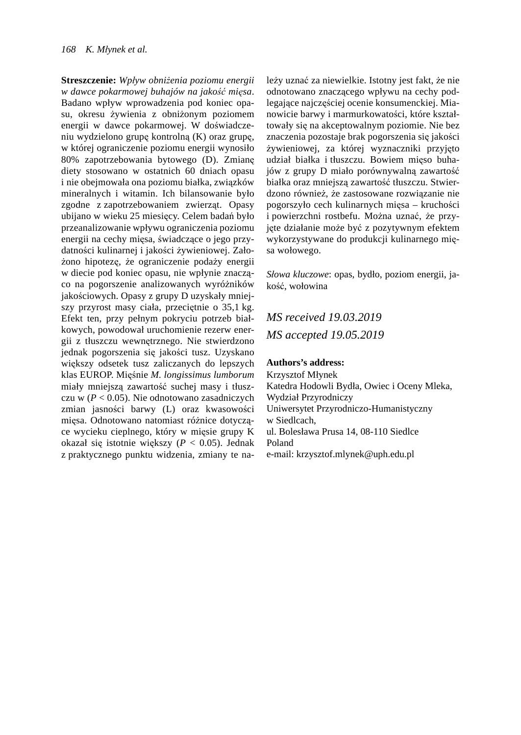**Streszczenie:** *Wpływ obniżenia poziomu energii w dawce pokarmowej buhajów na jakość mięsa*. Badano wpływ wprowadzenia pod koniec opasu, okresu żywienia z obniżonym poziomem energii w dawce pokarmowej. W doświadczeniu wydzielono grupę kontrolną (K) oraz grupę, w której ograniczenie poziomu energii wynosiło 80% zapotrzebowania bytowego (D). Zmianę diety stosowano w ostatnich 60 dniach opasu i nie obejmowała ona poziomu białka, związków mineralnych i witamin. Ich bilansowanie było zgodne z zapotrzebowaniem zwierząt. Opasy ubijano w wieku 25 miesięcy. Celem badań było przeanalizowanie wpływu ograniczenia poziomu energii na cechy mięsa, świadczące o jego przydatności kulinarnej i jakości żywieniowej. Założono hipotezę, że ograniczenie podaży energii w diecie pod koniec opasu, nie wpłynie znacząco na pogorszenie analizowanych wyróżników jakościowych. Opasy z grupy D uzyskały mniejszy przyrost masy ciała, przeciętnie o 35,1 kg. Efekt ten, przy pełnym pokryciu potrzeb białkowych, powodował uruchomienie rezerw energii z tłuszczu wewnętrznego. Nie stwierdzono jednak pogorszenia się jakości tusz. Uzyskano większy odsetek tusz zaliczanych do lepszych klas EUROP. Mięśnie *M. longissimus lumborum* miały mniejszą zawartość suchej masy i tłuszczu w ($P < 0.05$). Nie odnotowano zasadniczych zmian jasności barwy (L) oraz kwasowości mięsa. Odnotowano natomiast różnice dotyczące wycieku cieplnego, który w mięsie grupy K okazał się istotnie większy ($P < 0.05$). Jednak z praktycznego punktu widzenia, zmiany te należy uznać za niewielkie. Istotny jest fakt, że nie odnotowano znaczącego wpływu na cechy podlegające najczęściej ocenie konsumenckiej. Mianowicie barwy i marmurkowatości, które kształtowały się na akceptowalnym poziomie. Nie bez znaczenia pozostaje brak pogorszenia się jakości żywieniowej, za której wyznaczniki przyjęto udział białka i tłuszczu. Bowiem mięso buhajów z grupy D miało porównywalną zawartość białka oraz mniejszą zawartość tłuszczu. Stwierdzono również, że zastosowane rozwiązanie nie pogorszyło cech kulinarnych mięsa – kruchości i powierzchni rostbefu. Można uznać, że przyjęte działanie może być z pozytywnym efektem wykorzystywane do produkcji kulinarnego mięsa wołowego.

*Słowa kluczowe*: opas, bydło, poziom energii, jakość, wołowina

*MS received 19.03.2019*

*MS accepted 19.05.2019*

**Authors's address:**

Krzysztof Młynek
Katedra Hodowli Bydła, Owiec i Oceny Mleka,
Wydział Przyrodniczy
Uniwersytet Przyrodniczo-Humanistyczny
w Siedlcach,
ul. Bolesława Prusa 14, 08-110 Siedlce
Poland
e-mail: krzysztof.mlynek@uph.edu.pl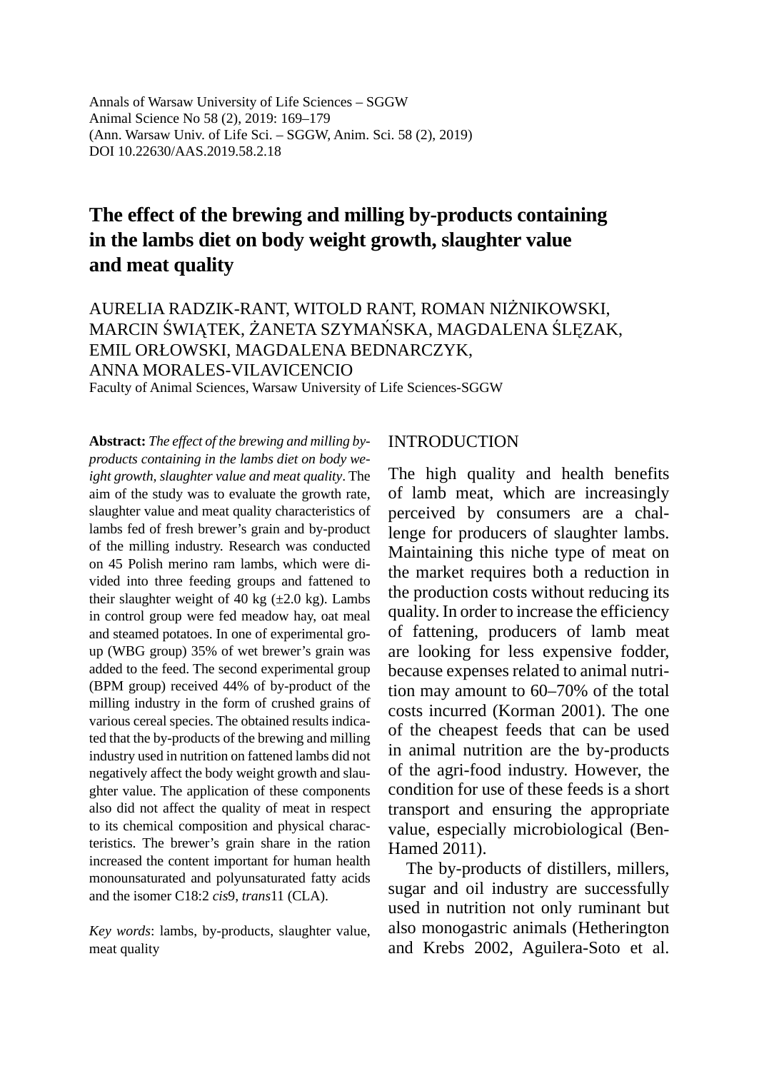Annals of Warsaw University of Life Sciences – SGGW
Animal Science No 58 (2), 2019: 169–179
(Ann. Warsaw Univ. of Life Sci. – SGGW, Anim. Sci. 58 (2), 2019)
DOI 10.22630/AAS.2019.58.2.18

# The effect of the brewing and milling by-products containing in the lambs diet on body weight growth, slaughter value and meat quality

AURELIA RADZIK-RANT, WITOLD RANT, ROMAN NIŻNIKOWSKI, MARCIN ŚWIĄTEK, ŻANETA SZYMAŃSKA, MAGDALENA ŚLĘZAK, EMIL ORŁOWSKI, MAGDALENA BEDNARCZYK, ANNA MORALES-VILAVICENCIO

Faculty of Animal Sciences, Warsaw University of Life Sciences-SGGW

**Abstract:** *The effect of the brewing and milling by-products containing in the lambs diet on body weight growth, slaughter value and meat quality*. The aim of the study was to evaluate the growth rate, slaughter value and meat quality characteristics of lambs fed of fresh brewer's grain and by-product of the milling industry. Research was conducted on 45 Polish merino ram lambs, which were divided into three feeding groups and fattened to their slaughter weight of 40 kg (±2.0 kg). Lambs in control group were fed meadow hay, oat meal and steamed potatoes. In one of experimental group (WBG group) 35% of wet brewer's grain was added to the feed. The second experimental group (BPM group) received 44% of by-product of the milling industry in the form of crushed grains of various cereal species. The obtained results indicated that the by-products of the brewing and milling industry used in nutrition on fattened lambs did not negatively affect the body weight growth and slaughter value. The application of these components also did not affect the quality of meat in respect to its chemical composition and physical characteristics. The brewer's grain share in the ration increased the content important for human health monounsaturated and polyunsaturated fatty acids and the isomer C18:2 *cis*9, *trans*11 (CLA).

*Key words*: lambs, by-products, slaughter value, meat quality

## INTRODUCTION

The high quality and health benefits of lamb meat, which are increasingly perceived by consumers are a challenge for producers of slaughter lambs. Maintaining this niche type of meat on the market requires both a reduction in the production costs without reducing its quality. In order to increase the efficiency of fattening, producers of lamb meat are looking for less expensive fodder, because expenses related to animal nutrition may amount to 60–70% of the total costs incurred (Korman 2001). The one of the cheapest feeds that can be used in animal nutrition are the by-products of the agri-food industry. However, the condition for use of these feeds is a short transport and ensuring the appropriate value, especially microbiological (Ben-Hamed 2011).

The by-products of distillers, millers, sugar and oil industry are successfully used in nutrition not only ruminant but also monogastric animals (Hetherington and Krebs 2002, Aguilera-Soto et al.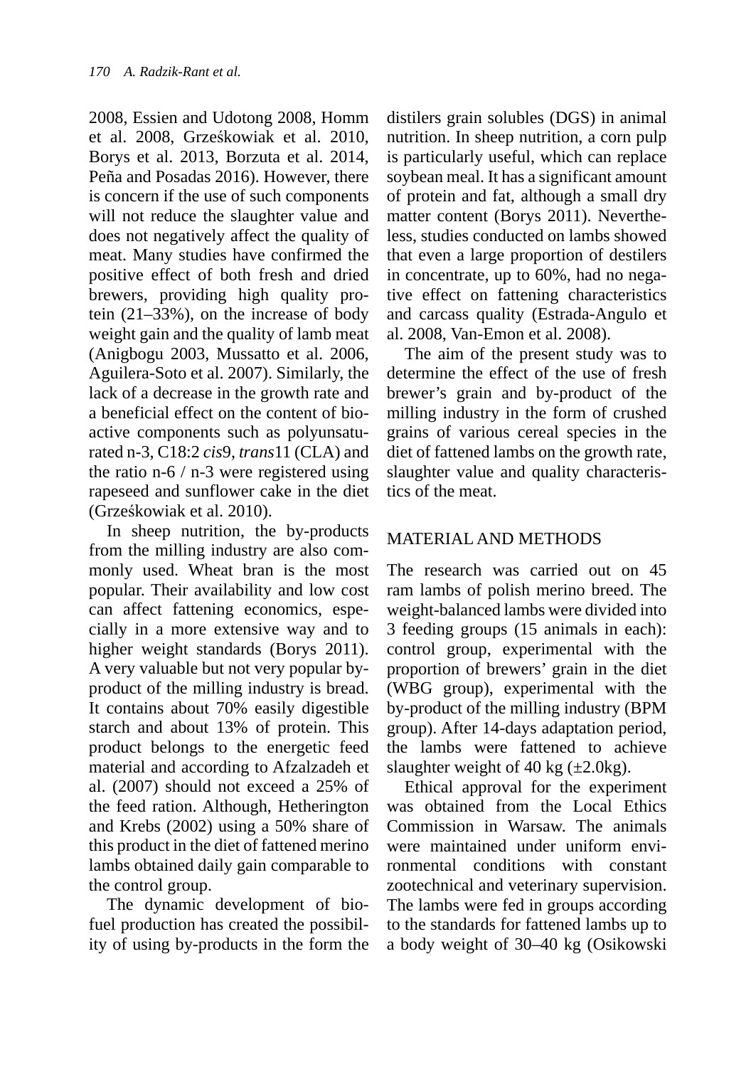2008, Essien and Udotong 2008, Homm et al. 2008, Grześkowiak et al. 2010, Borys et al. 2013, Borzuta et al. 2014, Peña and Posadas 2016). However, there is concern if the use of such components will not reduce the slaughter value and does not negatively affect the quality of meat. Many studies have confirmed the positive effect of both fresh and dried brewers, providing high quality protein (21–33%), on the increase of body weight gain and the quality of lamb meat (Anigbogu 2003, Mussatto et al. 2006, Aguilera-Soto et al. 2007). Similarly, the lack of a decrease in the growth rate and a beneficial effect on the content of bioactive components such as polyunsaturated n-3, C18:2 *cis*9, *trans*11 (CLA) and the ratio n-6 / n-3 were registered using rapeseed and sunflower cake in the diet (Grześkowiak et al. 2010).

In sheep nutrition, the by-products from the milling industry are also commonly used. Wheat bran is the most popular. Their availability and low cost can affect fattening economics, especially in a more extensive way and to higher weight standards (Borys 2011). A very valuable but not very popular by-product of the milling industry is bread. It contains about 70% easily digestible starch and about 13% of protein. This product belongs to the energetic feed material and according to Afzalzadeh et al. (2007) should not exceed a 25% of the feed ration. Although, Hetherington and Krebs (2002) using a 50% share of this product in the diet of fattened merino lambs obtained daily gain comparable to the control group.

The dynamic development of biofuel production has created the possibility of using by-products in the form the distilers grain solubles (DGS) in animal nutrition. In sheep nutrition, a corn pulp is particularly useful, which can replace soybean meal. It has a significant amount of protein and fat, although a small dry matter content (Borys 2011). Nevertheless, studies conducted on lambs showed that even a large proportion of destilers in concentrate, up to 60%, had no negative effect on fattening characteristics and carcass quality (Estrada-Angulo et al. 2008, Van-Emon et al. 2008).

The aim of the present study was to determine the effect of the use of fresh brewer's grain and by-product of the milling industry in the form of crushed grains of various cereal species in the diet of fattened lambs on the growth rate, slaughter value and quality characteristics of the meat.

## MATERIAL AND METHODS

The research was carried out on 45 ram lambs of polish merino breed. The weight-balanced lambs were divided into 3 feeding groups (15 animals in each): control group, experimental with the proportion of brewers' grain in the diet (WBG group), experimental with the by-product of the milling industry (BPM group). After 14-days adaptation period, the lambs were fattened to achieve slaughter weight of 40 kg (±2.0kg).

Ethical approval for the experiment was obtained from the Local Ethics Commission in Warsaw. The animals were maintained under uniform environmental conditions with constant zootechnical and veterinary supervision. The lambs were fed in groups according to the standards for fattened lambs up to a body weight of 30–40 kg (Osikowski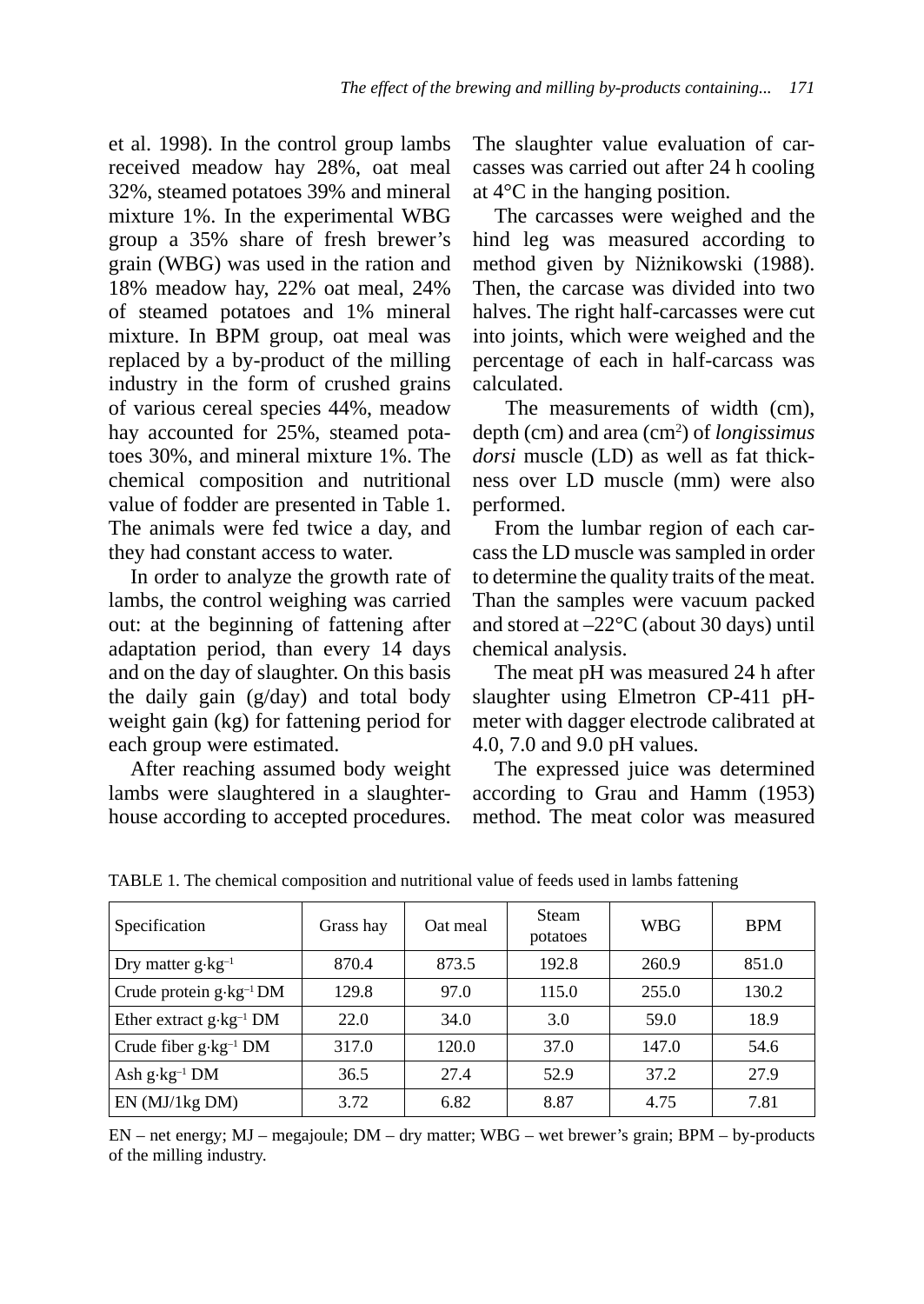et al. 1998). In the control group lambs received meadow hay 28%, oat meal 32%, steamed potatoes 39% and mineral mixture 1%. In the experimental WBG group a 35% share of fresh brewer's grain (WBG) was used in the ration and 18% meadow hay, 22% oat meal, 24% of steamed potatoes and 1% mineral mixture. In BPM group, oat meal was replaced by a by-product of the milling industry in the form of crushed grains of various cereal species 44%, meadow hay accounted for 25%, steamed potatoes 30%, and mineral mixture 1%. The chemical composition and nutritional value of fodder are presented in Table 1. The animals were fed twice a day, and they had constant access to water.

In order to analyze the growth rate of lambs, the control weighing was carried out: at the beginning of fattening after adaptation period, than every 14 days and on the day of slaughter. On this basis the daily gain (g/day) and total body weight gain (kg) for fattening period for each group were estimated.

After reaching assumed body weight lambs were slaughtered in a slaughterhouse according to accepted procedures. The slaughter value evaluation of carcasses was carried out after 24 h cooling at 4°C in the hanging position.

The carcasses were weighed and the hind leg was measured according to method given by Niżnikowski (1988). Then, the carcase was divided into two halves. The right half-carcasses were cut into joints, which were weighed and the percentage of each in half-carcass was calculated.

The measurements of width (cm), depth (cm) and area ($cm^2$) of *longissimus dorsi* muscle (LD) as well as fat thickness over LD muscle (mm) were also performed.

From the lumbar region of each carcass the LD muscle was sampled in order to determine the quality traits of the meat. Than the samples were vacuum packed and stored at –22°C (about 30 days) until chemical analysis.

The meat pH was measured 24 h after slaughter using Elmetron CP-411 pH-meter with dagger electrode calibrated at 4.0, 7.0 and 9.0 pH values.

The expressed juice was determined according to Grau and Hamm (1953) method. The meat color was measured

TABLE 1. The chemical composition and nutritional value of feeds used in lambs fattening

| Specification | Grass hay | Oat meal | Steam potatoes | WBG | BPM |
|---|---|---|---|---|---|
| Dry matter $g \cdot kg^{-1}$ | 870.4 | 873.5 | 192.8 | 260.9 | 851.0 |
| Crude protein $g \cdot kg^{-1}$ DM | 129.8 | 97.0 | 115.0 | 255.0 | 130.2 |
| Ether extract $g \cdot kg^{-1}$ DM | 22.0 | 34.0 | 3.0 | 59.0 | 18.9 |
| Crude fiber $g \cdot kg^{-1}$ DM | 317.0 | 120.0 | 37.0 | 147.0 | 54.6 |
| Ash $g \cdot kg^{-1}$ DM | 36.5 | 27.4 | 52.9 | 37.2 | 27.9 |
| EN (MJ/1kg DM) | 3.72 | 6.82 | 8.87 | 4.75 | 7.81 |

EN – net energy; MJ – megajoule; DM – dry matter; WBG – wet brewer's grain; BPM – by-products of the milling industry.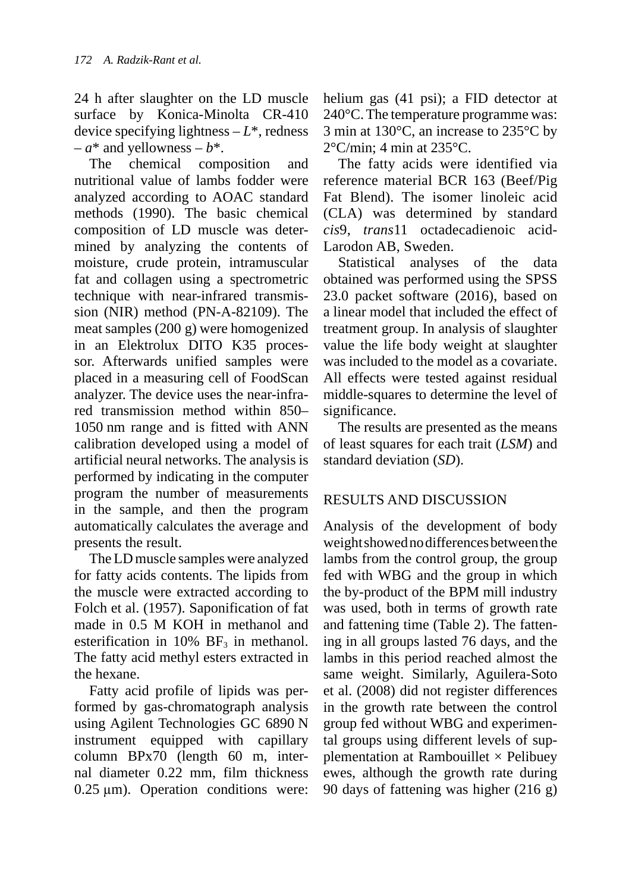24 h after slaughter on the LD muscle surface by Konica-Minolta CR-410 device specifying lightness – *L*\*, redness – *a*\* and yellowness – *b*\*.

The chemical composition and nutritional value of lambs fodder were analyzed according to AOAC standard methods (1990). The basic chemical composition of LD muscle was determined by analyzing the contents of moisture, crude protein, intramuscular fat and collagen using a spectrometric technique with near-infrared transmission (NIR) method (PN-A-82109). The meat samples (200 g) were homogenized in an Elektrolux DITO K35 processor. Afterwards unified samples were placed in a measuring cell of FoodScan analyzer. The device uses the near-infrared transmission method within 850–1050 nm range and is fitted with ANN calibration developed using a model of artificial neural networks. The analysis is performed by indicating in the computer program the number of measurements in the sample, and then the program automatically calculates the average and presents the result.

The LD muscle samples were analyzed for fatty acids contents. The lipids from the muscle were extracted according to Folch et al. (1957). Saponification of fat made in 0.5 M KOH in methanol and esterification in 10% $BF_3$ in methanol. The fatty acid methyl esters extracted in the hexane.

Fatty acid profile of lipids was performed by gas-chromatograph analysis using Agilent Technologies GC 6890 N instrument equipped with capillary column BPx70 (length 60 m, internal diameter 0.22 mm, film thickness 0.25 μm). Operation conditions were: helium gas (41 psi); a FID detector at 240°C. The temperature programme was: 3 min at 130°C, an increase to 235°C by 2°C/min; 4 min at 235°C.

The fatty acids were identified via reference material BCR 163 (Beef/Pig Fat Blend). The isomer linoleic acid (CLA) was determined by standard *cis*9, *trans*11 octadecadienoic acid-Larodon AB, Sweden.

Statistical analyses of the data obtained was performed using the SPSS 23.0 packet software (2016), based on a linear model that included the effect of treatment group. In analysis of slaughter value the life body weight at slaughter was included to the model as a covariate. All effects were tested against residual middle-squares to determine the level of significance.

The results are presented as the means of least squares for each trait (*LSM*) and standard deviation (*SD*).

## RESULTS AND DISCUSSION

Analysis of the development of body weight showed no differences between the lambs from the control group, the group fed with WBG and the group in which the by-product of the BPM mill industry was used, both in terms of growth rate and fattening time (Table 2). The fattening in all groups lasted 76 days, and the lambs in this period reached almost the same weight. Similarly, Aguilera-Soto et al. (2008) did not register differences in the growth rate between the control group fed without WBG and experimental groups using different levels of supplementation at Rambouillet × Pelibuey ewes, although the growth rate during 90 days of fattening was higher (216 g)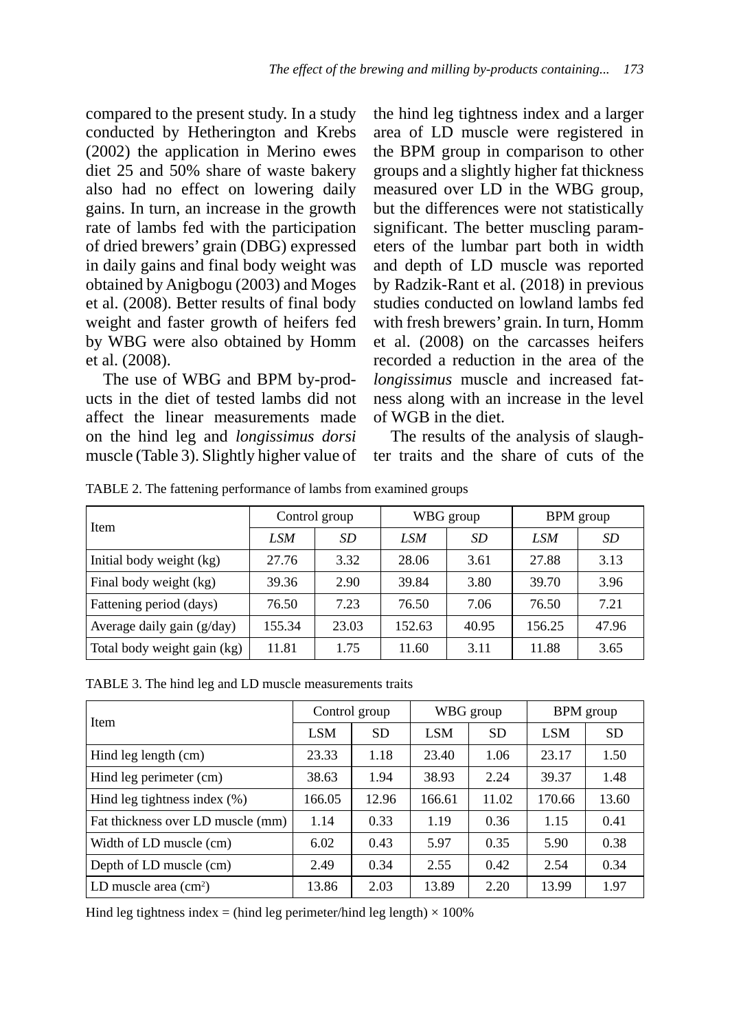compared to the present study. In a study conducted by Hetherington and Krebs (2002) the application in Merino ewes diet 25 and 50% share of waste bakery also had no effect on lowering daily gains. In turn, an increase in the growth rate of lambs fed with the participation of dried brewers' grain (DBG) expressed in daily gains and final body weight was obtained by Anigbogu (2003) and Moges et al. (2008). Better results of final body weight and faster growth of heifers fed by WBG were also obtained by Homm et al. (2008).

The use of WBG and BPM by-products in the diet of tested lambs did not affect the linear measurements made on the hind leg and *longissimus dorsi* muscle (Table 3). Slightly higher value of the hind leg tightness index and a larger area of LD muscle were registered in the BPM group in comparison to other groups and a slightly higher fat thickness measured over LD in the WBG group, but the differences were not statistically significant. The better muscling parameters of the lumbar part both in width and depth of LD muscle was reported by Radzik-Rant et al. (2018) in previous studies conducted on lowland lambs fed with fresh brewers' grain. In turn, Homm et al. (2008) on the carcasses heifers recorded a reduction in the area of the *longissimus* muscle and increased fatness along with an increase in the level of WGB in the diet.

The results of the analysis of slaughter traits and the share of cuts of the

TABLE 2. The fattening performance of lambs from examined groups

| Item | Control group | | WBG group | | BPM group | |
|---|---|---|---|---|---|---|
| | *LSM* | *SD* | *LSM* | *SD* | *LSM* | *SD* |
| Initial body weight (kg) | 27.76 | 3.32 | 28.06 | 3.61 | 27.88 | 3.13 |
| Final body weight (kg) | 39.36 | 2.90 | 39.84 | 3.80 | 39.70 | 3.96 |
| Fattening period (days) | 76.50 | 7.23 | 76.50 | 7.06 | 76.50 | 7.21 |
| Average daily gain (g/day) | 155.34 | 23.03 | 152.63 | 40.95 | 156.25 | 47.96 |
| Total body weight gain (kg) | 11.81 | 1.75 | 11.60 | 3.11 | 11.88 | 3.65 |

TABLE 3. The hind leg and LD muscle measurements traits

| Item | Control group | | WBG group | | BPM group | |
|---|---|---|---|---|---|---|
| | LSM | SD | LSM | SD | LSM | SD |
| Hind leg length (cm) | 23.33 | 1.18 | 23.40 | 1.06 | 23.17 | 1.50 |
| Hind leg perimeter (cm) | 38.63 | 1.94 | 38.93 | 2.24 | 39.37 | 1.48 |
| Hind leg tightness index (%) | 166.05 | 12.96 | 166.61 | 11.02 | 170.66 | 13.60 |
| Fat thickness over LD muscle (mm) | 1.14 | 0.33 | 1.19 | 0.36 | 1.15 | 0.41 |
| Width of LD muscle (cm) | 6.02 | 0.43 | 5.97 | 0.35 | 5.90 | 0.38 |
| Depth of LD muscle (cm) | 2.49 | 0.34 | 2.55 | 0.42 | 2.54 | 0.34 |
| LD muscle area ($cm^2$) | 13.86 | 2.03 | 13.89 | 2.20 | 13.99 | 1.97 |

Hind leg tightness index = (hind leg perimeter/hind leg length) × 100%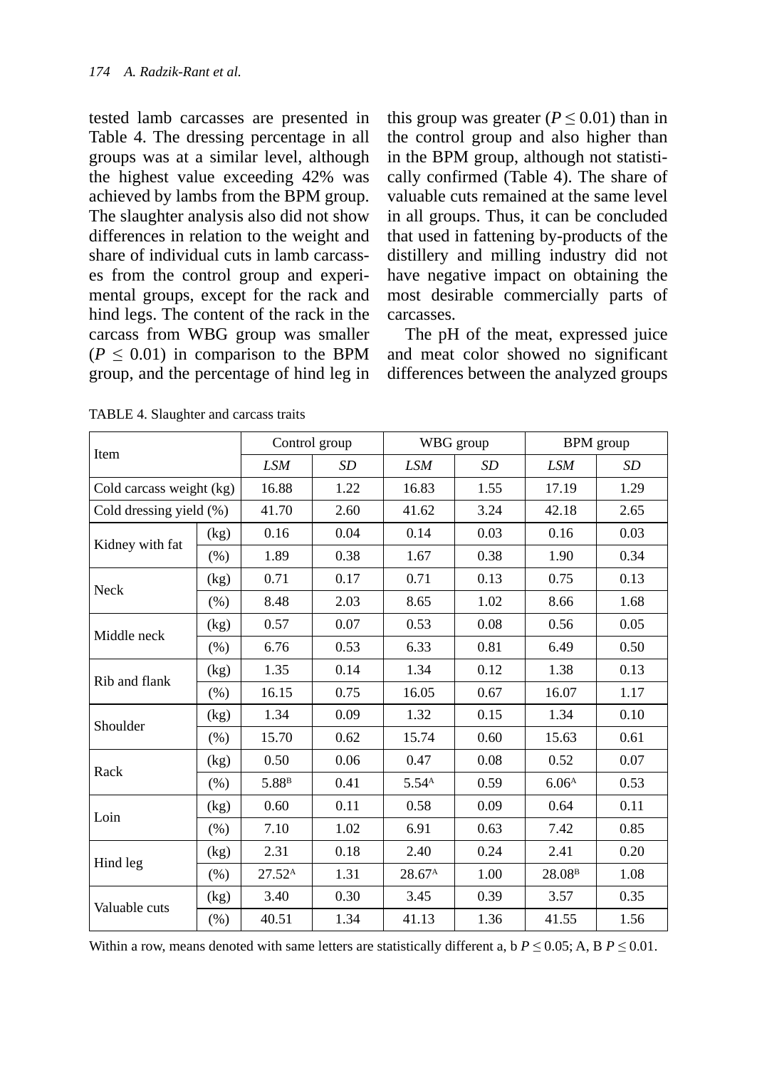tested lamb carcasses are presented in Table 4. The dressing percentage in all groups was at a similar level, although the highest value exceeding 42% was achieved by lambs from the BPM group. The slaughter analysis also did not show differences in relation to the weight and share of individual cuts in lamb carcasses from the control group and experimental groups, except for the rack and hind legs. The content of the rack in the carcass from WBG group was smaller ($P \leq 0.01$) in comparison to the BPM group, and the percentage of hind leg in this group was greater ($P \leq 0.01$) than in the control group and also higher than in the BPM group, although not statistically confirmed (Table 4). The share of valuable cuts remained at the same level in all groups. Thus, it can be concluded that used in fattening by-products of the distillery and milling industry did not have negative impact on obtaining the most desirable commercially parts of carcasses.

The pH of the meat, expressed juice and meat color showed no significant differences between the analyzed groups

TABLE 4. Slaughter and carcass traits

| Item | | Control group | | WBG group | | BPM group | |
|---|---|---|---|---|---|---|---|
| | | *LSM* | *SD* | *LSM* | *SD* | *LSM* | *SD* |
| Cold carcass weight (kg) | | 16.88 | 1.22 | 16.83 | 1.55 | 17.19 | 1.29 |
| Cold dressing yield (%) | | 41.70 | 2.60 | 41.62 | 3.24 | 42.18 | 2.65 |
| Kidney with fat | (kg) | 0.16 | 0.04 | 0.14 | 0.03 | 0.16 | 0.03 |
| | (%) | 1.89 | 0.38 | 1.67 | 0.38 | 1.90 | 0.34 |
| Neck | (kg) | 0.71 | 0.17 | 0.71 | 0.13 | 0.75 | 0.13 |
| | (%) | 8.48 | 2.03 | 8.65 | 1.02 | 8.66 | 1.68 |
| Middle neck | (kg) | 0.57 | 0.07 | 0.53 | 0.08 | 0.56 | 0.05 |
| | (%) | 6.76 | 0.53 | 6.33 | 0.81 | 6.49 | 0.50 |
| Rib and flank | (kg) | 1.35 | 0.14 | 1.34 | 0.12 | 1.38 | 0.13 |
| | (%) | 16.15 | 0.75 | 16.05 | 0.67 | 16.07 | 1.17 |
| Shoulder | (kg) | 1.34 | 0.09 | 1.32 | 0.15 | 1.34 | 0.10 |
| | (%) | 15.70 | 0.62 | 15.74 | 0.60 | 15.63 | 0.61 |
| Rack | (kg) | 0.50 | 0.06 | 0.47 | 0.08 | 0.52 | 0.07 |
| | (%) | $5.88^{B}$ | 0.41 | $5.54^{A}$ | 0.59 | $6.06^{A}$ | 0.53 |
| Loin | (kg) | 0.60 | 0.11 | 0.58 | 0.09 | 0.64 | 0.11 |
| | (%) | 7.10 | 1.02 | 6.91 | 0.63 | 7.42 | 0.85 |
| Hind leg | (kg) | 2.31 | 0.18 | 2.40 | 0.24 | 2.41 | 0.20 |
| | (%) | $27.52^{A}$ | 1.31 | $28.67^{A}$ | 1.00 | $28.08^{B}$ | 1.08 |
| Valuable cuts | (kg) | 3.40 | 0.30 | 3.45 | 0.39 | 3.57 | 0.35 |
| | (%) | 40.51 | 1.34 | 41.13 | 1.36 | 41.55 | 1.56 |

Within a row, means denoted with same letters are statistically different a, b $P \leq 0.05$; A, B $P \leq 0.01$.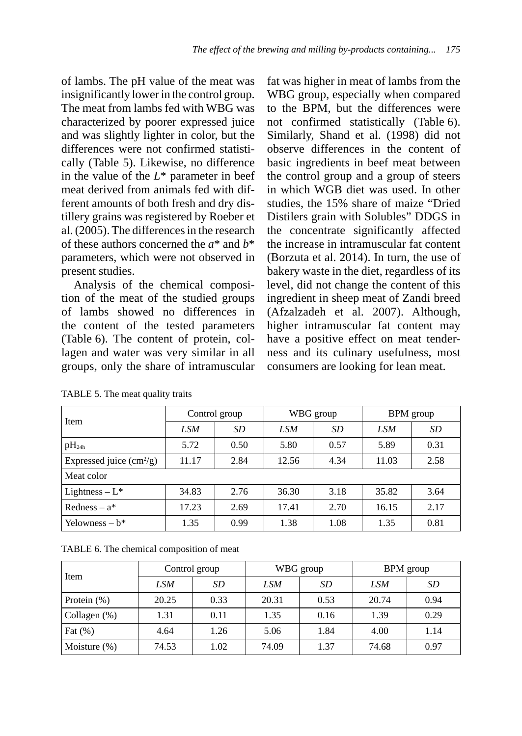of lambs. The pH value of the meat was insignificantly lower in the control group. The meat from lambs fed with WBG was characterized by poorer expressed juice and was slightly lighter in color, but the differences were not confirmed statistically (Table 5). Likewise, no difference in the value of the *L*\* parameter in beef meat derived from animals fed with different amounts of both fresh and dry distillery grains was registered by Roeber et al. (2005). The differences in the research of these authors concerned the *a*\* and *b*\* parameters, which were not observed in present studies.

Analysis of the chemical composition of the meat of the studied groups of lambs showed no differences in the content of the tested parameters (Table 6). The content of protein, collagen and water was very similar in all groups, only the share of intramuscular fat was higher in meat of lambs from the WBG group, especially when compared to the BPM, but the differences were not confirmed statistically (Table 6). Similarly, Shand et al. (1998) did not observe differences in the content of basic ingredients in beef meat between the control group and a group of steers in which WGB diet was used. In other studies, the 15% share of maize "Dried Distilers grain with Solubles" DDGS in the concentrate significantly affected the increase in intramuscular fat content (Borzuta et al. 2014). In turn, the use of bakery waste in the diet, regardless of its level, did not change the content of this ingredient in sheep meat of Zandi breed (Afzalzadeh et al. 2007). Although, higher intramuscular fat content may have a positive effect on meat tenderness and its culinary usefulness, most consumers are looking for lean meat.

TABLE 5. The meat quality traits

| Item | Control group | | WBG group | | BPM group | |
|---|---|---|---|---|---|---|
| | *LSM* | *SD* | *LSM* | *SD* | *LSM* | *SD* |
| $pH_{24h}$ | 5.72 | 0.50 | 5.80 | 0.57 | 5.89 | 0.31 |
| Expressed juice ($cm^2/g$) | 11.17 | 2.84 | 12.56 | 4.34 | 11.03 | 2.58 |
| Meat color | | | | | | |
| Lightness – L* | 34.83 | 2.76 | 36.30 | 3.18 | 35.82 | 3.64 |
| Redness – a* | 17.23 | 2.69 | 17.41 | 2.70 | 16.15 | 2.17 |
| Yelowness – b* | 1.35 | 0.99 | 1.38 | 1.08 | 1.35 | 0.81 |

TABLE 6. The chemical composition of meat

| Item | Control group | | WBG group | | BPM group | |
|---|---|---|---|---|---|---|
| | *LSM* | *SD* | *LSM* | *SD* | *LSM* | *SD* |
| Protein (%) | 20.25 | 0.33 | 20.31 | 0.53 | 20.74 | 0.94 |
| Collagen (%) | 1.31 | 0.11 | 1.35 | 0.16 | 1.39 | 0.29 |
| Fat (%) | 4.64 | 1.26 | 5.06 | 1.84 | 4.00 | 1.14 |
| Moisture (%) | 74.53 | 1.02 | 74.09 | 1.37 | 74.68 | 0.97 |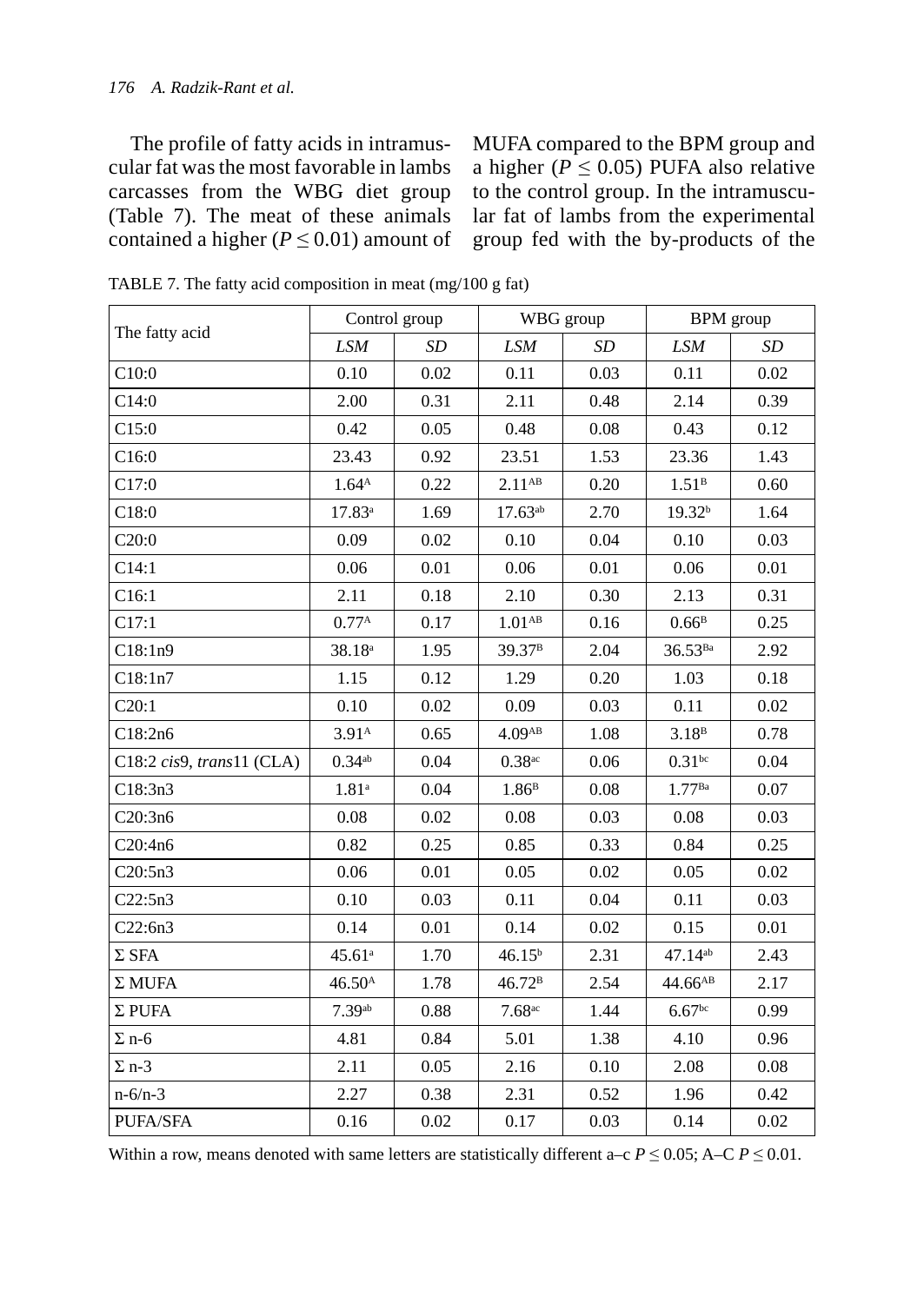The profile of fatty acids in intramuscular fat was the most favorable in lambs carcasses from the WBG diet group (Table 7). The meat of these animals contained a higher ($P \leq 0.01$) amount of MUFA compared to the BPM group and a higher ($P \leq 0.05$) PUFA also relative to the control group. In the intramuscular fat of lambs from the experimental group fed with the by-products of the

TABLE 7. The fatty acid composition in meat (mg/100 g fat)

| The fatty acid | Control group | | WBG group | | BPM group | |
|---|---|---|---|---|---|---|
| | *LSM* | *SD* | *LSM* | *SD* | *LSM* | *SD* |
| C10:0 | 0.10 | 0.02 | 0.11 | 0.03 | 0.11 | 0.02 |
| C14:0 | 2.00 | 0.31 | 2.11 | 0.48 | 2.14 | 0.39 |
| C15:0 | 0.42 | 0.05 | 0.48 | 0.08 | 0.43 | 0.12 |
| C16:0 | 23.43 | 0.92 | 23.51 | 1.53 | 23.36 | 1.43 |
| C17:0 | $1.64^{A}$ | 0.22 | $2.11^{AB}$ | 0.20 | $1.51^{B}$ | 0.60 |
| C18:0 | $17.83^{a}$ | 1.69 | $17.63^{ab}$ | 2.70 | $19.32^{b}$ | 1.64 |
| C20:0 | 0.09 | 0.02 | 0.10 | 0.04 | 0.10 | 0.03 |
| C14:1 | 0.06 | 0.01 | 0.06 | 0.01 | 0.06 | 0.01 |
| C16:1 | 2.11 | 0.18 | 2.10 | 0.30 | 2.13 | 0.31 |
| C17:1 | $0.77^{A}$ | 0.17 | $1.01^{AB}$ | 0.16 | $0.66^{B}$ | 0.25 |
| C18:1n9 | $38.18^{a}$ | 1.95 | $39.37^{B}$ | 2.04 | $36.53^{Ba}$ | 2.92 |
| C18:1n7 | 1.15 | 0.12 | 1.29 | 0.20 | 1.03 | 0.18 |
| C20:1 | 0.10 | 0.02 | 0.09 | 0.03 | 0.11 | 0.02 |
| C18:2n6 | $3.91^{A}$ | 0.65 | $4.09^{AB}$ | 1.08 | $3.18^{B}$ | 0.78 |
| C18:2 *cis*9, *trans*11 (CLA) | $0.34^{ab}$ | 0.04 | $0.38^{ac}$ | 0.06 | $0.31^{bc}$ | 0.04 |
| C18:3n3 | $1.81^{a}$ | 0.04 | $1.86^{B}$ | 0.08 | $1.77^{Ba}$ | 0.07 |
| C20:3n6 | 0.08 | 0.02 | 0.08 | 0.03 | 0.08 | 0.03 |
| C20:4n6 | 0.82 | 0.25 | 0.85 | 0.33 | 0.84 | 0.25 |
| C20:5n3 | 0.06 | 0.01 | 0.05 | 0.02 | 0.05 | 0.02 |
| C22:5n3 | 0.10 | 0.03 | 0.11 | 0.04 | 0.11 | 0.03 |
| C22:6n3 | 0.14 | 0.01 | 0.14 | 0.02 | 0.15 | 0.01 |
| Σ SFA | $45.61^{a}$ | 1.70 | $46.15^{b}$ | 2.31 | $47.14^{ab}$ | 2.43 |
| Σ MUFA | $46.50^{A}$ | 1.78 | $46.72^{B}$ | 2.54 | $44.66^{AB}$ | 2.17 |
| Σ PUFA | $7.39^{ab}$ | 0.88 | $7.68^{ac}$ | 1.44 | $6.67^{bc}$ | 0.99 |
| Σ n-6 | 4.81 | 0.84 | 5.01 | 1.38 | 4.10 | 0.96 |
| Σ n-3 | 2.11 | 0.05 | 2.16 | 0.10 | 2.08 | 0.08 |
| n-6/n-3 | 2.27 | 0.38 | 2.31 | 0.52 | 1.96 | 0.42 |
| PUFA/SFA | 0.16 | 0.02 | 0.17 | 0.03 | 0.14 | 0.02 |

Within a row, means denoted with same letters are statistically different a–c $P \leq 0.05$; A–C $P \leq 0.01$.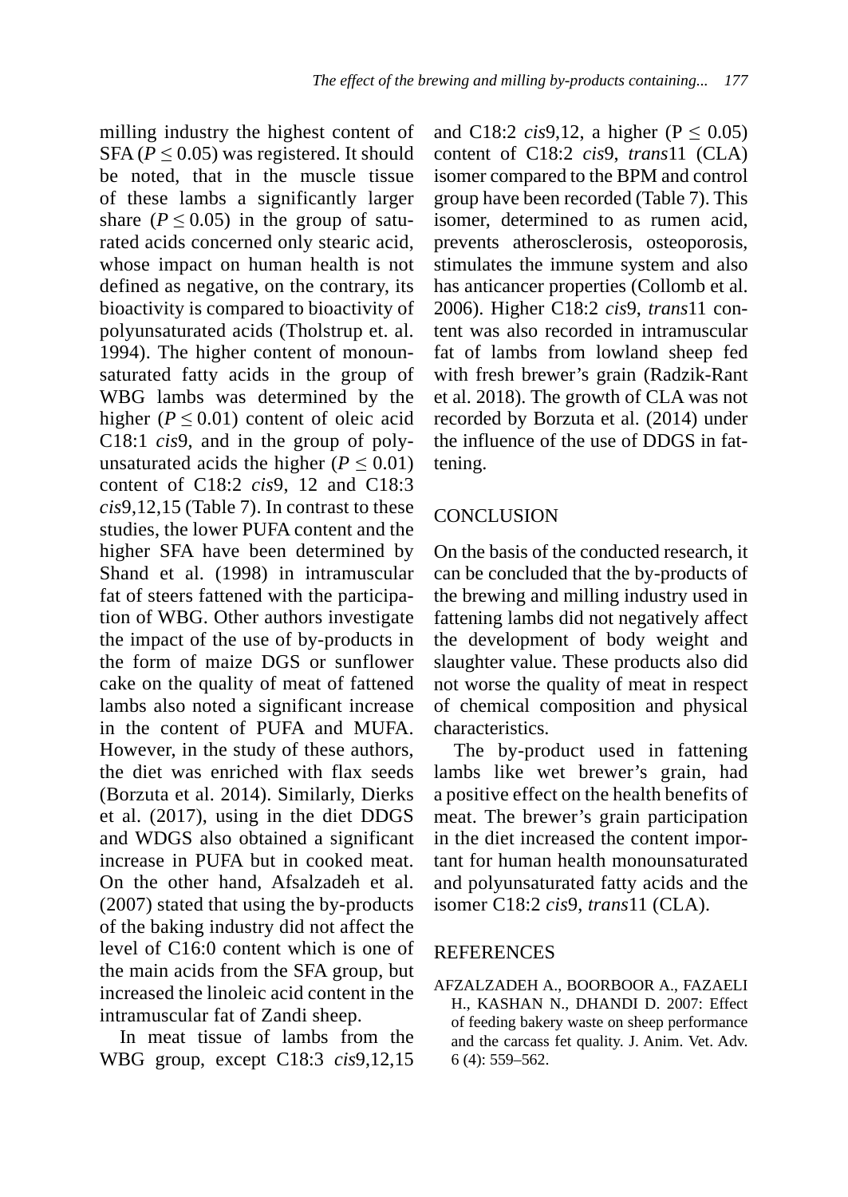milling industry the highest content of SFA ($P \leq 0.05$) was registered. It should be noted, that in the muscle tissue of these lambs a significantly larger share ($P \leq 0.05$) in the group of saturated acids concerned only stearic acid, whose impact on human health is not defined as negative, on the contrary, its bioactivity is compared to bioactivity of polyunsaturated acids (Tholstrup et. al. 1994). The higher content of monounsaturated fatty acids in the group of WBG lambs was determined by the higher ($P \leq 0.01$) content of oleic acid C18:1 *cis*9, and in the group of polyunsaturated acids the higher ($P \leq 0.01$) content of C18:2 *cis*9, 12 and C18:3 *cis*9,12,15 (Table 7). In contrast to these studies, the lower PUFA content and the higher SFA have been determined by Shand et al. (1998) in intramuscular fat of steers fattened with the participation of WBG. Other authors investigate the impact of the use of by-products in the form of maize DGS or sunflower cake on the quality of meat of fattened lambs also noted a significant increase in the content of PUFA and MUFA. However, in the study of these authors, the diet was enriched with flax seeds (Borzuta et al. 2014). Similarly, Dierks et al. (2017), using in the diet DDGS and WDGS also obtained a significant increase in PUFA but in cooked meat. On the other hand, Afsalzadeh et al. (2007) stated that using the by-products of the baking industry did not affect the level of C16:0 content which is one of the main acids from the SFA group, but increased the linoleic acid content in the intramuscular fat of Zandi sheep.

In meat tissue of lambs from the WBG group, except C18:3 *cis*9,12,15 and C18:2 *cis*9,12, a higher ($P \leq 0.05$) content of C18:2 *cis*9, *trans*11 (CLA) isomer compared to the BPM and control group have been recorded (Table 7). This isomer, determined to as rumen acid, prevents atherosclerosis, osteoporosis, stimulates the immune system and also has anticancer properties (Collomb et al. 2006). Higher C18:2 *cis*9, *trans*11 content was also recorded in intramuscular fat of lambs from lowland sheep fed with fresh brewer's grain (Radzik-Rant et al. 2018). The growth of CLA was not recorded by Borzuta et al. (2014) under the influence of the use of DDGS in fattening.

## CONCLUSION

On the basis of the conducted research, it can be concluded that the by-products of the brewing and milling industry used in fattening lambs did not negatively affect the development of body weight and slaughter value. These products also did not worse the quality of meat in respect of chemical composition and physical characteristics.

The by-product used in fattening lambs like wet brewer's grain, had a positive effect on the health benefits of meat. The brewer's grain participation in the diet increased the content important for human health monounsaturated and polyunsaturated fatty acids and the isomer C18:2 *cis*9, *trans*11 (CLA).

## REFERENCES

AFZALZADEH A., BOORBOOR A., FAZAELI H., KASHAN N., DHANDI D. 2007: Effect of feeding bakery waste on sheep performance and the carcass fet quality. J. Anim. Vet. Adv. 6 (4): 559–562.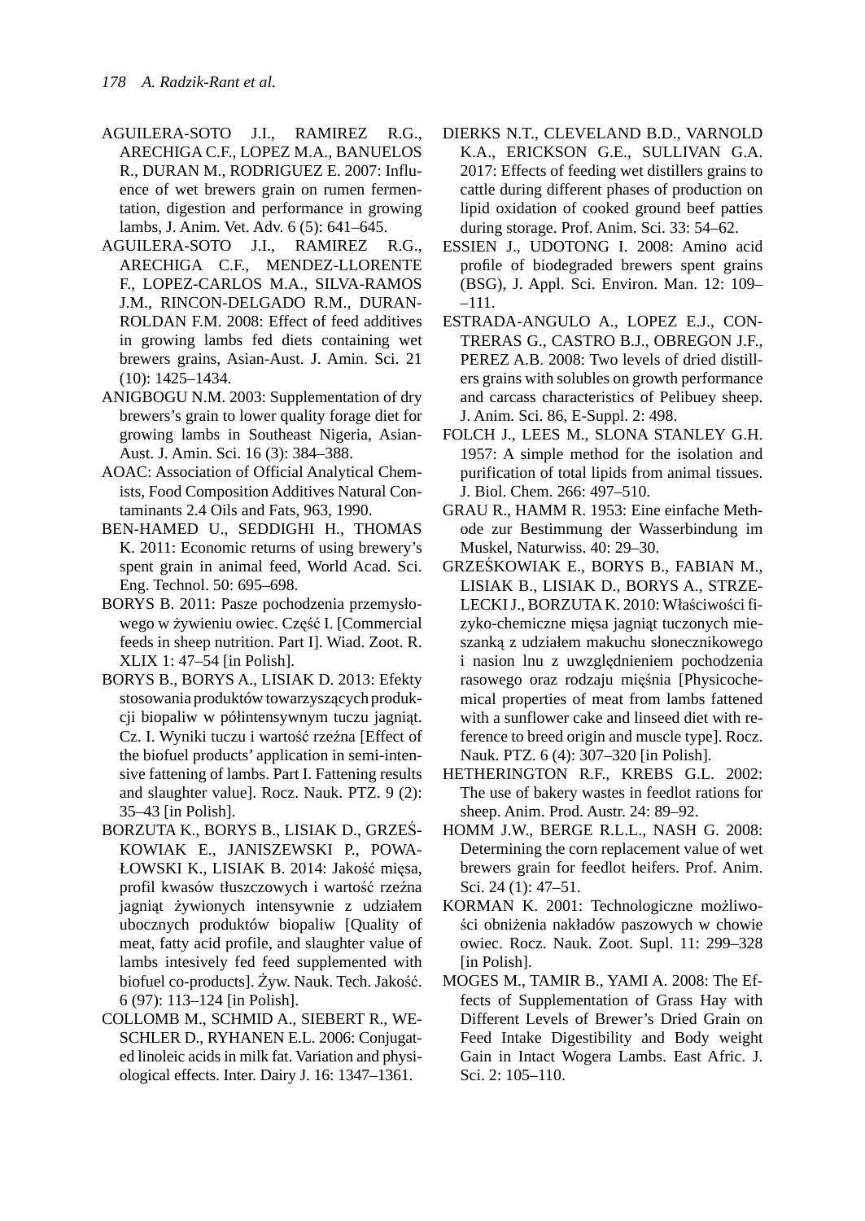AGUILERA-SOTO J.I., RAMIREZ R.G., ARECHIGA C.F., LOPEZ M.A., BANUELOS R., DURAN M., RODRIGUEZ E. 2007: Influence of wet brewers grain on rumen fermentation, digestion and performance in growing lambs, J. Anim. Vet. Adv. 6 (5): 641–645.

AGUILERA-SOTO J.I., RAMIREZ R.G., ARECHIGA C.F., MENDEZ-LLORENTE F., LOPEZ-CARLOS M.A., SILVA-RAMOS J.M., RINCON-DELGADO R.M., DURAN-ROLDAN F.M. 2008: Effect of feed additives in growing lambs fed diets containing wet brewers grains, Asian-Aust. J. Amin. Sci. 21 (10): 1425–1434.

ANIGBOGU N.M. 2003: Supplementation of dry brewers's grain to lower quality forage diet for growing lambs in Southeast Nigeria, Asian-Aust. J. Amin. Sci. 16 (3): 384–388.

AOAC: Association of Official Analytical Chemists, Food Composition Additives Natural Contaminants 2.4 Oils and Fats, 963, 1990.

BEN-HAMED U., SEDDIGHI H., THOMAS K. 2011: Economic returns of using brewery's spent grain in animal feed, World Acad. Sci. Eng. Technol. 50: 695–698.

BORYS B. 2011: Pasze pochodzenia przemysłowego w żywieniu owiec. Część I. [Commercial feeds in sheep nutrition. Part I]. Wiad. Zoot. R. XLIX 1: 47–54 [in Polish].

BORYS B., BORYS A., LISIAK D. 2013: Efekty stosowania produktów towarzyszących produkcji biopaliw w półintensywnym tuczu jagniąt. Cz. I. Wyniki tuczu i wartość rzeźna [Effect of the biofuel products' application in semi-intensive fattening of lambs. Part I. Fattening results and slaughter value]. Rocz. Nauk. PTZ. 9 (2): 35–43 [in Polish].

BORZUTA K., BORYS B., LISIAK D., GRZEŚKOWIAK E., JANISZEWSKI P., POWAŁOWSKI K., LISIAK B. 2014: Jakość mięsa, profil kwasów tłuszczowych i wartość rzeźna jagniąt żywionych intensywnie z udziałem ubocznych produktów biopaliw [Quality of meat, fatty acid profile, and slaughter value of lambs intesively fed feed supplemented with biofuel co-products]. Żyw. Nauk. Tech. Jakość. 6 (97): 113–124 [in Polish].

COLLOMB M., SCHMID A., SIEBERT R., WESCHLER D., RYHANEN E.L. 2006: Conjugated linoleic acids in milk fat. Variation and physiological effects. Inter. Dairy J. 16: 1347–1361.

DIERKS N.T., CLEVELAND B.D., VARNOLD K.A., ERICKSON G.E., SULLIVAN G.A. 2017: Effects of feeding wet distillers grains to cattle during different phases of production on lipid oxidation of cooked ground beef patties during storage. Prof. Anim. Sci. 33: 54–62.

ESSIEN J., UDOTONG I. 2008: Amino acid profile of biodegraded brewers spent grains (BSG), J. Appl. Sci. Environ. Man. 12: 109––111.

ESTRADA-ANGULO A., LOPEZ E.J., CONTRERAS G., CASTRO B.J., OBREGON J.F., PEREZ A.B. 2008: Two levels of dried distillers grains with solubles on growth performance and carcass characteristics of Pelibuey sheep. J. Anim. Sci. 86, E-Suppl. 2: 498.

FOLCH J., LEES M., SLONA STANLEY G.H. 1957: A simple method for the isolation and purification of total lipids from animal tissues. J. Biol. Chem. 266: 497–510.

GRAU R., HAMM R. 1953: Eine einfache Methode zur Bestimmung der Wasserbindung im Muskel, Naturwiss. 40: 29–30.

GRZEŚKOWIAK E., BORYS B., FABIAN M., LISIAK B., LISIAK D., BORYS A., STRZELECKI J., BORZUTA K. 2010: Właściwości fizyko-chemiczne mięsa jagniąt tuczonych mieszanką z udziałem makuchu słonecznikowego i nasion lnu z uwzględnieniem pochodzenia rasowego oraz rodzaju mięśnia [Physicochemical properties of meat from lambs fattened with a sunflower cake and linseed diet with reference to breed origin and muscle type]. Rocz. Nauk. PTZ. 6 (4): 307–320 [in Polish].

HETHERINGTON R.F., KREBS G.L. 2002: The use of bakery wastes in feedlot rations for sheep. Anim. Prod. Austr. 24: 89–92.

HOMM J.W., BERGE R.L.L., NASH G. 2008: Determining the corn replacement value of wet brewers grain for feedlot heifers. Prof. Anim. Sci. 24 (1): 47–51.

KORMAN K. 2001: Technologiczne możliwości obniżenia nakładów paszowych w chowie owiec. Rocz. Nauk. Zoot. Supl. 11: 299–328 [in Polish].

MOGES M., TAMIR B., YAMI A. 2008: The Effects of Supplementation of Grass Hay with Different Levels of Brewer's Dried Grain on Feed Intake Digestibility and Body weight Gain in Intact Wogera Lambs. East Afric. J. Sci. 2: 105–110.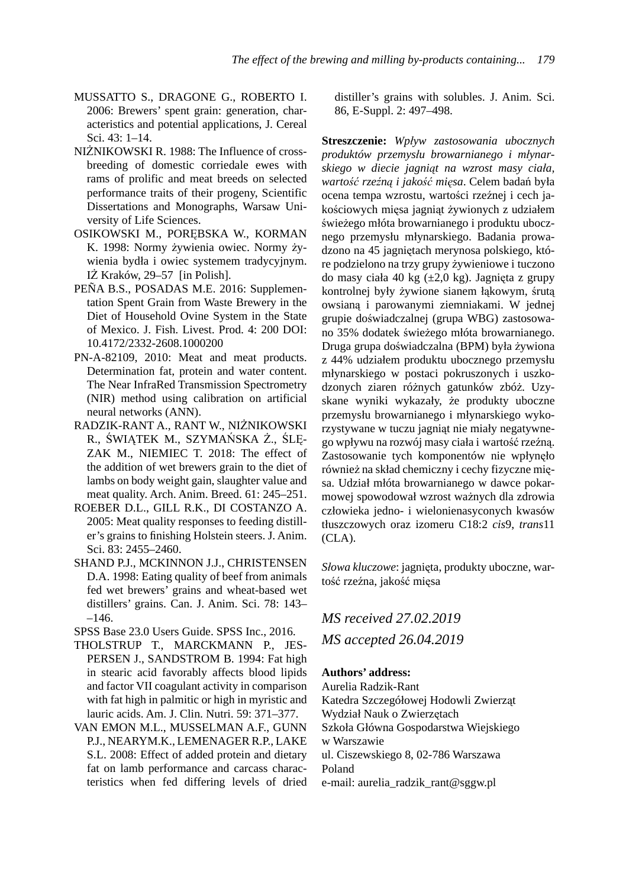MUSSATTO S., DRAGONE G., ROBERTO I. 2006: Brewers' spent grain: generation, characteristics and potential applications, J. Cereal Sci. 43: 1–14.

NIŻNIKOWSKI R. 1988: The Influence of crossbreeding of domestic corriedale ewes with rams of prolific and meat breeds on selected performance traits of their progeny, Scientific Dissertations and Monographs, Warsaw University of Life Sciences.

OSIKOWSKI M., PORĘBSKA W., KORMAN K. 1998: Normy żywienia owiec. Normy żywienia bydła i owiec systemem tradycyjnym. IŻ Kraków, 29–57 [in Polish].

PEÑA B.S., POSADAS M.E. 2016: Supplementation Spent Grain from Waste Brewery in the Diet of Household Ovine System in the State of Mexico. J. Fish. Livest. Prod. 4: 200 DOI: 10.4172/2332-2608.1000200

PN-A-82109, 2010: Meat and meat products. Determination fat, protein and water content. The Near InfraRed Transmission Spectrometry (NIR) method using calibration on artificial neural networks (ANN).

RADZIK-RANT A., RANT W., NIŻNIKOWSKI R., ŚWIĄTEK M., SZYMAŃSKA Ż., ŚLĘZAK M., NIEMIEC T. 2018: The effect of the addition of wet brewers grain to the diet of lambs on body weight gain, slaughter value and meat quality. Arch. Anim. Breed. 61: 245–251.

ROEBER D.L., GILL R.K., DI COSTANZO A. 2005: Meat quality responses to feeding distiller's grains to finishing Holstein steers. J. Anim. Sci. 83: 2455–2460.

SHAND P.J., MCKINNON J.J., CHRISTENSEN D.A. 1998: Eating quality of beef from animals fed wet brewers' grains and wheat-based wet distillers' grains. Can. J. Anim. Sci. 78: 143–146.

SPSS Base 23.0 Users Guide. SPSS Inc., 2016.

THOLSTRUP T., MARCKMANN P., JESPERSEN J., SANDSTROM B. 1994: Fat high in stearic acid favorably affects blood lipids and factor VII coagulant activity in comparison with fat high in palmitic or high in myristic and lauric acids. Am. J. Clin. Nutri. 59: 371–377.

VAN EMON M.L., MUSSELMAN A.F., GUNN P.J., NEARYM.K., LEMENAGER R.P., LAKE S.L. 2008: Effect of added protein and dietary fat on lamb performance and carcass characteristics when fed differing levels of dried distiller's grains with solubles. J. Anim. Sci. 86, E-Suppl. 2: 497–498.

**Streszczenie:** *Wpływ zastosowania ubocznych produktów przemysłu browarnianego i młynarskiego w diecie jagniąt na wzrost masy ciała, wartość rzeźną i jakość mięsa*. Celem badań była ocena tempa wzrostu, wartości rzeźnej i cech jakościowych mięsa jagniąt żywionych z udziałem świeżego młóta browarnianego i produktu ubocznego przemysłu młynarskiego. Badania prowadzono na 45 jagniętach merynosa polskiego, które podzielono na trzy grupy żywieniowe i tuczono do masy ciała 40 kg (±2,0 kg). Jagnięta z grupy kontrolnej były żywione sianem łąkowym, śrutą owsianą i parowanymi ziemniakami. W jednej grupie doświadczalnej (grupa WBG) zastosowano 35% dodatek świeżego młóta browarnianego. Druga grupa doświadczalna (BPM) była żywiona z 44% udziałem produktu ubocznego przemysłu młynarskiego w postaci pokruszonych i uszkodzonych ziaren różnych gatunków zbóż. Uzyskane wyniki wykazały, że produkty uboczne przemysłu browarnianego i młynarskiego wykorzystywane w tuczu jagniąt nie miały negatywnego wpływu na rozwój masy ciała i wartość rzeźną. Zastosowanie tych komponentów nie wpłynęło również na skład chemiczny i cechy fizyczne mięsa. Udział młóta browarnianego w dawce pokarmowej spowodował wzrost ważnych dla zdrowia człowieka jedno- i wielonienasyconych kwasów tłuszczowych oraz izomeru C18:2 *cis*9, *trans*11 (CLA).

*Słowa kluczowe*: jagnięta, produkty uboczne, wartość rzeźna, jakość mięsa

*MS received 27.02.2019*

*MS accepted 26.04.2019*

**Authors' address:**
Aurelia Radzik-Rant
Katedra Szczegółowej Hodowli Zwierząt
Wydział Nauk o Zwierzętach
Szkoła Główna Gospodarstwa Wiejskiego
w Warszawie
ul. Ciszewskiego 8, 02-786 Warszawa
Poland
e-mail: aurelia_radzik_rant@sggw.pl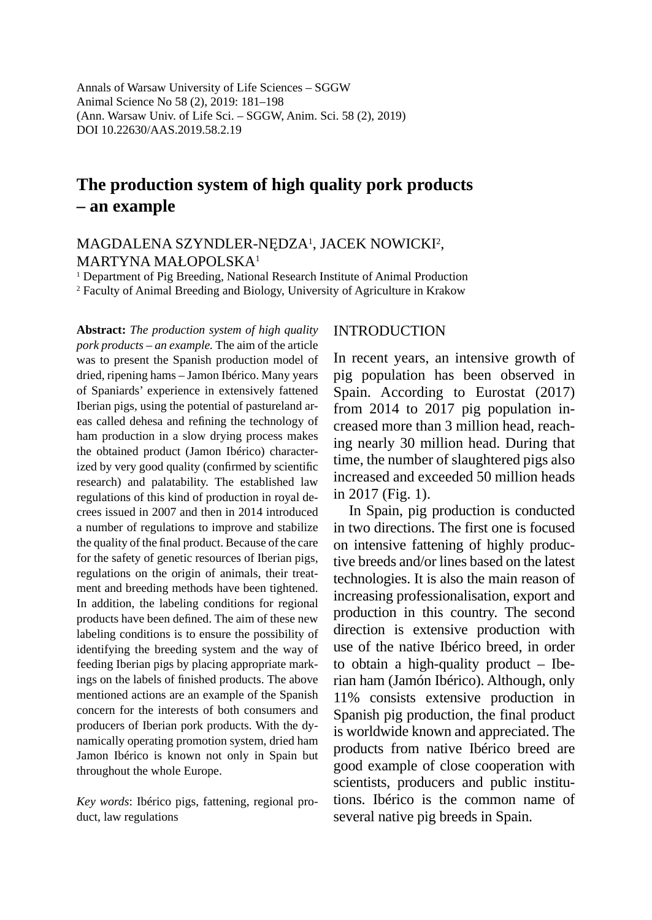Annals of Warsaw University of Life Sciences – SGGW
Animal Science No 58 (2), 2019: 181–198
(Ann. Warsaw Univ. of Life Sci. – SGGW, Anim. Sci. 58 (2), 2019)
DOI 10.22630/AAS.2019.58.2.19

# The production system of high quality pork products – an example

MAGDALENA SZYNDLER-NĘDZA[1], JACEK NOWICKI[2], MARTYNA MAŁOPOLSKA[1]

[1] Department of Pig Breeding, National Research Institute of Animal Production
[2] Faculty of Animal Breeding and Biology, University of Agriculture in Krakow

**Abstract:** *The production system of high quality pork products – an example.* The aim of the article was to present the Spanish production model of dried, ripening hams – Jamon Ibérico. Many years of Spaniards' experience in extensively fattened Iberian pigs, using the potential of pastureland areas called dehesa and refining the technology of ham production in a slow drying process makes the obtained product (Jamon Ibérico) characterized by very good quality (confirmed by scientific research) and palatability. The established law regulations of this kind of production in royal decrees issued in 2007 and then in 2014 introduced a number of regulations to improve and stabilize the quality of the final product. Because of the care for the safety of genetic resources of Iberian pigs, regulations on the origin of animals, their treatment and breeding methods have been tightened. In addition, the labeling conditions for regional products have been defined. The aim of these new labeling conditions is to ensure the possibility of identifying the breeding system and the way of feeding Iberian pigs by placing appropriate markings on the labels of finished products. The above mentioned actions are an example of the Spanish concern for the interests of both consumers and producers of Iberian pork products. With the dynamically operating promotion system, dried ham Jamon Ibérico is known not only in Spain but throughout the whole Europe.

*Key words*: Ibérico pigs, fattening, regional product, law regulations

## INTRODUCTION

In recent years, an intensive growth of pig population has been observed in Spain. According to Eurostat (2017) from 2014 to 2017 pig population increased more than 3 million head, reaching nearly 30 million head. During that time, the number of slaughtered pigs also increased and exceeded 50 million heads in 2017 (Fig. 1).

In Spain, pig production is conducted in two directions. The first one is focused on intensive fattening of highly productive breeds and/or lines based on the latest technologies. It is also the main reason of increasing professionalisation, export and production in this country. The second direction is extensive production with use of the native Ibérico breed, in order to obtain a high-quality product – Iberian ham (Jamón Ibérico). Although, only 11% consists extensive production in Spanish pig production, the final product is worldwide known and appreciated. The products from native Ibérico breed are good example of close cooperation with scientists, producers and public institutions. Ibérico is the common name of several native pig breeds in Spain.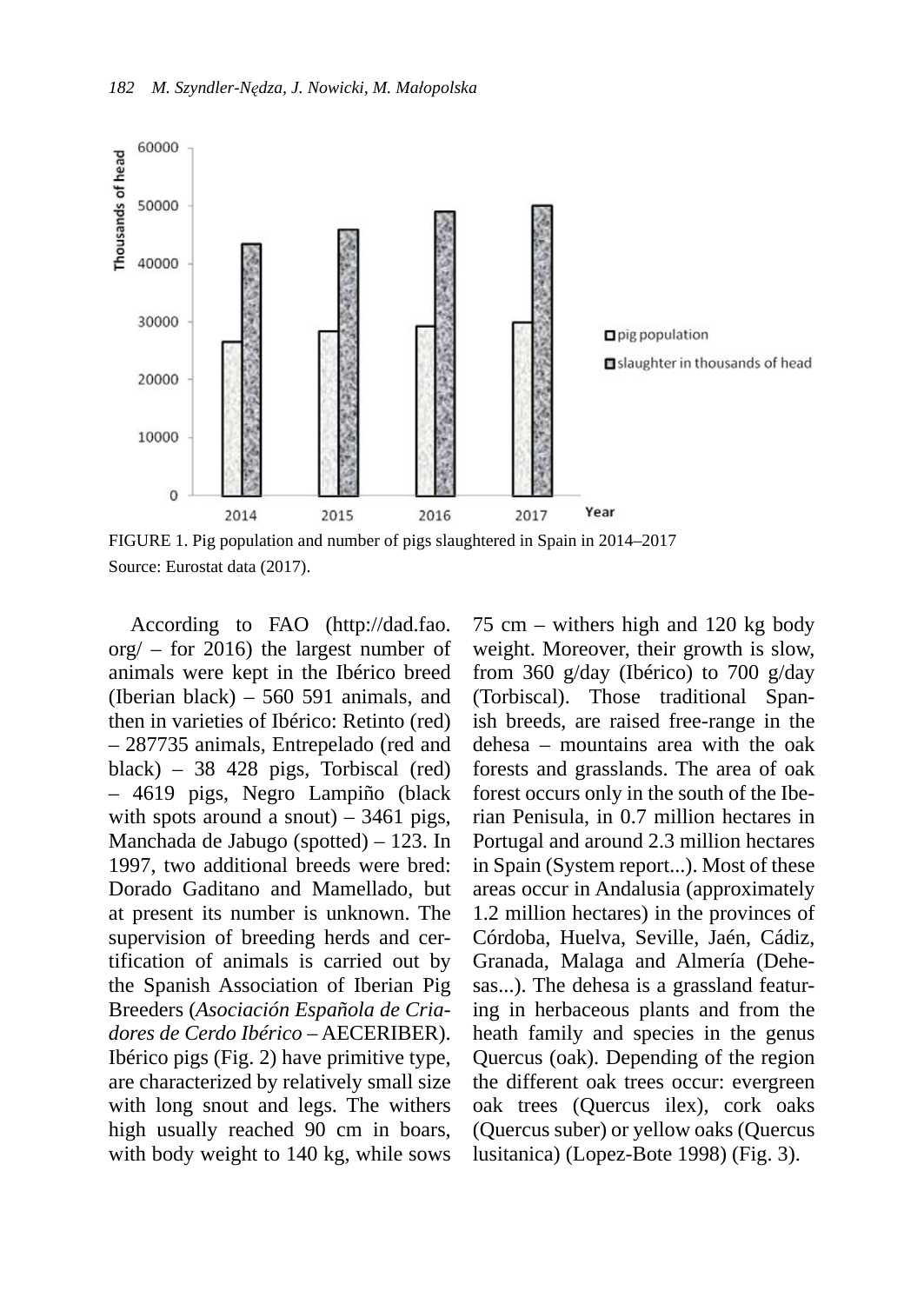FIGURE 1. Pig population and number of pigs slaughtered in Spain in 2014–2017
Source: Eurostat data (2017).

According to FAO (http://dad.fao.org/ – for 2016) the largest number of animals were kept in the Ibérico breed (Iberian black) – 560 591 animals, and then in varieties of Ibérico: Retinto (red) – 287735 animals, Entrepelado (red and black) – 38 428 pigs, Torbiscal (red) – 4619 pigs, Negro Lampiño (black with spots around a snout) – 3461 pigs, Manchada de Jabugo (spotted) – 123. In 1997, two additional breeds were bred: Dorado Gaditano and Mamellado, but at present its number is unknown. The supervision of breeding herds and certification of animals is carried out by the Spanish Association of Iberian Pig Breeders (*Asociación Española de Criadores de Cerdo Ibérico* – AECERIBER). Ibérico pigs (Fig. 2) have primitive type, are characterized by relatively small size with long snout and legs. The withers high usually reached 90 cm in boars, with body weight to 140 kg, while sows 75 cm – withers high and 120 kg body weight. Moreover, their growth is slow, from 360 g/day (Ibérico) to 700 g/day (Torbiscal). Those traditional Spanish breeds, are raised free-range in the dehesa – mountains area with the oak forests and grasslands. The area of oak forest occurs only in the south of the Iberian Penisula, in 0.7 million hectares in Portugal and around 2.3 million hectares in Spain (System report...). Most of these areas occur in Andalusia (approximately 1.2 million hectares) in the provinces of Córdoba, Huelva, Seville, Jaén, Cádiz, Granada, Malaga and Almería (Dehesas...). The dehesa is a grassland featuring in herbaceous plants and from the heath family and species in the genus Quercus (oak). Depending of the region the different oak trees occur: evergreen oak trees (Quercus ilex), cork oaks (Quercus suber) or yellow oaks (Quercus lusitanica) (Lopez-Bote 1998) (Fig. 3).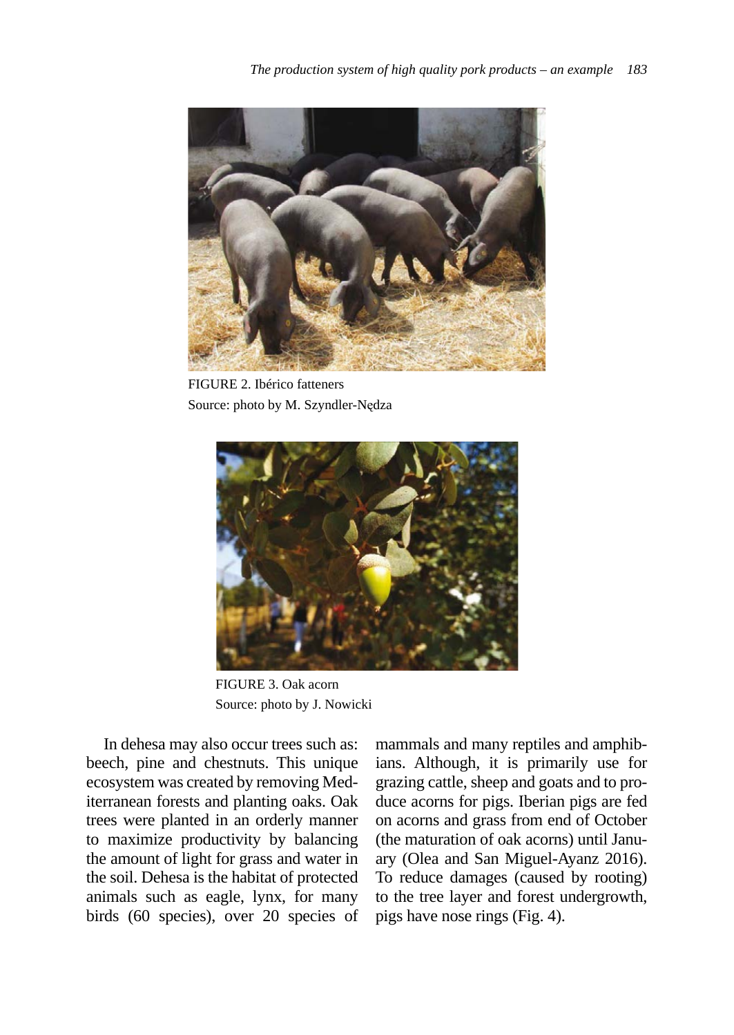FIGURE 2. Ibérico fatteners
Source: photo by M. Szyndler-Nędza

FIGURE 3. Oak acorn
Source: photo by J. Nowicki

In dehesa may also occur trees such as: beech, pine and chestnuts. This unique ecosystem was created by removing Mediterranean forests and planting oaks. Oak trees were planted in an orderly manner to maximize productivity by balancing the amount of light for grass and water in the soil. Dehesa is the habitat of protected animals such as eagle, lynx, for many birds (60 species), over 20 species of mammals and many reptiles and amphibians. Although, it is primarily use for grazing cattle, sheep and goats and to produce acorns for pigs. Iberian pigs are fed on acorns and grass from end of October (the maturation of oak acorns) until January (Olea and San Miguel-Ayanz 2016). To reduce damages (caused by rooting) to the tree layer and forest undergrowth, pigs have nose rings (Fig. 4).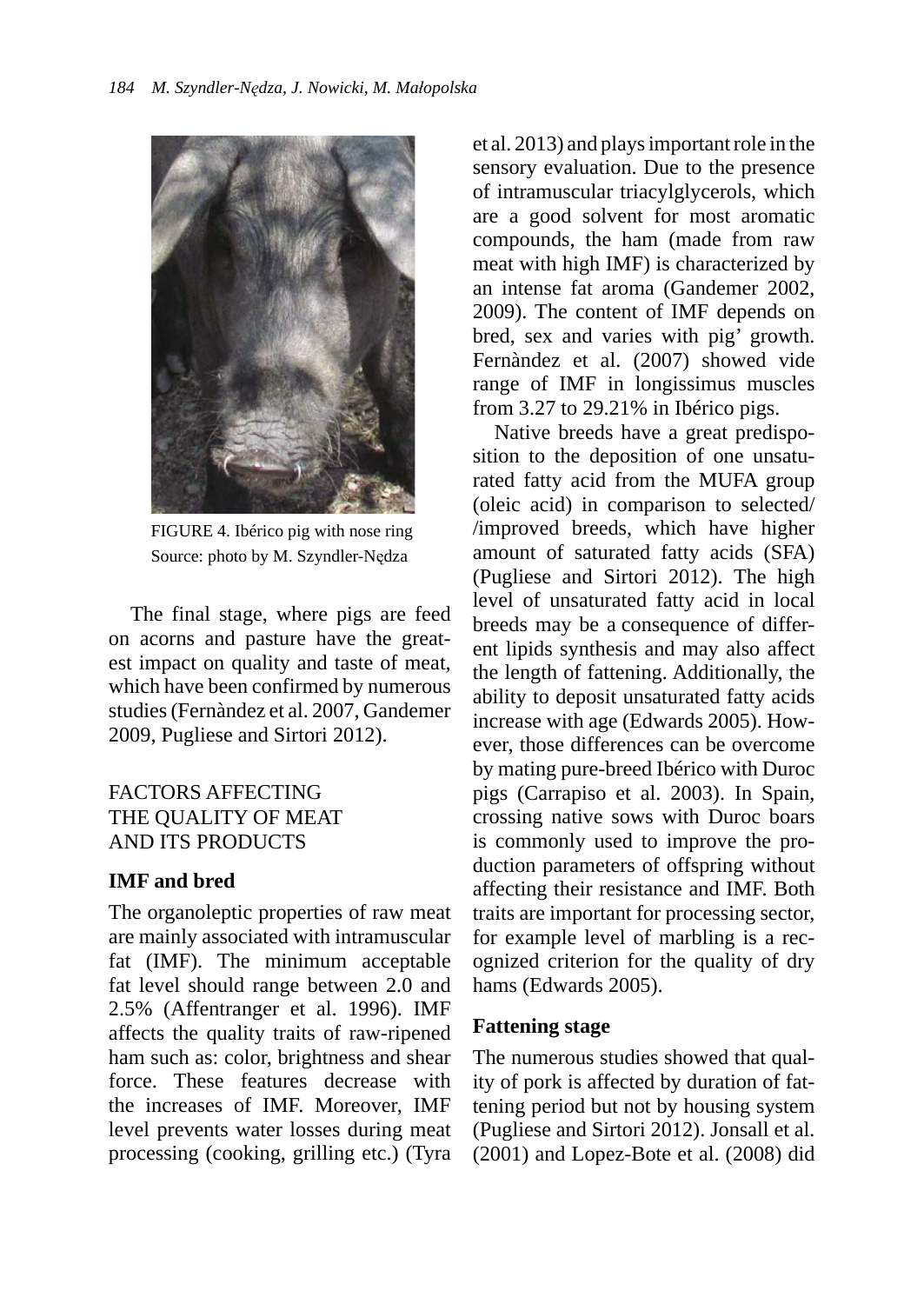FIGURE 4. Ibérico pig with nose ring
Source: photo by M. Szyndler-Nędza

The final stage, where pigs are feed on acorns and pasture have the greatest impact on quality and taste of meat, which have been confirmed by numerous studies (Fernàndez et al. 2007, Gandemer 2009, Pugliese and Sirtori 2012).

## FACTORS AFFECTING THE QUALITY OF MEAT AND ITS PRODUCTS

### IMF and bred

The organoleptic properties of raw meat are mainly associated with intramuscular fat (IMF). The minimum acceptable fat level should range between 2.0 and 2.5% (Affentranger et al. 1996). IMF affects the quality traits of raw-ripened ham such as: color, brightness and shear force. These features decrease with the increases of IMF. Moreover, IMF level prevents water losses during meat processing (cooking, grilling etc.) (Tyra et al. 2013) and plays important role in the sensory evaluation. Due to the presence of intramuscular triacylglycerols, which are a good solvent for most aromatic compounds, the ham (made from raw meat with high IMF) is characterized by an intense fat aroma (Gandemer 2002, 2009). The content of IMF depends on bred, sex and varies with pig' growth. Fernàndez et al. (2007) showed vide range of IMF in longissimus muscles from 3.27 to 29.21% in Ibérico pigs.

Native breeds have a great predisposition to the deposition of one unsaturated fatty acid from the MUFA group (oleic acid) in comparison to selected/ /improved breeds, which have higher amount of saturated fatty acids (SFA) (Pugliese and Sirtori 2012). The high level of unsaturated fatty acid in local breeds may be a consequence of different lipids synthesis and may also affect the length of fattening. Additionally, the ability to deposit unsaturated fatty acids increase with age (Edwards 2005). However, those differences can be overcome by mating pure-breed Ibérico with Duroc pigs (Carrapiso et al. 2003). In Spain, crossing native sows with Duroc boars is commonly used to improve the production parameters of offspring without affecting their resistance and IMF. Both traits are important for processing sector, for example level of marbling is a recognized criterion for the quality of dry hams (Edwards 2005).

### Fattening stage

The numerous studies showed that quality of pork is affected by duration of fattening period but not by housing system (Pugliese and Sirtori 2012). Jonsall et al. (2001) and Lopez-Bote et al. (2008) did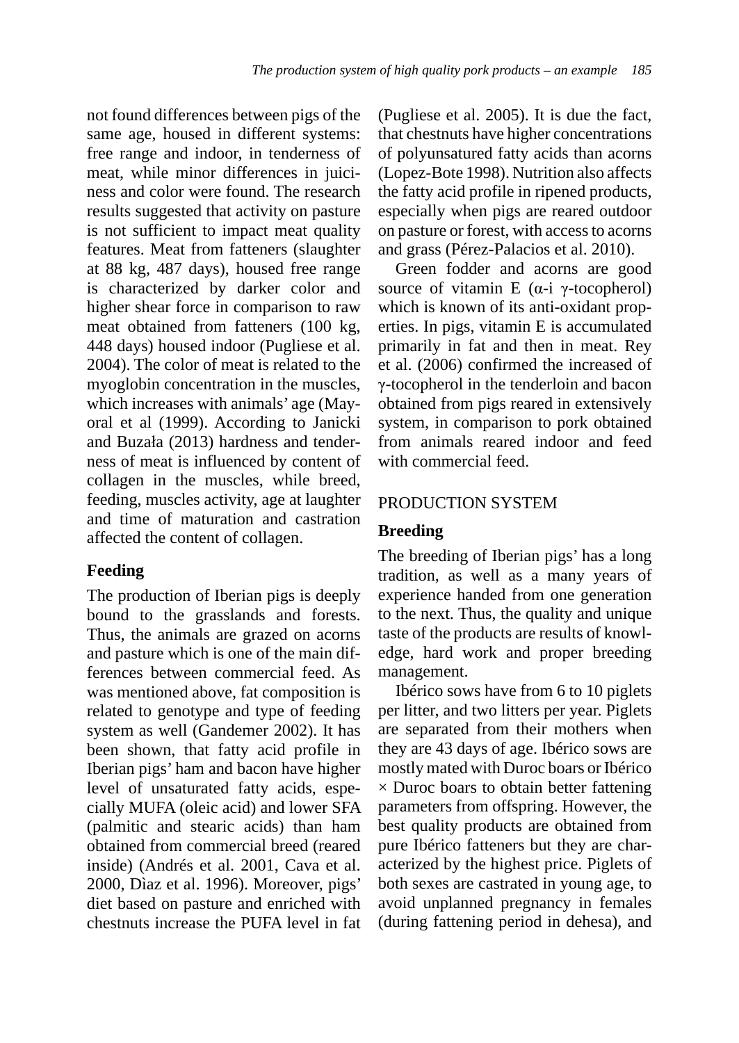not found differences between pigs of the same age, housed in different systems: free range and indoor, in tenderness of meat, while minor differences in juiciness and color were found. The research results suggested that activity on pasture is not sufficient to impact meat quality features. Meat from fatteners (slaughter at 88 kg, 487 days), housed free range is characterized by darker color and higher shear force in comparison to raw meat obtained from fatteners (100 kg, 448 days) housed indoor (Pugliese et al. 2004). The color of meat is related to the myoglobin concentration in the muscles, which increases with animals' age (Mayoral et al (1999). According to Janicki and Buzała (2013) hardness and tenderness of meat is influenced by content of collagen in the muscles, while breed, feeding, muscles activity, age at laughter and time of maturation and castration affected the content of collagen.

### Feeding

The production of Iberian pigs is deeply bound to the grasslands and forests. Thus, the animals are grazed on acorns and pasture which is one of the main differences between commercial feed. As was mentioned above, fat composition is related to genotype and type of feeding system as well (Gandemer 2002). It has been shown, that fatty acid profile in Iberian pigs' ham and bacon have higher level of unsaturated fatty acids, especially MUFA (oleic acid) and lower SFA (palmitic and stearic acids) than ham obtained from commercial breed (reared inside) (Andrés et al. 2001, Cava et al. 2000, Dìaz et al. 1996). Moreover, pigs' diet based on pasture and enriched with chestnuts increase the PUFA level in fat (Pugliese et al. 2005). It is due the fact, that chestnuts have higher concentrations of polyunsatured fatty acids than acorns (Lopez-Bote 1998). Nutrition also affects the fatty acid profile in ripened products, especially when pigs are reared outdoor on pasture or forest, with access to acorns and grass (Pérez-Palacios et al. 2010).

Green fodder and acorns are good source of vitamin E (α-i γ-tocopherol) which is known of its anti-oxidant properties. In pigs, vitamin E is accumulated primarily in fat and then in meat. Rey et al. (2006) confirmed the increased of γ-tocopherol in the tenderloin and bacon obtained from pigs reared in extensively system, in comparison to pork obtained from animals reared indoor and feed with commercial feed.

## PRODUCTION SYSTEM

### Breeding

The breeding of Iberian pigs' has a long tradition, as well as a many years of experience handed from one generation to the next. Thus, the quality and unique taste of the products are results of knowledge, hard work and proper breeding management.

Ibérico sows have from 6 to 10 piglets per litter, and two litters per year. Piglets are separated from their mothers when they are 43 days of age. Ibérico sows are mostly mated with Duroc boars or Ibérico × Duroc boars to obtain better fattening parameters from offspring. However, the best quality products are obtained from pure Ibérico fatteners but they are characterized by the highest price. Piglets of both sexes are castrated in young age, to avoid unplanned pregnancy in females (during fattening period in dehesa), and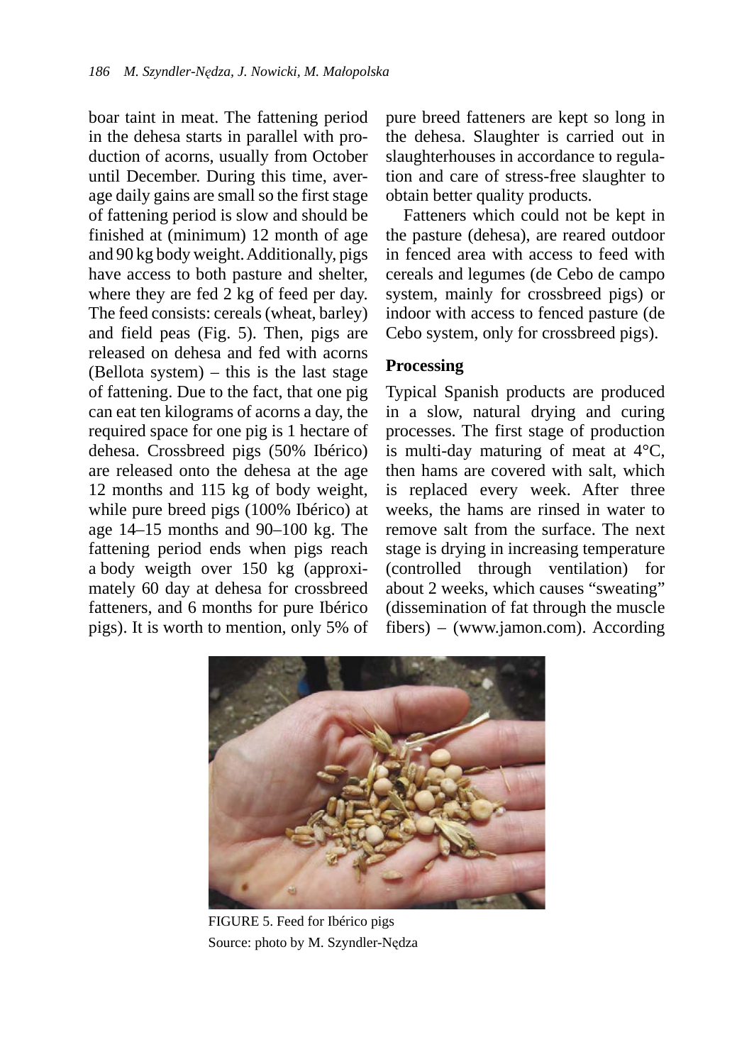boar taint in meat. The fattening period in the dehesa starts in parallel with production of acorns, usually from October until December. During this time, average daily gains are small so the first stage of fattening period is slow and should be finished at (minimum) 12 month of age and 90 kg body weight. Additionally, pigs have access to both pasture and shelter, where they are fed 2 kg of feed per day. The feed consists: cereals (wheat, barley) and field peas (Fig. 5). Then, pigs are released on dehesa and fed with acorns (Bellota system) – this is the last stage of fattening. Due to the fact, that one pig can eat ten kilograms of acorns a day, the required space for one pig is 1 hectare of dehesa. Crossbreed pigs (50% Ibérico) are released onto the dehesa at the age 12 months and 115 kg of body weight, while pure breed pigs (100% Ibérico) at age 14–15 months and 90–100 kg. The fattening period ends when pigs reach a body weigth over 150 kg (approximately 60 day at dehesa for crossbreed fatteners, and 6 months for pure Ibérico pigs). It is worth to mention, only 5% of pure breed fatteners are kept so long in the dehesa. Slaughter is carried out in slaughterhouses in accordance to regulation and care of stress-free slaughter to obtain better quality products.

Fatteners which could not be kept in the pasture (dehesa), are reared outdoor in fenced area with access to feed with cereals and legumes (de Cebo de campo system, mainly for crossbreed pigs) or indoor with access to fenced pasture (de Cebo system, only for crossbreed pigs).

## Processing

Typical Spanish products are produced in a slow, natural drying and curing processes. The first stage of production is multi-day maturing of meat at 4°C, then hams are covered with salt, which is replaced every week. After three weeks, the hams are rinsed in water to remove salt from the surface. The next stage is drying in increasing temperature (controlled through ventilation) for about 2 weeks, which causes "sweating" (dissemination of fat through the muscle fibers) – (www.jamon.com). According

FIGURE 5. Feed for Ibérico pigs
Source: photo by M. Szyndler-Nędza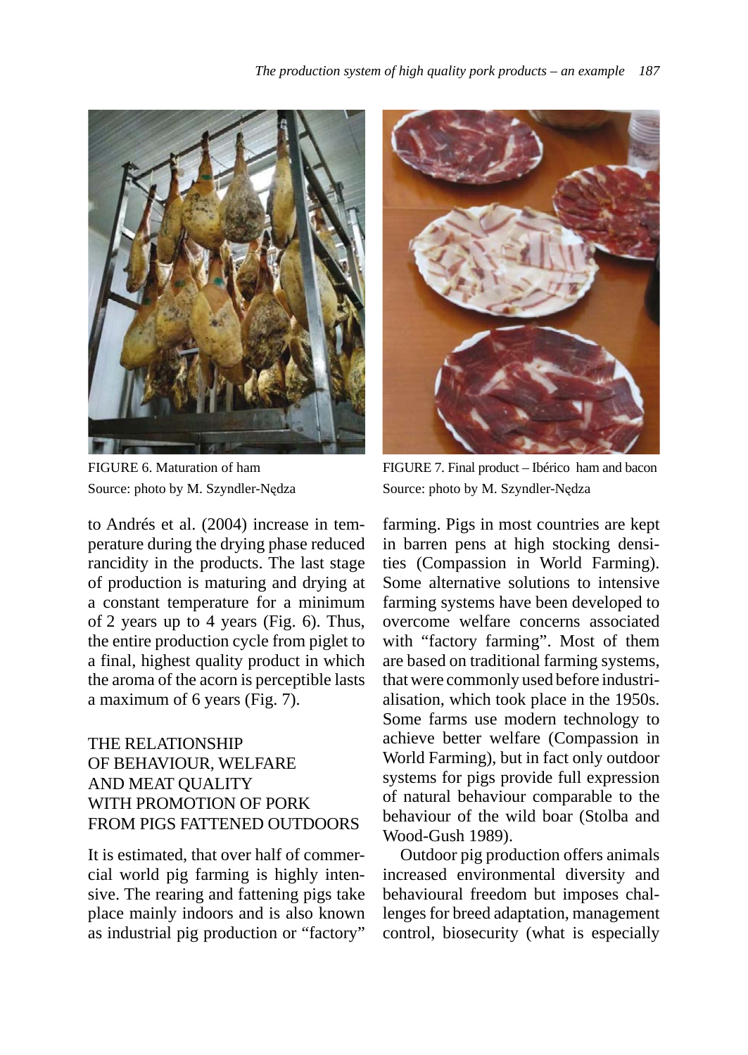FIGURE 6. Maturation of ham
Source: photo by M. Szyndler-Nędza

FIGURE 7. Final product – Ibérico ham and bacon
Source: photo by M. Szyndler-Nędza

to Andrés et al. (2004) increase in temperature during the drying phase reduced rancidity in the products. The last stage of production is maturing and drying at a constant temperature for a minimum of 2 years up to 4 years (Fig. 6). Thus, the entire production cycle from piglet to a final, highest quality product in which the aroma of the acorn is perceptible lasts a maximum of 6 years (Fig. 7).

## THE RELATIONSHIP OF BEHAVIOUR, WELFARE AND MEAT QUALITY WITH PROMOTION OF PORK FROM PIGS FATTENED OUTDOORS

It is estimated, that over half of commercial world pig farming is highly intensive. The rearing and fattening pigs take place mainly indoors and is also known as industrial pig production or "factory" farming. Pigs in most countries are kept in barren pens at high stocking densities (Compassion in World Farming). Some alternative solutions to intensive farming systems have been developed to overcome welfare concerns associated with "factory farming". Most of them are based on traditional farming systems, that were commonly used before industrialisation, which took place in the 1950s. Some farms use modern technology to achieve better welfare (Compassion in World Farming), but in fact only outdoor systems for pigs provide full expression of natural behaviour comparable to the behaviour of the wild boar (Stolba and Wood-Gush 1989).

Outdoor pig production offers animals increased environmental diversity and behavioural freedom but imposes challenges for breed adaptation, management control, biosecurity (what is especially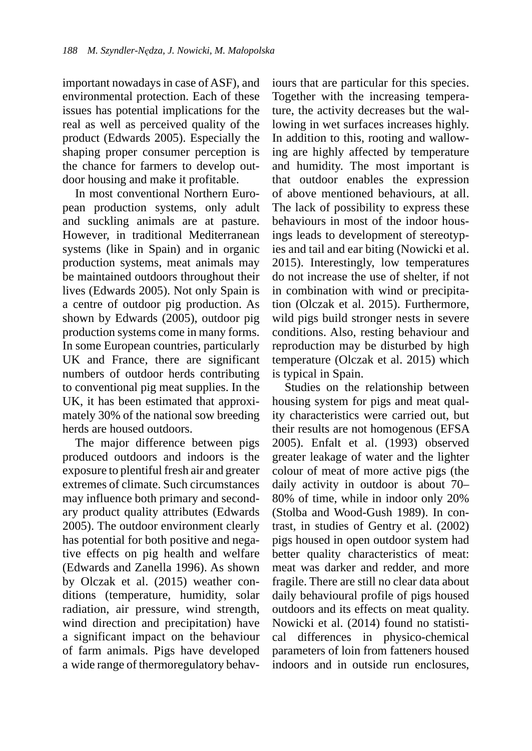important nowadays in case of ASF), and environmental protection. Each of these issues has potential implications for the real as well as perceived quality of the product (Edwards 2005). Especially the shaping proper consumer perception is the chance for farmers to develop outdoor housing and make it profitable.

In most conventional Northern European production systems, only adult and suckling animals are at pasture. However, in traditional Mediterranean systems (like in Spain) and in organic production systems, meat animals may be maintained outdoors throughout their lives (Edwards 2005). Not only Spain is a centre of outdoor pig production. As shown by Edwards (2005), outdoor pig production systems come in many forms. In some European countries, particularly UK and France, there are significant numbers of outdoor herds contributing to conventional pig meat supplies. In the UK, it has been estimated that approximately 30% of the national sow breeding herds are housed outdoors.

The major difference between pigs produced outdoors and indoors is the exposure to plentiful fresh air and greater extremes of climate. Such circumstances may influence both primary and secondary product quality attributes (Edwards 2005). The outdoor environment clearly has potential for both positive and negative effects on pig health and welfare (Edwards and Zanella 1996). As shown by Olczak et al. (2015) weather conditions (temperature, humidity, solar radiation, air pressure, wind strength, wind direction and precipitation) have a significant impact on the behaviour of farm animals. Pigs have developed a wide range of thermoregulatory behaviours that are particular for this species. Together with the increasing temperature, the activity decreases but the wallowing in wet surfaces increases highly. In addition to this, rooting and wallowing are highly affected by temperature and humidity. The most important is that outdoor enables the expression of above mentioned behaviours, at all. The lack of possibility to express these behaviours in most of the indoor housings leads to development of stereotypies and tail and ear biting (Nowicki et al. 2015). Interestingly, low temperatures do not increase the use of shelter, if not in combination with wind or precipitation (Olczak et al. 2015). Furthermore, wild pigs build stronger nests in severe conditions. Also, resting behaviour and reproduction may be disturbed by high temperature (Olczak et al. 2015) which is typical in Spain.

Studies on the relationship between housing system for pigs and meat quality characteristics were carried out, but their results are not homogenous (EFSA 2005). Enfalt et al. (1993) observed greater leakage of water and the lighter colour of meat of more active pigs (the daily activity in outdoor is about 70–80% of time, while in indoor only 20% (Stolba and Wood-Gush 1989). In contrast, in studies of Gentry et al. (2002) pigs housed in open outdoor system had better quality characteristics of meat: meat was darker and redder, and more fragile. There are still no clear data about daily behavioural profile of pigs housed outdoors and its effects on meat quality. Nowicki et al. (2014) found no statistical differences in physico-chemical parameters of loin from fatteners housed indoors and in outside run enclosures,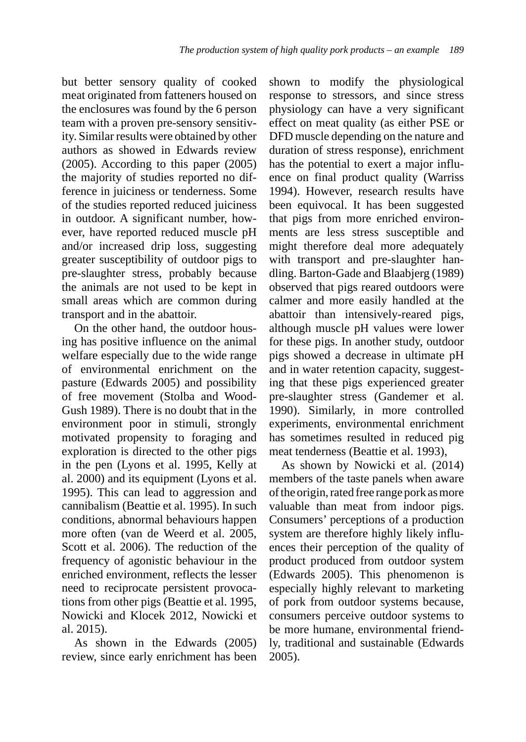but better sensory quality of cooked meat originated from fatteners housed on the enclosures was found by the 6 person team with a proven pre-sensory sensitivity. Similar results were obtained by other authors as showed in Edwards review (2005). According to this paper (2005) the majority of studies reported no difference in juiciness or tenderness. Some of the studies reported reduced juiciness in outdoor. A significant number, however, have reported reduced muscle pH and/or increased drip loss, suggesting greater susceptibility of outdoor pigs to pre-slaughter stress, probably because the animals are not used to be kept in small areas which are common during transport and in the abattoir.

On the other hand, the outdoor housing has positive influence on the animal welfare especially due to the wide range of environmental enrichment on the pasture (Edwards 2005) and possibility of free movement (Stolba and Wood-Gush 1989). There is no doubt that in the environment poor in stimuli, strongly motivated propensity to foraging and exploration is directed to the other pigs in the pen (Lyons et al. 1995, Kelly at al. 2000) and its equipment (Lyons et al. 1995). This can lead to aggression and cannibalism (Beattie et al. 1995). In such conditions, abnormal behaviours happen more often (van de Weerd et al. 2005, Scott et al. 2006). The reduction of the frequency of agonistic behaviour in the enriched environment, reflects the lesser need to reciprocate persistent provocations from other pigs (Beattie et al. 1995, Nowicki and Klocek 2012, Nowicki et al. 2015).

As shown in the Edwards (2005) review, since early enrichment has been shown to modify the physiological response to stressors, and since stress physiology can have a very significant effect on meat quality (as either PSE or DFD muscle depending on the nature and duration of stress response), enrichment has the potential to exert a major influence on final product quality (Warriss 1994). However, research results have been equivocal. It has been suggested that pigs from more enriched environments are less stress susceptible and might therefore deal more adequately with transport and pre-slaughter handling. Barton-Gade and Blaabjerg (1989) observed that pigs reared outdoors were calmer and more easily handled at the abattoir than intensively-reared pigs, although muscle pH values were lower for these pigs. In another study, outdoor pigs showed a decrease in ultimate pH and in water retention capacity, suggesting that these pigs experienced greater pre-slaughter stress (Gandemer et al. 1990). Similarly, in more controlled experiments, environmental enrichment has sometimes resulted in reduced pig meat tenderness (Beattie et al. 1993),

As shown by Nowicki et al. (2014) members of the taste panels when aware of the origin, rated free range pork as more valuable than meat from indoor pigs. Consumers' perceptions of a production system are therefore highly likely influences their perception of the quality of product produced from outdoor system (Edwards 2005). This phenomenon is especially highly relevant to marketing of pork from outdoor systems because, consumers perceive outdoor systems to be more humane, environmental friendly, traditional and sustainable (Edwards 2005).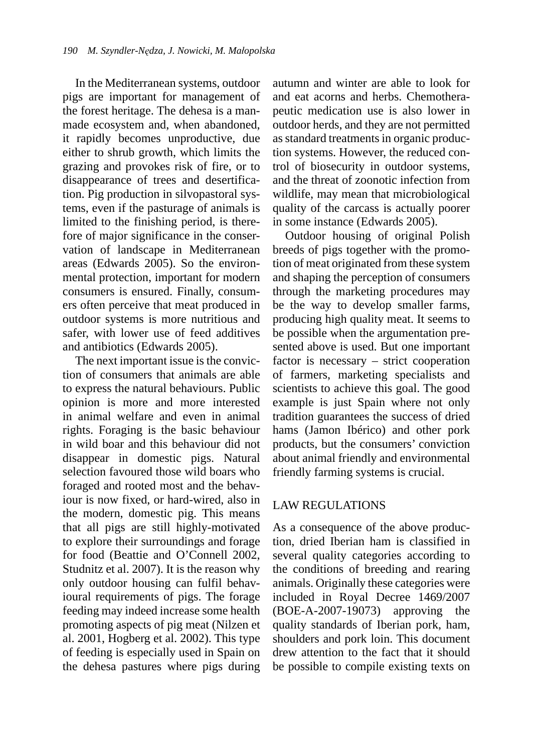In the Mediterranean systems, outdoor pigs are important for management of the forest heritage. The dehesa is a man-made ecosystem and, when abandoned, it rapidly becomes unproductive, due either to shrub growth, which limits the grazing and provokes risk of fire, or to disappearance of trees and desertification. Pig production in silvopastoral systems, even if the pasturage of animals is limited to the finishing period, is therefore of major significance in the conservation of landscape in Mediterranean areas (Edwards 2005). So the environmental protection, important for modern consumers is ensured. Finally, consumers often perceive that meat produced in outdoor systems is more nutritious and safer, with lower use of feed additives and antibiotics (Edwards 2005).

The next important issue is the conviction of consumers that animals are able to express the natural behaviours. Public opinion is more and more interested in animal welfare and even in animal rights. Foraging is the basic behaviour in wild boar and this behaviour did not disappear in domestic pigs. Natural selection favoured those wild boars who foraged and rooted most and the behaviour is now fixed, or hard-wired, also in the modern, domestic pig. This means that all pigs are still highly-motivated to explore their surroundings and forage for food (Beattie and O'Connell 2002, Studnitz et al. 2007). It is the reason why only outdoor housing can fulfil behavioural requirements of pigs. The forage feeding may indeed increase some health promoting aspects of pig meat (Nilzen et al. 2001, Hogberg et al. 2002). This type of feeding is especially used in Spain on the dehesa pastures where pigs during autumn and winter are able to look for and eat acorns and herbs. Chemotherapeutic medication use is also lower in outdoor herds, and they are not permitted as standard treatments in organic production systems. However, the reduced control of biosecurity in outdoor systems, and the threat of zoonotic infection from wildlife, may mean that microbiological quality of the carcass is actually poorer in some instance (Edwards 2005).

Outdoor housing of original Polish breeds of pigs together with the promotion of meat originated from these system and shaping the perception of consumers through the marketing procedures may be the way to develop smaller farms, producing high quality meat. It seems to be possible when the argumentation presented above is used. But one important factor is necessary – strict cooperation of farmers, marketing specialists and scientists to achieve this goal. The good example is just Spain where not only tradition guarantees the success of dried hams (Jamon Ibérico) and other pork products, but the consumers' conviction about animal friendly and environmental friendly farming systems is crucial.

## LAW REGULATIONS

As a consequence of the above production, dried Iberian ham is classified in several quality categories according to the conditions of breeding and rearing animals. Originally these categories were included in Royal Decree 1469/2007 (BOE-A-2007-19073) approving the quality standards of Iberian pork, ham, shoulders and pork loin. This document drew attention to the fact that it should be possible to compile existing texts on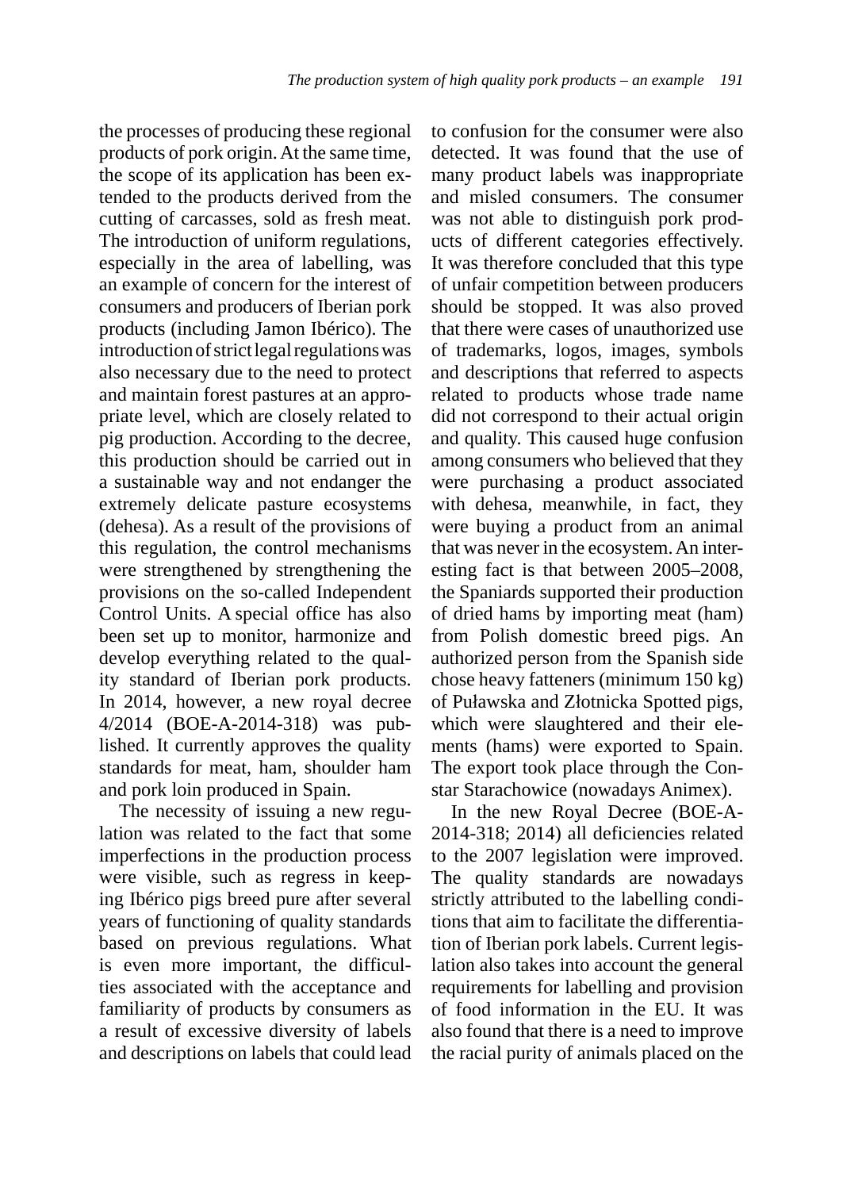the processes of producing these regional products of pork origin. At the same time, the scope of its application has been extended to the products derived from the cutting of carcasses, sold as fresh meat. The introduction of uniform regulations, especially in the area of labelling, was an example of concern for the interest of consumers and producers of Iberian pork products (including Jamon Ibérico). The introduction of strict legal regulations was also necessary due to the need to protect and maintain forest pastures at an appropriate level, which are closely related to pig production. According to the decree, this production should be carried out in a sustainable way and not endanger the extremely delicate pasture ecosystems (dehesa). As a result of the provisions of this regulation, the control mechanisms were strengthened by strengthening the provisions on the so-called Independent Control Units. A special office has also been set up to monitor, harmonize and develop everything related to the quality standard of Iberian pork products. In 2014, however, a new royal decree 4/2014 (BOE-A-2014-318) was published. It currently approves the quality standards for meat, ham, shoulder ham and pork loin produced in Spain.

The necessity of issuing a new regulation was related to the fact that some imperfections in the production process were visible, such as regress in keeping Ibérico pigs breed pure after several years of functioning of quality standards based on previous regulations. What is even more important, the difficulties associated with the acceptance and familiarity of products by consumers as a result of excessive diversity of labels and descriptions on labels that could lead to confusion for the consumer were also detected. It was found that the use of many product labels was inappropriate and misled consumers. The consumer was not able to distinguish pork products of different categories effectively. It was therefore concluded that this type of unfair competition between producers should be stopped. It was also proved that there were cases of unauthorized use of trademarks, logos, images, symbols and descriptions that referred to aspects related to products whose trade name did not correspond to their actual origin and quality. This caused huge confusion among consumers who believed that they were purchasing a product associated with dehesa, meanwhile, in fact, they were buying a product from an animal that was never in the ecosystem. An interesting fact is that between 2005–2008, the Spaniards supported their production of dried hams by importing meat (ham) from Polish domestic breed pigs. An authorized person from the Spanish side chose heavy fatteners (minimum 150 kg) of Puławska and Złotnicka Spotted pigs, which were slaughtered and their elements (hams) were exported to Spain. The export took place through the Constar Starachowice (nowadays Animex).

In the new Royal Decree (BOE-A-2014-318; 2014) all deficiencies related to the 2007 legislation were improved. The quality standards are nowadays strictly attributed to the labelling conditions that aim to facilitate the differentiation of Iberian pork labels. Current legislation also takes into account the general requirements for labelling and provision of food information in the EU. It was also found that there is a need to improve the racial purity of animals placed on the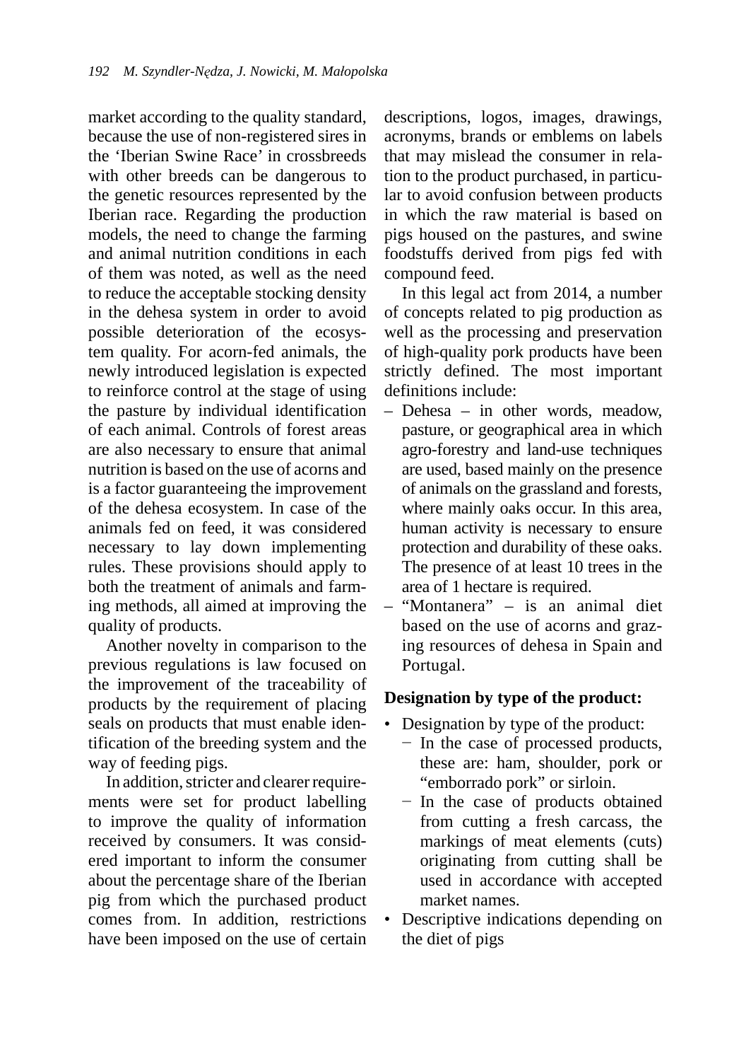market according to the quality standard, because the use of non-registered sires in the 'Iberian Swine Race' in crossbreeds with other breeds can be dangerous to the genetic resources represented by the Iberian race. Regarding the production models, the need to change the farming and animal nutrition conditions in each of them was noted, as well as the need to reduce the acceptable stocking density in the dehesa system in order to avoid possible deterioration of the ecosystem quality. For acorn-fed animals, the newly introduced legislation is expected to reinforce control at the stage of using the pasture by individual identification of each animal. Controls of forest areas are also necessary to ensure that animal nutrition is based on the use of acorns and is a factor guaranteeing the improvement of the dehesa ecosystem. In case of the animals fed on feed, it was considered necessary to lay down implementing rules. These provisions should apply to both the treatment of animals and farming methods, all aimed at improving the quality of products.

Another novelty in comparison to the previous regulations is law focused on the improvement of the traceability of products by the requirement of placing seals on products that must enable identification of the breeding system and the way of feeding pigs.

In addition, stricter and clearer requirements were set for product labelling to improve the quality of information received by consumers. It was considered important to inform the consumer about the percentage share of the Iberian pig from which the purchased product comes from. In addition, restrictions have been imposed on the use of certain descriptions, logos, images, drawings, acronyms, brands or emblems on labels that may mislead the consumer in relation to the product purchased, in particular to avoid confusion between products in which the raw material is based on pigs housed on the pastures, and swine foodstuffs derived from pigs fed with compound feed.

In this legal act from 2014, a number of concepts related to pig production as well as the processing and preservation of high-quality pork products have been strictly defined. The most important definitions include:

- Dehesa – in other words, meadow, pasture, or geographical area in which agro-forestry and land-use techniques are used, based mainly on the presence of animals on the grassland and forests, where mainly oaks occur. In this area, human activity is necessary to ensure protection and durability of these oaks. The presence of at least 10 trees in the area of 1 hectare is required.
- "Montanera" – is an animal diet based on the use of acorns and grazing resources of dehesa in Spain and Portugal.

**Designation by type of the product:**

- Designation by type of the product:
  - In the case of processed products, these are: ham, shoulder, pork or "emborrado pork" or sirloin.
  - In the case of products obtained from cutting a fresh carcass, the markings of meat elements (cuts) originating from cutting shall be used in accordance with accepted market names.
- Descriptive indications depending on the diet of pigs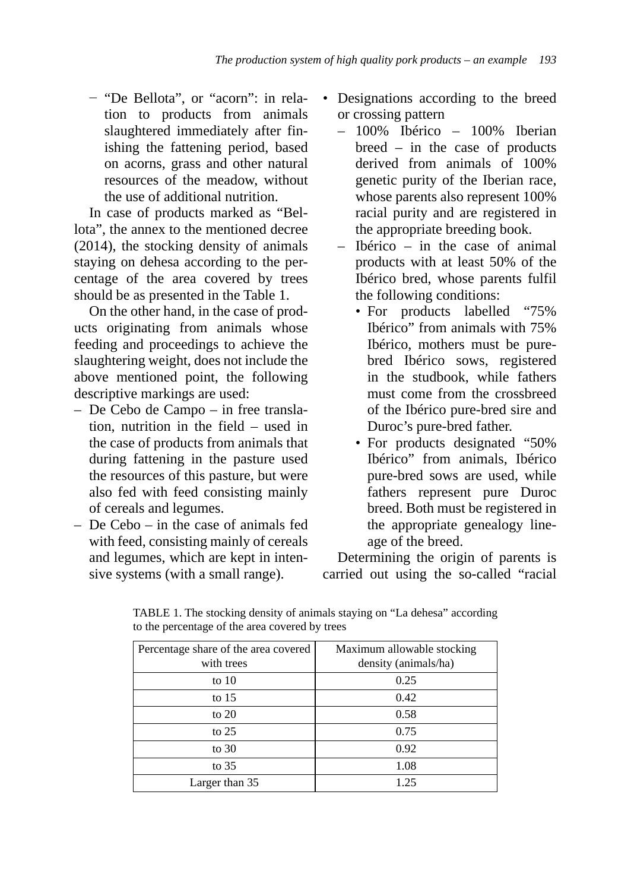- "De Bellota", or "acorn": in relation to products from animals slaughtered immediately after finishing the fattening period, based on acorns, grass and other natural resources of the meadow, without the use of additional nutrition.

In case of products marked as "Bellota", the annex to the mentioned decree (2014), the stocking density of animals staying on dehesa according to the percentage of the area covered by trees should be as presented in the Table 1.

On the other hand, in the case of products originating from animals whose feeding and proceedings to achieve the slaughtering weight, does not include the above mentioned point, the following descriptive markings are used:

- De Cebo de Campo – in free translation, nutrition in the field – used in the case of products from animals that during fattening in the pasture used the resources of this pasture, but were also fed with feed consisting mainly of cereals and legumes.
- De Cebo – in the case of animals fed with feed, consisting mainly of cereals and legumes, which are kept in intensive systems (with a small range).

- Designations according to the breed or crossing pattern
  - 100% Ibérico – 100% Iberian breed – in the case of products derived from animals of 100% genetic purity of the Iberian race, whose parents also represent 100% racial purity and are registered in the appropriate breeding book.
  - Ibérico – in the case of animal products with at least 50% of the Ibérico bred, whose parents fulfil the following conditions:
    - For products labelled "75% Ibérico" from animals with 75% Ibérico, mothers must be pure-bred Ibérico sows, registered in the studbook, while fathers must come from the crossbreed of the Ibérico pure-bred sire and Duroc's pure-bred father.
    - For products designated "50% Ibérico" from animals, Ibérico pure-bred sows are used, while fathers represent pure Duroc breed. Both must be registered in the appropriate genealogy lineage of the breed.

Determining the origin of parents is carried out using the so-called "racial

TABLE 1. The stocking density of animals staying on "La dehesa" according to the percentage of the area covered by trees

| Percentage share of the area covered with trees | Maximum allowable stocking density (animals/ha) |
|---|---|
| to 10 | 0.25 |
| to 15 | 0.42 |
| to 20 | 0.58 |
| to 25 | 0.75 |
| to 30 | 0.92 |
| to 35 | 1.08 |
| Larger than 35 | 1.25 |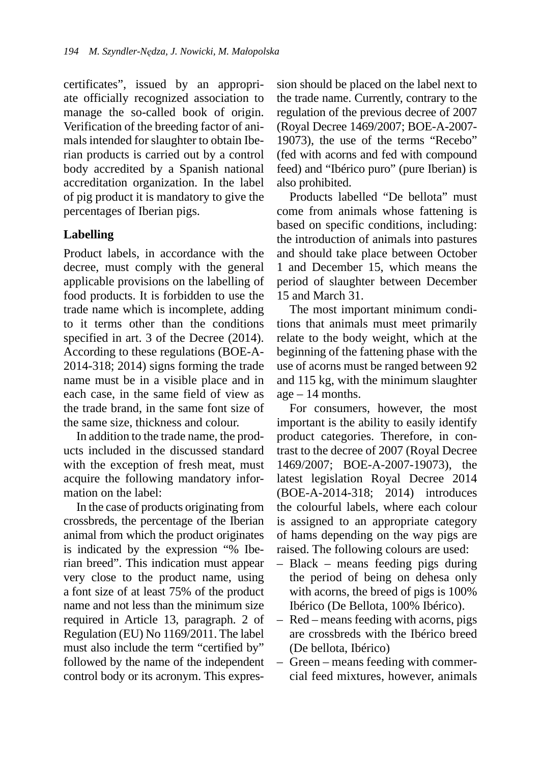certificates", issued by an appropriate officially recognized association to manage the so-called book of origin. Verification of the breeding factor of animals intended for slaughter to obtain Iberian products is carried out by a control body accredited by a Spanish national accreditation organization. In the label of pig product it is mandatory to give the percentages of Iberian pigs.

## Labelling

Product labels, in accordance with the decree, must comply with the general applicable provisions on the labelling of food products. It is forbidden to use the trade name which is incomplete, adding to it terms other than the conditions specified in art. 3 of the Decree (2014). According to these regulations (BOE-A-2014-318; 2014) signs forming the trade name must be in a visible place and in each case, in the same field of view as the trade brand, in the same font size of the same size, thickness and colour.

In addition to the trade name, the products included in the discussed standard with the exception of fresh meat, must acquire the following mandatory information on the label:

In the case of products originating from crossbreds, the percentage of the Iberian animal from which the product originates is indicated by the expression "% Iberian breed". This indication must appear very close to the product name, using a font size of at least 75% of the product name and not less than the minimum size required in Article 13, paragraph. 2 of Regulation (EU) No 1169/2011. The label must also include the term "certified by" followed by the name of the independent control body or its acronym. This expression should be placed on the label next to the trade name. Currently, contrary to the regulation of the previous decree of 2007 (Royal Decree 1469/2007; BOE-A-2007-19073), the use of the terms "Recebo" (fed with acorns and fed with compound feed) and "Ibérico puro" (pure Iberian) is also prohibited.

Products labelled "De bellota" must come from animals whose fattening is based on specific conditions, including: the introduction of animals into pastures and should take place between October 1 and December 15, which means the period of slaughter between December 15 and March 31.

The most important minimum conditions that animals must meet primarily relate to the body weight, which at the beginning of the fattening phase with the use of acorns must be ranged between 92 and 115 kg, with the minimum slaughter age – 14 months.

For consumers, however, the most important is the ability to easily identify product categories. Therefore, in contrast to the decree of 2007 (Royal Decree 1469/2007; BOE-A-2007-19073), the latest legislation Royal Decree 2014 (BOE-A-2014-318; 2014) introduces the colourful labels, where each colour is assigned to an appropriate category of hams depending on the way pigs are raised. The following colours are used:

- Black – means feeding pigs during the period of being on dehesa only with acorns, the breed of pigs is 100% Ibérico (De Bellota, 100% Ibérico).
- Red – means feeding with acorns, pigs are crossbreds with the Ibérico breed (De bellota, Ibérico)
- Green – means feeding with commercial feed mixtures, however, animals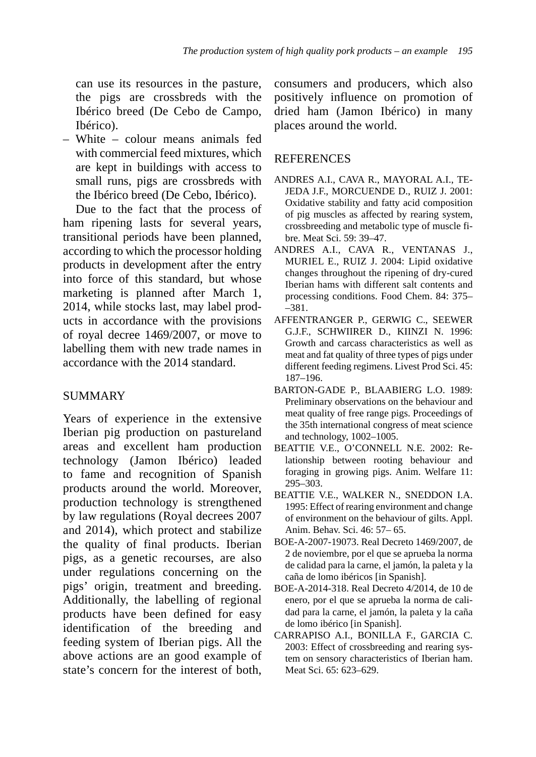can use its resources in the pasture, the pigs are crossbreds with the Ibérico breed (De Cebo de Campo, Ibérico).

– White – colour means animals fed with commercial feed mixtures, which are kept in buildings with access to small runs, pigs are crossbreds with the Ibérico breed (De Cebo, Ibérico).

Due to the fact that the process of ham ripening lasts for several years, transitional periods have been planned, according to which the processor holding products in development after the entry into force of this standard, but whose marketing is planned after March 1, 2014, while stocks last, may label products in accordance with the provisions of royal decree 1469/2007, or move to labelling them with new trade names in accordance with the 2014 standard.

## SUMMARY

Years of experience in the extensive Iberian pig production on pastureland areas and excellent ham production technology (Jamon Ibérico) leaded to fame and recognition of Spanish products around the world. Moreover, production technology is strengthened by law regulations (Royal decrees 2007 and 2014), which protect and stabilize the quality of final products. Iberian pigs, as a genetic recourses, are also under regulations concerning on the pigs' origin, treatment and breeding. Additionally, the labelling of regional products have been defined for easy identification of the breeding and feeding system of Iberian pigs. All the above actions are an good example of state's concern for the interest of both, consumers and producers, which also positively influence on promotion of dried ham (Jamon Ibérico) in many places around the world.

## REFERENCES

ANDRES A.I., CAVA R., MAYORAL A.I., TEJEDA J.F., MORCUENDE D., RUIZ J. 2001: Oxidative stability and fatty acid composition of pig muscles as affected by rearing system, crossbreeding and metabolic type of muscle fibre. Meat Sci. 59: 39–47.

ANDRES A.I., CAVA R., VENTANAS J., MURIEL E., RUIZ J. 2004: Lipid oxidative changes throughout the ripening of dry-cured Iberian hams with different salt contents and processing conditions. Food Chem. 84: 375––381.

AFFENTRANGER P., GERWIG C., SEEWER G.J.F., SCHWIIRER D., KIINZI N. 1996: Growth and carcass characteristics as well as meat and fat quality of three types of pigs under different feeding regimens. Livest Prod Sci. 45: 187–196.

BARTON-GADE P., BLAABIERG L.O. 1989: Preliminary observations on the behaviour and meat quality of free range pigs. Proceedings of the 35th international congress of meat science and technology, 1002–1005.

BEATTIE V.E., O'CONNELL N.E. 2002: Relationship between rooting behaviour and foraging in growing pigs. Anim. Welfare 11: 295–303.

BEATTIE V.E., WALKER N., SNEDDON I.A. 1995: Effect of rearing environment and change of environment on the behaviour of gilts. Appl. Anim. Behav. Sci. 46: 57– 65.

BOE-A-2007-19073. Real Decreto 1469/2007, de 2 de noviembre, por el que se aprueba la norma de calidad para la carne, el jamón, la paleta y la caña de lomo ibéricos [in Spanish].

BOE-A-2014-318. Real Decreto 4/2014, de 10 de enero, por el que se aprueba la norma de calidad para la carne, el jamón, la paleta y la caña de lomo ibérico [in Spanish].

CARRAPISO A.I., BONILLA F., GARCIA C. 2003: Effect of crossbreeding and rearing system on sensory characteristics of Iberian ham. Meat Sci. 65: 623–629.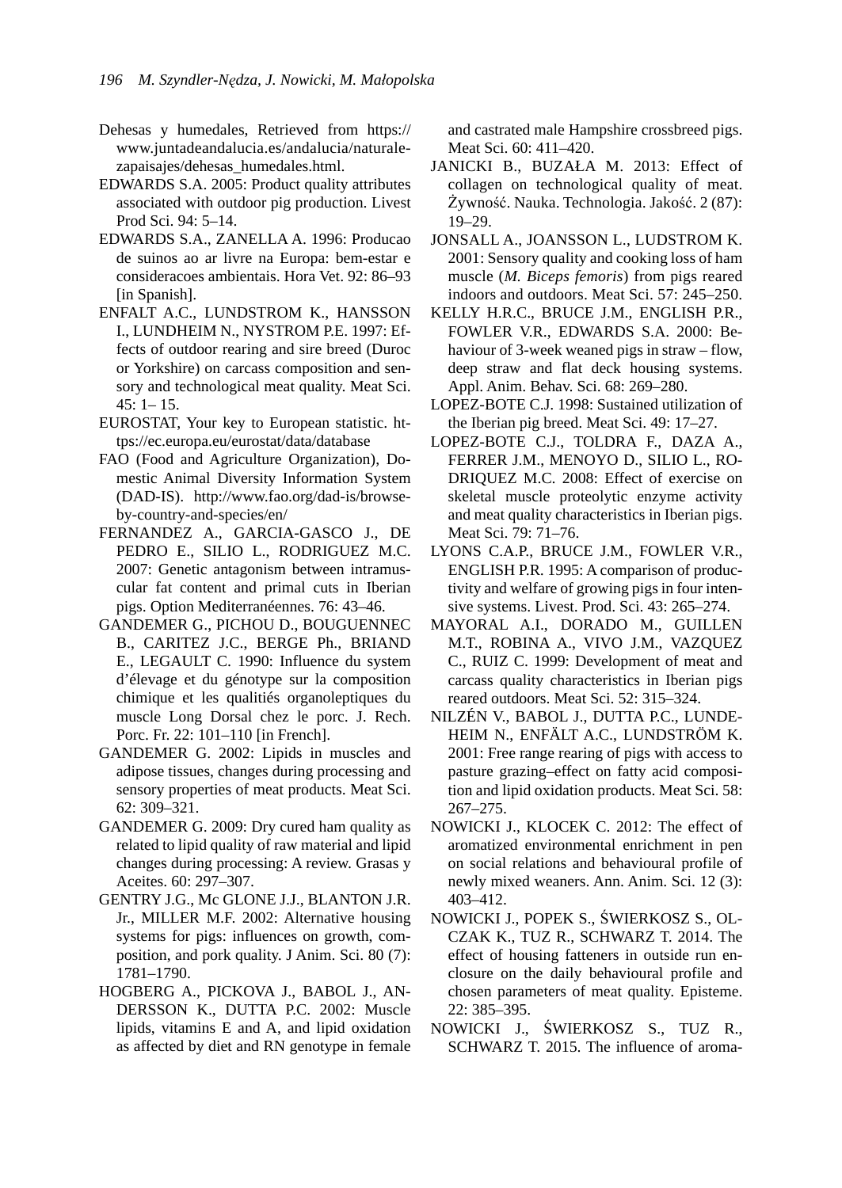Dehesas y humedales, Retrieved from https://www.juntadeandalucia.es/andalucia/naturalezapaisajes/dehesas_humedales.html.

EDWARDS S.A. 2005: Product quality attributes associated with outdoor pig production. Livest Prod Sci. 94: 5–14.

EDWARDS S.A., ZANELLA A. 1996: Producao de suinos ao ar livre na Europa: bem-estar e consideracoes ambientais. Hora Vet. 92: 86–93 [in Spanish].

ENFALT A.C., LUNDSTROM K., HANSSON I., LUNDHEIM N., NYSTROM P.E. 1997: Effects of outdoor rearing and sire breed (Duroc or Yorkshire) on carcass composition and sensory and technological meat quality. Meat Sci. 45: 1– 15.

EUROSTAT, Your key to European statistic. https://ec.europa.eu/eurostat/data/database

FAO (Food and Agriculture Organization), Domestic Animal Diversity Information System (DAD-IS). http://www.fao.org/dad-is/browse-by-country-and-species/en/

FERNANDEZ A., GARCIA-GASCO J., DE PEDRO E., SILIO L., RODRIGUEZ M.C. 2007: Genetic antagonism between intramuscular fat content and primal cuts in Iberian pigs. Option Mediterranéennes. 76: 43–46.

GANDEMER G., PICHOU D., BOUGUENNEC B., CARITEZ J.C., BERGE Ph., BRIAND E., LEGAULT C. 1990: Influence du system d'élevage et du génotype sur la composition chimique et les qualitiés organoleptiques du muscle Long Dorsal chez le porc. J. Rech. Porc. Fr. 22: 101–110 [in French].

GANDEMER G. 2002: Lipids in muscles and adipose tissues, changes during processing and sensory properties of meat products. Meat Sci. 62: 309–321.

GANDEMER G. 2009: Dry cured ham quality as related to lipid quality of raw material and lipid changes during processing: A review. Grasas y Aceites. 60: 297–307.

GENTRY J.G., Mc GLONE J.J., BLANTON J.R. Jr., MILLER M.F. 2002: Alternative housing systems for pigs: influences on growth, composition, and pork quality. J Anim. Sci. 80 (7): 1781–1790.

HOGBERG A., PICKOVA J., BABOL J., ANDERSSON K., DUTTA P.C. 2002: Muscle lipids, vitamins E and A, and lipid oxidation as affected by diet and RN genotype in female and castrated male Hampshire crossbreed pigs. Meat Sci. 60: 411–420.

JANICKI B., BUZAŁA M. 2013: Effect of collagen on technological quality of meat. Żywność. Nauka. Technologia. Jakość. 2 (87): 19–29.

JONSALL A., JOANSSON L., LUDSTROM K. 2001: Sensory quality and cooking loss of ham muscle (*M. Biceps femoris*) from pigs reared indoors and outdoors. Meat Sci. 57: 245–250.

KELLY H.R.C., BRUCE J.M., ENGLISH P.R., FOWLER V.R., EDWARDS S.A. 2000: Behaviour of 3-week weaned pigs in straw – flow, deep straw and flat deck housing systems. Appl. Anim. Behav. Sci. 68: 269–280.

LOPEZ-BOTE C.J. 1998: Sustained utilization of the Iberian pig breed. Meat Sci. 49: 17–27.

LOPEZ-BOTE C.J., TOLDRA F., DAZA A., FERRER J.M., MENOYO D., SILIO L., RODRIQUEZ M.C. 2008: Effect of exercise on skeletal muscle proteolytic enzyme activity and meat quality characteristics in Iberian pigs. Meat Sci. 79: 71–76.

LYONS C.A.P., BRUCE J.M., FOWLER V.R., ENGLISH P.R. 1995: A comparison of productivity and welfare of growing pigs in four intensive systems. Livest. Prod. Sci. 43: 265–274.

MAYORAL A.I., DORADO M., GUILLEN M.T., ROBINA A., VIVO J.M., VAZQUEZ C., RUIZ C. 1999: Development of meat and carcass quality characteristics in Iberian pigs reared outdoors. Meat Sci. 52: 315–324.

NILZÉN V., BABOL J., DUTTA P.C., LUNDEHEIM N., ENFÄLT A.C., LUNDSTRÖM K. 2001: Free range rearing of pigs with access to pasture grazing–effect on fatty acid composition and lipid oxidation products. Meat Sci. 58: 267–275.

NOWICKI J., KLOCEK C. 2012: The effect of aromatized environmental enrichment in pen on social relations and behavioural profile of newly mixed weaners. Ann. Anim. Sci. 12 (3): 403–412.

NOWICKI J., POPEK S., ŚWIERKOSZ S., OLCZAK K., TUZ R., SCHWARZ T. 2014. The effect of housing fatteners in outside run enclosure on the daily behavioural profile and chosen parameters of meat quality. Episteme. 22: 385–395.

NOWICKI J., ŚWIERKOSZ S., TUZ R., SCHWARZ T. 2015. The influence of aroma-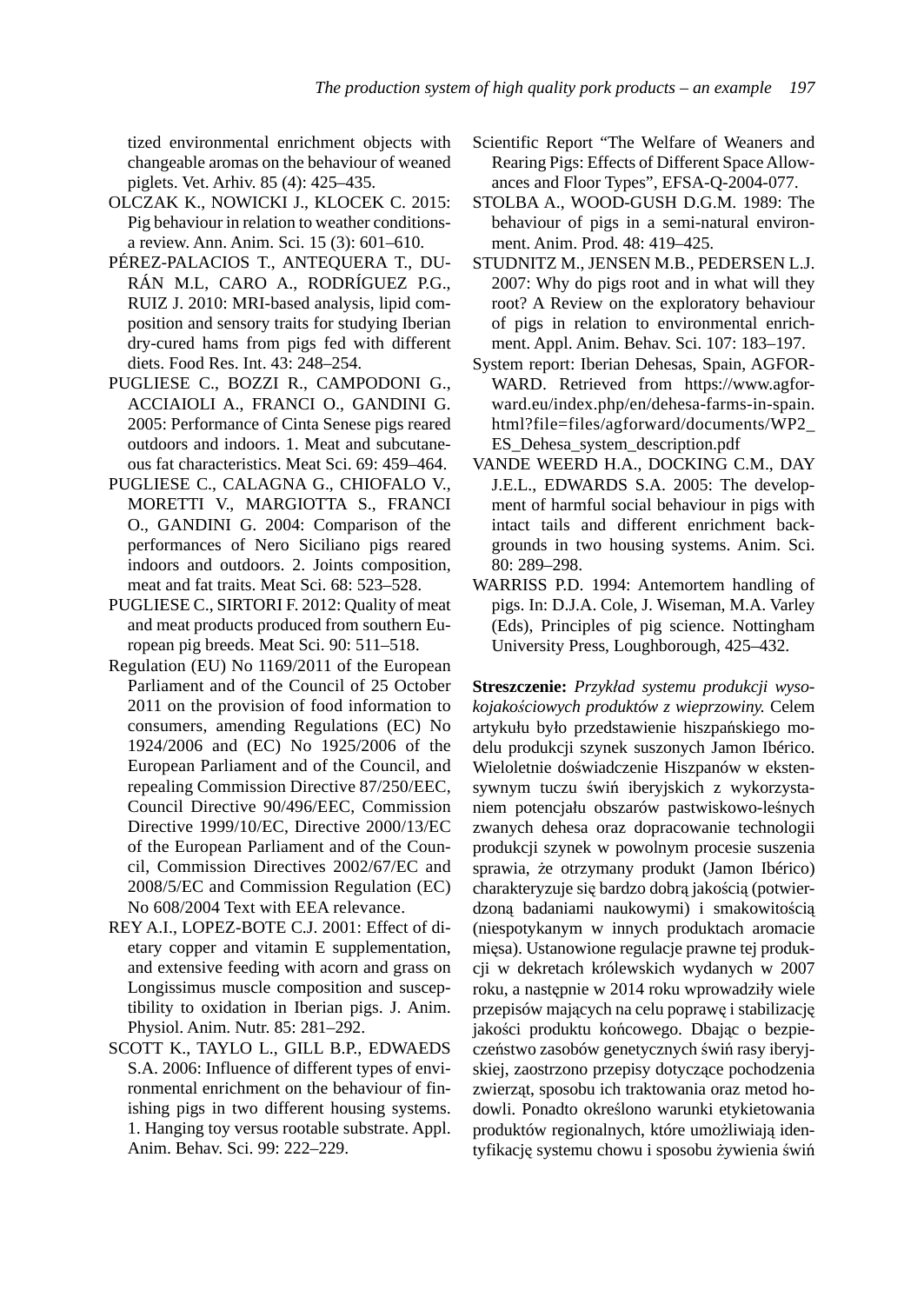tized environmental enrichment objects with changeable aromas on the behaviour of weaned piglets. Vet. Arhiv. 85 (4): 425–435.

OLCZAK K., NOWICKI J., KLOCEK C. 2015: Pig behaviour in relation to weather conditions- a review. Ann. Anim. Sci. 15 (3): 601–610.

PÉREZ-PALACIOS T., ANTEQUERA T., DURÁN M.L, CARO A., RODRÍGUEZ P.G., RUIZ J. 2010: MRI-based analysis, lipid composition and sensory traits for studying Iberian dry-cured hams from pigs fed with different diets. Food Res. Int. 43: 248–254.

PUGLIESE C., BOZZI R., CAMPODONI G., ACCIAIOLI A., FRANCI O., GANDINI G. 2005: Performance of Cinta Senese pigs reared outdoors and indoors. 1. Meat and subcutaneous fat characteristics. Meat Sci. 69: 459–464.

PUGLIESE C., CALAGNA G., CHIOFALO V., MORETTI V., MARGIOTTA S., FRANCI O., GANDINI G. 2004: Comparison of the performances of Nero Siciliano pigs reared indoors and outdoors. 2. Joints composition, meat and fat traits. Meat Sci. 68: 523–528.

PUGLIESE C., SIRTORI F. 2012: Quality of meat and meat products produced from southern European pig breeds. Meat Sci. 90: 511–518.

Regulation (EU) No 1169/2011 of the European Parliament and of the Council of 25 October 2011 on the provision of food information to consumers, amending Regulations (EC) No 1924/2006 and (EC) No 1925/2006 of the European Parliament and of the Council, and repealing Commission Directive 87/250/EEC, Council Directive 90/496/EEC, Commission Directive 1999/10/EC, Directive 2000/13/EC of the European Parliament and of the Council, Commission Directives 2002/67/EC and 2008/5/EC and Commission Regulation (EC) No 608/2004 Text with EEA relevance.

REY A.I., LOPEZ-BOTE C.J. 2001: Effect of dietary copper and vitamin E supplementation, and extensive feeding with acorn and grass on Longissimus muscle composition and susceptibility to oxidation in Iberian pigs. J. Anim. Physiol. Anim. Nutr. 85: 281–292.

SCOTT K., TAYLO L., GILL B.P., EDWAEDS S.A. 2006: Influence of different types of environmental enrichment on the behaviour of finishing pigs in two different housing systems. 1. Hanging toy versus rootable substrate. Appl. Anim. Behav. Sci. 99: 222–229.

Scientific Report "The Welfare of Weaners and Rearing Pigs: Effects of Different Space Allowances and Floor Types", EFSA-Q-2004-077.

STOLBA A., WOOD-GUSH D.G.M. 1989: The behaviour of pigs in a semi-natural environment. Anim. Prod. 48: 419–425.

STUDNITZ M., JENSEN M.B., PEDERSEN L.J. 2007: Why do pigs root and in what will they root? A Review on the exploratory behaviour of pigs in relation to environmental enrichment. Appl. Anim. Behav. Sci. 107: 183–197.

System report: Iberian Dehesas, Spain, AGFORWARD. Retrieved from https://www.agforward.eu/index.php/en/dehesa-farms-in-spain.html?file=files/agforward/documents/WP2_ES_Dehesa_system_description.pdf

VANDE WEERD H.A., DOCKING C.M., DAY J.E.L., EDWARDS S.A. 2005: The development of harmful social behaviour in pigs with intact tails and different enrichment backgrounds in two housing systems. Anim. Sci. 80: 289–298.

WARRISS P.D. 1994: Antemortem handling of pigs. In: D.J.A. Cole, J. Wiseman, M.A. Varley (Eds), Principles of pig science. Nottingham University Press, Loughborough, 425–432.

**Streszczenie:** *Przykład systemu produkcji wysokojakościowych produktów z wieprzowiny.* Celem artykułu było przedstawienie hiszpańskiego modelu produkcji szynek suszonych Jamon Ibérico. Wieloletnie doświadczenie Hiszpanów w ekstensywnym tuczu świń iberyjskich z wykorzystaniem potencjału obszarów pastwiskowo-leśnych zwanych dehesa oraz dopracowanie technologii produkcji szynek w powolnym procesie suszenia sprawia, że otrzymany produkt (Jamon Ibérico) charakteryzuje się bardzo dobrą jakością (potwierdzoną badaniami naukowymi) i smakowitością (niespotykanym w innych produktach aromacie mięsa). Ustanowione regulacje prawne tej produkcji w dekretach królewskich wydanych w 2007 roku, a następnie w 2014 roku wprowadziły wiele przepisów mających na celu poprawę i stabilizację jakości produktu końcowego. Dbając o bezpieczeństwo zasobów genetycznych świń rasy iberyjskiej, zaostrzono przepisy dotyczące pochodzenia zwierząt, sposobu ich traktowania oraz metod hodowli. Ponadto określono warunki etykietowania produktów regionalnych, które umożliwiają identyfikację systemu chowu i sposobu żywienia świń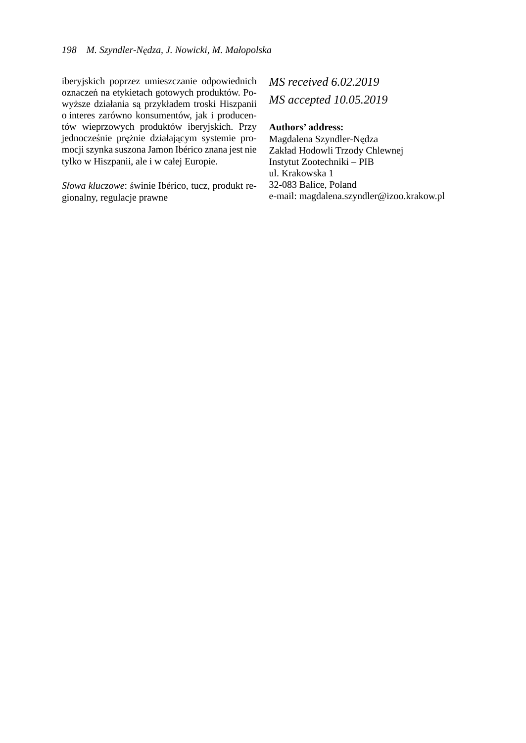iberyjskich poprzez umieszczanie odpowiednich oznaczeń na etykietach gotowych produktów. Powyższe działania są przykładem troski Hiszpanii o interes zarówno konsumentów, jak i producentów wieprzowych produktów iberyjskich. Przy jednocześnie prężnie działającym systemie promocji szynka suszona Jamon Ibérico znana jest nie tylko w Hiszpanii, ale i w całej Europie.

*Słowa kluczowe*: świnie Ibérico, tucz, produkt regionalny, regulacje prawne

*MS received 6.02.2019*

*MS accepted 10.05.2019*

**Authors' address:**
Magdalena Szyndler-Nędza
Zakład Hodowli Trzody Chlewnej
Instytut Zootechniki – PIB
ul. Krakowska 1
32-083 Balice, Poland
e-mail: magdalena.szyndler@izoo.krakow.pl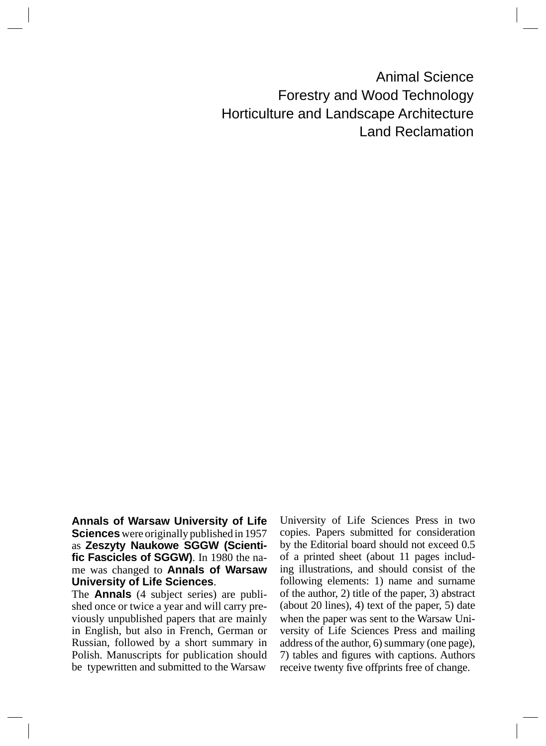Animal Science
Forestry and Wood Technology
Horticulture and Landscape Architecture
Land Reclamation

**Annals of Warsaw University of Life Sciences** were originally published in 1957 as **Zeszyty Naukowe SGGW (Scientific Fascicles of SGGW)**. In 1980 the name was changed to **Annals of Warsaw University of Life Sciences**.

The **Annals** (4 subject series) are published once or twice a year and will carry previously unpublished papers that are mainly in English, but also in French, German or Russian, followed by a short summary in Polish. Manuscripts for publication should be typewritten and submitted to the Warsaw University of Life Sciences Press in two copies. Papers submitted for consideration by the Editorial board should not exceed 0.5 of a printed sheet (about 11 pages including illustrations, and should consist of the following elements: 1) name and surname of the author, 2) title of the paper, 3) abstract (about 20 lines), 4) text of the paper, 5) date when the paper was sent to the Warsaw University of Life Sciences Press and mailing address of the author, 6) summary (one page), 7) tables and figures with captions. Authors receive twenty five offprints free of change.